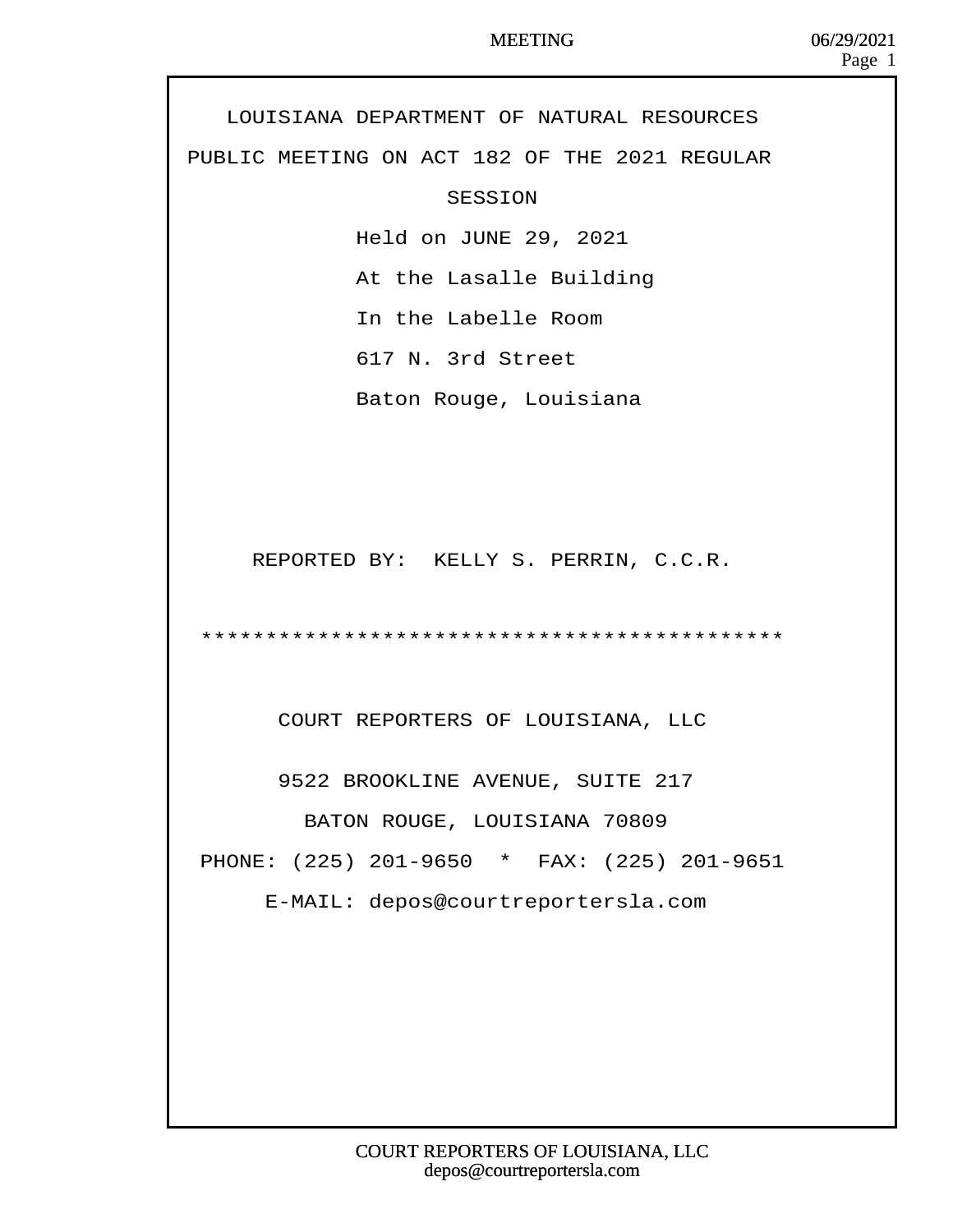# LOUISIANA DEPARTMENT OF NATURAL RESOURCES

## PUBLIC MEETING ON ACT 182 OF THE 2021 REGULAR SESSION

Held on JUNE 29, 2021

At the Lasalle Building

In the Labelle Room

617 N. 3rd Street

Baton Rouge, Louisiana

REPORTED BY: KELLY S. PERRIN, C.C.R.

*********************************************

COURT REPORTERS OF LOUISIANA, LLC

9522 BROOKLINE AVENUE, SUITE 217

BATON ROUGE, LOUISIANA 70809

PHONE: (225) 201-9650 * FAX: (225) 201-9651

E-MAIL: depos@courtreportersla.com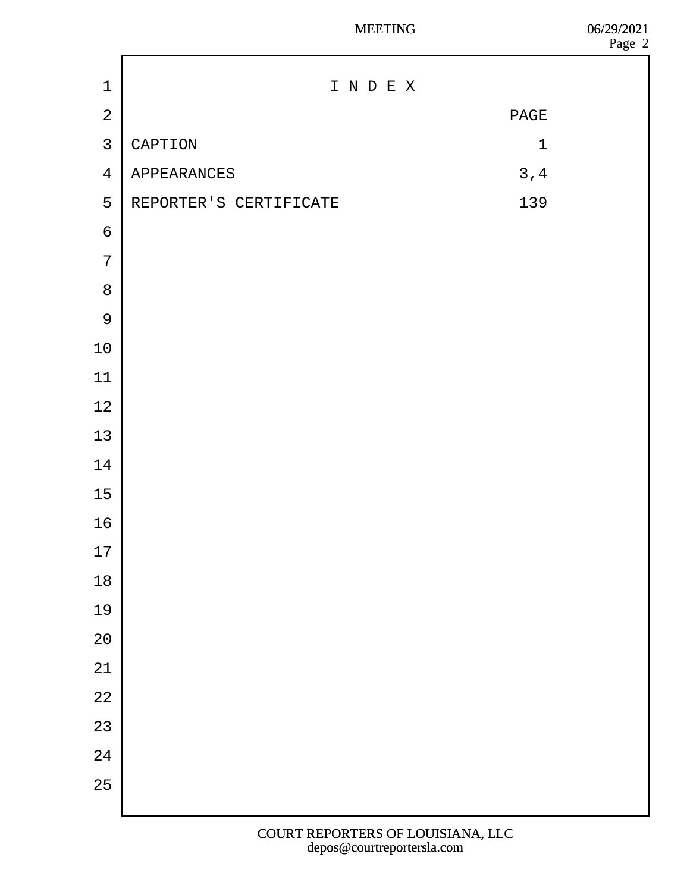# I N D E X

| | PAGE |
|---|---|
| CAPTION | 1 |
| APPEARANCES | 3,4 |
| REPORTER'S CERTIFICATE | 139 |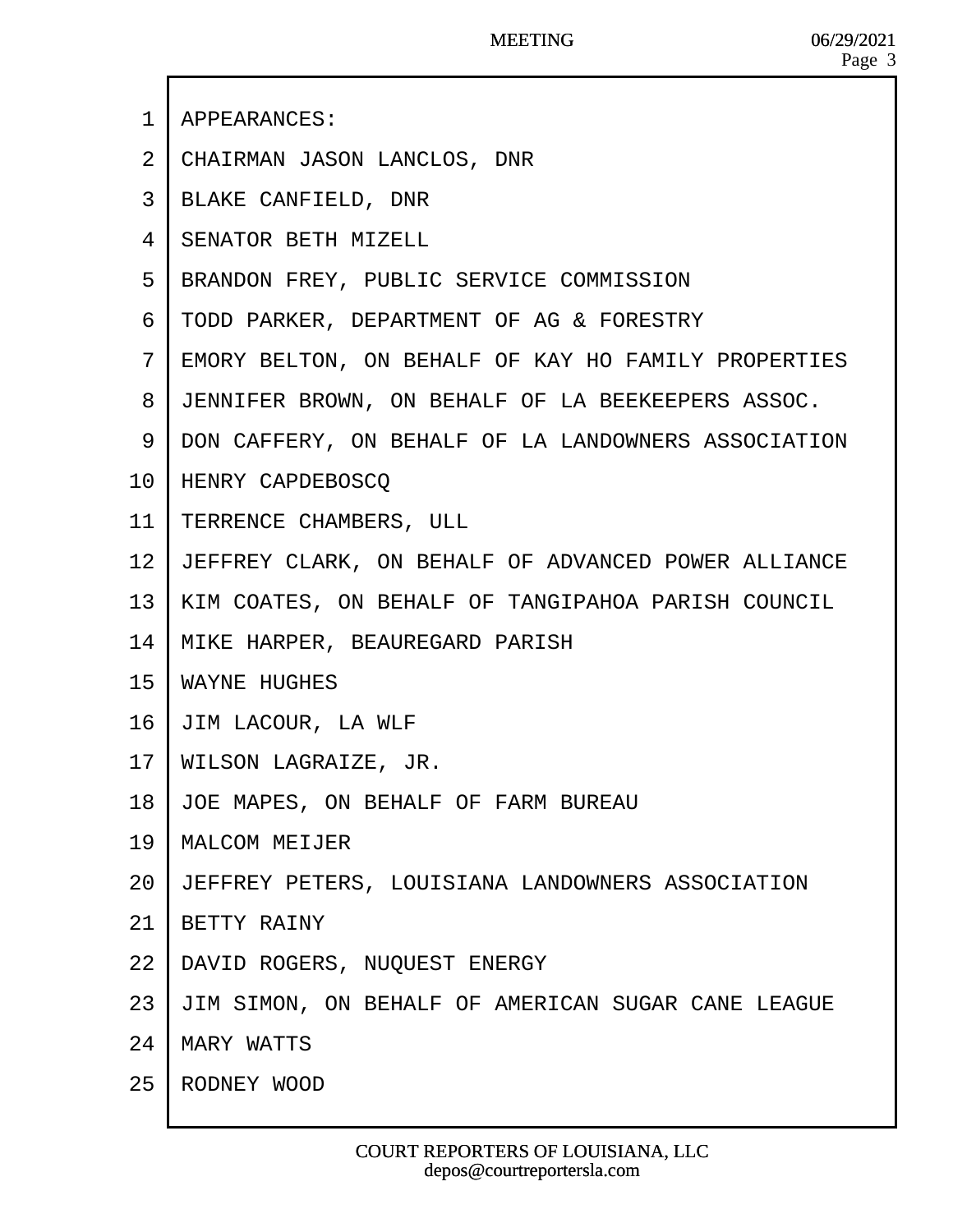APPEARANCES:

CHAIRMAN JASON LANCLOS, DNR

BLAKE CANFIELD, DNR

SENATOR BETH MIZELL

BRANDON FREY, PUBLIC SERVICE COMMISSION

TODD PARKER, DEPARTMENT OF AG & FORESTRY

EMORY BELTON, ON BEHALF OF KAY HO FAMILY PROPERTIES

JENNIFER BROWN, ON BEHALF OF LA BEEKEEPERS ASSOC.

DON CAFFERY, ON BEHALF OF LA LANDOWNERS ASSOCIATION

HENRY CAPDEBOSCQ

TERRENCE CHAMBERS, ULL

JEFFREY CLARK, ON BEHALF OF ADVANCED POWER ALLIANCE

KIM COATES, ON BEHALF OF TANGIPAHOA PARISH COUNCIL

MIKE HARPER, BEAUREGARD PARISH

WAYNE HUGHES

JIM LACOUR, LA WLF

WILSON LAGRAIZE, JR.

JOE MAPES, ON BEHALF OF FARM BUREAU

MALCOM MEIJER

JEFFREY PETERS, LOUISIANA LANDOWNERS ASSOCIATION

BETTY RAINY

DAVID ROGERS, NUQUEST ENERGY

JIM SIMON, ON BEHALF OF AMERICAN SUGAR CANE LEAGUE

MARY WATTS

RODNEY WOOD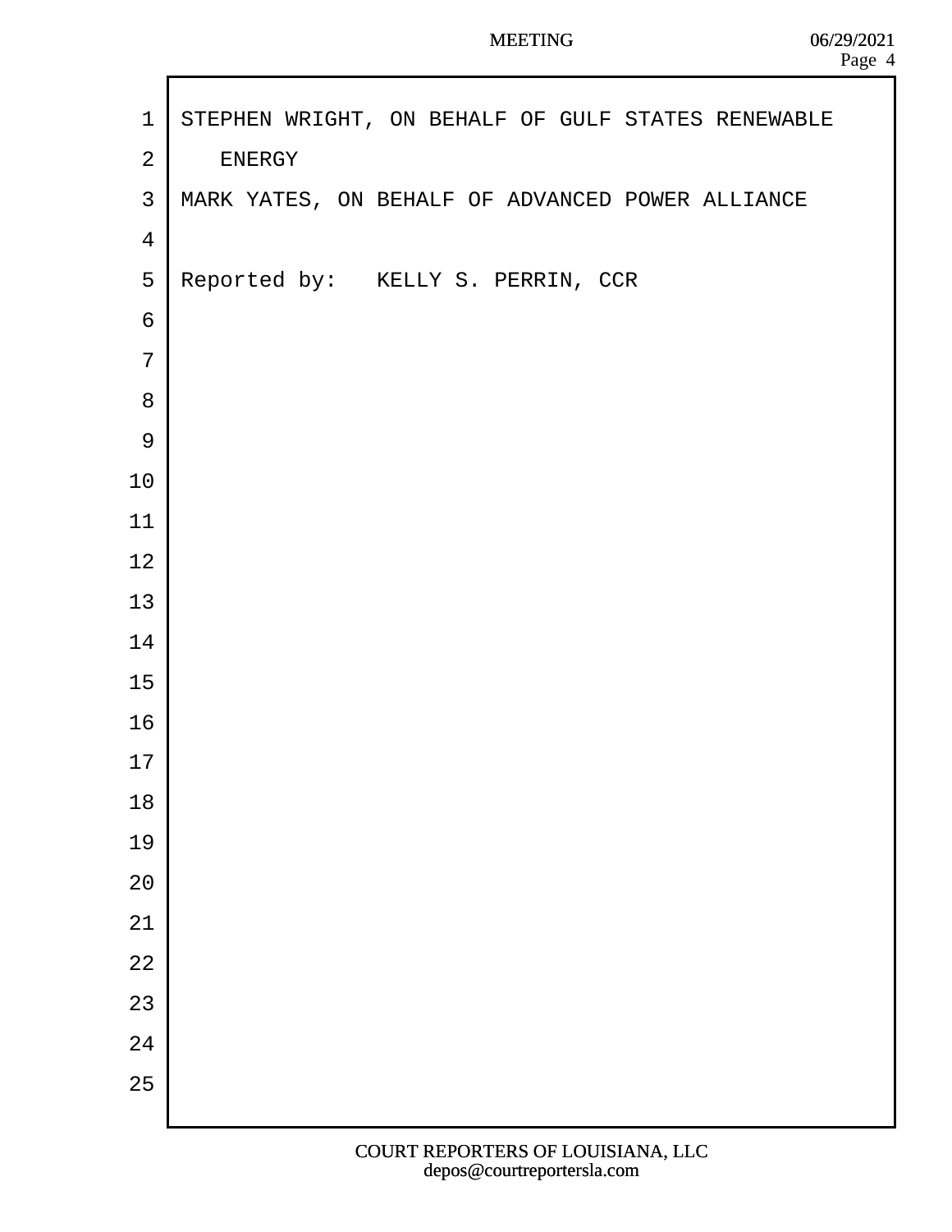STEPHEN WRIGHT, ON BEHALF OF GULF STATES RENEWABLE ENERGY

MARK YATES, ON BEHALF OF ADVANCED POWER ALLIANCE

Reported by: KELLY S. PERRIN, CCR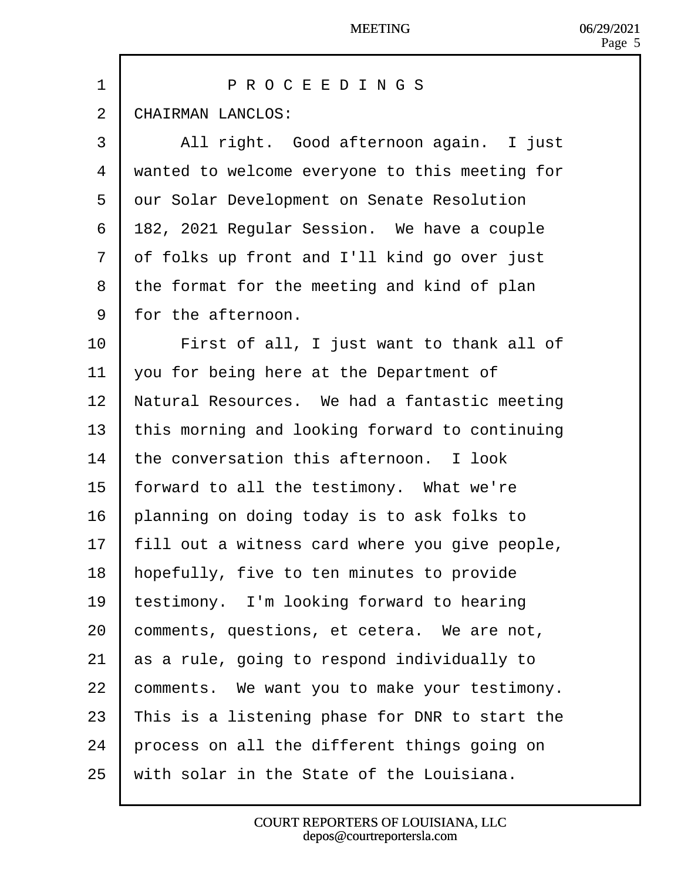PROCEEDINGS

CHAIRMAN LANCLOS:

All right. Good afternoon again. I just wanted to welcome everyone to this meeting for our Solar Development on Senate Resolution 182, 2021 Regular Session. We have a couple of folks up front and I'll kind go over just the format for the meeting and kind of plan for the afternoon.

First of all, I just want to thank all of you for being here at the Department of Natural Resources. We had a fantastic meeting this morning and looking forward to continuing the conversation this afternoon. I look forward to all the testimony. What we're planning on doing today is to ask folks to fill out a witness card where you give people, hopefully, five to ten minutes to provide testimony. I'm looking forward to hearing comments, questions, et cetera. We are not, as a rule, going to respond individually to comments. We want you to make your testimony. This is a listening phase for DNR to start the process on all the different things going on with solar in the State of the Louisiana.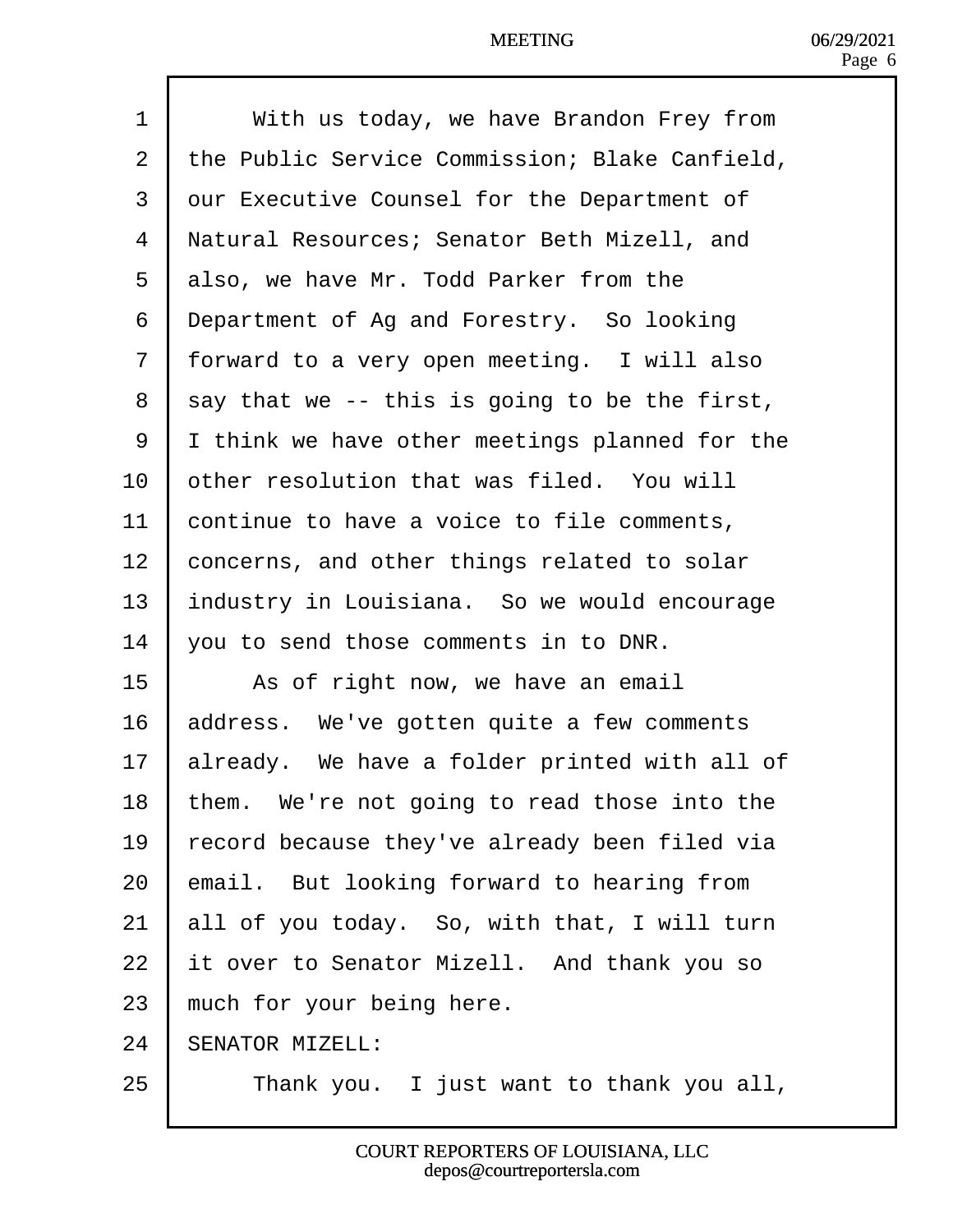With us today, we have Brandon Frey from the Public Service Commission; Blake Canfield, our Executive Counsel for the Department of Natural Resources; Senator Beth Mizell, and also, we have Mr. Todd Parker from the Department of Ag and Forestry. So looking forward to a very open meeting. I will also say that we -- this is going to be the first, I think we have other meetings planned for the other resolution that was filed. You will continue to have a voice to file comments, concerns, and other things related to solar industry in Louisiana. So we would encourage you to send those comments in to DNR.

As of right now, we have an email address. We've gotten quite a few comments already. We have a folder printed with all of them. We're not going to read those into the record because they've already been filed via email. But looking forward to hearing from all of you today. So, with that, I will turn it over to Senator Mizell. And thank you so much for your being here.

SENATOR MIZELL:

Thank you. I just want to thank you all,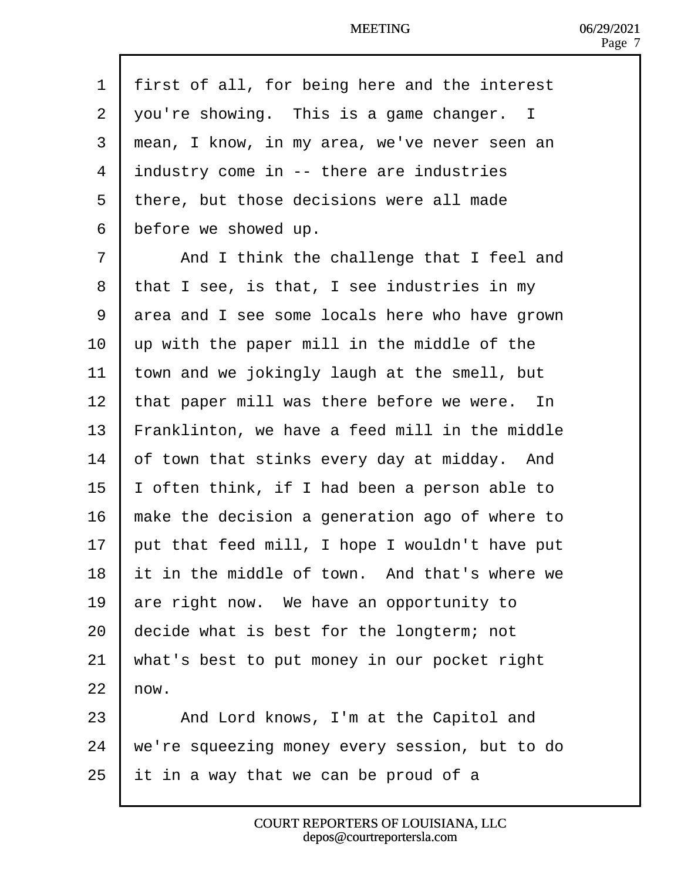first of all, for being here and the interest you're showing. This is a game changer. I mean, I know, in my area, we've never seen an industry come in -- there are industries there, but those decisions were all made before we showed up.

And I think the challenge that I feel and that I see, is that, I see industries in my area and I see some locals here who have grown up with the paper mill in the middle of the town and we jokingly laugh at the smell, but that paper mill was there before we were. In Franklinton, we have a feed mill in the middle of town that stinks every day at midday. And I often think, if I had been a person able to make the decision a generation ago of where to put that feed mill, I hope I wouldn't have put it in the middle of town. And that's where we are right now. We have an opportunity to decide what is best for the longterm; not what's best to put money in our pocket right now.

And Lord knows, I'm at the Capitol and we're squeezing money every session, but to do it in a way that we can be proud of a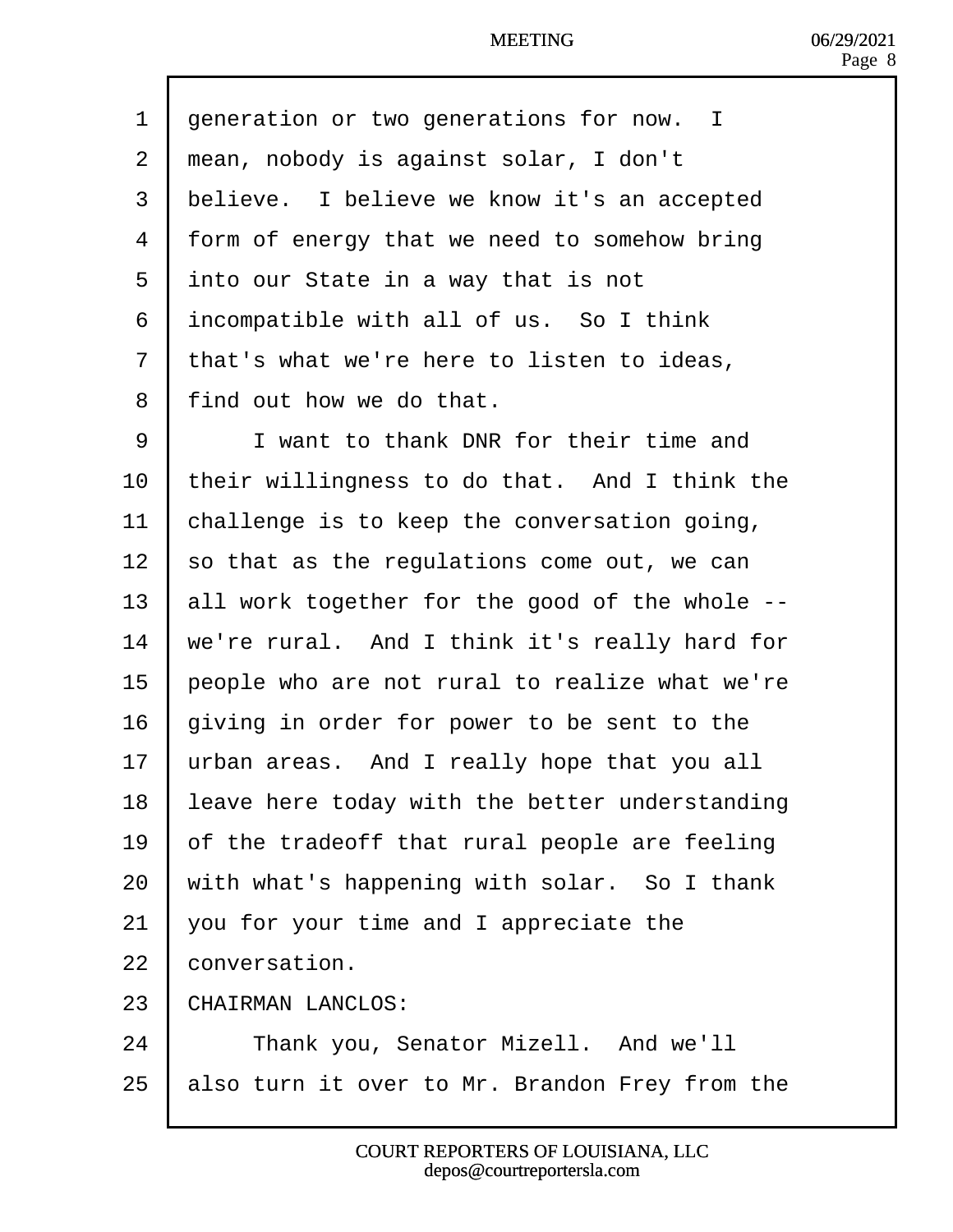generation or two generations for now. I mean, nobody is against solar, I don't believe. I believe we know it's an accepted form of energy that we need to somehow bring into our State in a way that is not incompatible with all of us. So I think that's what we're here to listen to ideas, find out how we do that.

I want to thank DNR for their time and their willingness to do that. And I think the challenge is to keep the conversation going, so that as the regulations come out, we can all work together for the good of the whole -- we're rural. And I think it's really hard for people who are not rural to realize what we're giving in order for power to be sent to the urban areas. And I really hope that you all leave here today with the better understanding of the tradeoff that rural people are feeling with what's happening with solar. So I thank you for your time and I appreciate the conversation.

CHAIRMAN LANCLOS:

Thank you, Senator Mizell. And we'll also turn it over to Mr. Brandon Frey from the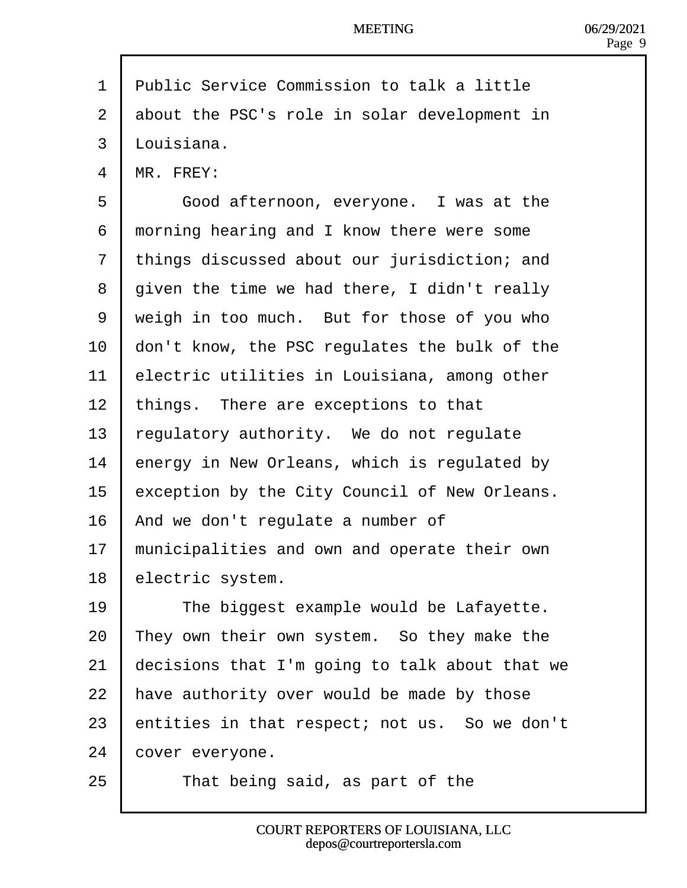Public Service Commission to talk a little about the PSC's role in solar development in Louisiana.

MR. FREY:

Good afternoon, everyone. I was at the morning hearing and I know there were some things discussed about our jurisdiction; and given the time we had there, I didn't really weigh in too much. But for those of you who don't know, the PSC regulates the bulk of the electric utilities in Louisiana, among other things. There are exceptions to that regulatory authority. We do not regulate energy in New Orleans, which is regulated by exception by the City Council of New Orleans. And we don't regulate a number of municipalities and own and operate their own electric system.

The biggest example would be Lafayette. They own their own system. So they make the decisions that I'm going to talk about that we have authority over would be made by those entities in that respect; not us. So we don't cover everyone.

That being said, as part of the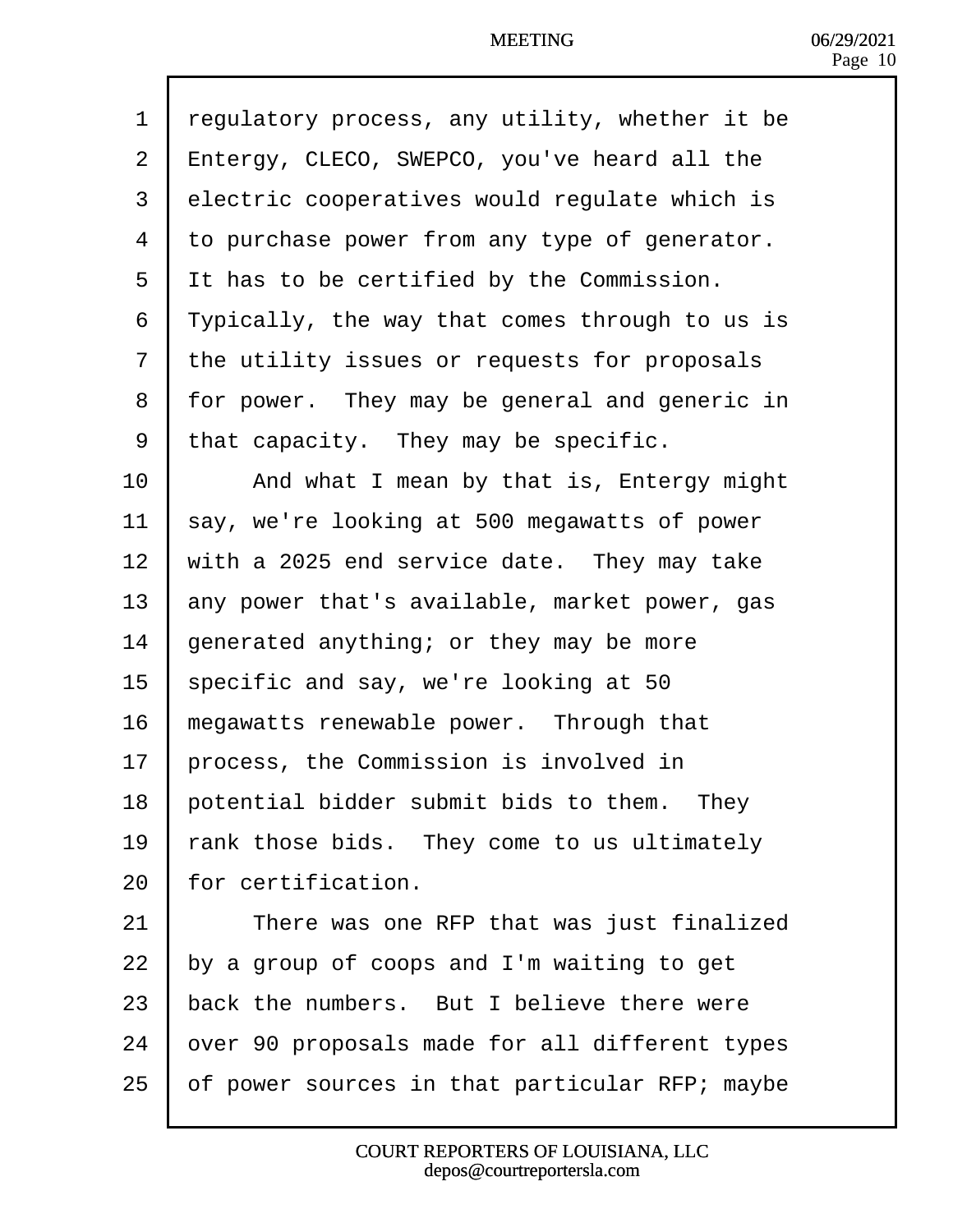regulatory process, any utility, whether it be Entergy, CLECO, SWEPCO, you've heard all the electric cooperatives would regulate which is to purchase power from any type of generator. It has to be certified by the Commission. Typically, the way that comes through to us is the utility issues or requests for proposals for power. They may be general and generic in that capacity. They may be specific.

And what I mean by that is, Entergy might say, we're looking at 500 megawatts of power with a 2025 end service date. They may take any power that's available, market power, gas generated anything; or they may be more specific and say, we're looking at 50 megawatts renewable power. Through that process, the Commission is involved in potential bidder submit bids to them. They rank those bids. They come to us ultimately for certification.

There was one RFP that was just finalized by a group of coops and I'm waiting to get back the numbers. But I believe there were over 90 proposals made for all different types of power sources in that particular RFP; maybe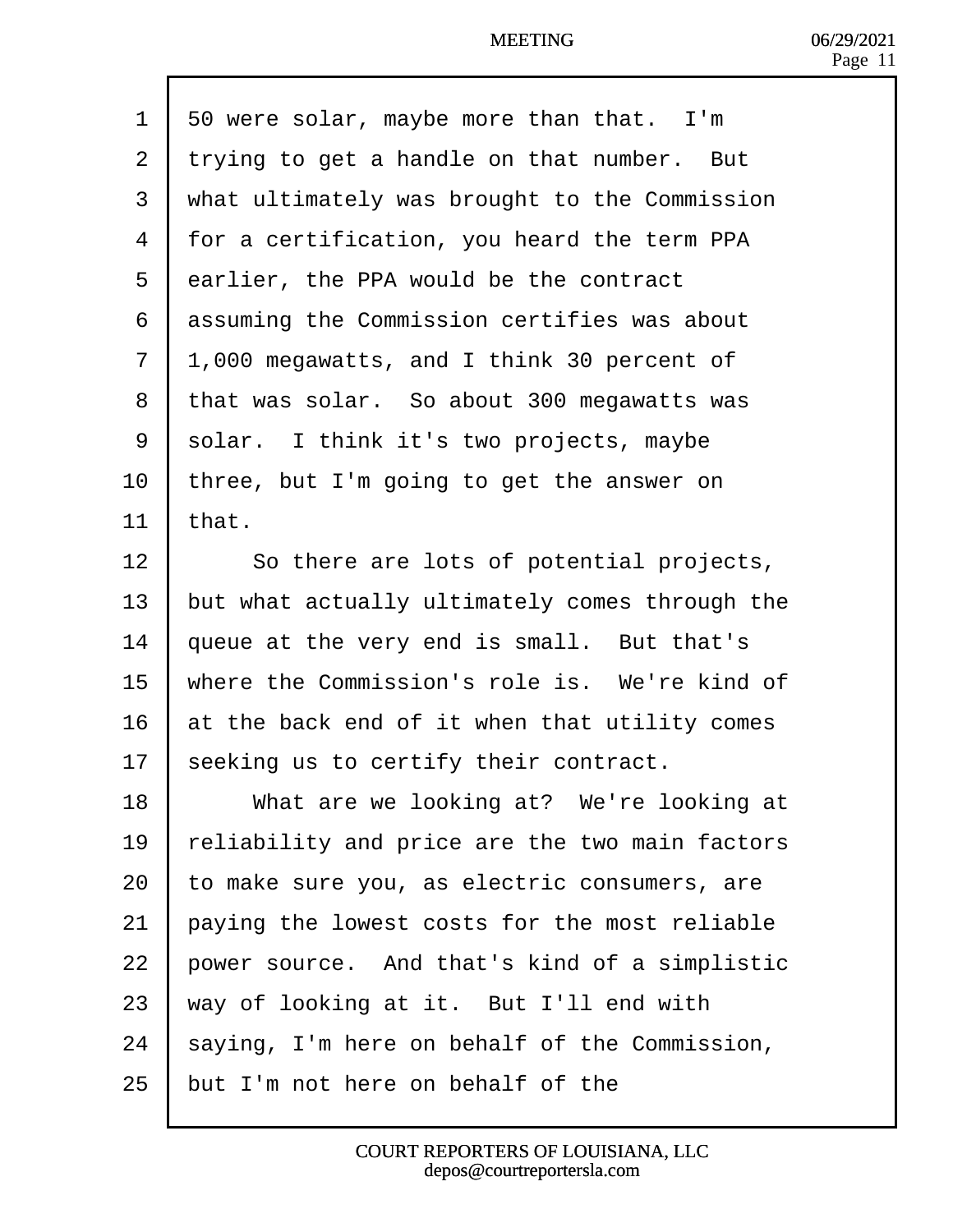50 were solar, maybe more than that. I'm trying to get a handle on that number. But what ultimately was brought to the Commission for a certification, you heard the term PPA earlier, the PPA would be the contract assuming the Commission certifies was about 1,000 megawatts, and I think 30 percent of that was solar. So about 300 megawatts was solar. I think it's two projects, maybe three, but I'm going to get the answer on that.

So there are lots of potential projects, but what actually ultimately comes through the queue at the very end is small. But that's where the Commission's role is. We're kind of at the back end of it when that utility comes seeking us to certify their contract.

What are we looking at? We're looking at reliability and price are the two main factors to make sure you, as electric consumers, are paying the lowest costs for the most reliable power source. And that's kind of a simplistic way of looking at it. But I'll end with saying, I'm here on behalf of the Commission, but I'm not here on behalf of the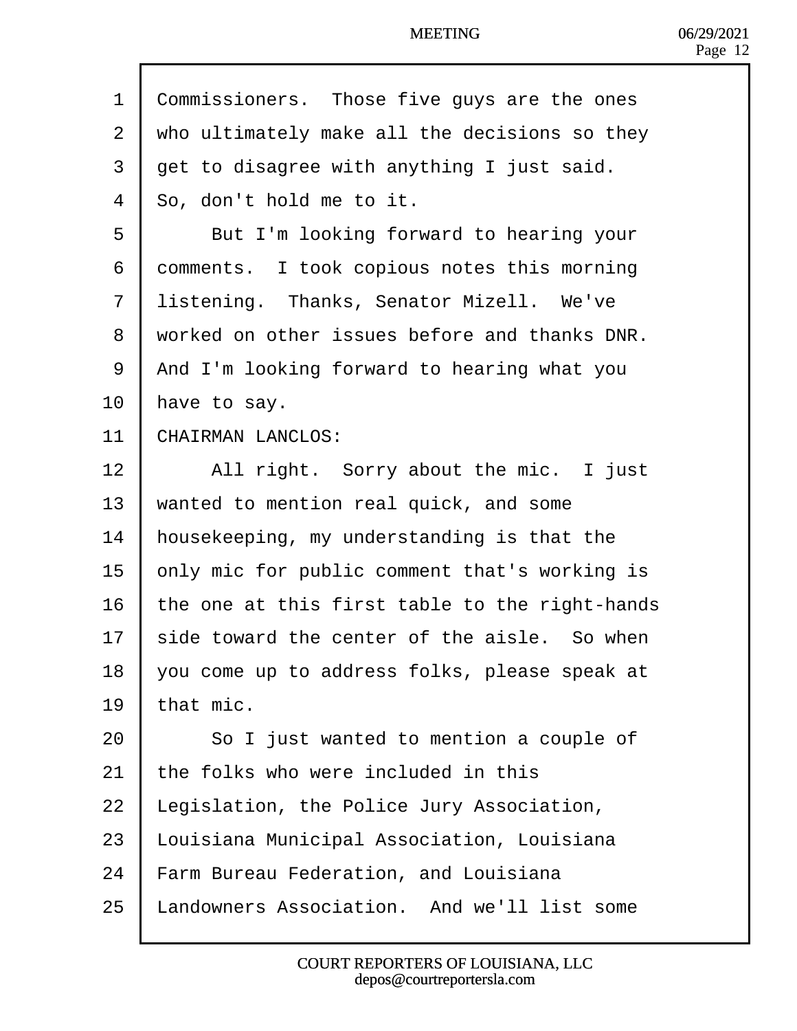Commissioners. Those five guys are the ones who ultimately make all the decisions so they get to disagree with anything I just said. So, don't hold me to it.

But I'm looking forward to hearing your comments. I took copious notes this morning listening. Thanks, Senator Mizell. We've worked on other issues before and thanks DNR. And I'm looking forward to hearing what you have to say.

CHAIRMAN LANCLOS:

All right. Sorry about the mic. I just wanted to mention real quick, and some housekeeping, my understanding is that the only mic for public comment that's working is the one at this first table to the right-hands side toward the center of the aisle. So when you come up to address folks, please speak at that mic.

So I just wanted to mention a couple of the folks who were included in this Legislation, the Police Jury Association, Louisiana Municipal Association, Louisiana Farm Bureau Federation, and Louisiana Landowners Association. And we'll list some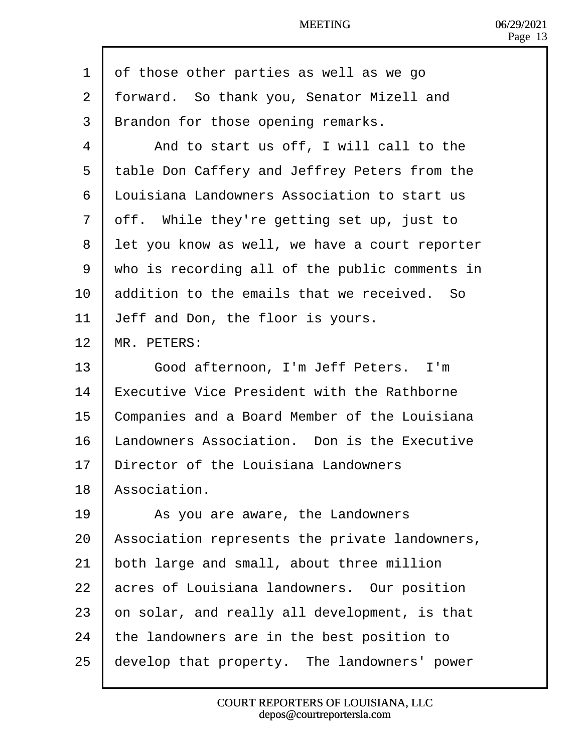of those other parties as well as we go forward. So thank you, Senator Mizell and Brandon for those opening remarks.

And to start us off, I will call to the table Don Caffery and Jeffrey Peters from the Louisiana Landowners Association to start us off. While they're getting set up, just to let you know as well, we have a court reporter who is recording all of the public comments in addition to the emails that we received. So Jeff and Don, the floor is yours.

MR. PETERS:

Good afternoon, I'm Jeff Peters. I'm Executive Vice President with the Rathborne Companies and a Board Member of the Louisiana Landowners Association. Don is the Executive Director of the Louisiana Landowners Association.

As you are aware, the Landowners Association represents the private landowners, both large and small, about three million acres of Louisiana landowners. Our position on solar, and really all development, is that the landowners are in the best position to develop that property. The landowners' power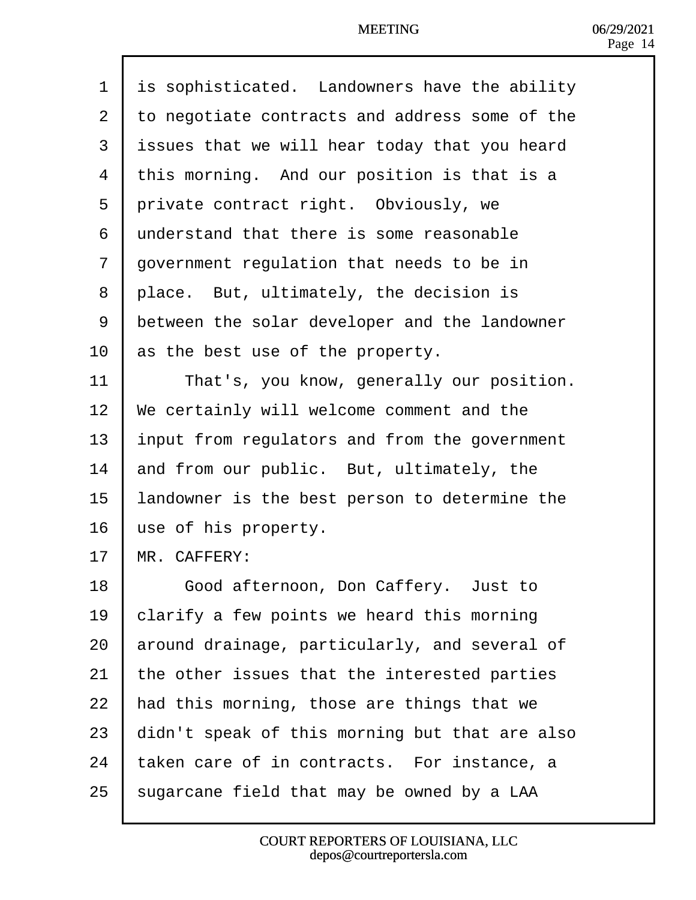is sophisticated. Landowners have the ability to negotiate contracts and address some of the issues that we will hear today that you heard this morning. And our position is that is a private contract right. Obviously, we understand that there is some reasonable government regulation that needs to be in place. But, ultimately, the decision is between the solar developer and the landowner as the best use of the property.

That's, you know, generally our position. We certainly will welcome comment and the input from regulators and from the government and from our public. But, ultimately, the landowner is the best person to determine the use of his property.

MR. CAFFERY:

Good afternoon, Don Caffery. Just to clarify a few points we heard this morning around drainage, particularly, and several of the other issues that the interested parties had this morning, those are things that we didn't speak of this morning but that are also taken care of in contracts. For instance, a sugarcane field that may be owned by a LAA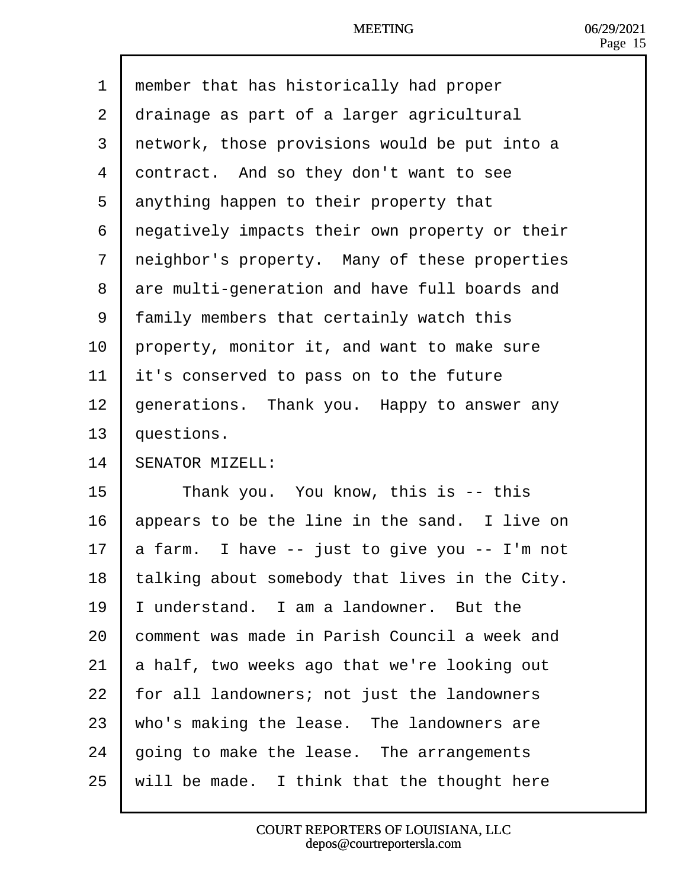member that has historically had proper drainage as part of a larger agricultural network, those provisions would be put into a contract. And so they don't want to see anything happen to their property that negatively impacts their own property or their neighbor's property. Many of these properties are multi-generation and have full boards and family members that certainly watch this property, monitor it, and want to make sure it's conserved to pass on to the future generations. Thank you. Happy to answer any questions.

SENATOR MIZELL:

Thank you. You know, this is -- this appears to be the line in the sand. I live on a farm. I have -- just to give you -- I'm not talking about somebody that lives in the City. I understand. I am a landowner. But the comment was made in Parish Council a week and a half, two weeks ago that we're looking out for all landowners; not just the landowners who's making the lease. The landowners are going to make the lease. The arrangements will be made. I think that the thought here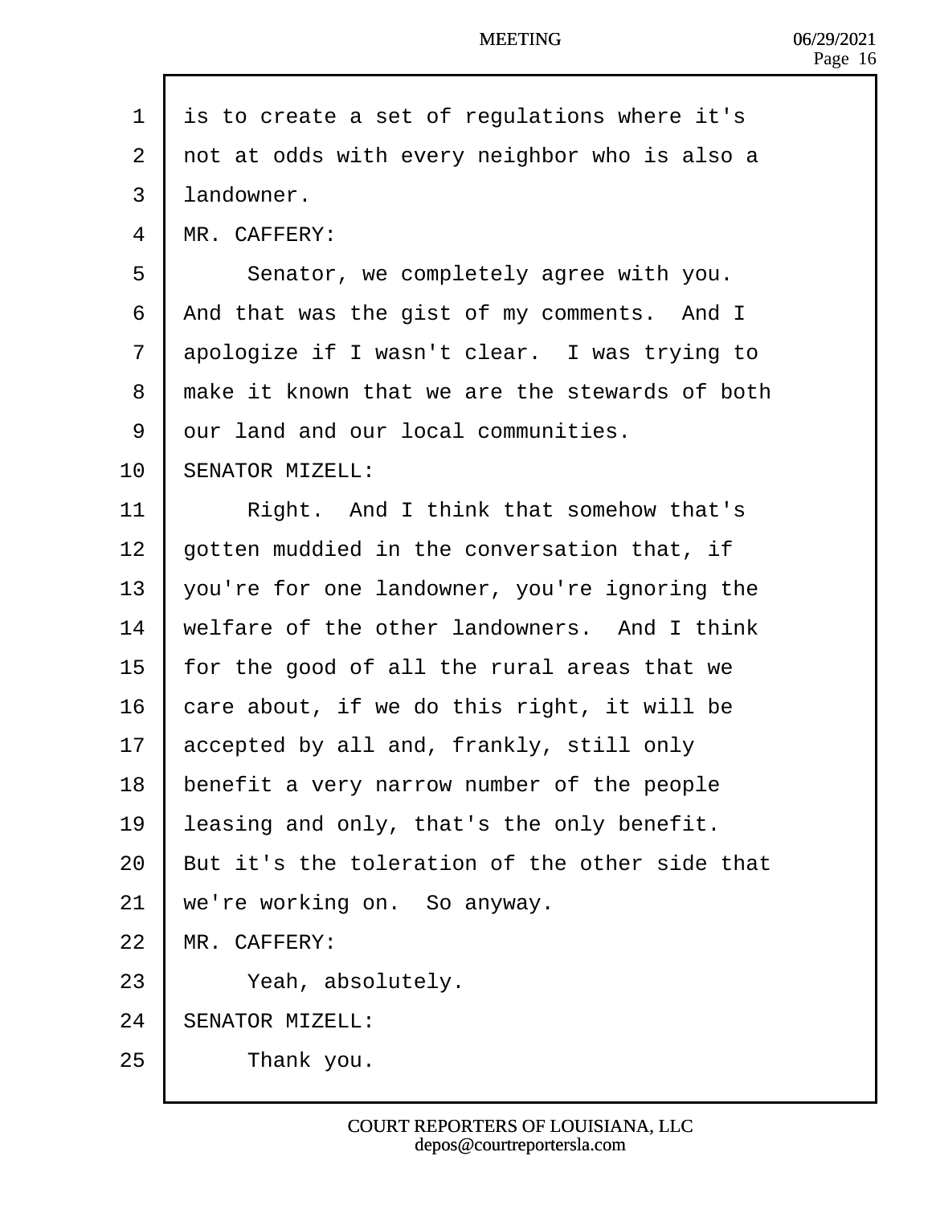is to create a set of regulations where it's not at odds with every neighbor who is also a landowner.

MR. CAFFERY:

Senator, we completely agree with you. And that was the gist of my comments. And I apologize if I wasn't clear. I was trying to make it known that we are the stewards of both our land and our local communities.

SENATOR MIZELL:

Right. And I think that somehow that's gotten muddied in the conversation that, if you're for one landowner, you're ignoring the welfare of the other landowners. And I think for the good of all the rural areas that we care about, if we do this right, it will be accepted by all and, frankly, still only benefit a very narrow number of the people leasing and only, that's the only benefit. But it's the toleration of the other side that we're working on. So anyway.

MR. CAFFERY:

Yeah, absolutely.

SENATOR MIZELL:

Thank you.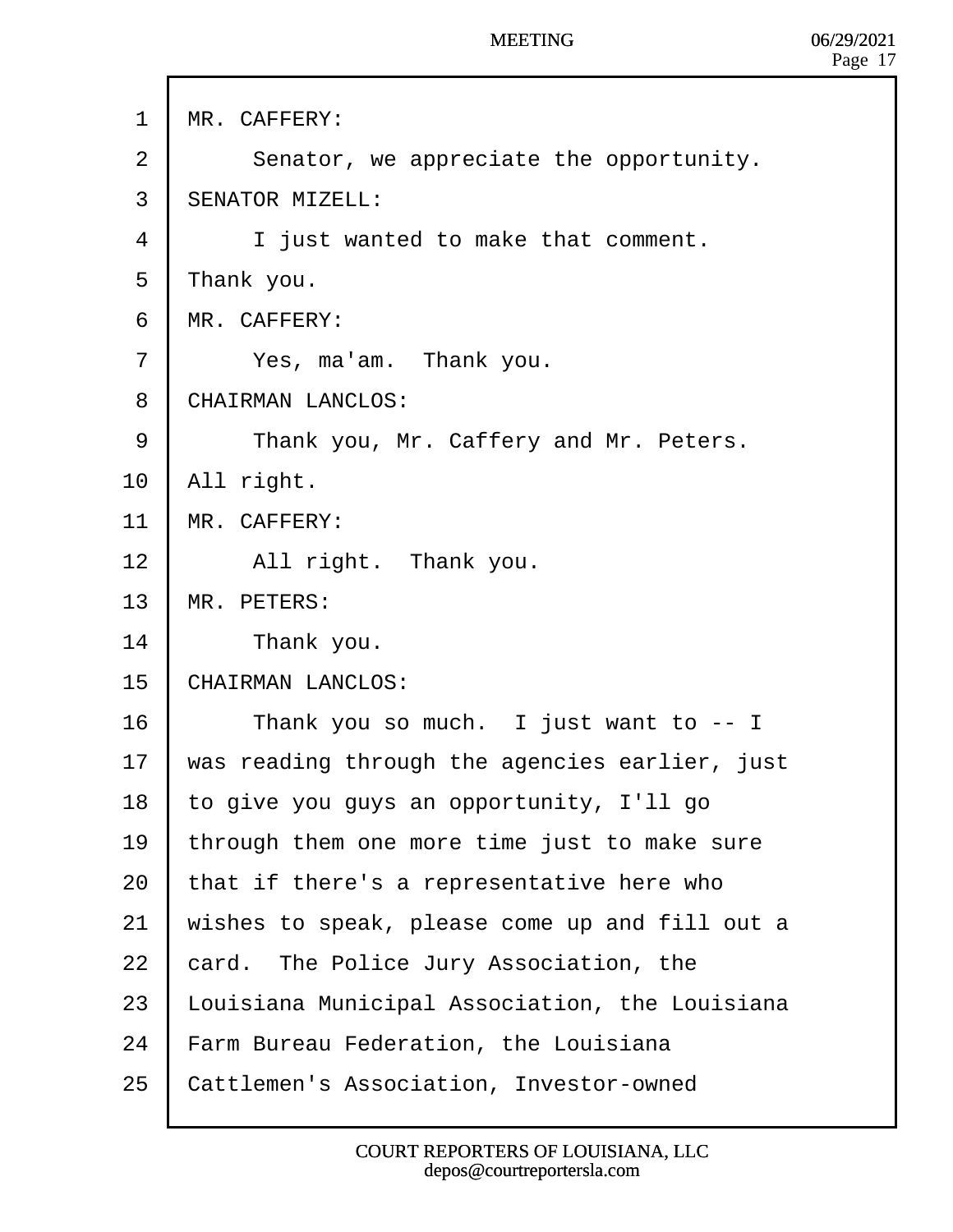MR. CAFFERY:

Senator, we appreciate the opportunity.

SENATOR MIZELL:

I just wanted to make that comment. Thank you.

MR. CAFFERY:

Yes, ma'am. Thank you.

CHAIRMAN LANCLOS:

Thank you, Mr. Caffery and Mr. Peters. All right.

MR. CAFFERY:

All right. Thank you.

MR. PETERS:

Thank you.

CHAIRMAN LANCLOS:

Thank you so much. I just want to -- I was reading through the agencies earlier, just to give you guys an opportunity, I'll go through them one more time just to make sure that if there's a representative here who wishes to speak, please come up and fill out a card. The Police Jury Association, the Louisiana Municipal Association, the Louisiana Farm Bureau Federation, the Louisiana Cattlemen's Association, Investor-owned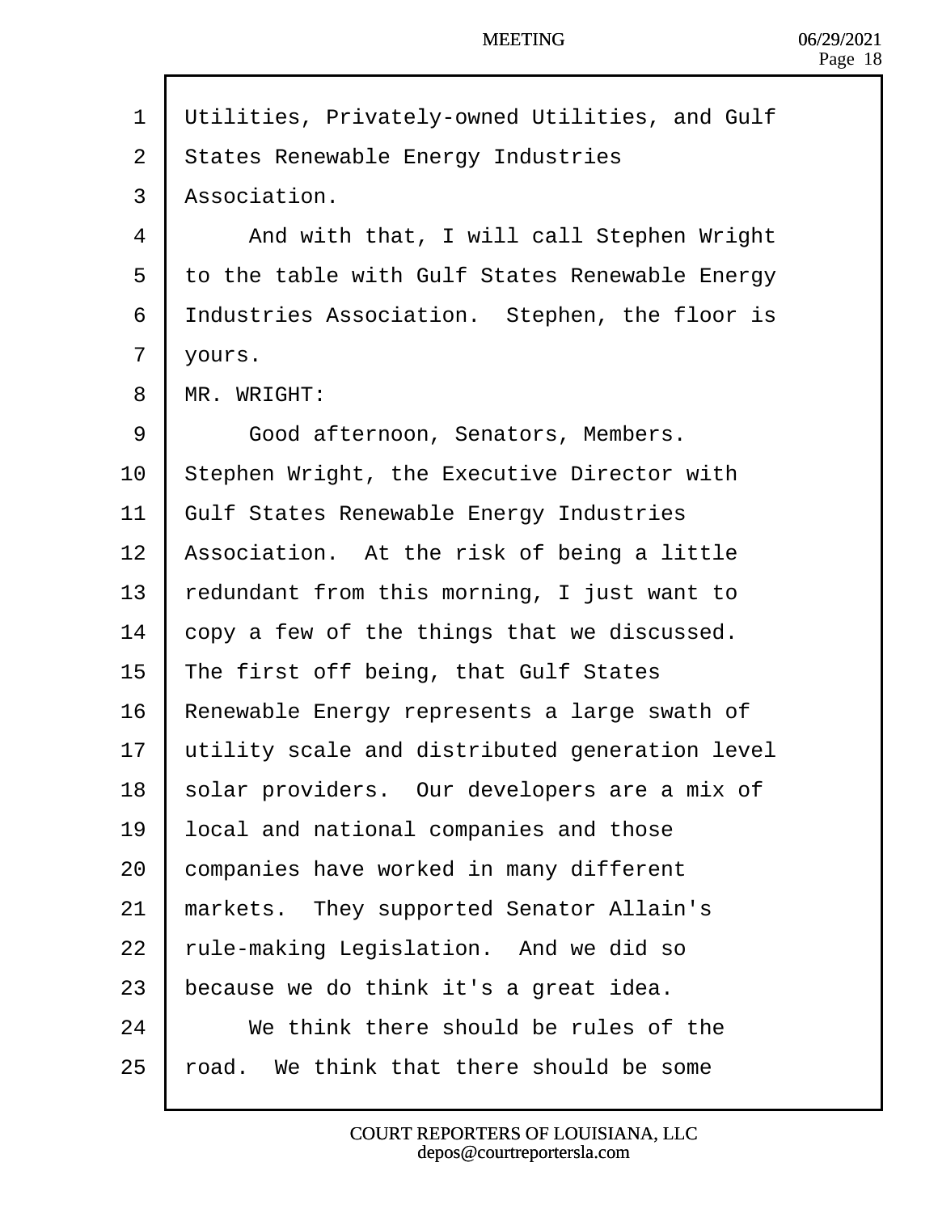Utilities, Privately-owned Utilities, and Gulf States Renewable Energy Industries Association.

And with that, I will call Stephen Wright to the table with Gulf States Renewable Energy Industries Association. Stephen, the floor is yours.

MR. WRIGHT:

Good afternoon, Senators, Members. Stephen Wright, the Executive Director with Gulf States Renewable Energy Industries Association. At the risk of being a little redundant from this morning, I just want to copy a few of the things that we discussed. The first off being, that Gulf States Renewable Energy represents a large swath of utility scale and distributed generation level solar providers. Our developers are a mix of local and national companies and those companies have worked in many different markets. They supported Senator Allain's rule-making Legislation. And we did so because we do think it's a great idea.

We think there should be rules of the road. We think that there should be some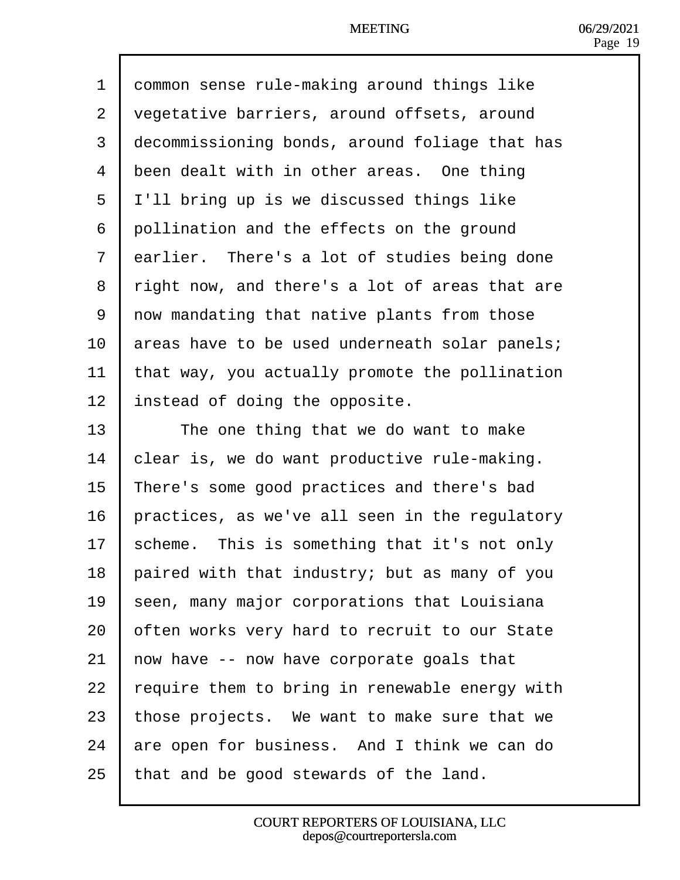common sense rule-making around things like vegetative barriers, around offsets, around decommissioning bonds, around foliage that has been dealt with in other areas. One thing I'll bring up is we discussed things like pollination and the effects on the ground earlier. There's a lot of studies being done right now, and there's a lot of areas that are now mandating that native plants from those areas have to be used underneath solar panels; that way, you actually promote the pollination instead of doing the opposite.

The one thing that we do want to make clear is, we do want productive rule-making. There's some good practices and there's bad practices, as we've all seen in the regulatory scheme. This is something that it's not only paired with that industry; but as many of you seen, many major corporations that Louisiana often works very hard to recruit to our State now have -- now have corporate goals that require them to bring in renewable energy with those projects. We want to make sure that we are open for business. And I think we can do that and be good stewards of the land.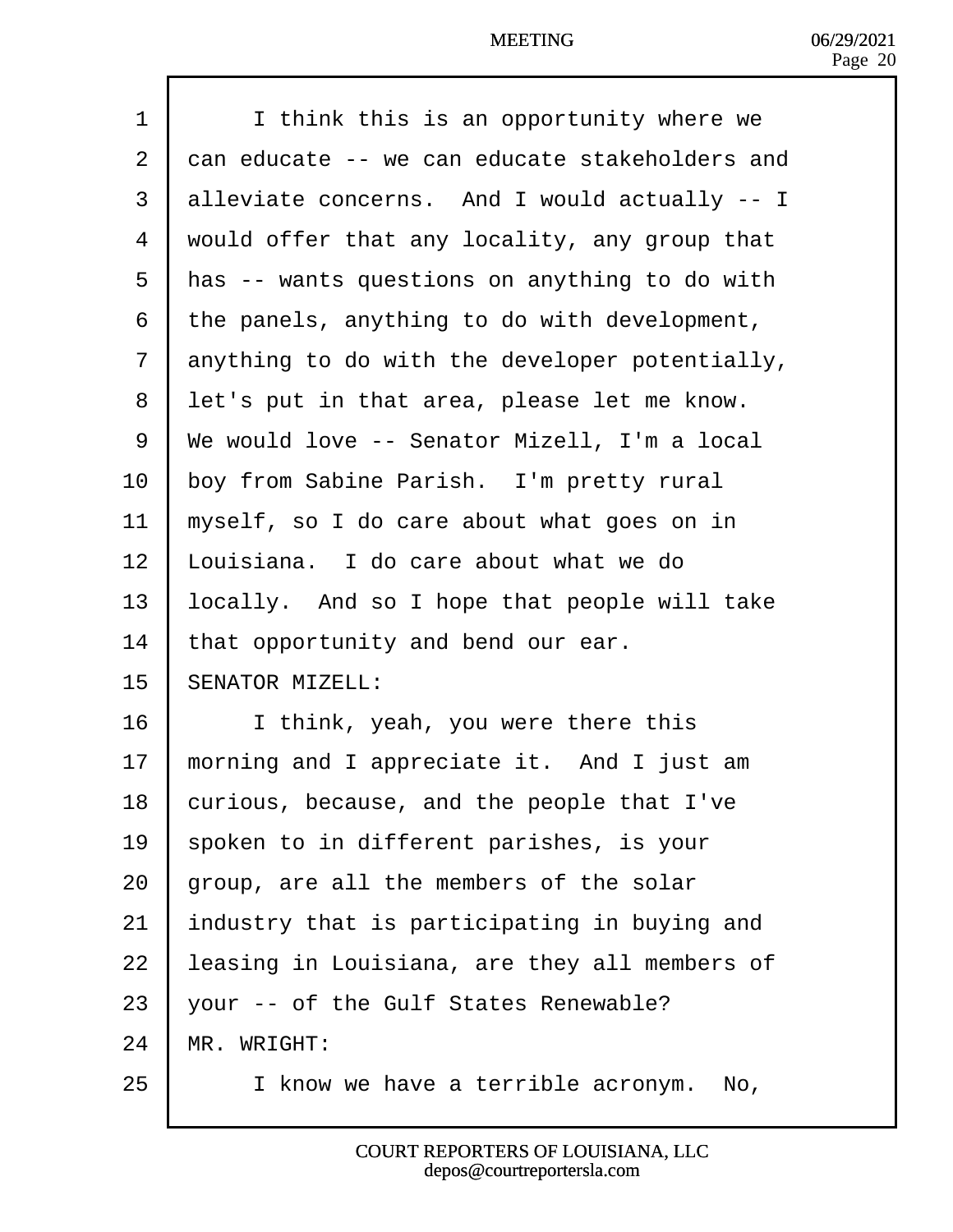I think this is an opportunity where we can educate -- we can educate stakeholders and alleviate concerns. And I would actually -- I would offer that any locality, any group that has -- wants questions on anything to do with the panels, anything to do with development, anything to do with the developer potentially, let's put in that area, please let me know. We would love -- Senator Mizell, I'm a local boy from Sabine Parish. I'm pretty rural myself, so I do care about what goes on in Louisiana. I do care about what we do locally. And so I hope that people will take that opportunity and bend our ear.

SENATOR MIZELL:

I think, yeah, you were there this morning and I appreciate it. And I just am curious, because, and the people that I've spoken to in different parishes, is your group, are all the members of the solar industry that is participating in buying and leasing in Louisiana, are they all members of your -- of the Gulf States Renewable?

MR. WRIGHT:

I know we have a terrible acronym. No,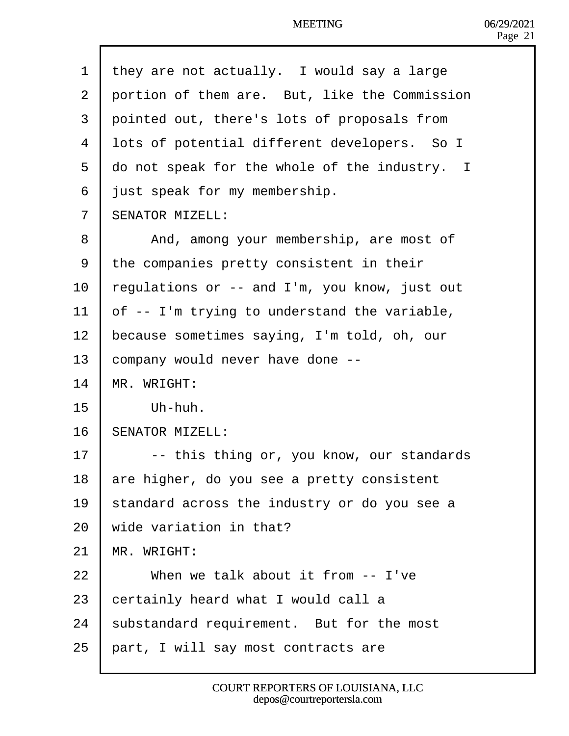they are not actually. I would say a large portion of them are. But, like the Commission pointed out, there's lots of proposals from lots of potential different developers. So I do not speak for the whole of the industry. I just speak for my membership.

SENATOR MIZELL:

And, among your membership, are most of the companies pretty consistent in their regulations or -- and I'm, you know, just out of -- I'm trying to understand the variable, because sometimes saying, I'm told, oh, our company would never have done --

MR. WRIGHT:

Uh-huh.

SENATOR MIZELL:

-- this thing or, you know, our standards are higher, do you see a pretty consistent standard across the industry or do you see a wide variation in that?

MR. WRIGHT:

When we talk about it from -- I've certainly heard what I would call a substandard requirement. But for the most part, I will say most contracts are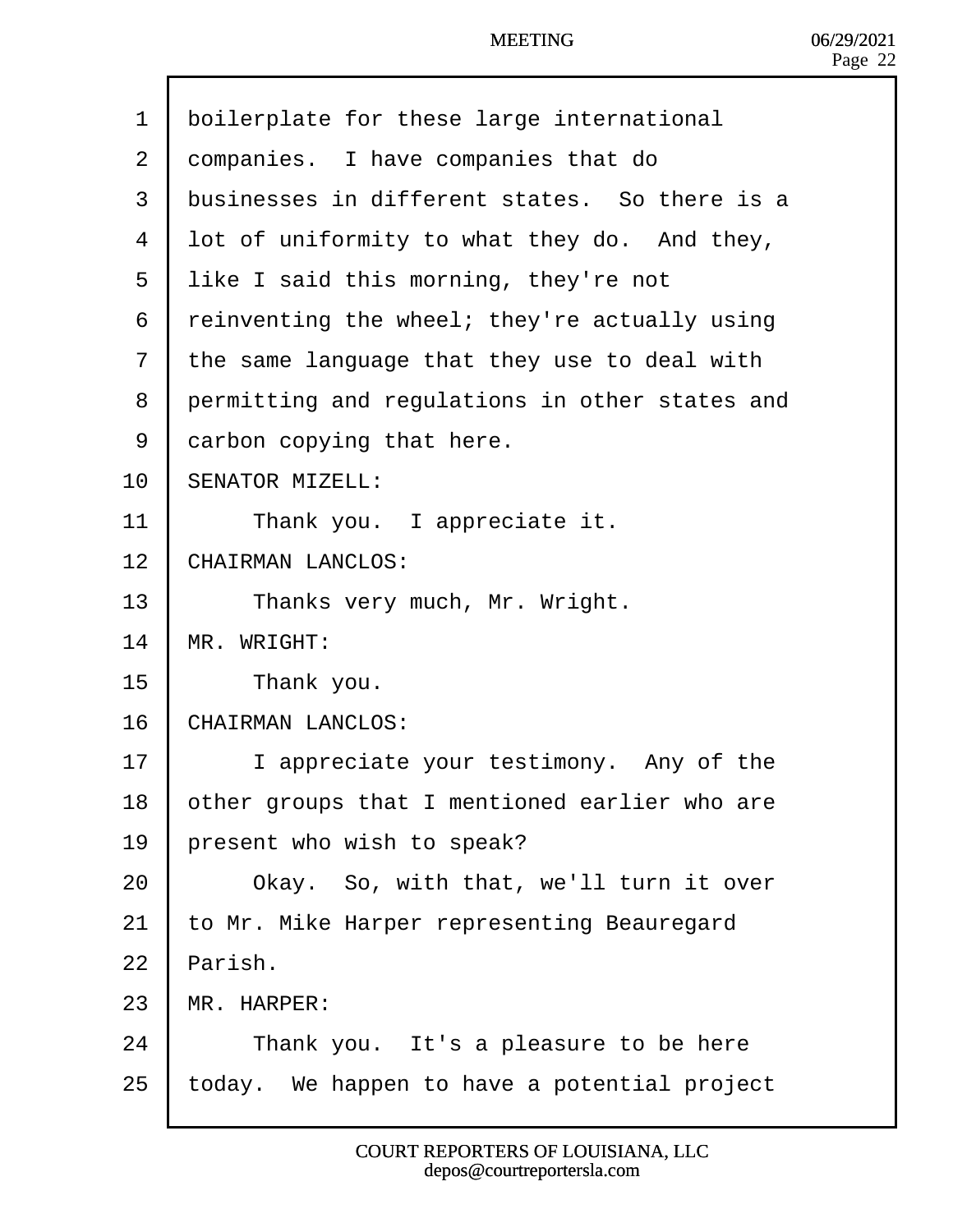boilerplate for these large international companies. I have companies that do businesses in different states. So there is a lot of uniformity to what they do. And they, like I said this morning, they're not reinventing the wheel; they're actually using the same language that they use to deal with permitting and regulations in other states and carbon copying that here.

SENATOR MIZELL:

Thank you. I appreciate it.

CHAIRMAN LANCLOS:

Thanks very much, Mr. Wright.

MR. WRIGHT:

Thank you.

CHAIRMAN LANCLOS:

I appreciate your testimony. Any of the other groups that I mentioned earlier who are present who wish to speak?

Okay. So, with that, we'll turn it over to Mr. Mike Harper representing Beauregard Parish.

MR. HARPER:

Thank you. It's a pleasure to be here today. We happen to have a potential project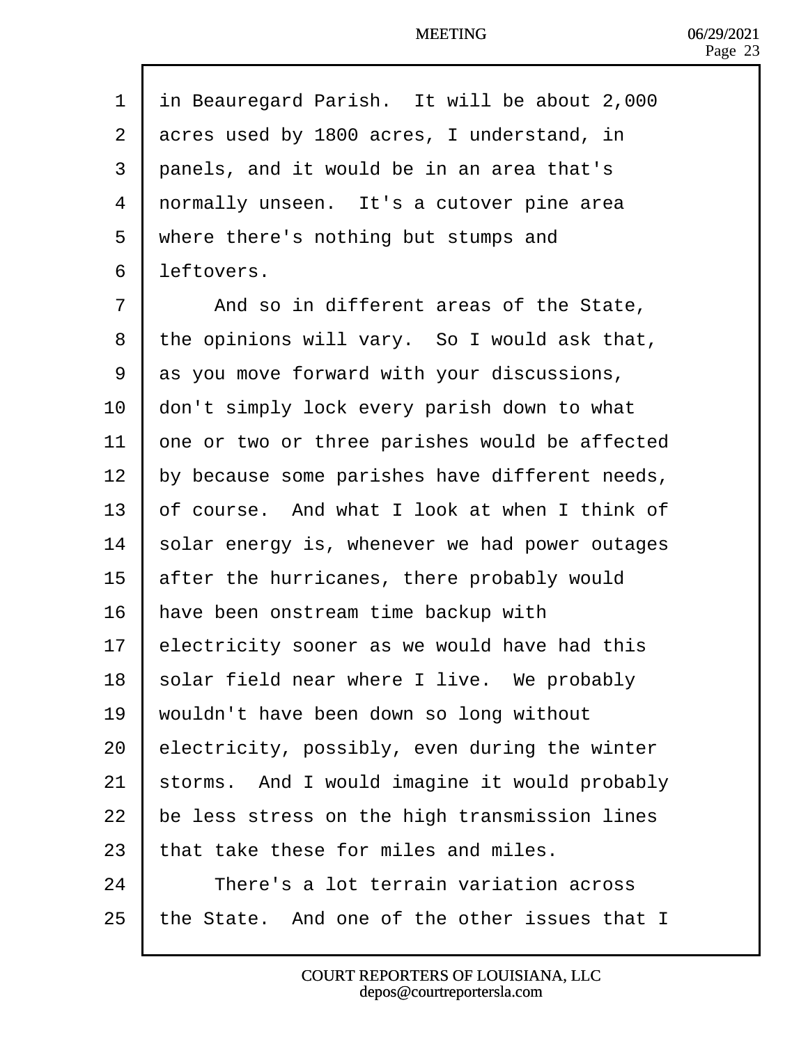in Beauregard Parish.  It will be about 2,000 acres used by 1800 acres, I understand, in panels, and it would be in an area that's normally unseen.  It's a cutover pine area where there's nothing but stumps and leftovers.

And so in different areas of the State, the opinions will vary.  So I would ask that, as you move forward with your discussions, don't simply lock every parish down to what one or two or three parishes would be affected by because some parishes have different needs, of course.  And what I look at when I think of solar energy is, whenever we had power outages after the hurricanes, there probably would have been onstream time backup with electricity sooner as we would have had this solar field near where I live.  We probably wouldn't have been down so long without electricity, possibly, even during the winter storms.  And I would imagine it would probably be less stress on the high transmission lines that take these for miles and miles.

There's a lot terrain variation across the State.  And one of the other issues that I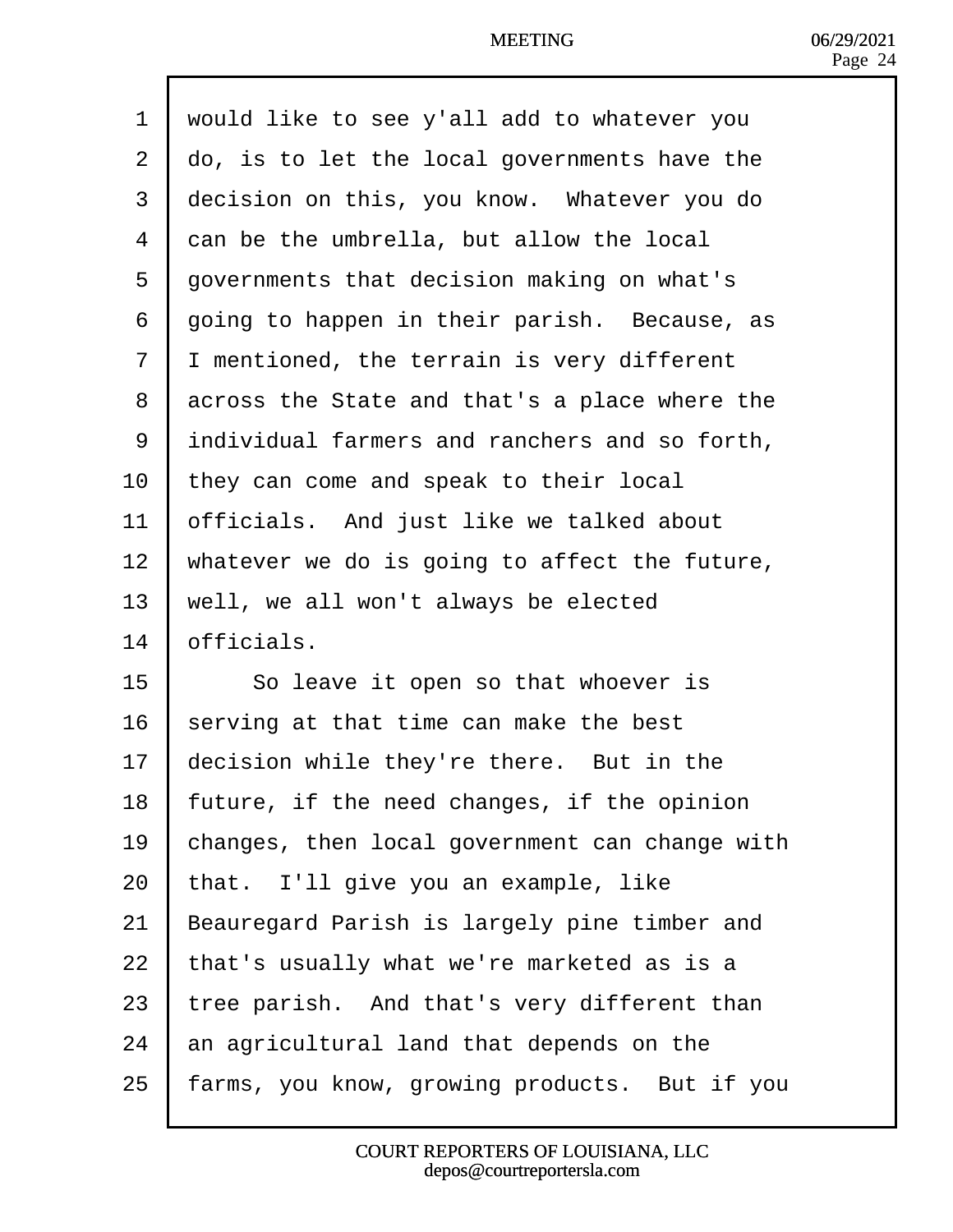would like to see y'all add to whatever you do, is to let the local governments have the decision on this, you know. Whatever you do can be the umbrella, but allow the local governments that decision making on what's going to happen in their parish. Because, as I mentioned, the terrain is very different across the State and that's a place where the individual farmers and ranchers and so forth, they can come and speak to their local officials. And just like we talked about whatever we do is going to affect the future, well, we all won't always be elected officials.

So leave it open so that whoever is serving at that time can make the best decision while they're there. But in the future, if the need changes, if the opinion changes, then local government can change with that. I'll give you an example, like Beauregard Parish is largely pine timber and that's usually what we're marketed as is a tree parish. And that's very different than an agricultural land that depends on the farms, you know, growing products. But if you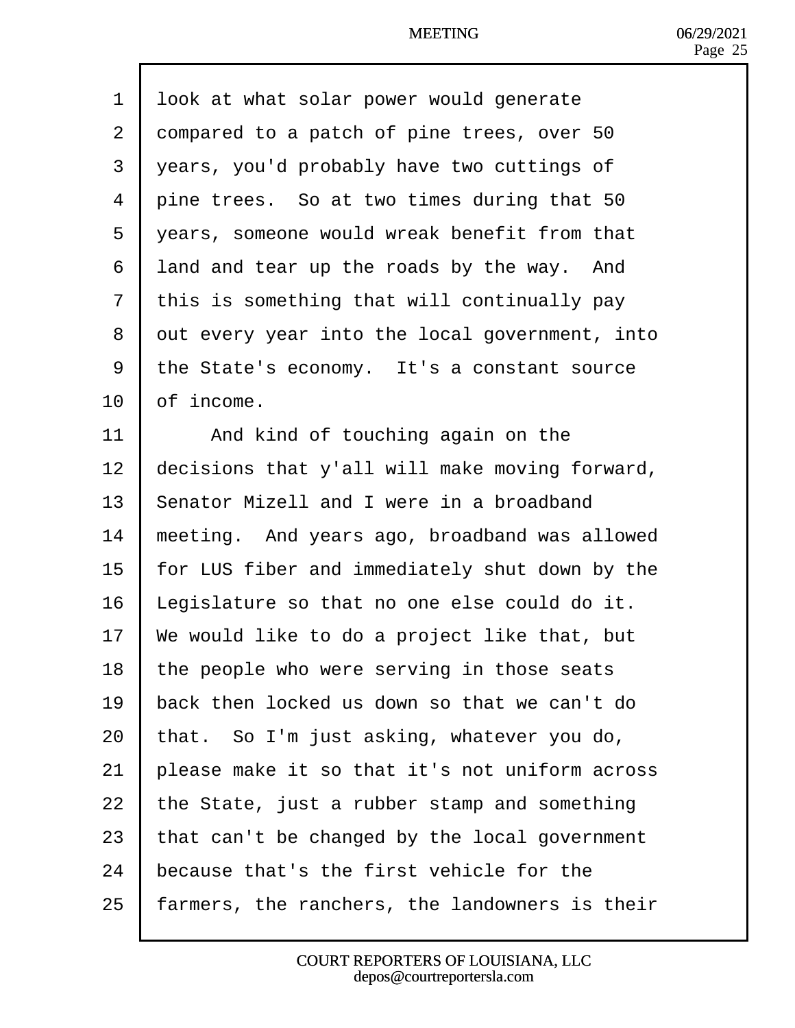look at what solar power would generate compared to a patch of pine trees, over 50 years, you'd probably have two cuttings of pine trees. So at two times during that 50 years, someone would wreak benefit from that land and tear up the roads by the way. And this is something that will continually pay out every year into the local government, into the State's economy. It's a constant source of income.

And kind of touching again on the decisions that y'all will make moving forward, Senator Mizell and I were in a broadband meeting. And years ago, broadband was allowed for LUS fiber and immediately shut down by the Legislature so that no one else could do it. We would like to do a project like that, but the people who were serving in those seats back then locked us down so that we can't do that. So I'm just asking, whatever you do, please make it so that it's not uniform across the State, just a rubber stamp and something that can't be changed by the local government because that's the first vehicle for the farmers, the ranchers, the landowners is their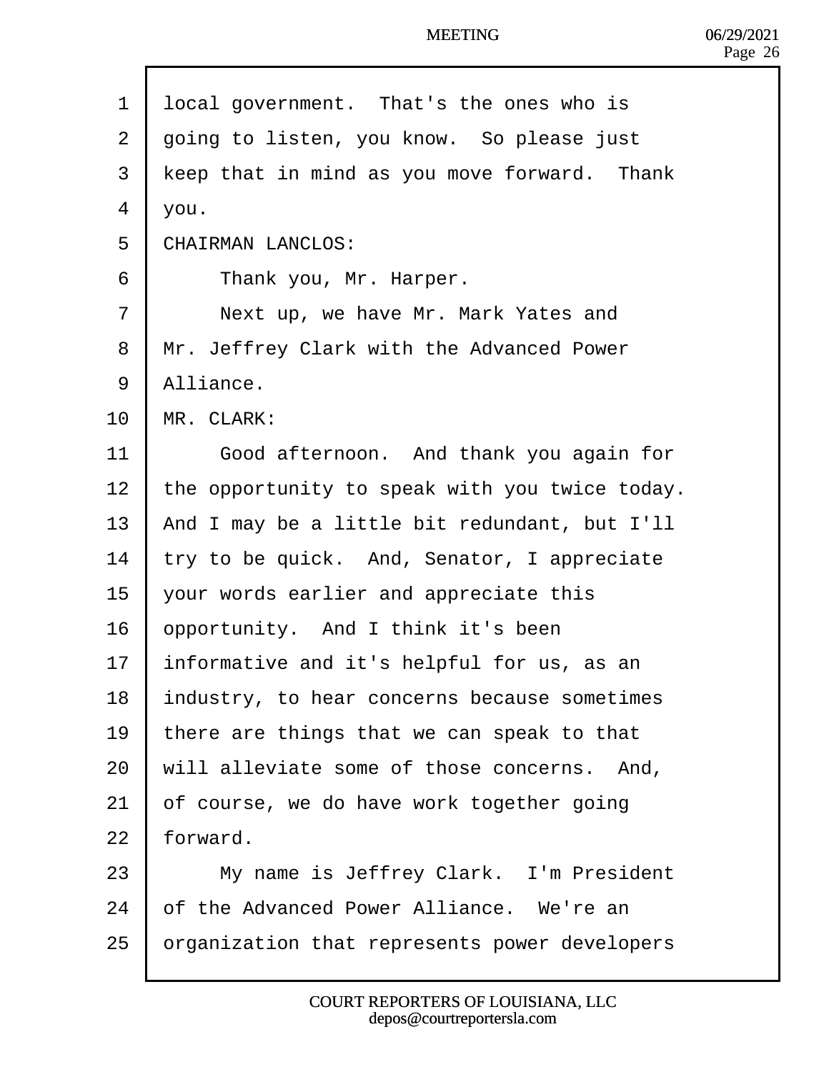local government. That's the ones who is going to listen, you know. So please just keep that in mind as you move forward. Thank you.

CHAIRMAN LANCLOS:

Thank you, Mr. Harper.

Next up, we have Mr. Mark Yates and Mr. Jeffrey Clark with the Advanced Power Alliance.

MR. CLARK:

Good afternoon. And thank you again for the opportunity to speak with you twice today. And I may be a little bit redundant, but I'll try to be quick. And, Senator, I appreciate your words earlier and appreciate this opportunity. And I think it's been informative and it's helpful for us, as an industry, to hear concerns because sometimes there are things that we can speak to that will alleviate some of those concerns. And, of course, we do have work together going forward.

My name is Jeffrey Clark. I'm President of the Advanced Power Alliance. We're an organization that represents power developers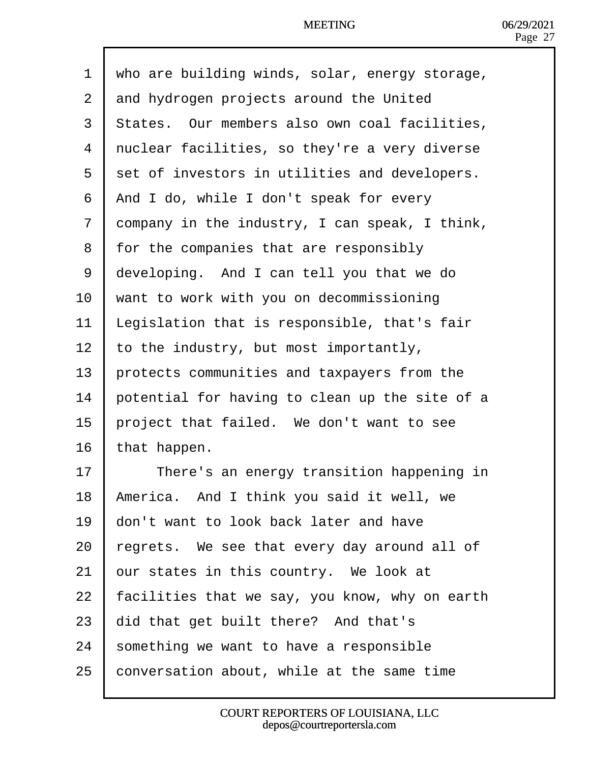who are building winds, solar, energy storage, and hydrogen projects around the United States. Our members also own coal facilities, nuclear facilities, so they're a very diverse set of investors in utilities and developers. And I do, while I don't speak for every company in the industry, I can speak, I think, for the companies that are responsibly developing. And I can tell you that we do want to work with you on decommissioning Legislation that is responsible, that's fair to the industry, but most importantly, protects communities and taxpayers from the potential for having to clean up the site of a project that failed. We don't want to see that happen.

There's an energy transition happening in America. And I think you said it well, we don't want to look back later and have regrets. We see that every day around all of our states in this country. We look at facilities that we say, you know, why on earth did that get built there? And that's something we want to have a responsible conversation about, while at the same time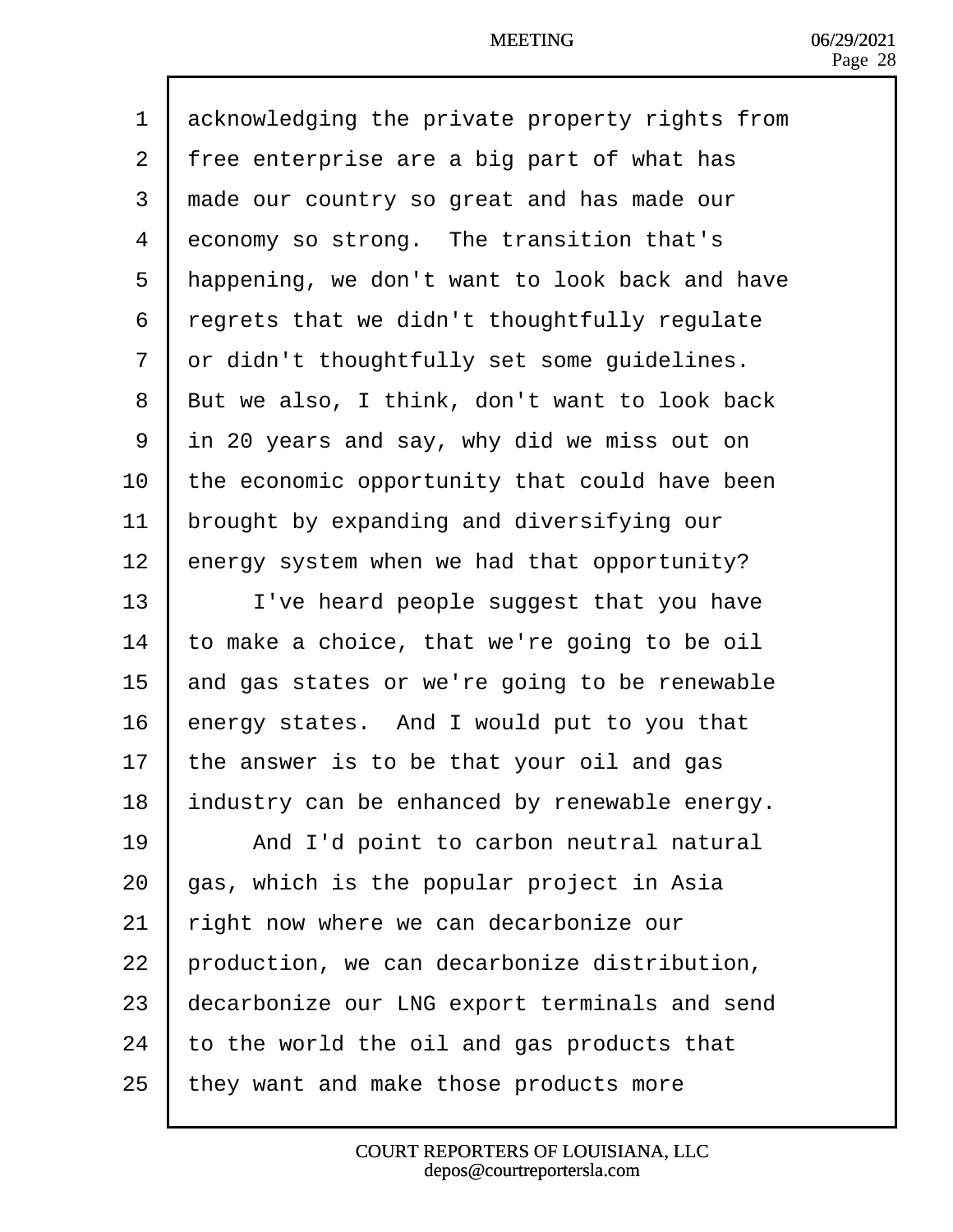acknowledging the private property rights from free enterprise are a big part of what has made our country so great and has made our economy so strong. The transition that's happening, we don't want to look back and have regrets that we didn't thoughtfully regulate or didn't thoughtfully set some guidelines. But we also, I think, don't want to look back in 20 years and say, why did we miss out on the economic opportunity that could have been brought by expanding and diversifying our energy system when we had that opportunity?

I've heard people suggest that you have to make a choice, that we're going to be oil and gas states or we're going to be renewable energy states. And I would put to you that the answer is to be that your oil and gas industry can be enhanced by renewable energy.

And I'd point to carbon neutral natural gas, which is the popular project in Asia right now where we can decarbonize our production, we can decarbonize distribution, decarbonize our LNG export terminals and send to the world the oil and gas products that they want and make those products more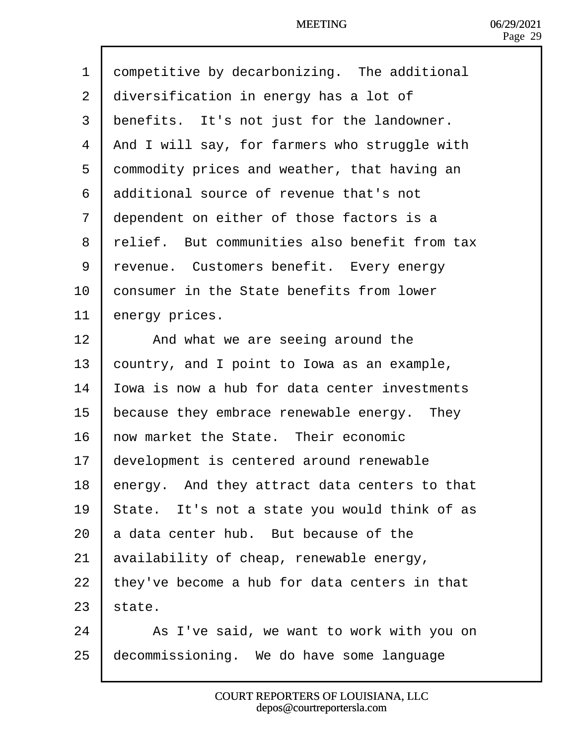competitive by decarbonizing. The additional diversification in energy has a lot of benefits. It's not just for the landowner. And I will say, for farmers who struggle with commodity prices and weather, that having an additional source of revenue that's not dependent on either of those factors is a relief. But communities also benefit from tax revenue. Customers benefit. Every energy consumer in the State benefits from lower energy prices.

And what we are seeing around the country, and I point to Iowa as an example, Iowa is now a hub for data center investments because they embrace renewable energy. They now market the State. Their economic development is centered around renewable energy. And they attract data centers to that State. It's not a state you would think of as a data center hub. But because of the availability of cheap, renewable energy, they've become a hub for data centers in that state.

As I've said, we want to work with you on decommissioning. We do have some language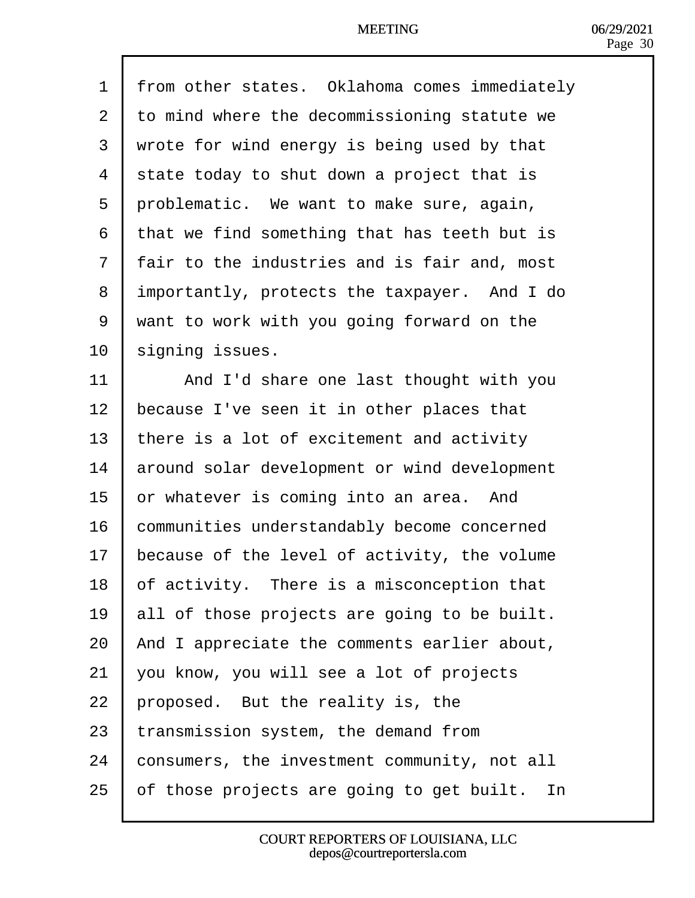from other states. Oklahoma comes immediately to mind where the decommissioning statute we wrote for wind energy is being used by that state today to shut down a project that is problematic. We want to make sure, again, that we find something that has teeth but is fair to the industries and is fair and, most importantly, protects the taxpayer. And I do want to work with you going forward on the signing issues.

And I'd share one last thought with you because I've seen it in other places that there is a lot of excitement and activity around solar development or wind development or whatever is coming into an area. And communities understandably become concerned because of the level of activity, the volume of activity. There is a misconception that all of those projects are going to be built. And I appreciate the comments earlier about, you know, you will see a lot of projects proposed. But the reality is, the transmission system, the demand from consumers, the investment community, not all of those projects are going to get built. In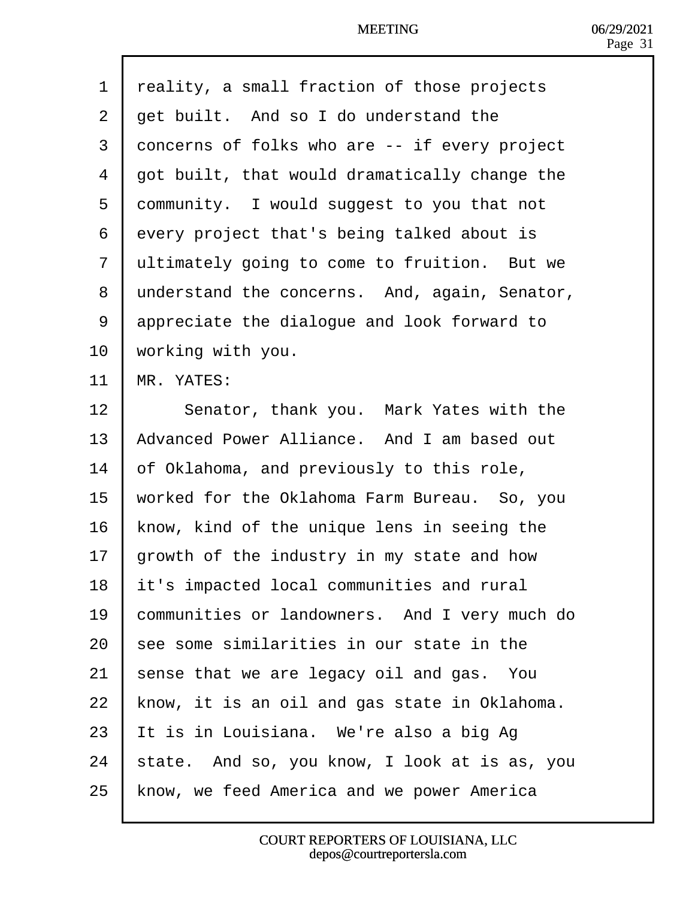reality, a small fraction of those projects get built. And so I do understand the concerns of folks who are -- if every project got built, that would dramatically change the community. I would suggest to you that not every project that's being talked about is ultimately going to come to fruition. But we understand the concerns. And, again, Senator, appreciate the dialogue and look forward to working with you.

MR. YATES:

Senator, thank you. Mark Yates with the Advanced Power Alliance. And I am based out of Oklahoma, and previously to this role, worked for the Oklahoma Farm Bureau. So, you know, kind of the unique lens in seeing the growth of the industry in my state and how it's impacted local communities and rural communities or landowners. And I very much do see some similarities in our state in the sense that we are legacy oil and gas. You know, it is an oil and gas state in Oklahoma. It is in Louisiana. We're also a big Ag state. And so, you know, I look at is as, you know, we feed America and we power America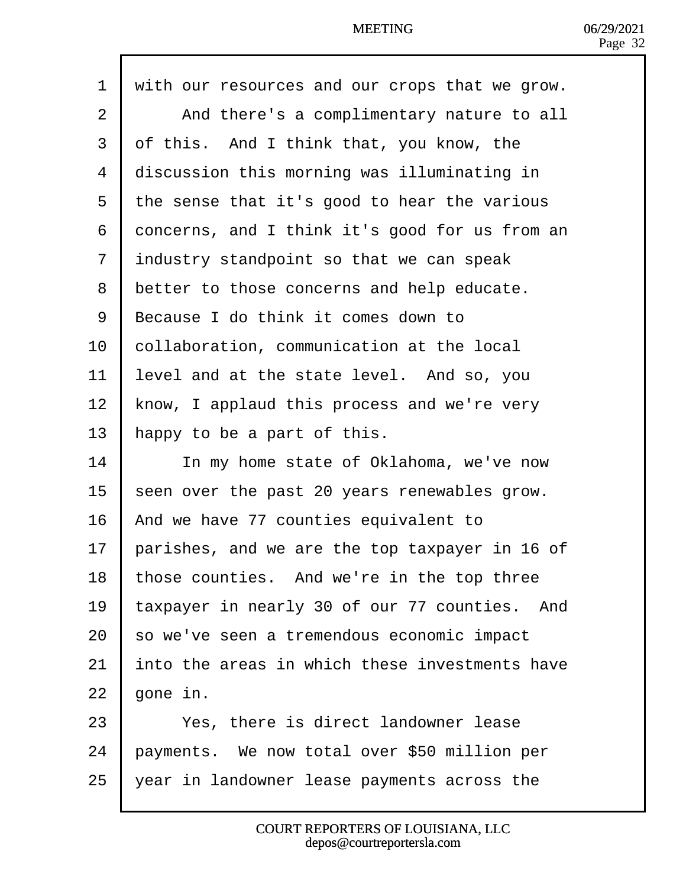with our resources and our crops that we grow.

And there's a complimentary nature to all of this. And I think that, you know, the discussion this morning was illuminating in the sense that it's good to hear the various concerns, and I think it's good for us from an industry standpoint so that we can speak better to those concerns and help educate. Because I do think it comes down to collaboration, communication at the local level and at the state level. And so, you know, I applaud this process and we're very happy to be a part of this.

In my home state of Oklahoma, we've now seen over the past 20 years renewables grow. And we have 77 counties equivalent to parishes, and we are the top taxpayer in 16 of those counties. And we're in the top three taxpayer in nearly 30 of our 77 counties. And so we've seen a tremendous economic impact into the areas in which these investments have gone in.

Yes, there is direct landowner lease payments. We now total over $50 million per year in landowner lease payments across the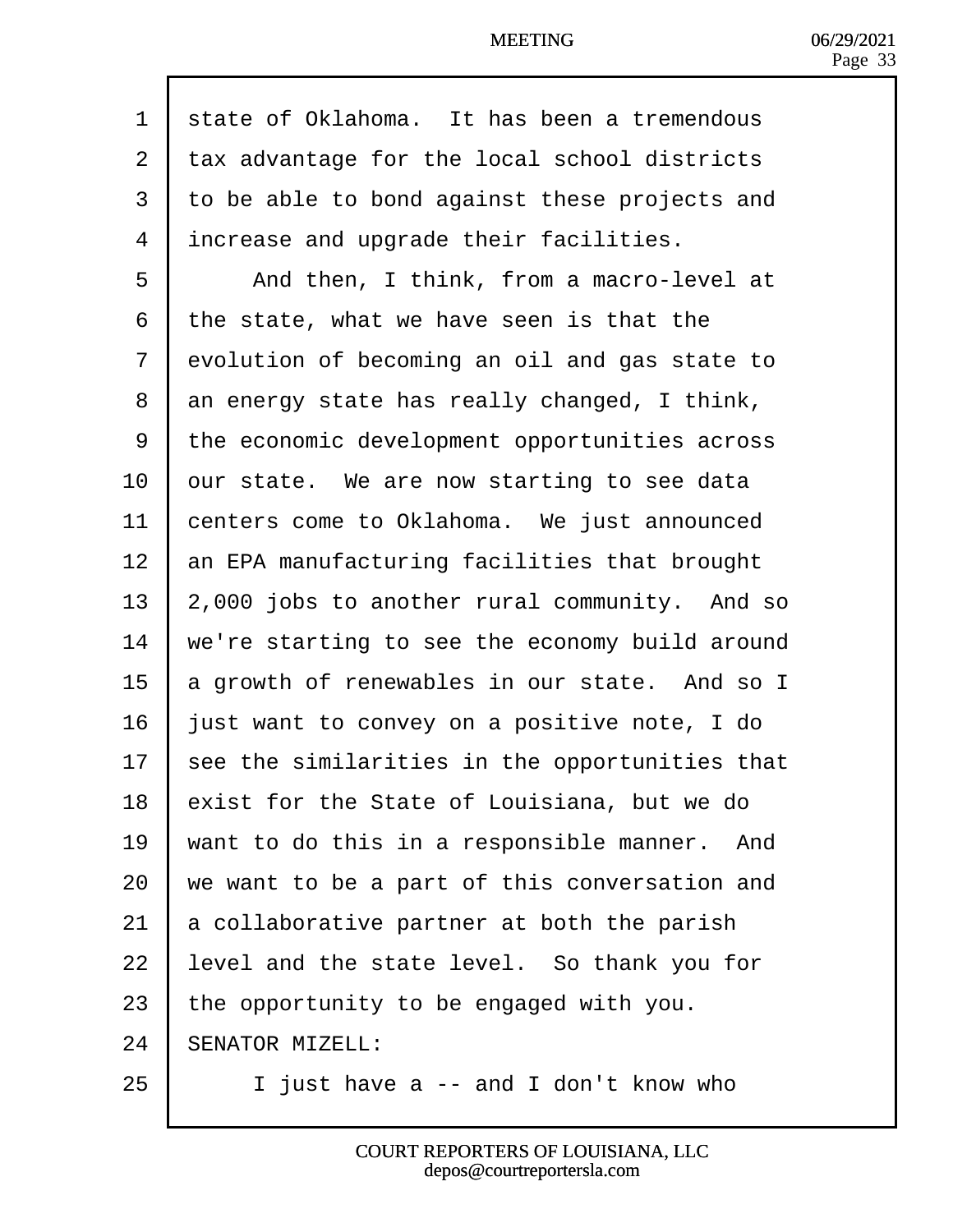state of Oklahoma. It has been a tremendous tax advantage for the local school districts to be able to bond against these projects and increase and upgrade their facilities.

And then, I think, from a macro-level at the state, what we have seen is that the evolution of becoming an oil and gas state to an energy state has really changed, I think, the economic development opportunities across our state. We are now starting to see data centers come to Oklahoma. We just announced an EPA manufacturing facilities that brought 2,000 jobs to another rural community. And so we're starting to see the economy build around a growth of renewables in our state. And so I just want to convey on a positive note, I do see the similarities in the opportunities that exist for the State of Louisiana, but we do want to do this in a responsible manner. And we want to be a part of this conversation and a collaborative partner at both the parish level and the state level. So thank you for the opportunity to be engaged with you.

SENATOR MIZELL:

I just have a -- and I don't know who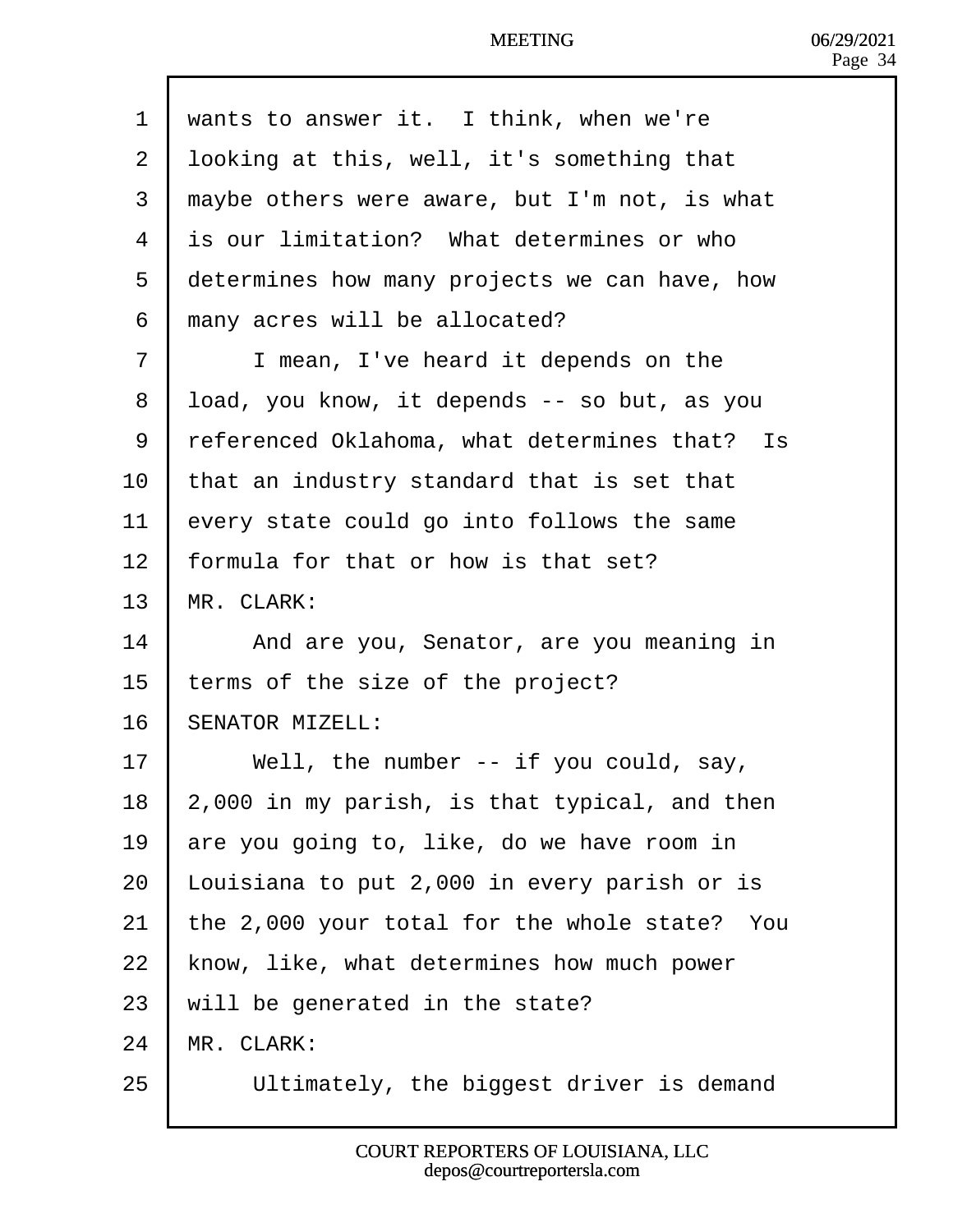wants to answer it. I think, when we're looking at this, well, it's something that maybe others were aware, but I'm not, is what is our limitation? What determines or who determines how many projects we can have, how many acres will be allocated?

I mean, I've heard it depends on the load, you know, it depends -- so but, as you referenced Oklahoma, what determines that? Is that an industry standard that is set that every state could go into follows the same formula for that or how is that set?

MR. CLARK:

And are you, Senator, are you meaning in terms of the size of the project?

SENATOR MIZELL:

Well, the number -- if you could, say, 2,000 in my parish, is that typical, and then are you going to, like, do we have room in Louisiana to put 2,000 in every parish or is the 2,000 your total for the whole state? You know, like, what determines how much power will be generated in the state?

MR. CLARK:

Ultimately, the biggest driver is demand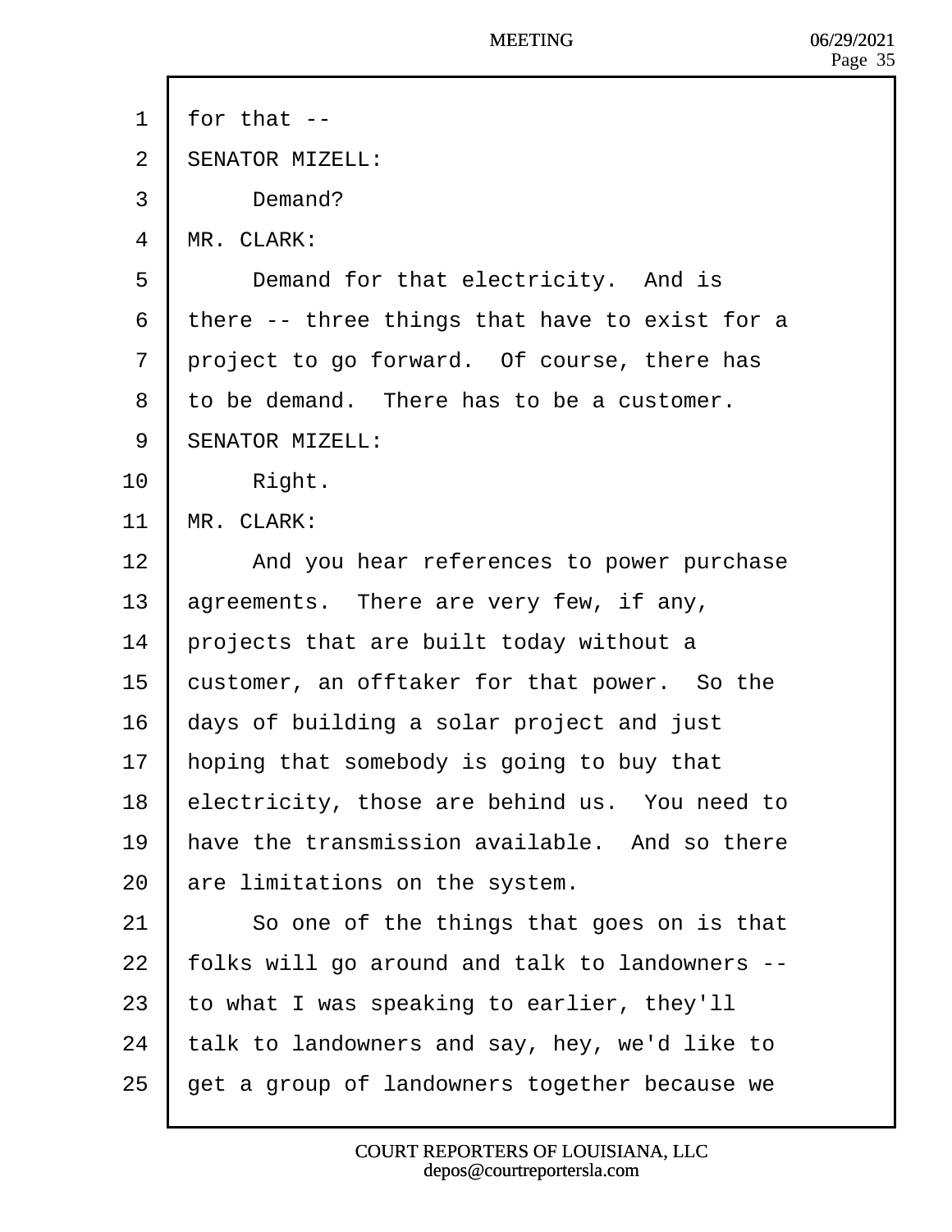for that --

SENATOR MIZELL:

Demand?

MR. CLARK:

Demand for that electricity. And is there -- three things that have to exist for a project to go forward. Of course, there has to be demand. There has to be a customer.

SENATOR MIZELL:

Right.

MR. CLARK:

And you hear references to power purchase agreements. There are very few, if any, projects that are built today without a customer, an offtaker for that power. So the days of building a solar project and just hoping that somebody is going to buy that electricity, those are behind us. You need to have the transmission available. And so there are limitations on the system.

So one of the things that goes on is that folks will go around and talk to landowners -- to what I was speaking to earlier, they'll talk to landowners and say, hey, we'd like to get a group of landowners together because we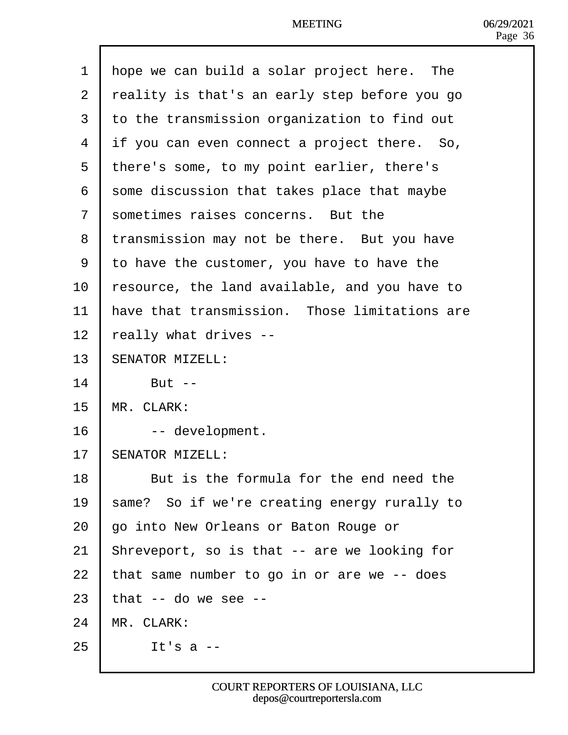hope we can build a solar project here. The reality is that's an early step before you go to the transmission organization to find out if you can even connect a project there. So, there's some, to my point earlier, there's some discussion that takes place that maybe sometimes raises concerns. But the transmission may not be there. But you have to have the customer, you have to have the resource, the land available, and you have to have that transmission. Those limitations are really what drives --

SENATOR MIZELL:

But --

MR. CLARK:

-- development.

SENATOR MIZELL:

But is the formula for the end need the same? So if we're creating energy rurally to go into New Orleans or Baton Rouge or Shreveport, so is that -- are we looking for that same number to go in or are we -- does that -- do we see --

MR. CLARK:

It's a --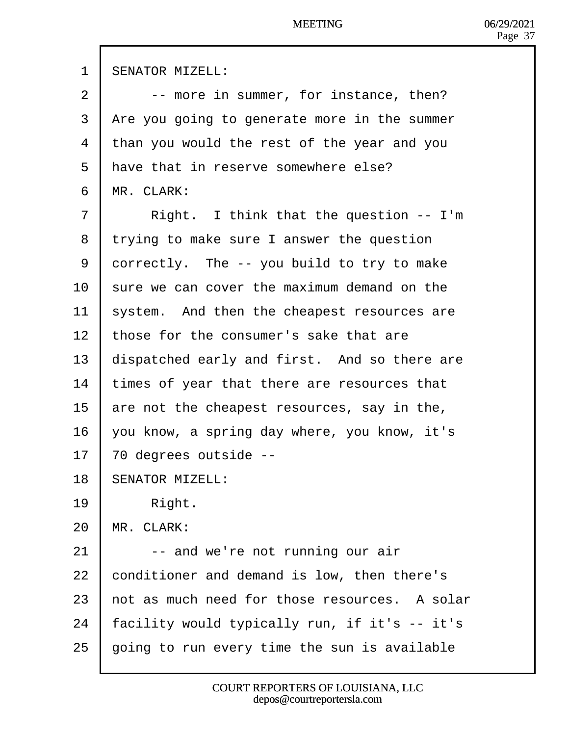SENATOR MIZELL:

-- more in summer, for instance, then? Are you going to generate more in the summer than you would the rest of the year and you have that in reserve somewhere else?

MR. CLARK:

Right. I think that the question -- I'm trying to make sure I answer the question correctly. The -- you build to try to make sure we can cover the maximum demand on the system. And then the cheapest resources are those for the consumer's sake that are dispatched early and first. And so there are times of year that there are resources that are not the cheapest resources, say in the, you know, a spring day where, you know, it's 70 degrees outside --

SENATOR MIZELL:

Right.

MR. CLARK:

-- and we're not running our air conditioner and demand is low, then there's not as much need for those resources. A solar facility would typically run, if it's -- it's going to run every time the sun is available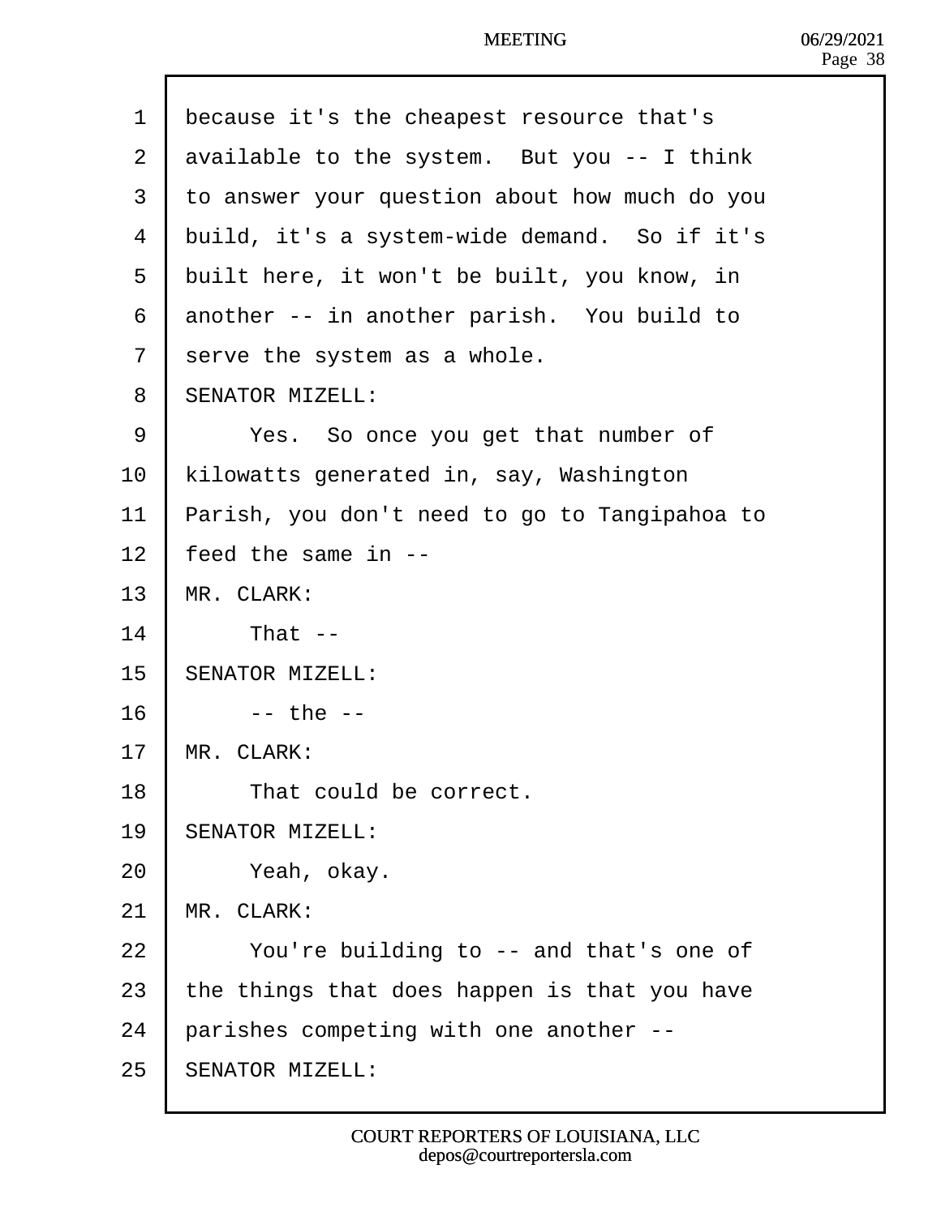because it's the cheapest resource that's available to the system. But you -- I think to answer your question about how much do you build, it's a system-wide demand. So if it's built here, it won't be built, you know, in another -- in another parish. You build to serve the system as a whole.

SENATOR MIZELL:

Yes. So once you get that number of kilowatts generated in, say, Washington Parish, you don't need to go to Tangipahoa to feed the same in --

MR. CLARK:

That --

SENATOR MIZELL:

-- the --

MR. CLARK:

That could be correct.

SENATOR MIZELL:

Yeah, okay.

MR. CLARK:

You're building to -- and that's one of the things that does happen is that you have parishes competing with one another --

SENATOR MIZELL: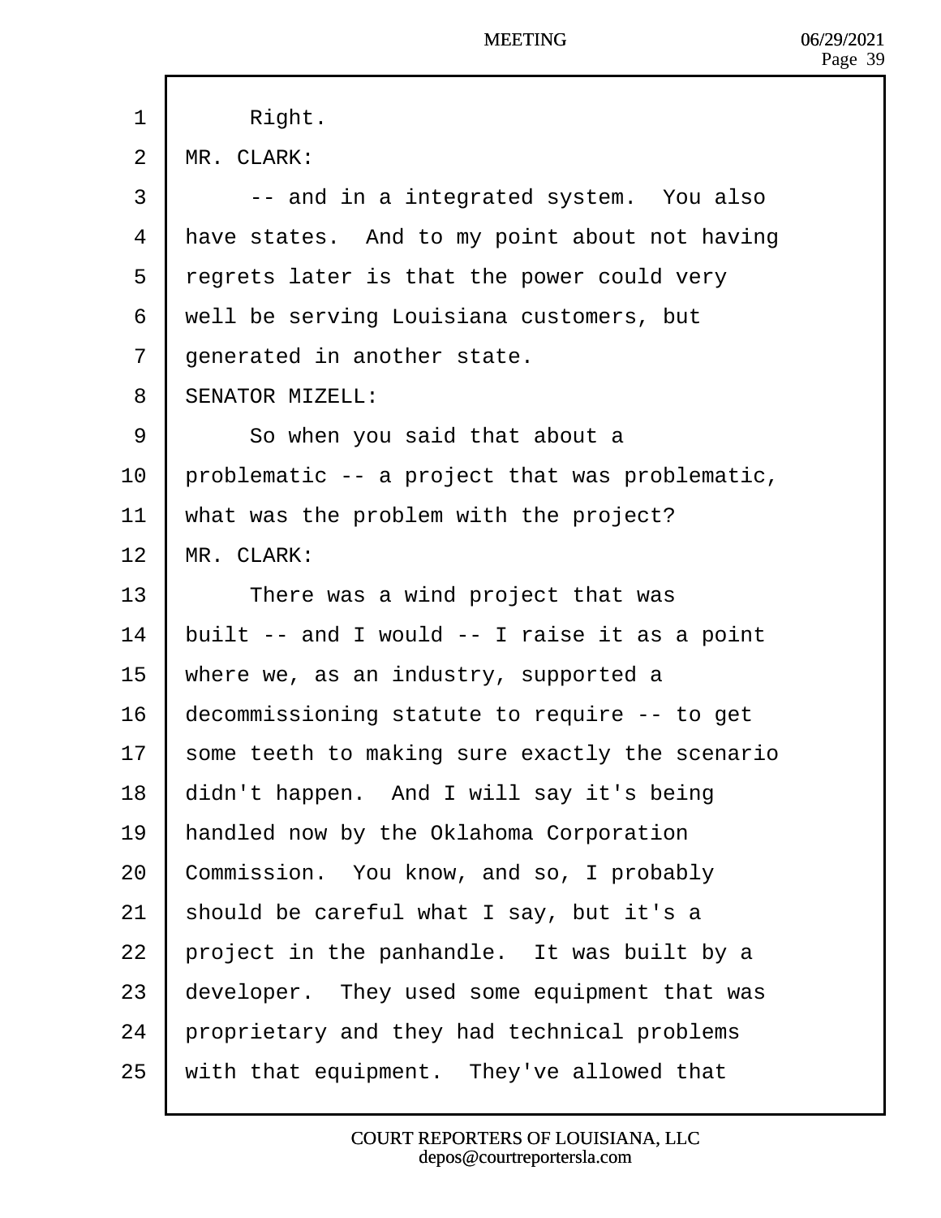Right.

MR. CLARK:

-- and in a integrated system. You also have states. And to my point about not having regrets later is that the power could very well be serving Louisiana customers, but generated in another state.

SENATOR MIZELL:

So when you said that about a problematic -- a project that was problematic, what was the problem with the project?

MR. CLARK:

There was a wind project that was built -- and I would -- I raise it as a point where we, as an industry, supported a decommissioning statute to require -- to get some teeth to making sure exactly the scenario didn't happen. And I will say it's being handled now by the Oklahoma Corporation Commission. You know, and so, I probably should be careful what I say, but it's a project in the panhandle. It was built by a developer. They used some equipment that was proprietary and they had technical problems with that equipment. They've allowed that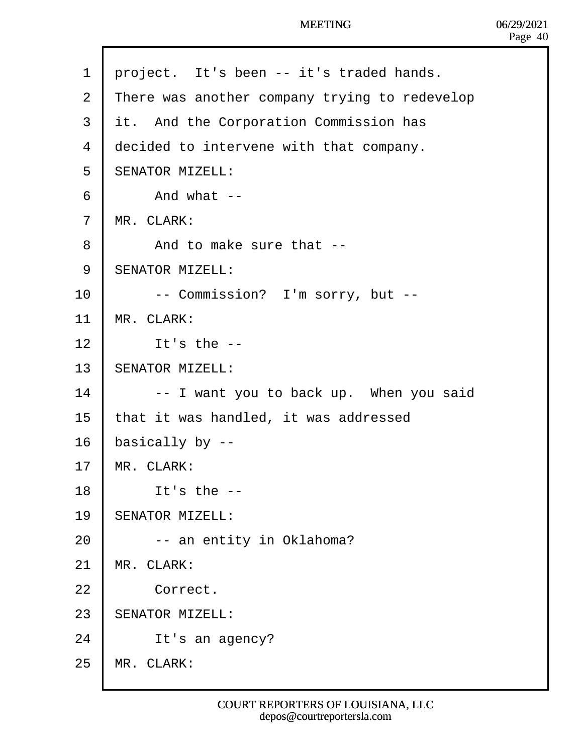project. It's been -- it's traded hands. There was another company trying to redevelop it. And the Corporation Commission has decided to intervene with that company.

SENATOR MIZELL:

And what --

MR. CLARK:

And to make sure that --

SENATOR MIZELL:

-- Commission? I'm sorry, but --

MR. CLARK:

It's the --

SENATOR MIZELL:

-- I want you to back up. When you said that it was handled, it was addressed basically by --

MR. CLARK:

It's the --

SENATOR MIZELL:

-- an entity in Oklahoma?

MR. CLARK:

Correct.

SENATOR MIZELL:

It's an agency?

MR. CLARK: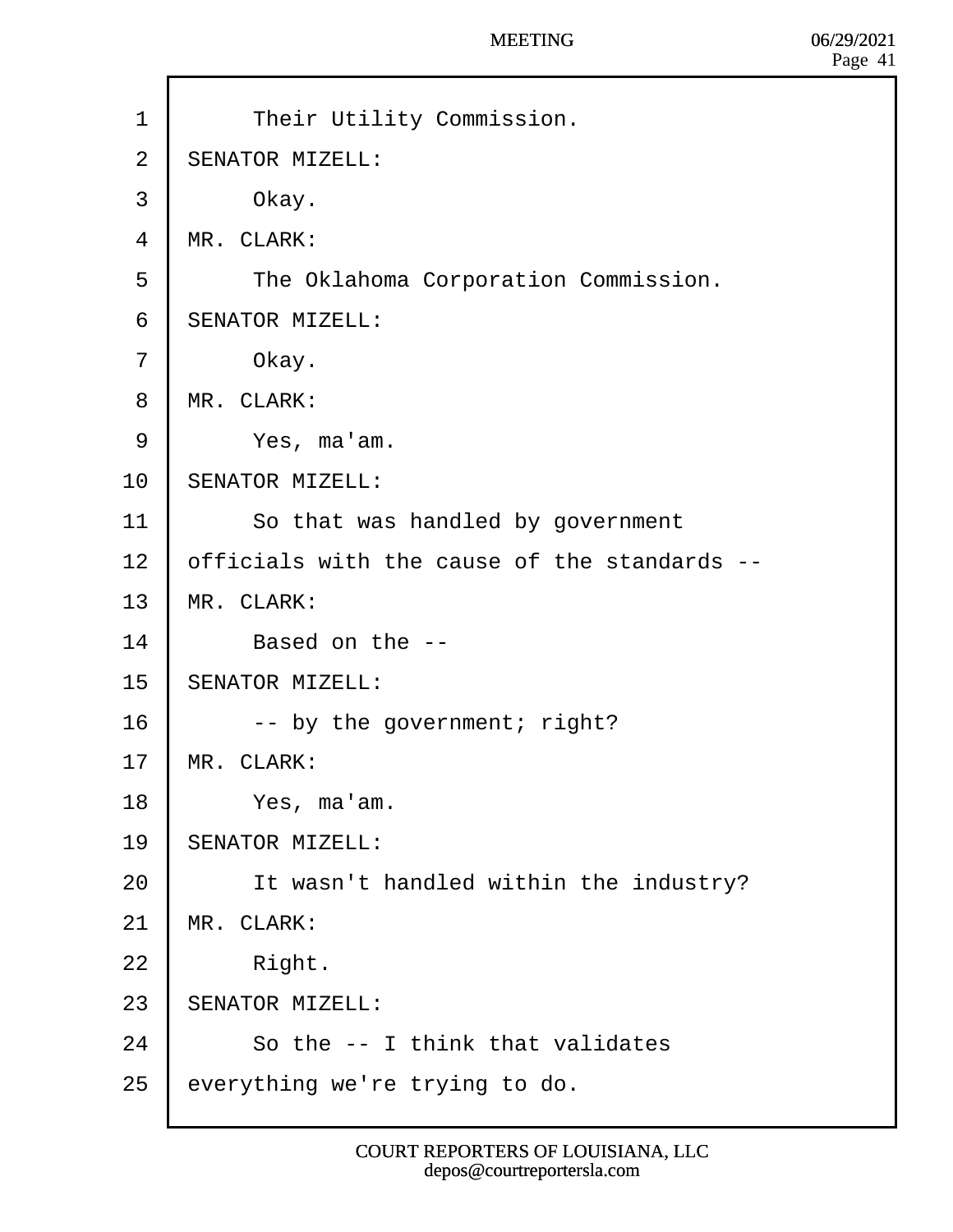Their Utility Commission.

SENATOR MIZELL:

Okay.

MR. CLARK:

The Oklahoma Corporation Commission.

SENATOR MIZELL:

Okay.

MR. CLARK:

Yes, ma'am.

SENATOR MIZELL:

So that was handled by government officials with the cause of the standards --

MR. CLARK:

Based on the --

SENATOR MIZELL:

-- by the government; right?

MR. CLARK:

Yes, ma'am.

SENATOR MIZELL:

It wasn't handled within the industry?

MR. CLARK:

Right.

SENATOR MIZELL:

So the -- I think that validates everything we're trying to do.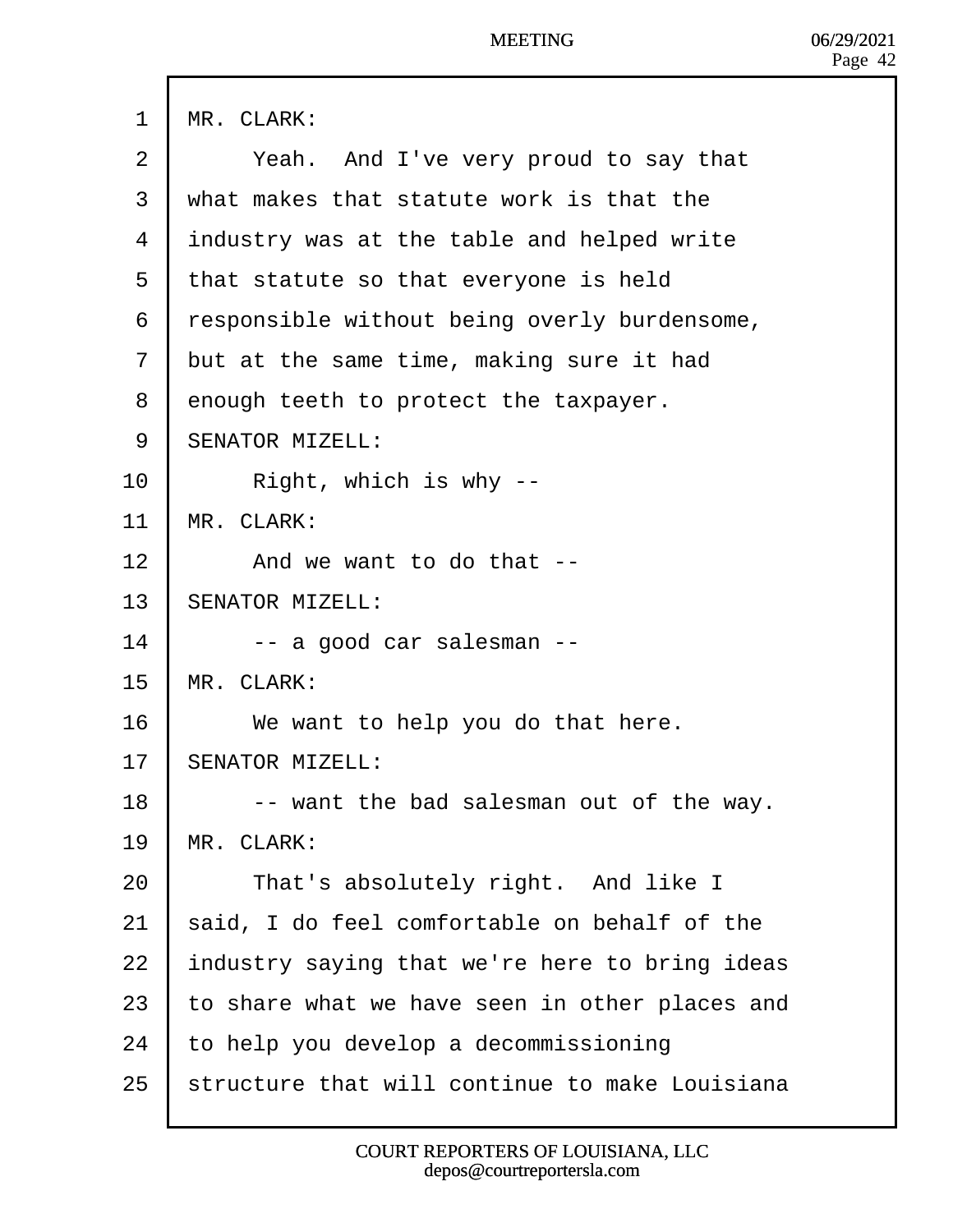MR. CLARK:

Yeah. And I've very proud to say that what makes that statute work is that the industry was at the table and helped write that statute so that everyone is held responsible without being overly burdensome, but at the same time, making sure it had enough teeth to protect the taxpayer.

SENATOR MIZELL:

Right, which is why --

MR. CLARK:

And we want to do that --

SENATOR MIZELL:

-- a good car salesman --

MR. CLARK:

We want to help you do that here.

SENATOR MIZELL:

-- want the bad salesman out of the way.

MR. CLARK:

That's absolutely right. And like I said, I do feel comfortable on behalf of the industry saying that we're here to bring ideas to share what we have seen in other places and to help you develop a decommissioning structure that will continue to make Louisiana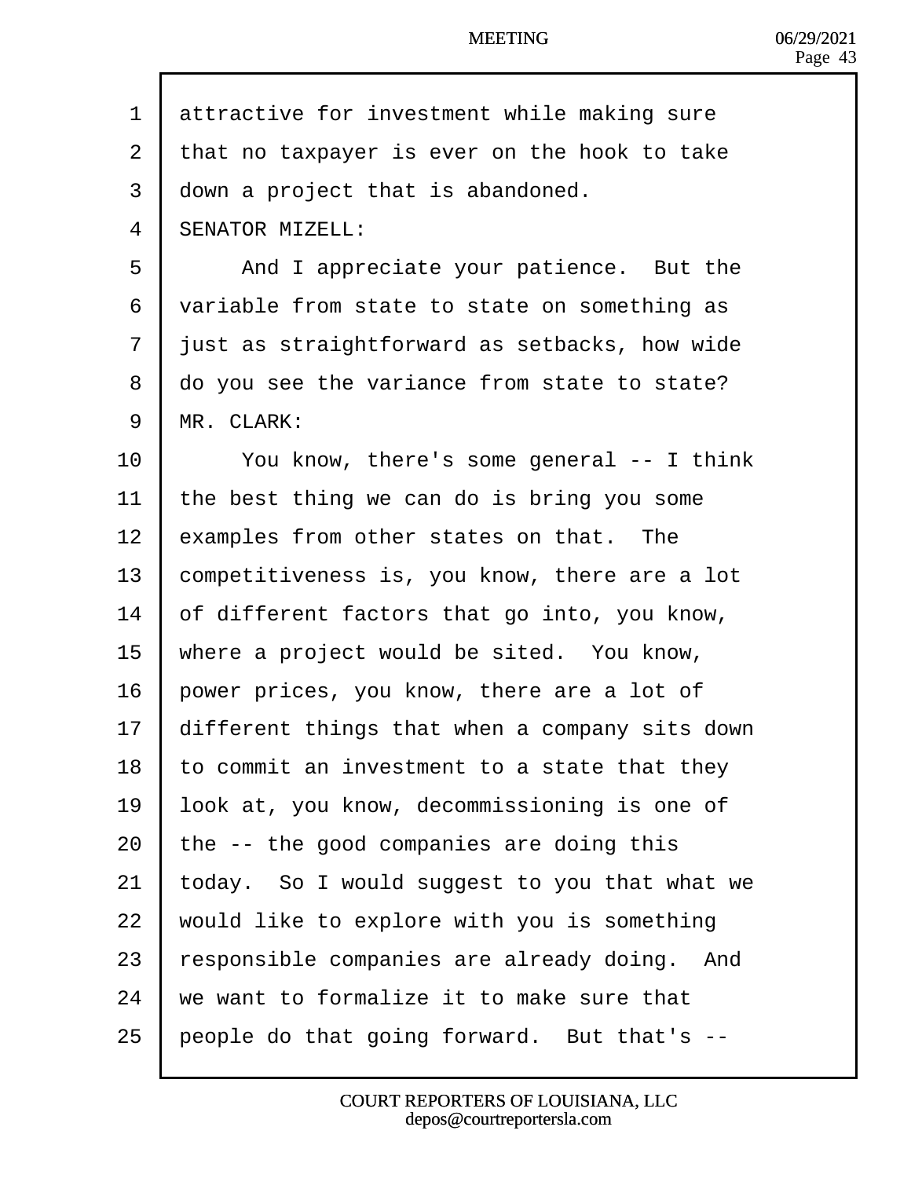attractive for investment while making sure that no taxpayer is ever on the hook to take down a project that is abandoned.

SENATOR MIZELL:

And I appreciate your patience. But the variable from state to state on something as just as straightforward as setbacks, how wide do you see the variance from state to state?

MR. CLARK:

You know, there's some general -- I think the best thing we can do is bring you some examples from other states on that. The competitiveness is, you know, there are a lot of different factors that go into, you know, where a project would be sited. You know, power prices, you know, there are a lot of different things that when a company sits down to commit an investment to a state that they look at, you know, decommissioning is one of the -- the good companies are doing this today. So I would suggest to you that what we would like to explore with you is something responsible companies are already doing. And we want to formalize it to make sure that people do that going forward. But that's --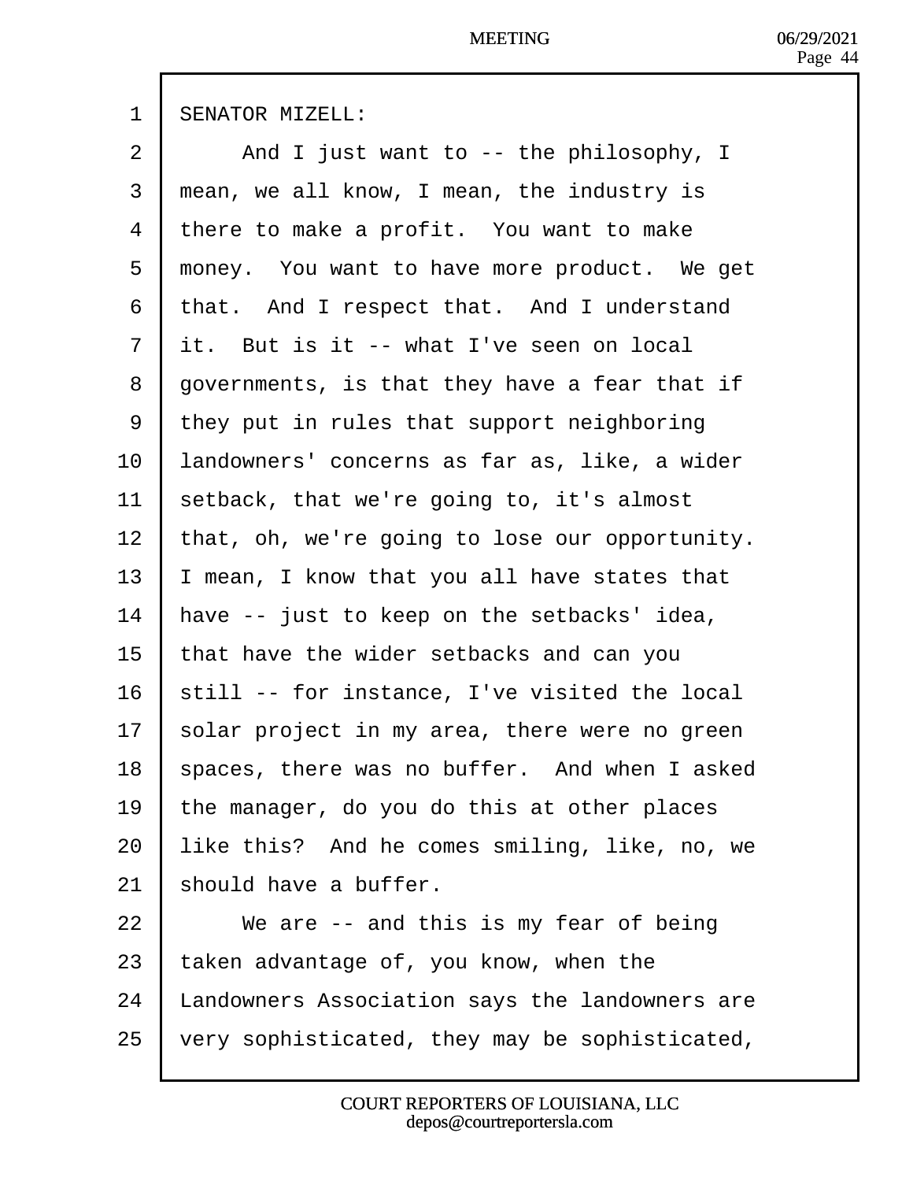SENATOR MIZELL:

And I just want to -- the philosophy, I mean, we all know, I mean, the industry is there to make a profit. You want to make money. You want to have more product. We get that. And I respect that. And I understand it. But is it -- what I've seen on local governments, is that they have a fear that if they put in rules that support neighboring landowners' concerns as far as, like, a wider setback, that we're going to, it's almost that, oh, we're going to lose our opportunity. I mean, I know that you all have states that have -- just to keep on the setbacks' idea, that have the wider setbacks and can you still -- for instance, I've visited the local solar project in my area, there were no green spaces, there was no buffer. And when I asked the manager, do you do this at other places like this? And he comes smiling, like, no, we should have a buffer.

We are -- and this is my fear of being taken advantage of, you know, when the Landowners Association says the landowners are very sophisticated, they may be sophisticated,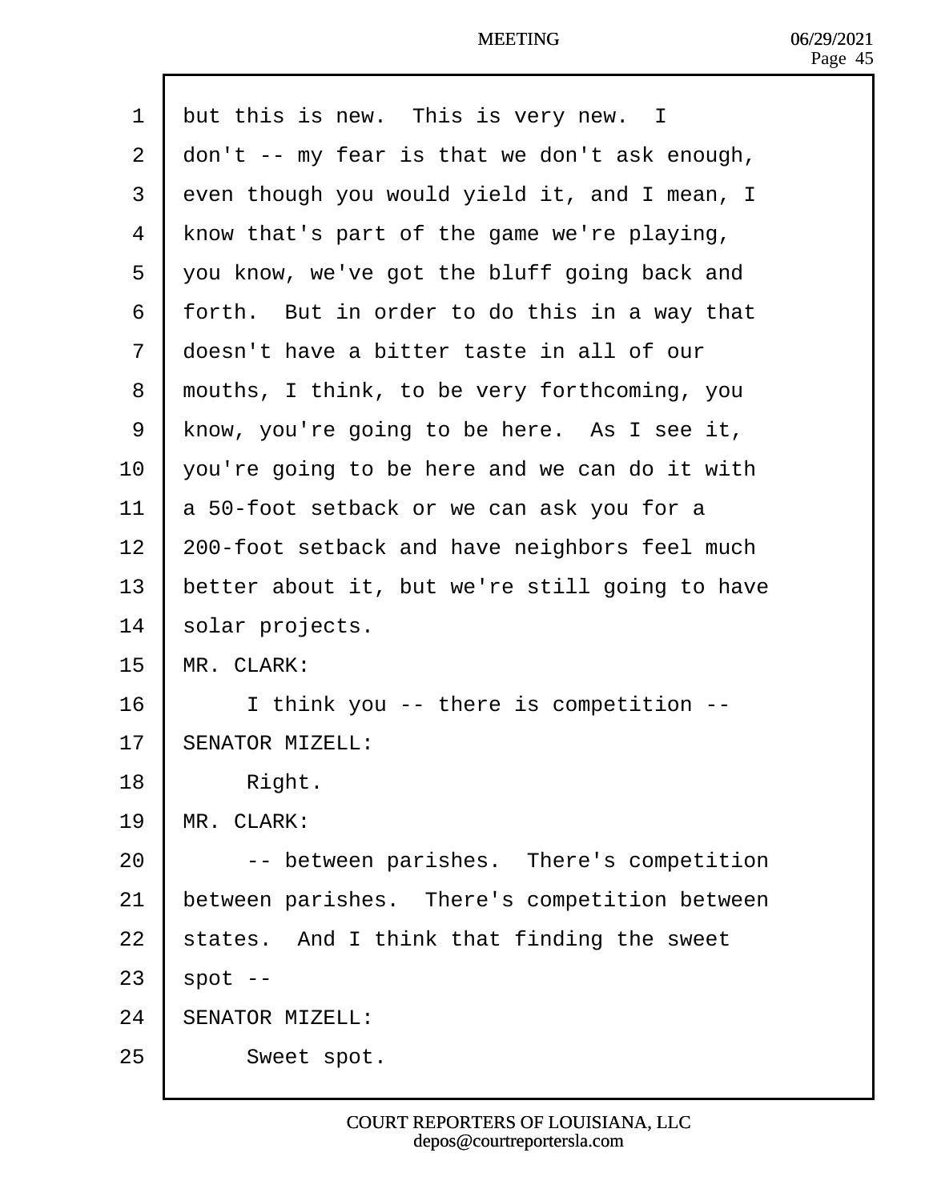but this is new. This is very new. I don't -- my fear is that we don't ask enough, even though you would yield it, and I mean, I know that's part of the game we're playing, you know, we've got the bluff going back and forth. But in order to do this in a way that doesn't have a bitter taste in all of our mouths, I think, to be very forthcoming, you know, you're going to be here. As I see it, you're going to be here and we can do it with a 50-foot setback or we can ask you for a 200-foot setback and have neighbors feel much better about it, but we're still going to have solar projects.

MR. CLARK:

I think you -- there is competition --

SENATOR MIZELL:

Right.

MR. CLARK:

-- between parishes. There's competition between parishes. There's competition between states. And I think that finding the sweet spot --

SENATOR MIZELL:

Sweet spot.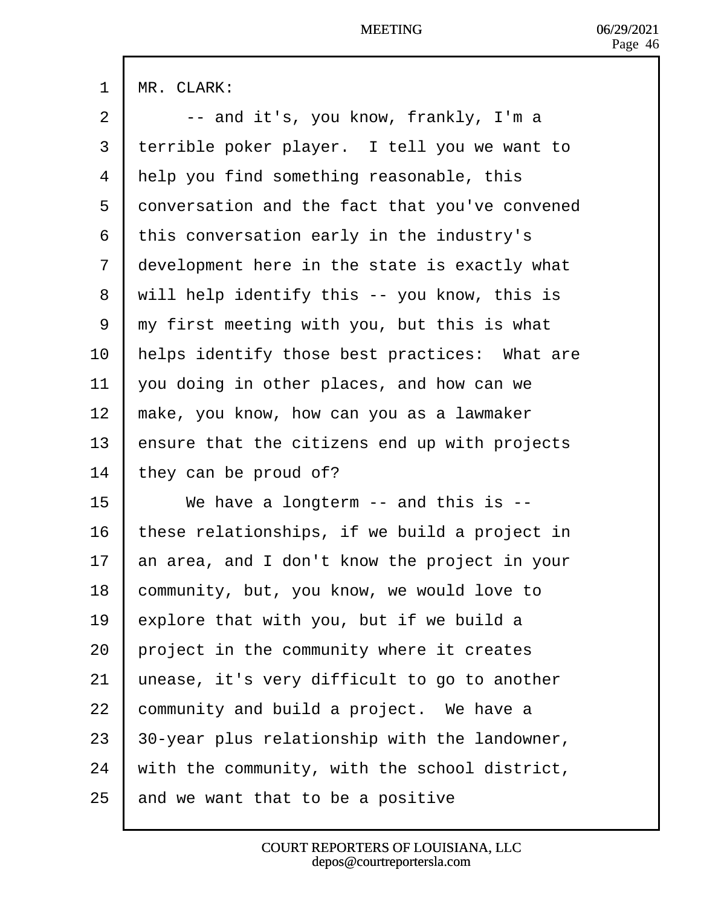MR. CLARK:

-- and it's, you know, frankly, I'm a terrible poker player. I tell you we want to help you find something reasonable, this conversation and the fact that you've convened this conversation early in the industry's development here in the state is exactly what will help identify this -- you know, this is my first meeting with you, but this is what helps identify those best practices: What are you doing in other places, and how can we make, you know, how can you as a lawmaker ensure that the citizens end up with projects they can be proud of?

We have a longterm -- and this is -- these relationships, if we build a project in an area, and I don't know the project in your community, but, you know, we would love to explore that with you, but if we build a project in the community where it creates unease, it's very difficult to go to another community and build a project. We have a 30-year plus relationship with the landowner, with the community, with the school district, and we want that to be a positive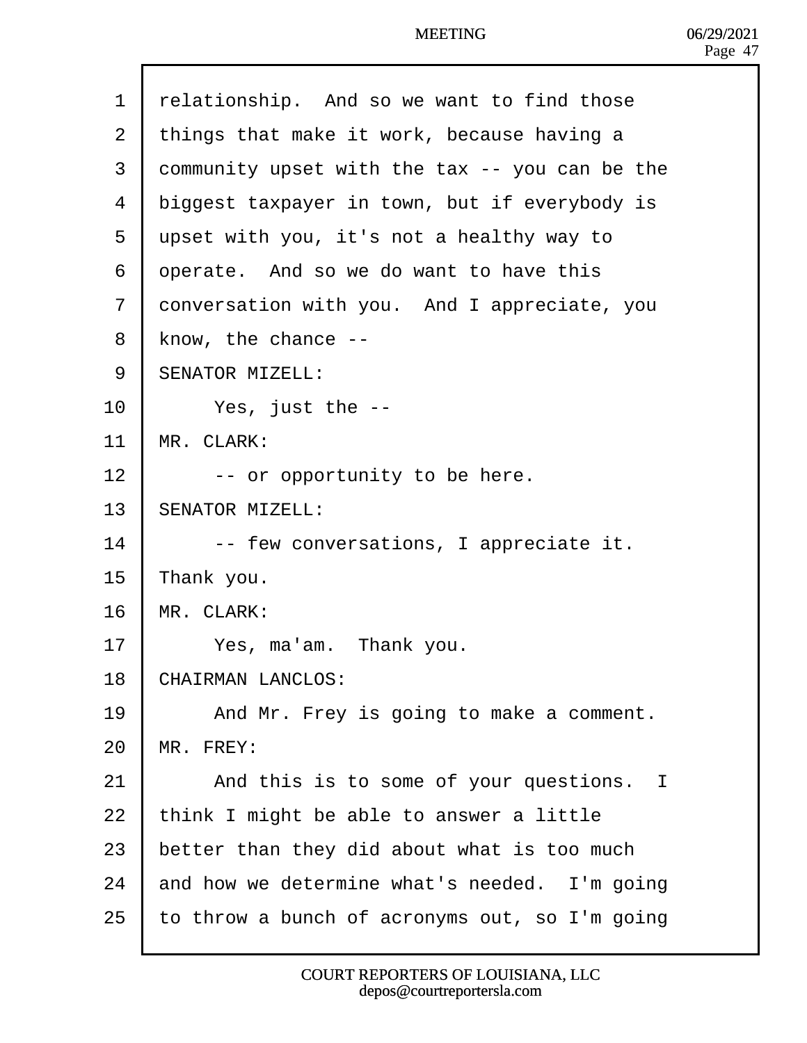relationship. And so we want to find those things that make it work, because having a community upset with the tax -- you can be the biggest taxpayer in town, but if everybody is upset with you, it's not a healthy way to operate. And so we do want to have this conversation with you. And I appreciate, you know, the chance --

SENATOR MIZELL:

Yes, just the --

MR. CLARK:

-- or opportunity to be here.

SENATOR MIZELL:

-- few conversations, I appreciate it. Thank you.

MR. CLARK:

Yes, ma'am. Thank you.

CHAIRMAN LANCLOS:

And Mr. Frey is going to make a comment.

MR. FREY:

And this is to some of your questions. I think I might be able to answer a little better than they did about what is too much and how we determine what's needed. I'm going to throw a bunch of acronyms out, so I'm going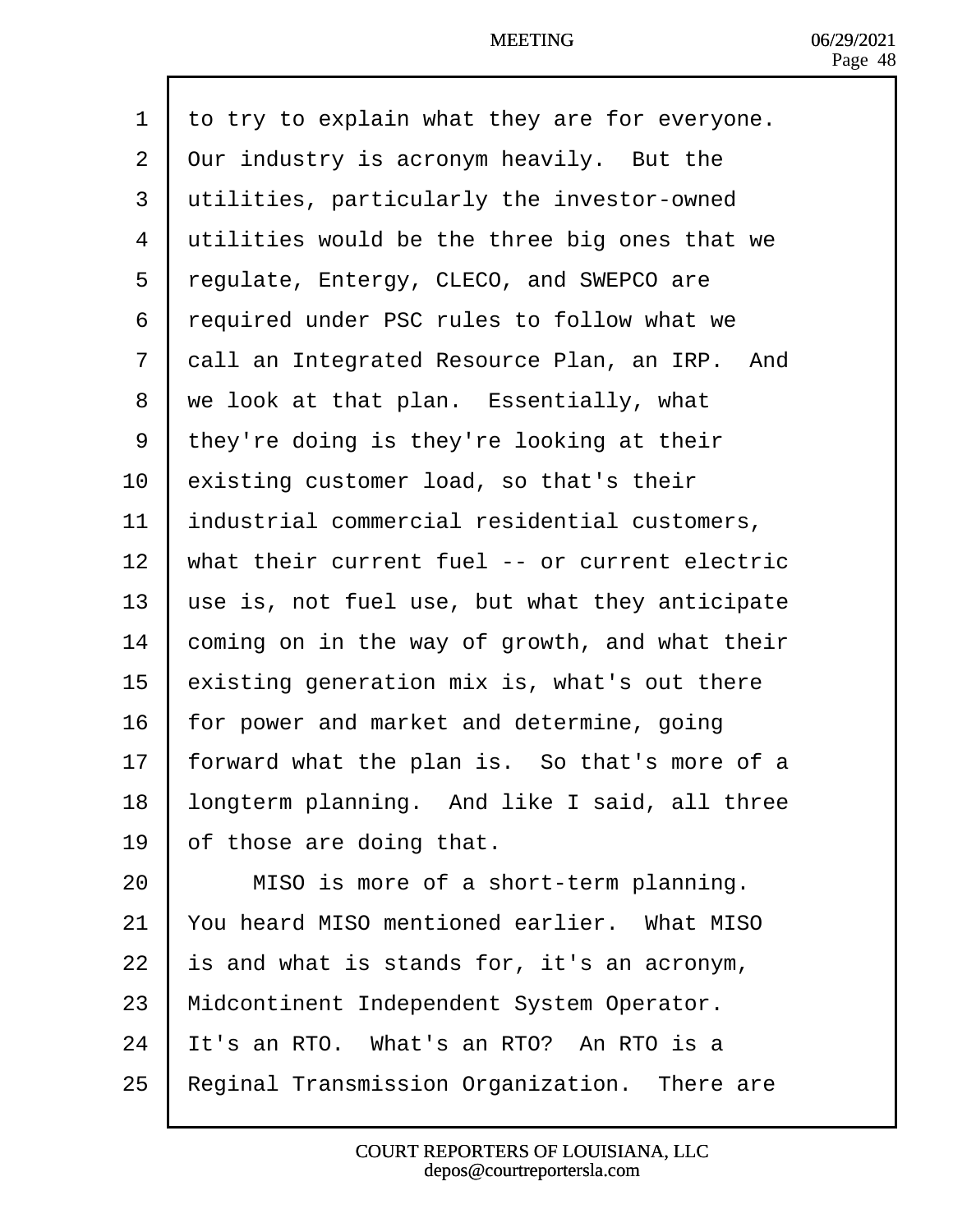to try to explain what they are for everyone. Our industry is acronym heavily. But the utilities, particularly the investor-owned utilities would be the three big ones that we regulate, Entergy, CLECO, and SWEPCO are required under PSC rules to follow what we call an Integrated Resource Plan, an IRP. And we look at that plan. Essentially, what they're doing is they're looking at their existing customer load, so that's their industrial commercial residential customers, what their current fuel -- or current electric use is, not fuel use, but what they anticipate coming on in the way of growth, and what their existing generation mix is, what's out there for power and market and determine, going forward what the plan is. So that's more of a longterm planning. And like I said, all three of those are doing that.

MISO is more of a short-term planning. You heard MISO mentioned earlier. What MISO is and what is stands for, it's an acronym, Midcontinent Independent System Operator. It's an RTO. What's an RTO? An RTO is a Reginal Transmission Organization. There are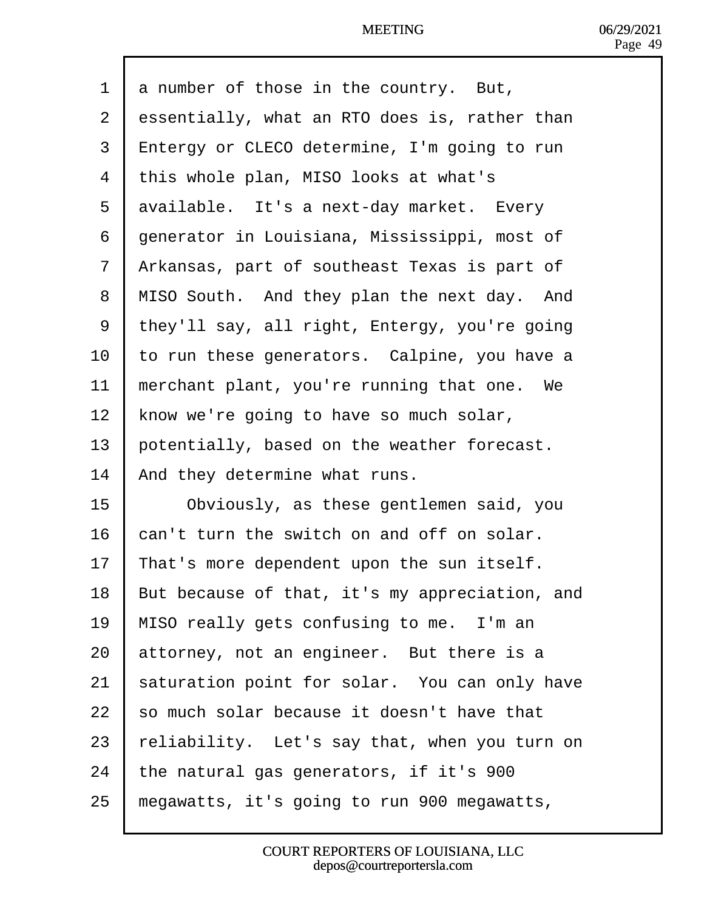a number of those in the country. But, essentially, what an RTO does is, rather than Entergy or CLECO determine, I'm going to run this whole plan, MISO looks at what's available. It's a next-day market. Every generator in Louisiana, Mississippi, most of Arkansas, part of southeast Texas is part of MISO South. And they plan the next day. And they'll say, all right, Entergy, you're going to run these generators. Calpine, you have a merchant plant, you're running that one. We know we're going to have so much solar, potentially, based on the weather forecast. And they determine what runs.

Obviously, as these gentlemen said, you can't turn the switch on and off on solar. That's more dependent upon the sun itself. But because of that, it's my appreciation, and MISO really gets confusing to me. I'm an attorney, not an engineer. But there is a saturation point for solar. You can only have so much solar because it doesn't have that reliability. Let's say that, when you turn on the natural gas generators, if it's 900 megawatts, it's going to run 900 megawatts,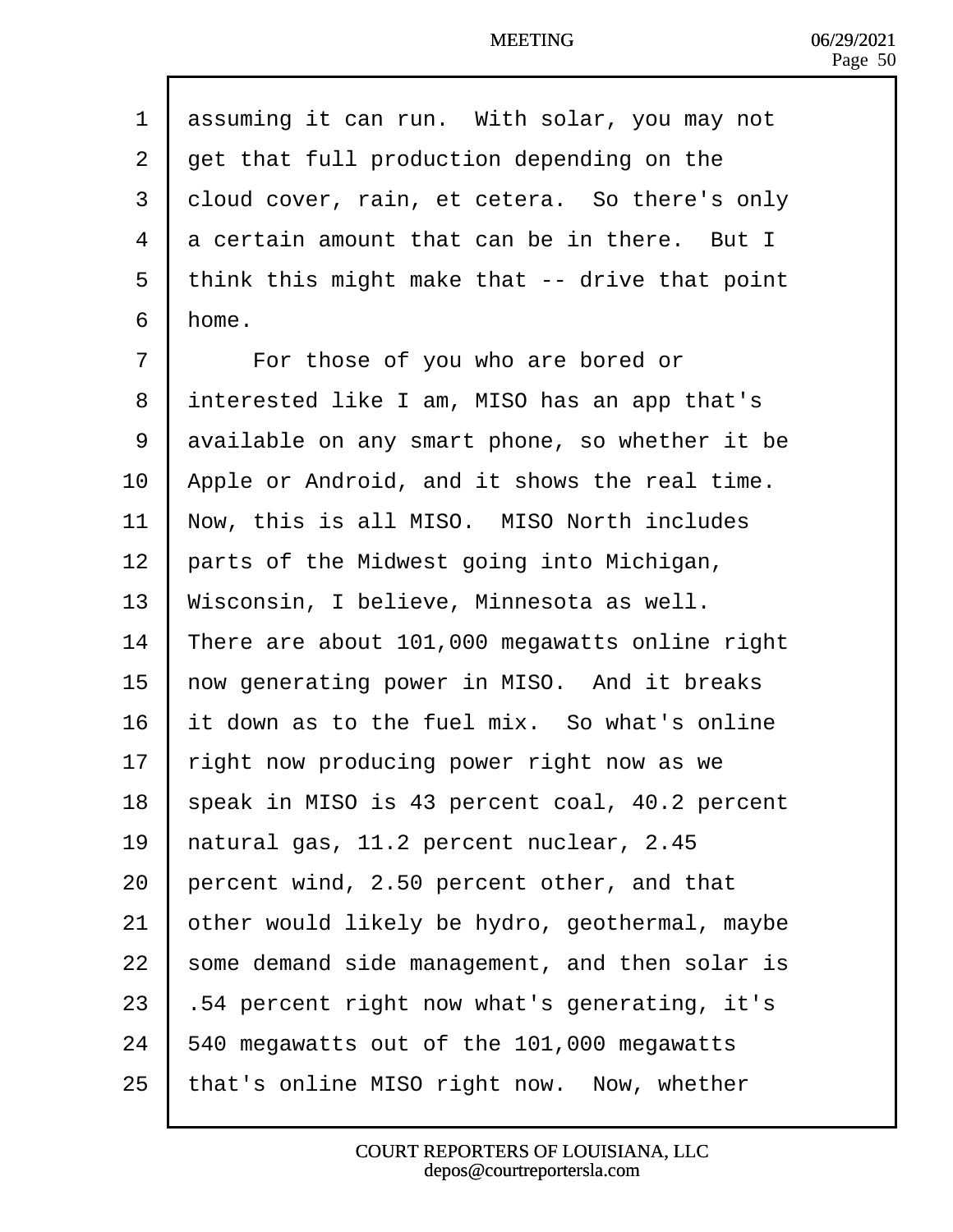assuming it can run. With solar, you may not get that full production depending on the cloud cover, rain, et cetera. So there's only a certain amount that can be in there. But I think this might make that -- drive that point home.

For those of you who are bored or interested like I am, MISO has an app that's available on any smart phone, so whether it be Apple or Android, and it shows the real time. Now, this is all MISO. MISO North includes parts of the Midwest going into Michigan, Wisconsin, I believe, Minnesota as well. There are about 101,000 megawatts online right now generating power in MISO. And it breaks it down as to the fuel mix. So what's online right now producing power right now as we speak in MISO is 43 percent coal, 40.2 percent natural gas, 11.2 percent nuclear, 2.45 percent wind, 2.50 percent other, and that other would likely be hydro, geothermal, maybe some demand side management, and then solar is .54 percent right now what's generating, it's 540 megawatts out of the 101,000 megawatts that's online MISO right now. Now, whether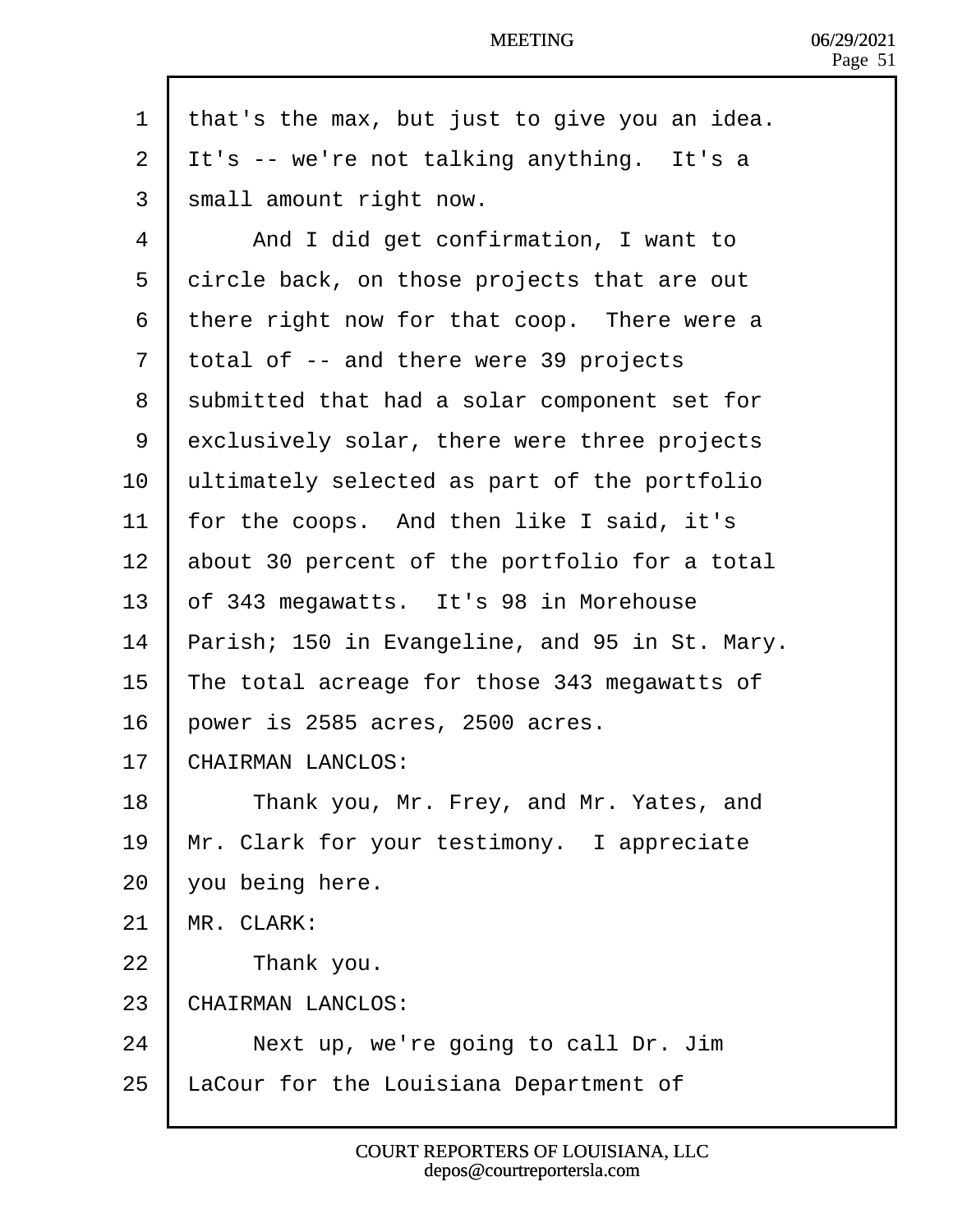that's the max, but just to give you an idea. It's -- we're not talking anything. It's a small amount right now.

And I did get confirmation, I want to circle back, on those projects that are out there right now for that coop. There were a total of -- and there were 39 projects submitted that had a solar component set for exclusively solar, there were three projects ultimately selected as part of the portfolio for the coops. And then like I said, it's about 30 percent of the portfolio for a total of 343 megawatts. It's 98 in Morehouse Parish; 150 in Evangeline, and 95 in St. Mary. The total acreage for those 343 megawatts of power is 2585 acres, 2500 acres.

CHAIRMAN LANCLOS:

Thank you, Mr. Frey, and Mr. Yates, and Mr. Clark for your testimony. I appreciate you being here.

MR. CLARK:

Thank you.

CHAIRMAN LANCLOS:

Next up, we're going to call Dr. Jim LaCour for the Louisiana Department of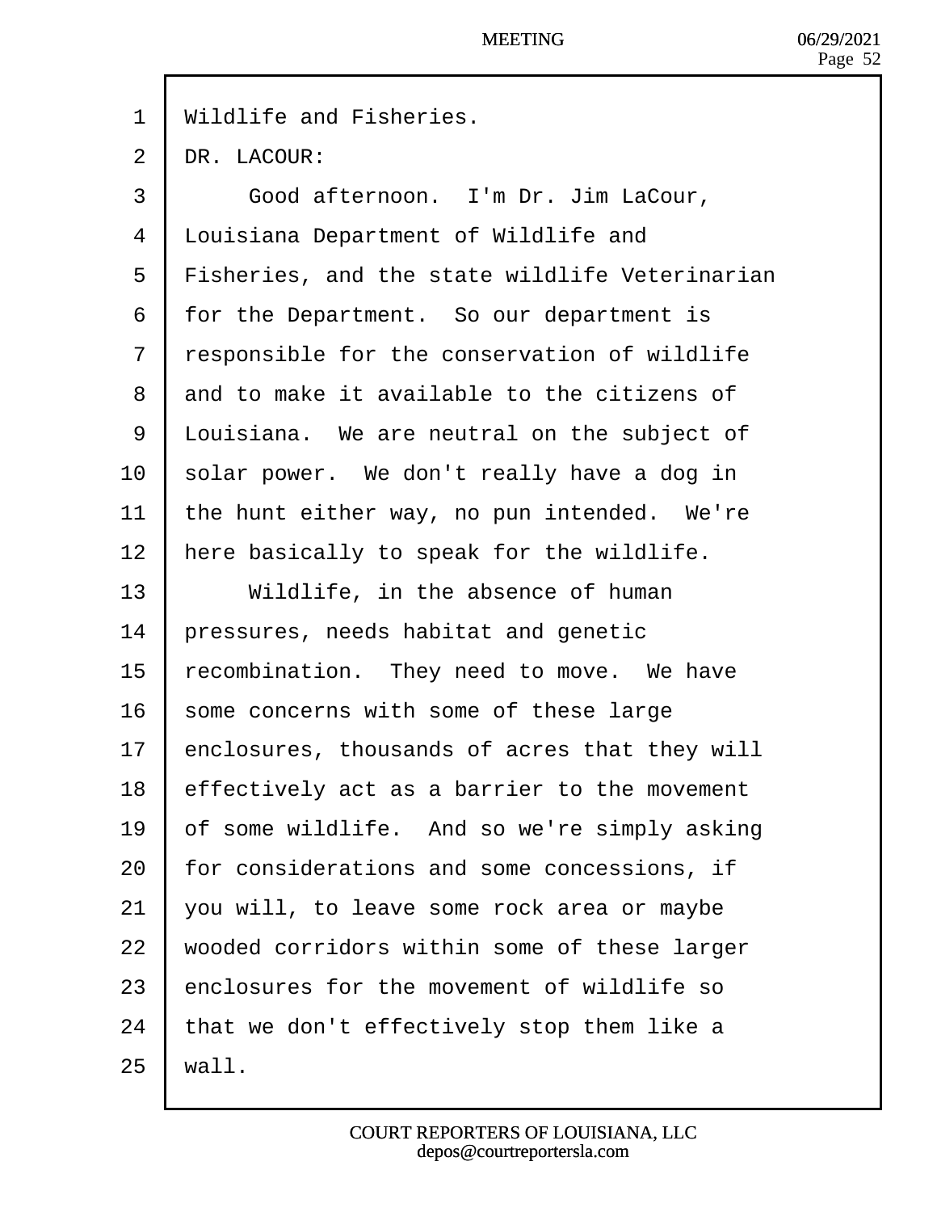Wildlife and Fisheries.

DR. LACOUR:

Good afternoon. I'm Dr. Jim LaCour, Louisiana Department of Wildlife and Fisheries, and the state wildlife Veterinarian for the Department. So our department is responsible for the conservation of wildlife and to make it available to the citizens of Louisiana. We are neutral on the subject of solar power. We don't really have a dog in the hunt either way, no pun intended. We're here basically to speak for the wildlife.

Wildlife, in the absence of human pressures, needs habitat and genetic recombination. They need to move. We have some concerns with some of these large enclosures, thousands of acres that they will effectively act as a barrier to the movement of some wildlife. And so we're simply asking for considerations and some concessions, if you will, to leave some rock area or maybe wooded corridors within some of these larger enclosures for the movement of wildlife so that we don't effectively stop them like a wall.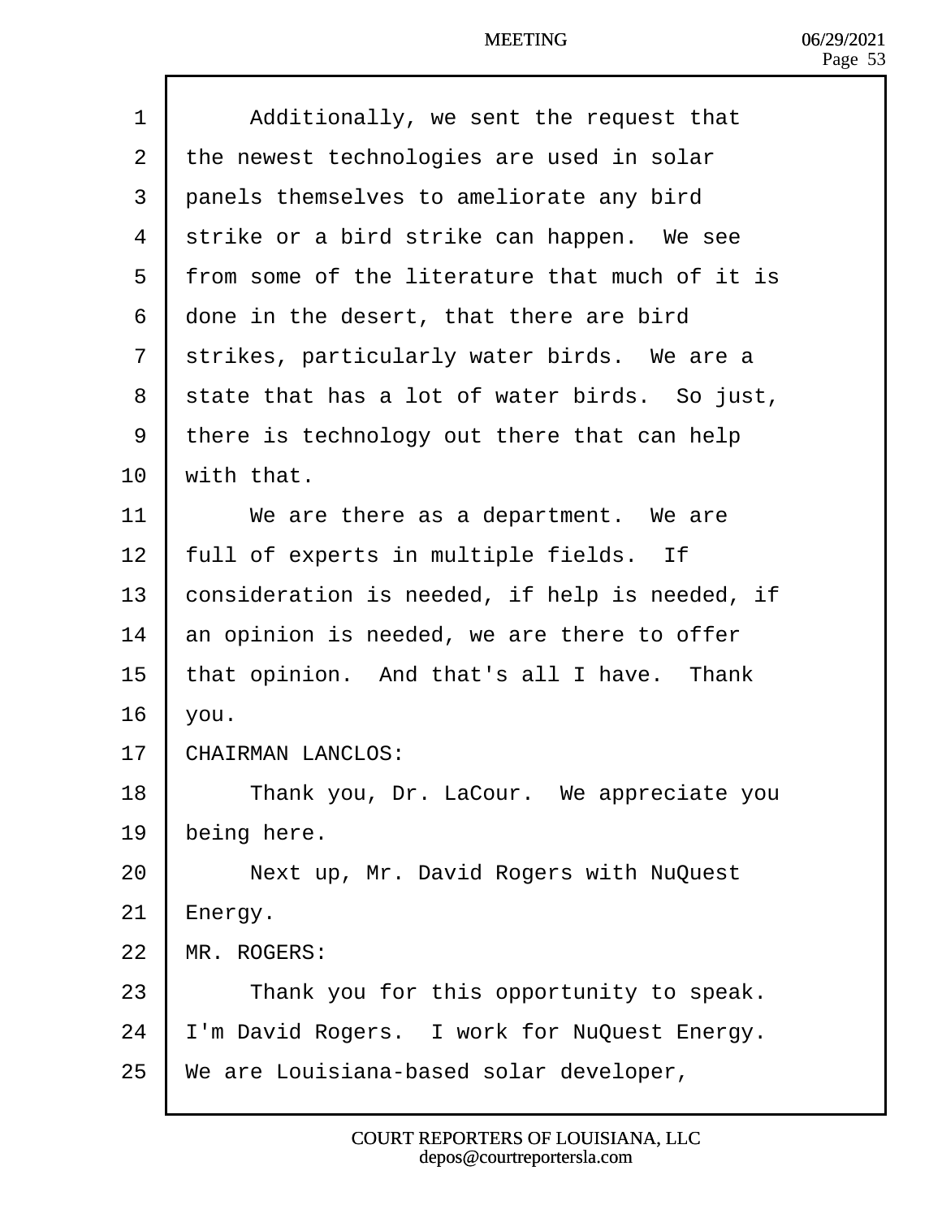Additionally, we sent the request that the newest technologies are used in solar panels themselves to ameliorate any bird strike or a bird strike can happen. We see from some of the literature that much of it is done in the desert, that there are bird strikes, particularly water birds. We are a state that has a lot of water birds. So just, there is technology out there that can help with that.

We are there as a department. We are full of experts in multiple fields. If consideration is needed, if help is needed, if an opinion is needed, we are there to offer that opinion. And that's all I have. Thank you.

CHAIRMAN LANCLOS:

Thank you, Dr. LaCour. We appreciate you being here.

Next up, Mr. David Rogers with NuQuest Energy.

MR. ROGERS:

Thank you for this opportunity to speak. I'm David Rogers. I work for NuQuest Energy. We are Louisiana-based solar developer,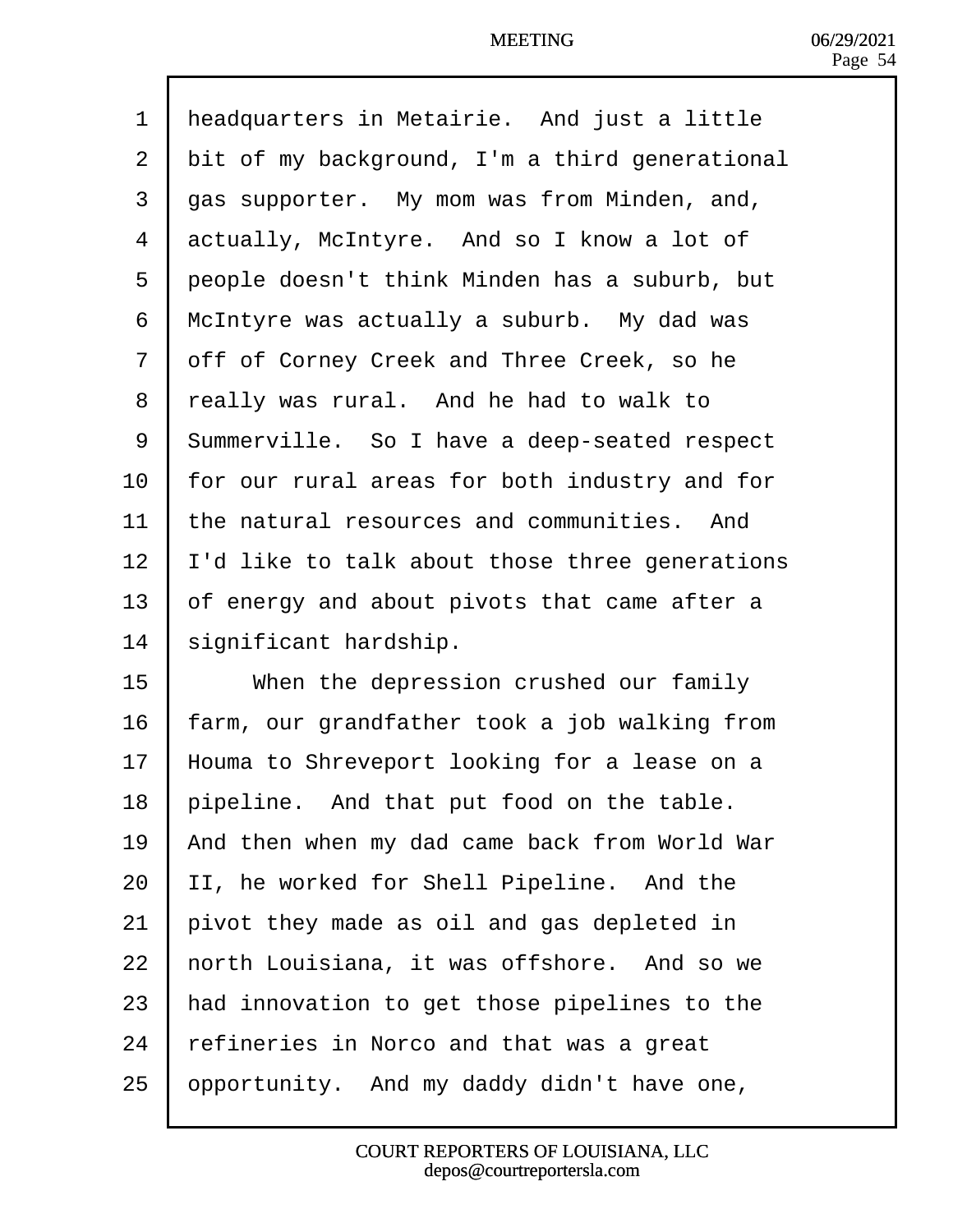headquarters in Metairie. And just a little bit of my background, I'm a third generational gas supporter. My mom was from Minden, and, actually, McIntyre. And so I know a lot of people doesn't think Minden has a suburb, but McIntyre was actually a suburb. My dad was off of Corney Creek and Three Creek, so he really was rural. And he had to walk to Summerville. So I have a deep-seated respect for our rural areas for both industry and for the natural resources and communities. And I'd like to talk about those three generations of energy and about pivots that came after a significant hardship.

When the depression crushed our family farm, our grandfather took a job walking from Houma to Shreveport looking for a lease on a pipeline. And that put food on the table. And then when my dad came back from World War II, he worked for Shell Pipeline. And the pivot they made as oil and gas depleted in north Louisiana, it was offshore. And so we had innovation to get those pipelines to the refineries in Norco and that was a great opportunity. And my daddy didn't have one,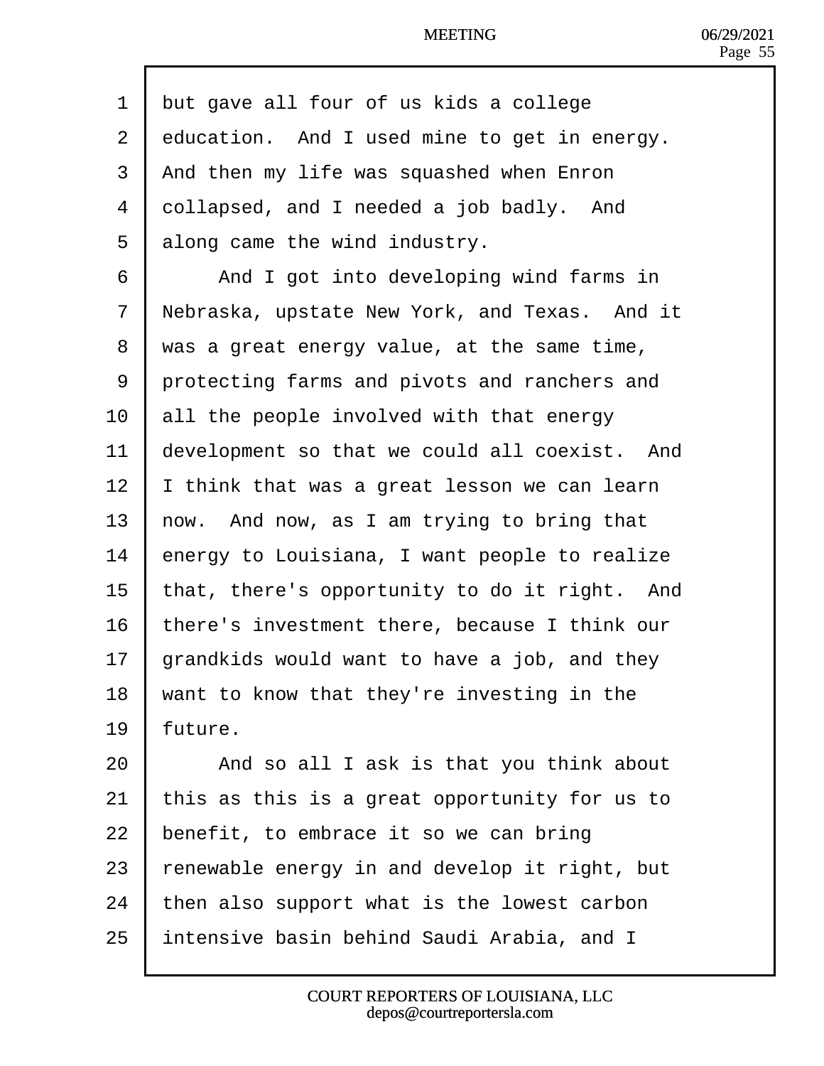1 but gave all four of us kids a college
2 education. And I used mine to get in energy.
3 And then my life was squashed when Enron
4 collapsed, and I needed a job badly. And
5 along came the wind industry.
6 And I got into developing wind farms in
7 Nebraska, upstate New York, and Texas. And it
8 was a great energy value, at the same time,
9 protecting farms and pivots and ranchers and
10 all the people involved with that energy
11 development so that we could all coexist. And
12 I think that was a great lesson we can learn
13 now. And now, as I am trying to bring that
14 energy to Louisiana, I want people to realize
15 that, there's opportunity to do it right. And
16 there's investment there, because I think our
17 grandkids would want to have a job, and they
18 want to know that they're investing in the
19 future.
20 And so all I ask is that you think about
21 this as this is a great opportunity for us to
22 benefit, to embrace it so we can bring
23 renewable energy in and develop it right, but
24 then also support what is the lowest carbon
25 intensive basin behind Saudi Arabia, and I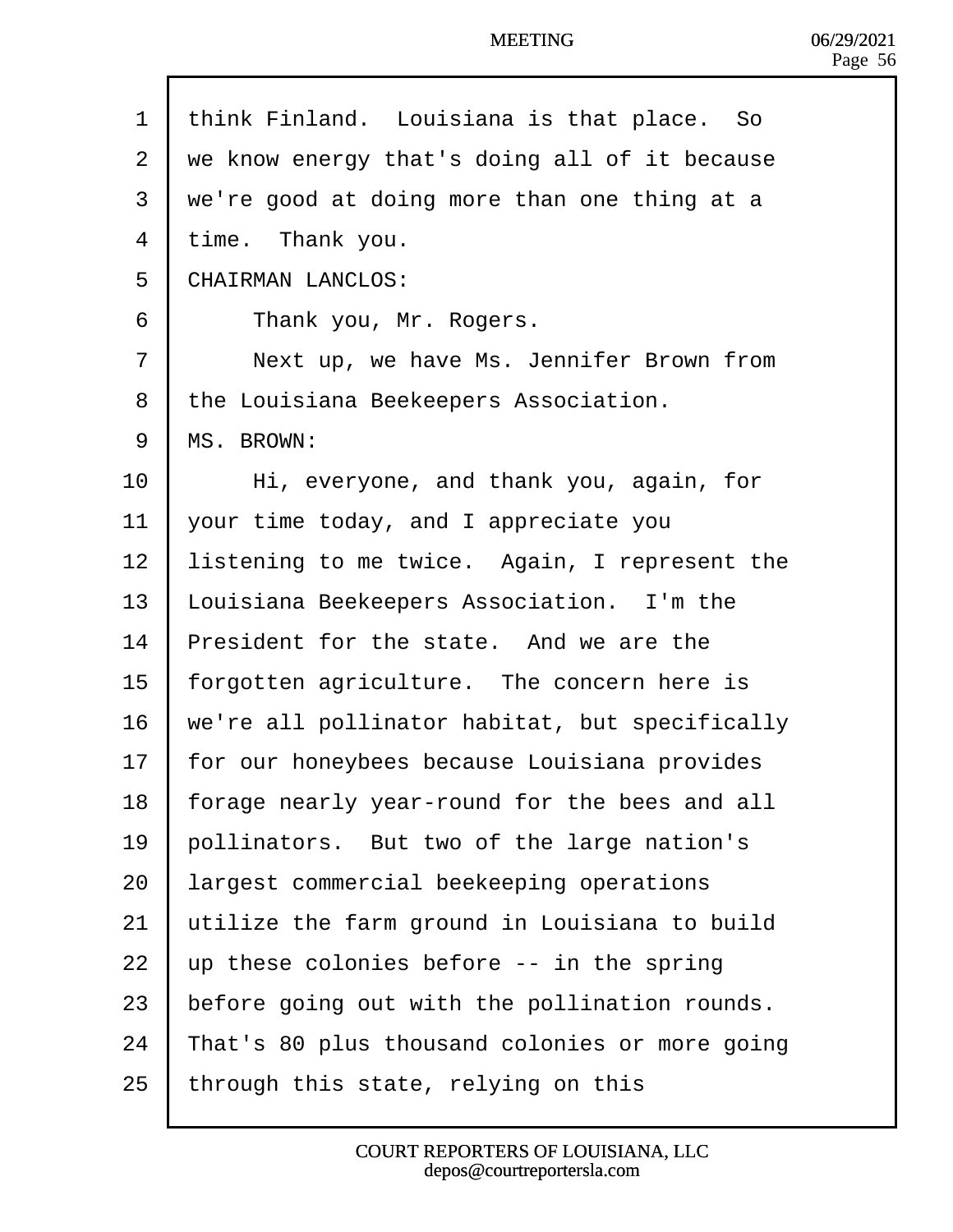think Finland. Louisiana is that place. So we know energy that's doing all of it because we're good at doing more than one thing at a time. Thank you.

CHAIRMAN LANCLOS:

Thank you, Mr. Rogers.

Next up, we have Ms. Jennifer Brown from the Louisiana Beekeepers Association.

MS. BROWN:

Hi, everyone, and thank you, again, for your time today, and I appreciate you listening to me twice. Again, I represent the Louisiana Beekeepers Association. I'm the President for the state. And we are the forgotten agriculture. The concern here is we're all pollinator habitat, but specifically for our honeybees because Louisiana provides forage nearly year-round for the bees and all pollinators. But two of the large nation's largest commercial beekeeping operations utilize the farm ground in Louisiana to build up these colonies before -- in the spring before going out with the pollination rounds. That's 80 plus thousand colonies or more going through this state, relying on this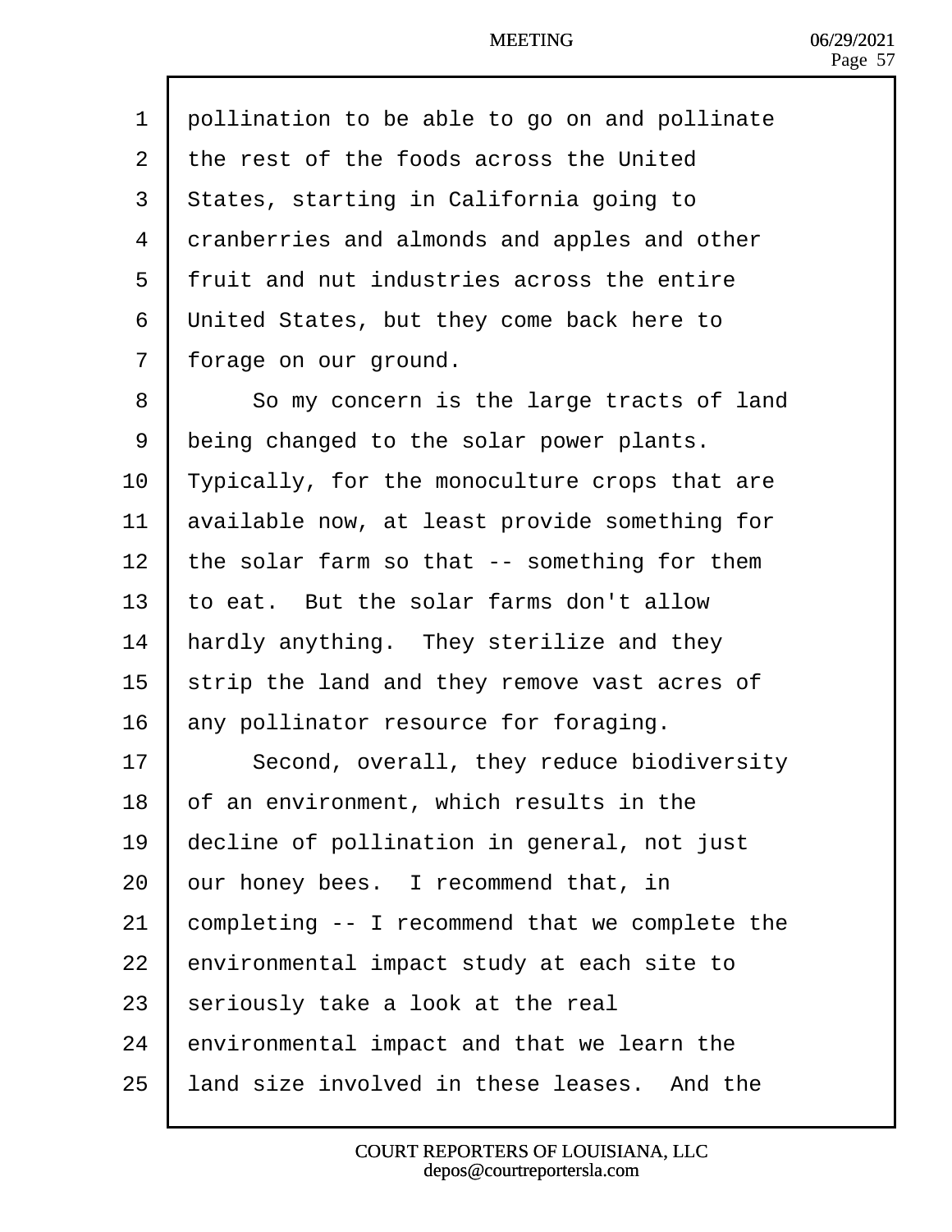pollination to be able to go on and pollinate the rest of the foods across the United States, starting in California going to cranberries and almonds and apples and other fruit and nut industries across the entire United States, but they come back here to forage on our ground.

So my concern is the large tracts of land being changed to the solar power plants. Typically, for the monoculture crops that are available now, at least provide something for the solar farm so that -- something for them to eat. But the solar farms don't allow hardly anything. They sterilize and they strip the land and they remove vast acres of any pollinator resource for foraging.

Second, overall, they reduce biodiversity of an environment, which results in the decline of pollination in general, not just our honey bees. I recommend that, in completing -- I recommend that we complete the environmental impact study at each site to seriously take a look at the real environmental impact and that we learn the land size involved in these leases. And the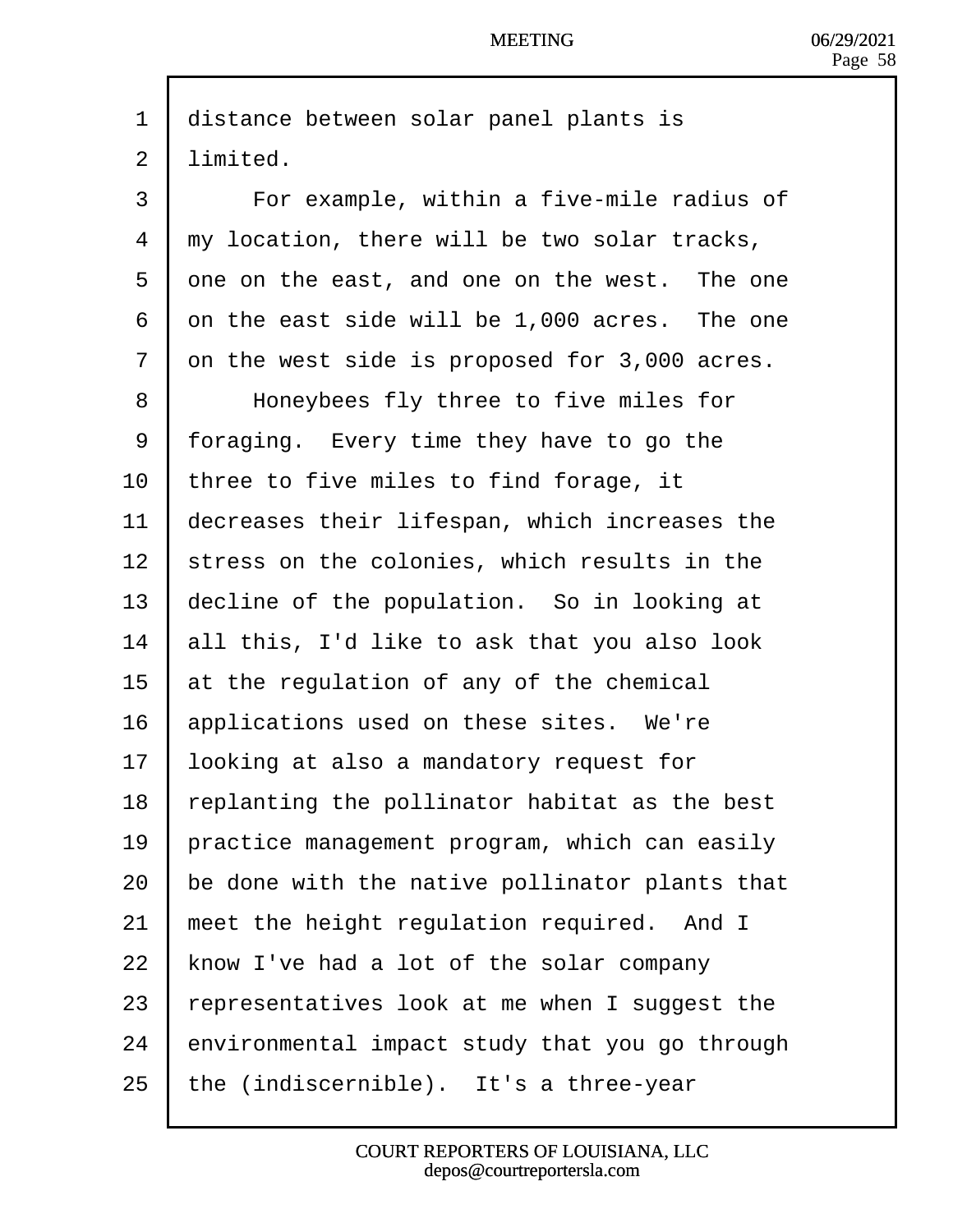distance between solar panel plants is limited.

For example, within a five-mile radius of my location, there will be two solar tracks, one on the east, and one on the west. The one on the east side will be 1,000 acres. The one on the west side is proposed for 3,000 acres.

Honeybees fly three to five miles for foraging. Every time they have to go the three to five miles to find forage, it decreases their lifespan, which increases the stress on the colonies, which results in the decline of the population. So in looking at all this, I'd like to ask that you also look at the regulation of any of the chemical applications used on these sites. We're looking at also a mandatory request for replanting the pollinator habitat as the best practice management program, which can easily be done with the native pollinator plants that meet the height regulation required. And I know I've had a lot of the solar company representatives look at me when I suggest the environmental impact study that you go through the (indiscernible). It's a three-year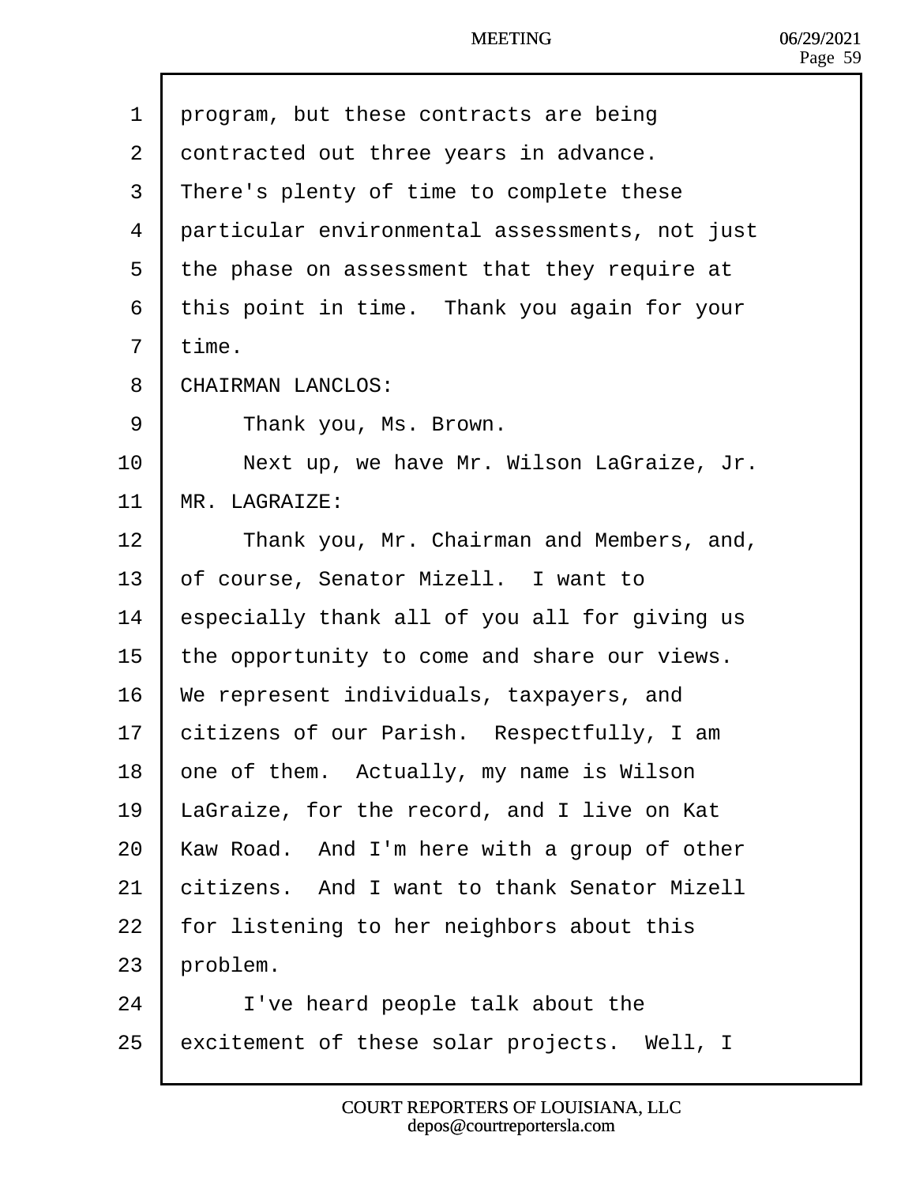program, but these contracts are being contracted out three years in advance. There's plenty of time to complete these particular environmental assessments, not just the phase on assessment that they require at this point in time. Thank you again for your time.

CHAIRMAN LANCLOS:

Thank you, Ms. Brown.

Next up, we have Mr. Wilson LaGraize, Jr.

MR. LAGRAIZE:

Thank you, Mr. Chairman and Members, and, of course, Senator Mizell. I want to especially thank all of you all for giving us the opportunity to come and share our views. We represent individuals, taxpayers, and citizens of our Parish. Respectfully, I am one of them. Actually, my name is Wilson LaGraize, for the record, and I live on Kat Kaw Road. And I'm here with a group of other citizens. And I want to thank Senator Mizell for listening to her neighbors about this problem.

I've heard people talk about the excitement of these solar projects. Well, I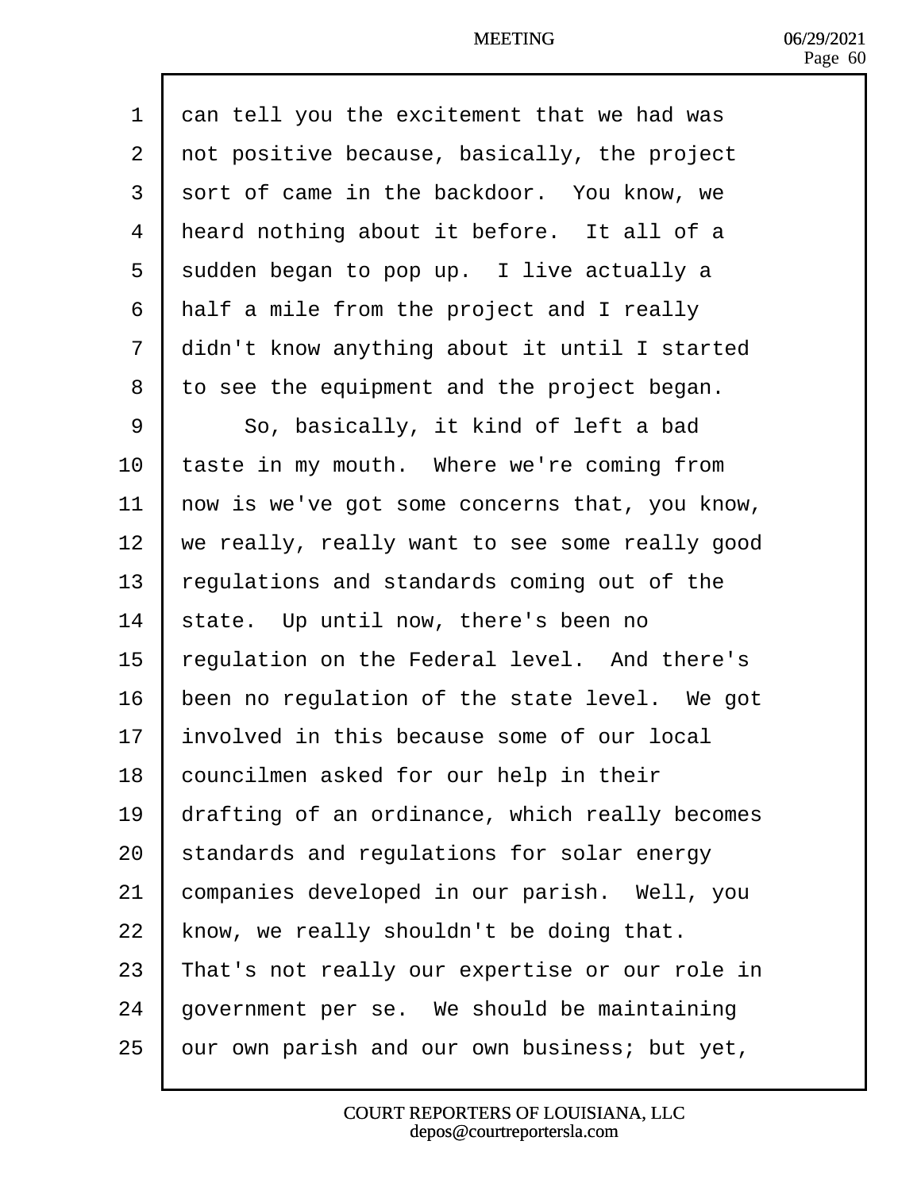can tell you the excitement that we had was not positive because, basically, the project sort of came in the backdoor. You know, we heard nothing about it before. It all of a sudden began to pop up. I live actually a half a mile from the project and I really didn't know anything about it until I started to see the equipment and the project began.

So, basically, it kind of left a bad taste in my mouth. Where we're coming from now is we've got some concerns that, you know, we really, really want to see some really good regulations and standards coming out of the state. Up until now, there's been no regulation on the Federal level. And there's been no regulation of the state level. We got involved in this because some of our local councilmen asked for our help in their drafting of an ordinance, which really becomes standards and regulations for solar energy companies developed in our parish. Well, you know, we really shouldn't be doing that. That's not really our expertise or our role in government per se. We should be maintaining our own parish and our own business; but yet,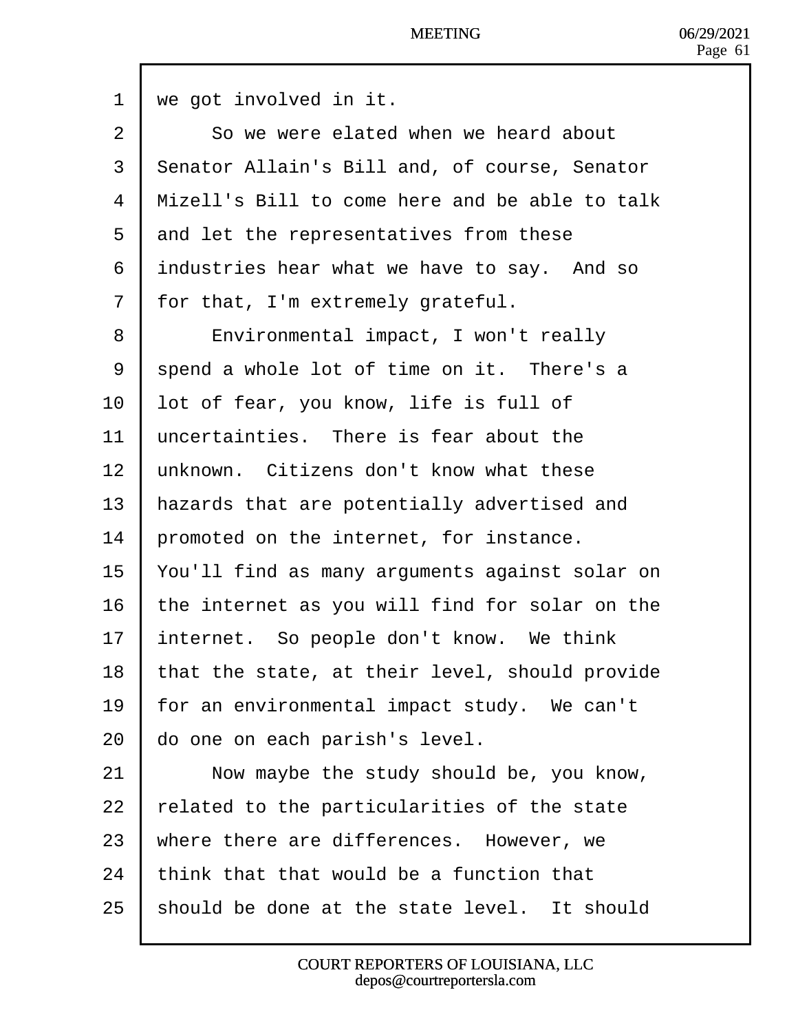we got involved in it.

So we were elated when we heard about Senator Allain's Bill and, of course, Senator Mizell's Bill to come here and be able to talk and let the representatives from these industries hear what we have to say. And so for that, I'm extremely grateful.

Environmental impact, I won't really spend a whole lot of time on it. There's a lot of fear, you know, life is full of uncertainties. There is fear about the unknown. Citizens don't know what these hazards that are potentially advertised and promoted on the internet, for instance. You'll find as many arguments against solar on the internet as you will find for solar on the internet. So people don't know. We think that the state, at their level, should provide for an environmental impact study. We can't do one on each parish's level.

Now maybe the study should be, you know, related to the particularities of the state where there are differences. However, we think that that would be a function that should be done at the state level. It should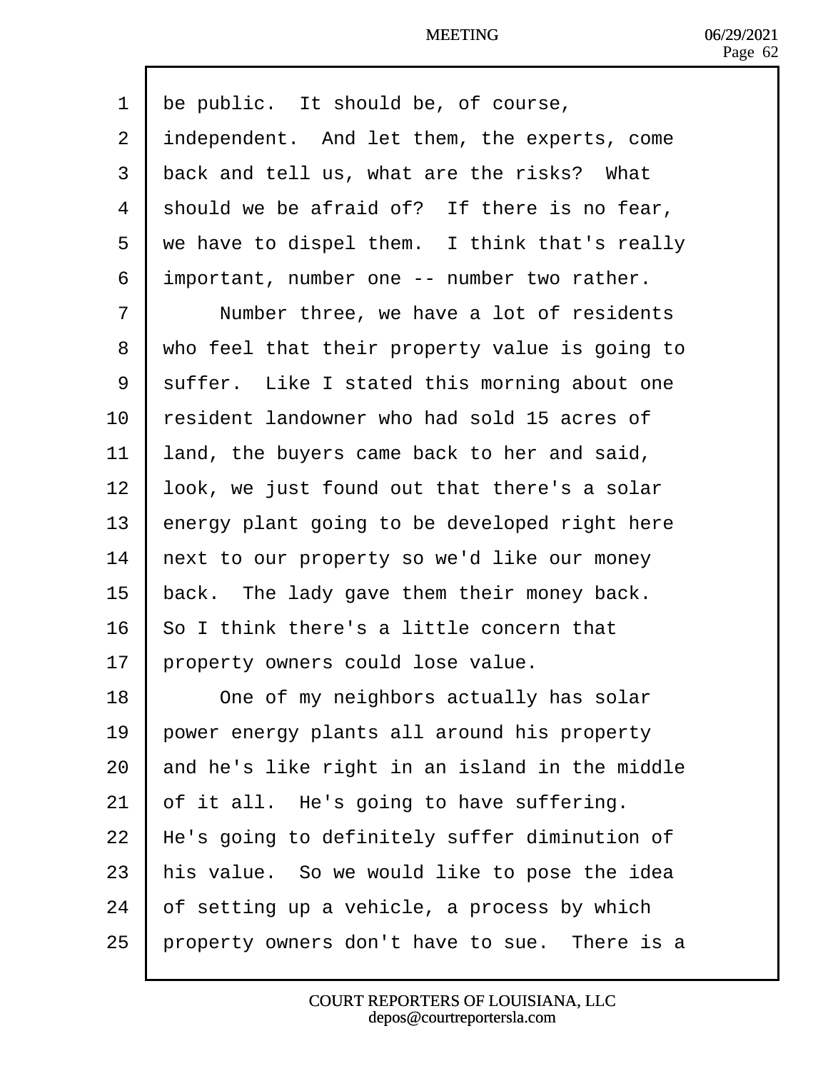be public. It should be, of course, independent. And let them, the experts, come back and tell us, what are the risks? What should we be afraid of? If there is no fear, we have to dispel them. I think that's really important, number one -- number two rather.

Number three, we have a lot of residents who feel that their property value is going to suffer. Like I stated this morning about one resident landowner who had sold 15 acres of land, the buyers came back to her and said, look, we just found out that there's a solar energy plant going to be developed right here next to our property so we'd like our money back. The lady gave them their money back. So I think there's a little concern that property owners could lose value.

One of my neighbors actually has solar power energy plants all around his property and he's like right in an island in the middle of it all. He's going to have suffering. He's going to definitely suffer diminution of his value. So we would like to pose the idea of setting up a vehicle, a process by which property owners don't have to sue. There is a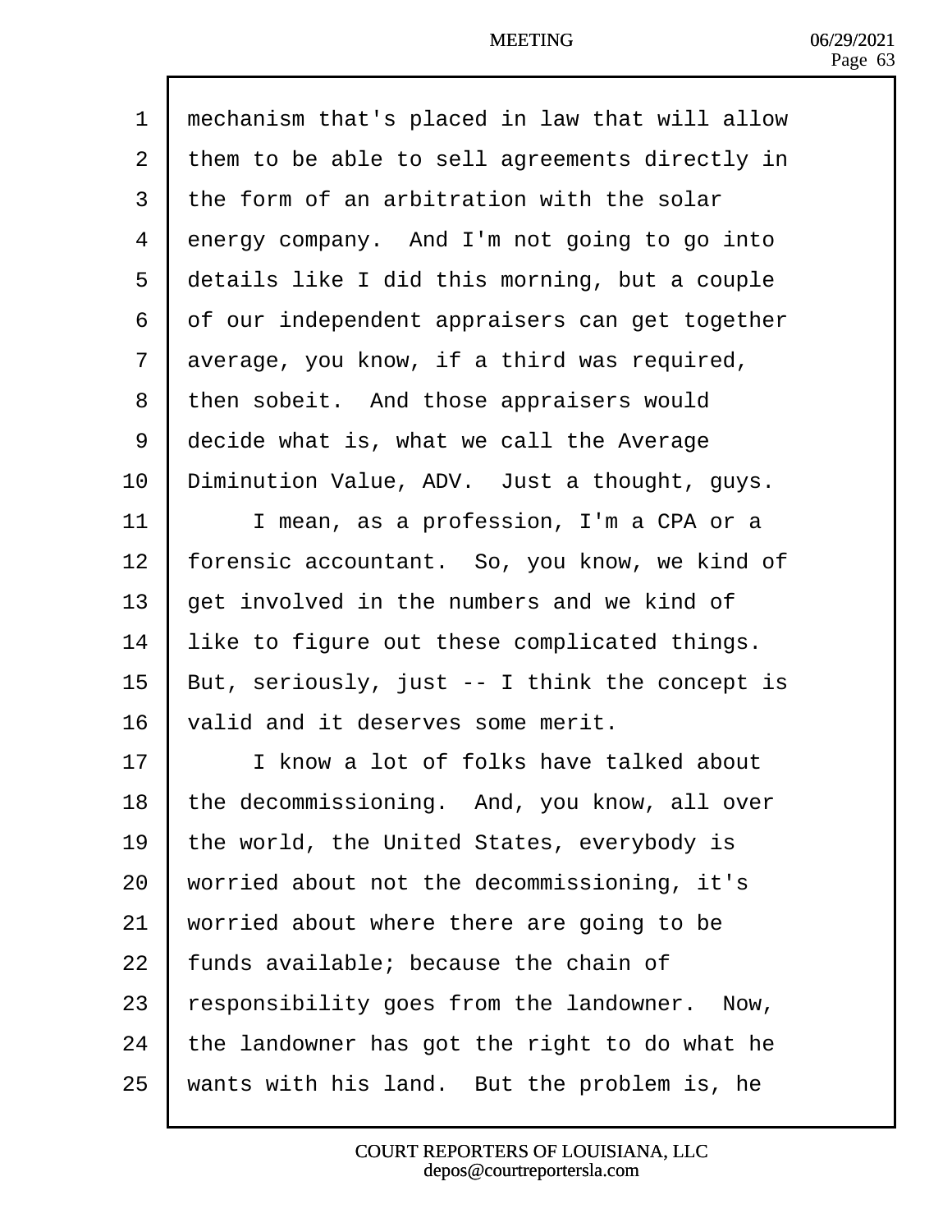mechanism that's placed in law that will allow them to be able to sell agreements directly in the form of an arbitration with the solar energy company. And I'm not going to go into details like I did this morning, but a couple of our independent appraisers can get together average, you know, if a third was required, then sobeit. And those appraisers would decide what is, what we call the Average Diminution Value, ADV. Just a thought, guys.

I mean, as a profession, I'm a CPA or a forensic accountant. So, you know, we kind of get involved in the numbers and we kind of like to figure out these complicated things. But, seriously, just -- I think the concept is valid and it deserves some merit.

I know a lot of folks have talked about the decommissioning. And, you know, all over the world, the United States, everybody is worried about not the decommissioning, it's worried about where there are going to be funds available; because the chain of responsibility goes from the landowner. Now, the landowner has got the right to do what he wants with his land. But the problem is, he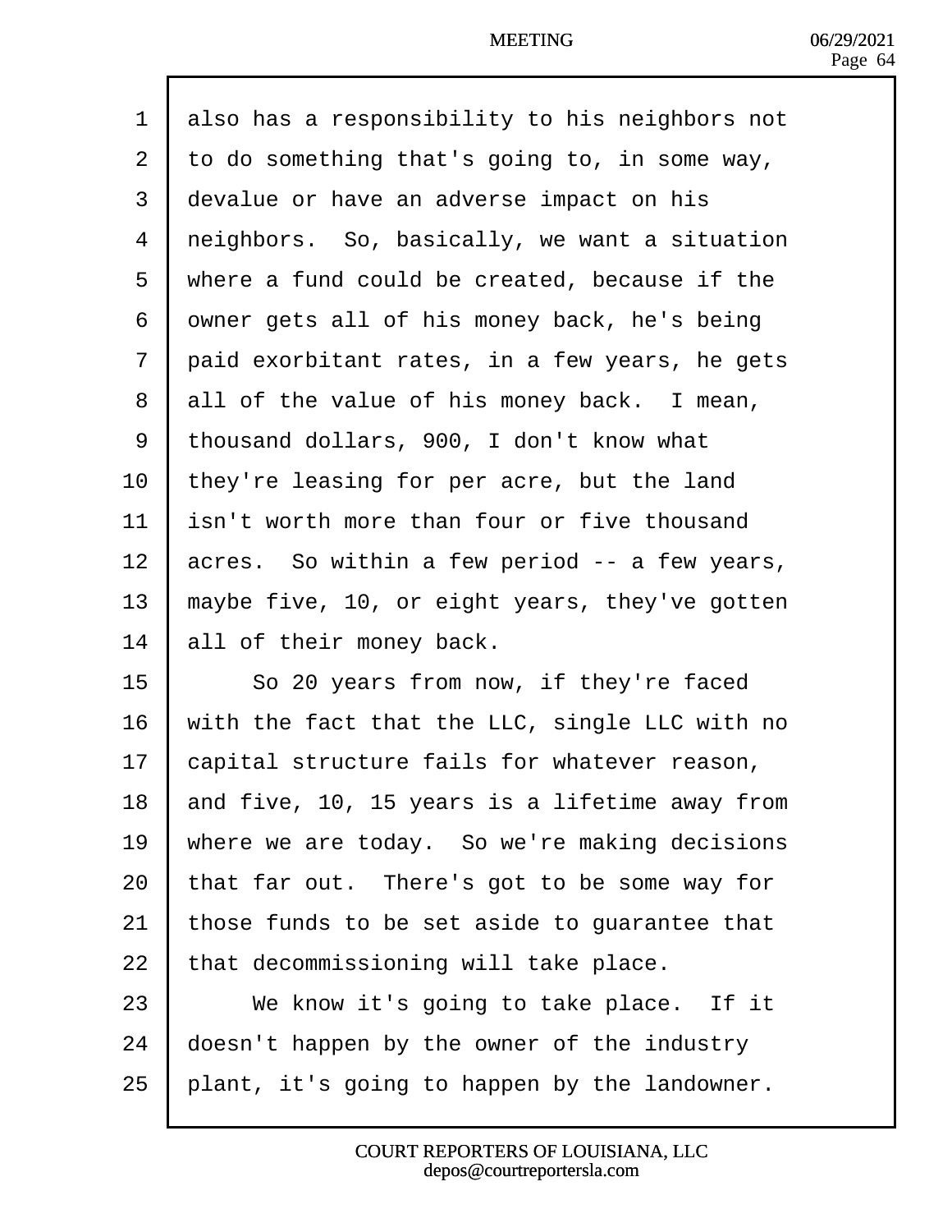also has a responsibility to his neighbors not to do something that's going to, in some way, devalue or have an adverse impact on his neighbors. So, basically, we want a situation where a fund could be created, because if the owner gets all of his money back, he's being paid exorbitant rates, in a few years, he gets all of the value of his money back. I mean, thousand dollars, 900, I don't know what they're leasing for per acre, but the land isn't worth more than four or five thousand acres. So within a few period -- a few years, maybe five, 10, or eight years, they've gotten all of their money back.

So 20 years from now, if they're faced with the fact that the LLC, single LLC with no capital structure fails for whatever reason, and five, 10, 15 years is a lifetime away from where we are today. So we're making decisions that far out. There's got to be some way for those funds to be set aside to guarantee that that decommissioning will take place.

We know it's going to take place. If it doesn't happen by the owner of the industry plant, it's going to happen by the landowner.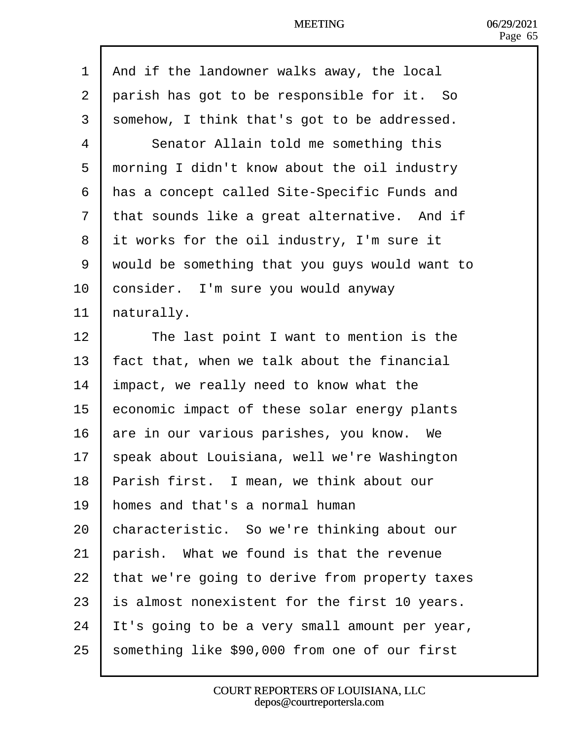And if the landowner walks away, the local parish has got to be responsible for it. So somehow, I think that's got to be addressed.

Senator Allain told me something this morning I didn't know about the oil industry has a concept called Site-Specific Funds and that sounds like a great alternative. And if it works for the oil industry, I'm sure it would be something that you guys would want to consider. I'm sure you would anyway naturally.

The last point I want to mention is the fact that, when we talk about the financial impact, we really need to know what the economic impact of these solar energy plants are in our various parishes, you know. We speak about Louisiana, well we're Washington Parish first. I mean, we think about our homes and that's a normal human characteristic. So we're thinking about our parish. What we found is that the revenue that we're going to derive from property taxes is almost nonexistent for the first 10 years. It's going to be a very small amount per year, something like $90,000 from one of our first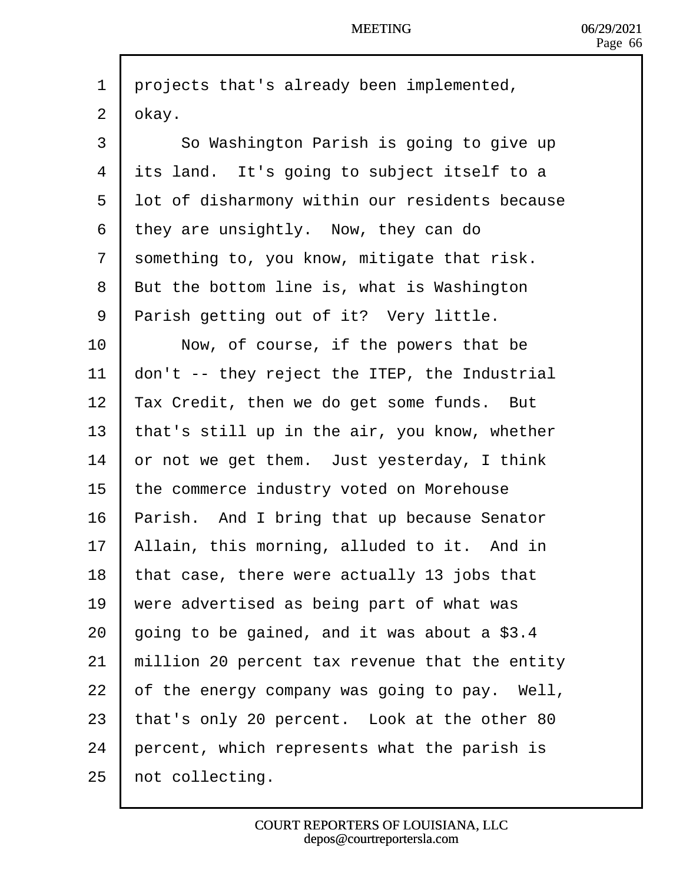projects that's already been implemented, okay.

So Washington Parish is going to give up its land. It's going to subject itself to a lot of disharmony within our residents because they are unsightly. Now, they can do something to, you know, mitigate that risk. But the bottom line is, what is Washington Parish getting out of it? Very little.

Now, of course, if the powers that be don't -- they reject the ITEP, the Industrial Tax Credit, then we do get some funds. But that's still up in the air, you know, whether or not we get them. Just yesterday, I think the commerce industry voted on Morehouse Parish. And I bring that up because Senator Allain, this morning, alluded to it. And in that case, there were actually 13 jobs that were advertised as being part of what was going to be gained, and it was about a $3.4 million 20 percent tax revenue that the entity of the energy company was going to pay. Well, that's only 20 percent. Look at the other 80 percent, which represents what the parish is not collecting.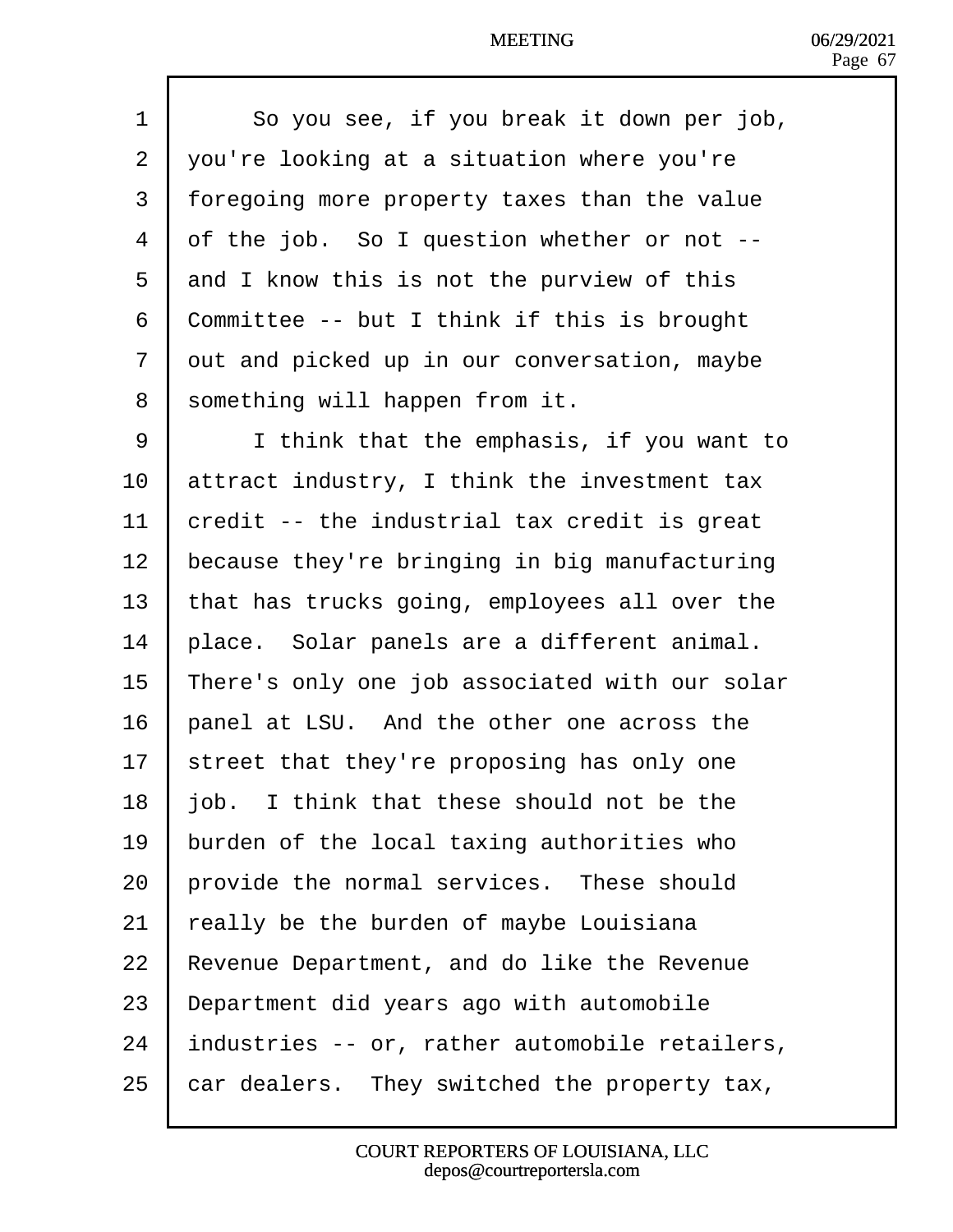So you see, if you break it down per job, you're looking at a situation where you're foregoing more property taxes than the value of the job. So I question whether or not -- and I know this is not the purview of this Committee -- but I think if this is brought out and picked up in our conversation, maybe something will happen from it.

I think that the emphasis, if you want to attract industry, I think the investment tax credit -- the industrial tax credit is great because they're bringing in big manufacturing that has trucks going, employees all over the place. Solar panels are a different animal. There's only one job associated with our solar panel at LSU. And the other one across the street that they're proposing has only one job. I think that these should not be the burden of the local taxing authorities who provide the normal services. These should really be the burden of maybe Louisiana Revenue Department, and do like the Revenue Department did years ago with automobile industries -- or, rather automobile retailers, car dealers. They switched the property tax,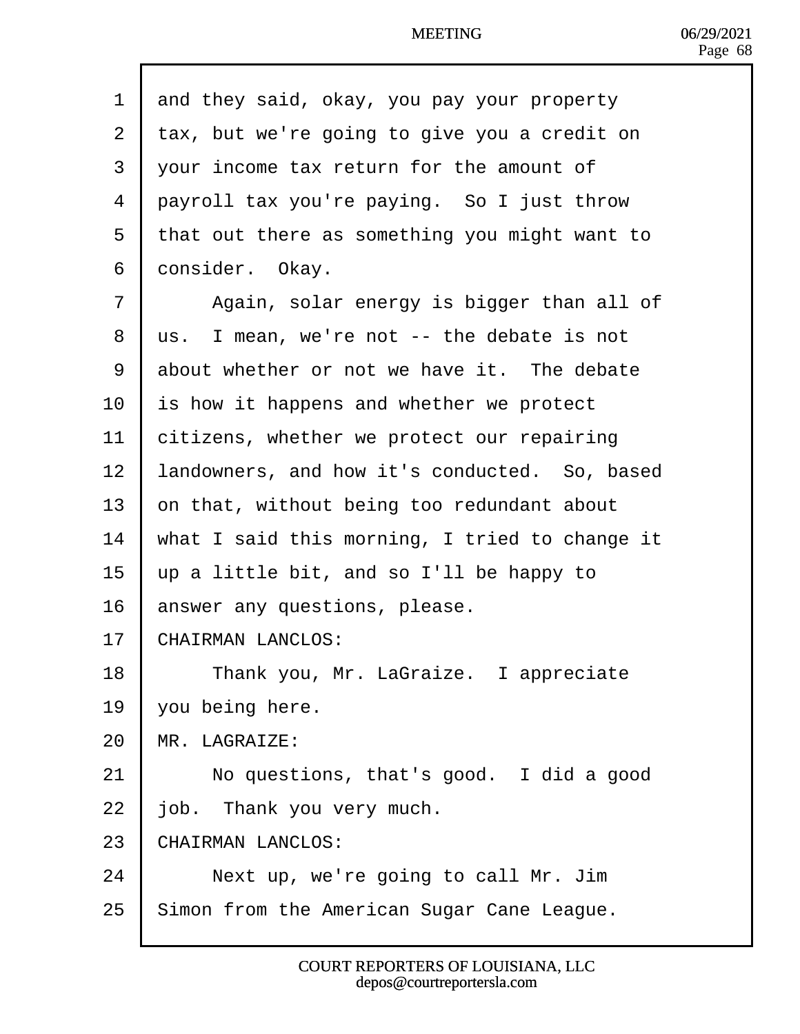and they said, okay, you pay your property tax, but we're going to give you a credit on your income tax return for the amount of payroll tax you're paying. So I just throw that out there as something you might want to consider. Okay.

Again, solar energy is bigger than all of us. I mean, we're not -- the debate is not about whether or not we have it. The debate is how it happens and whether we protect citizens, whether we protect our repairing landowners, and how it's conducted. So, based on that, without being too redundant about what I said this morning, I tried to change it up a little bit, and so I'll be happy to answer any questions, please.

CHAIRMAN LANCLOS:

Thank you, Mr. LaGraize. I appreciate you being here.

MR. LAGRAIZE:

No questions, that's good. I did a good job. Thank you very much.

CHAIRMAN LANCLOS:

Next up, we're going to call Mr. Jim Simon from the American Sugar Cane League.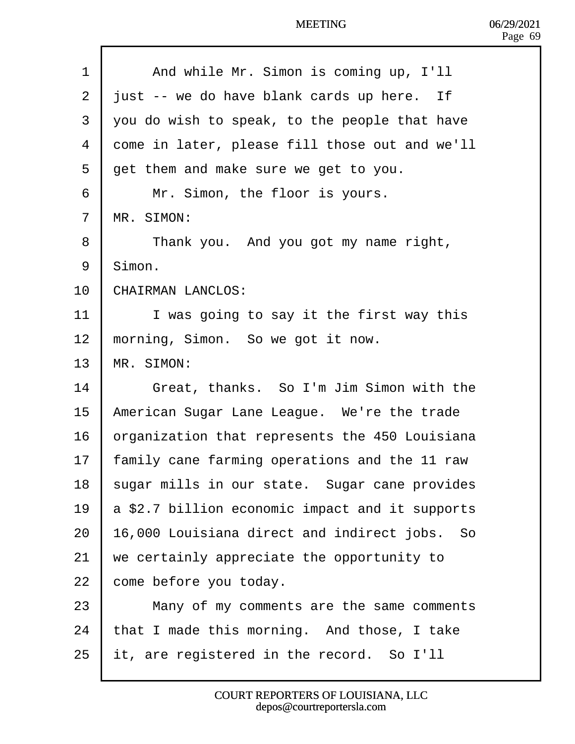And while Mr. Simon is coming up, I'll just -- we do have blank cards up here. If you do wish to speak, to the people that have come in later, please fill those out and we'll get them and make sure we get to you.

Mr. Simon, the floor is yours.

MR. SIMON:

Thank you. And you got my name right, Simon.

CHAIRMAN LANCLOS:

I was going to say it the first way this morning, Simon. So we got it now.

MR. SIMON:

Great, thanks. So I'm Jim Simon with the American Sugar Lane League. We're the trade organization that represents the 450 Louisiana family cane farming operations and the 11 raw sugar mills in our state. Sugar cane provides a $2.7 billion economic impact and it supports 16,000 Louisiana direct and indirect jobs. So we certainly appreciate the opportunity to come before you today.

Many of my comments are the same comments that I made this morning. And those, I take it, are registered in the record. So I'll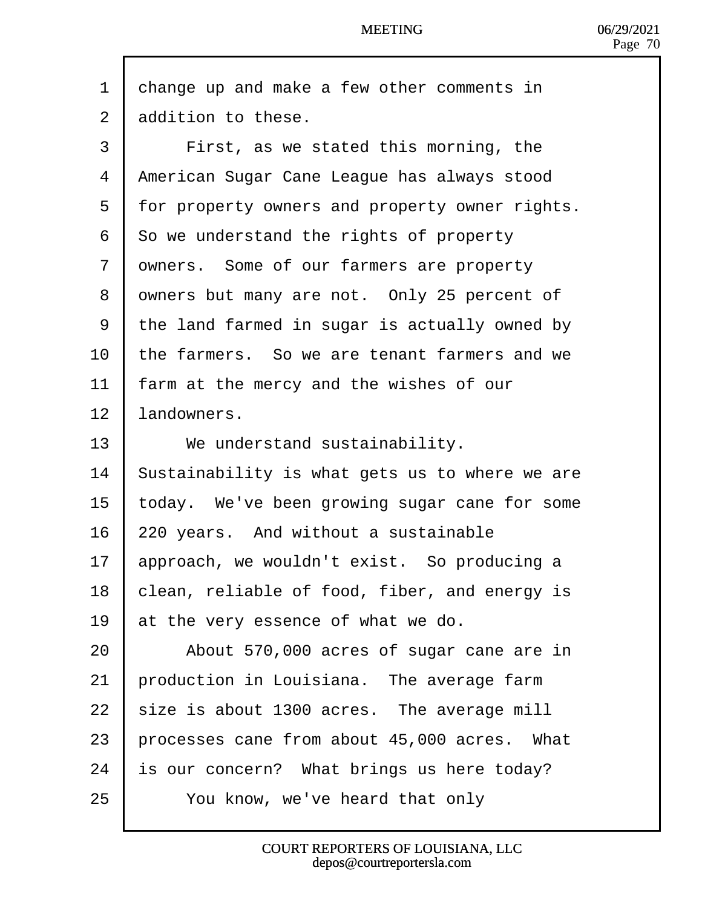change up and make a few other comments in addition to these.

First, as we stated this morning, the American Sugar Cane League has always stood for property owners and property owner rights. So we understand the rights of property owners. Some of our farmers are property owners but many are not. Only 25 percent of the land farmed in sugar is actually owned by the farmers. So we are tenant farmers and we farm at the mercy and the wishes of our landowners.

We understand sustainability. Sustainability is what gets us to where we are today. We've been growing sugar cane for some 220 years. And without a sustainable approach, we wouldn't exist. So producing a clean, reliable of food, fiber, and energy is at the very essence of what we do.

About 570,000 acres of sugar cane are in production in Louisiana. The average farm size is about 1300 acres. The average mill processes cane from about 45,000 acres. What is our concern? What brings us here today?

You know, we've heard that only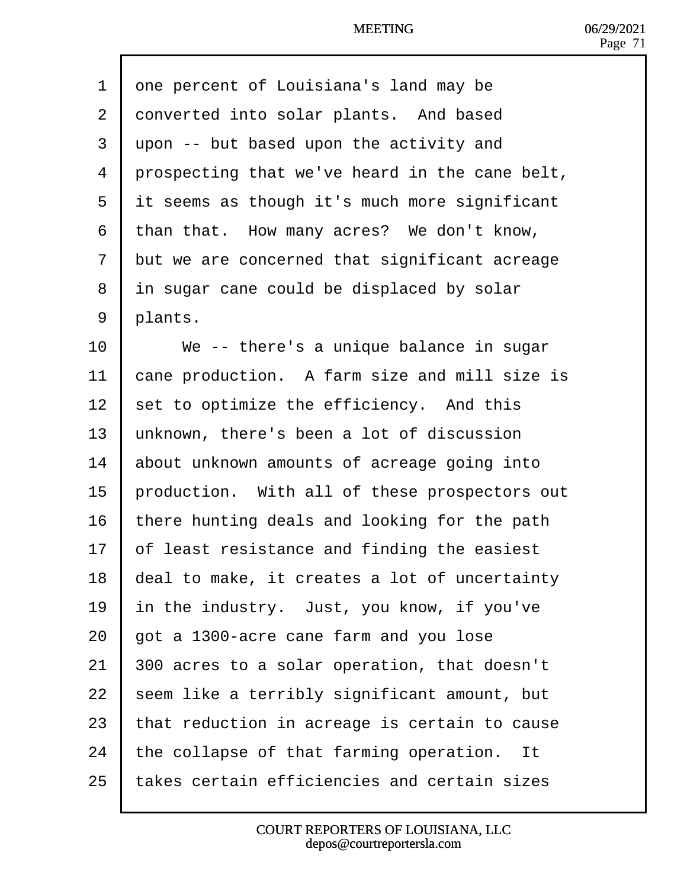1 one percent of Louisiana's land may be
2 converted into solar plants. And based
3 upon -- but based upon the activity and
4 prospecting that we've heard in the cane belt,
5 it seems as though it's much more significant
6 than that. How many acres? We don't know,
7 but we are concerned that significant acreage
8 in sugar cane could be displaced by solar
9 plants.
10 We -- there's a unique balance in sugar
11 cane production. A farm size and mill size is
12 set to optimize the efficiency. And this
13 unknown, there's been a lot of discussion
14 about unknown amounts of acreage going into
15 production. With all of these prospectors out
16 there hunting deals and looking for the path
17 of least resistance and finding the easiest
18 deal to make, it creates a lot of uncertainty
19 in the industry. Just, you know, if you've
20 got a 1300-acre cane farm and you lose
21 300 acres to a solar operation, that doesn't
22 seem like a terribly significant amount, but
23 that reduction in acreage is certain to cause
24 the collapse of that farming operation. It
25 takes certain efficiencies and certain sizes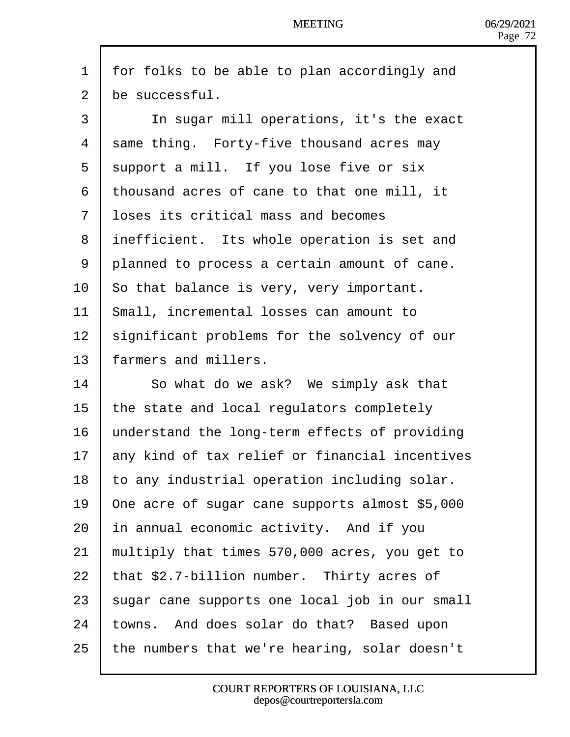for folks to be able to plan accordingly and be successful.

In sugar mill operations, it's the exact same thing. Forty-five thousand acres may support a mill. If you lose five or six thousand acres of cane to that one mill, it loses its critical mass and becomes inefficient. Its whole operation is set and planned to process a certain amount of cane. So that balance is very, very important. Small, incremental losses can amount to significant problems for the solvency of our farmers and millers.

So what do we ask? We simply ask that the state and local regulators completely understand the long-term effects of providing any kind of tax relief or financial incentives to any industrial operation including solar. One acre of sugar cane supports almost $5,000 in annual economic activity. And if you multiply that times 570,000 acres, you get to that $2.7-billion number. Thirty acres of sugar cane supports one local job in our small towns. And does solar do that? Based upon the numbers that we're hearing, solar doesn't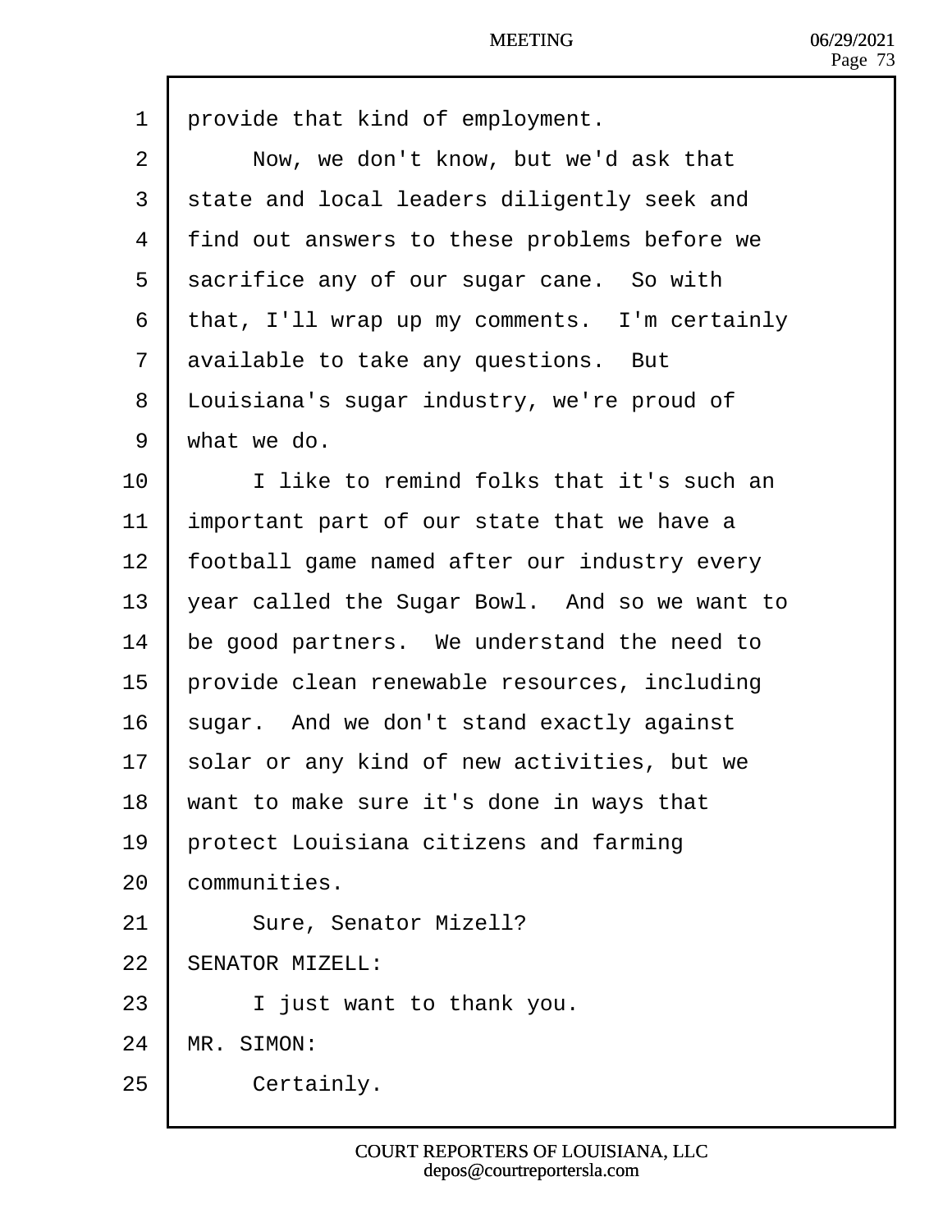provide that kind of employment.

Now, we don't know, but we'd ask that state and local leaders diligently seek and find out answers to these problems before we sacrifice any of our sugar cane. So with that, I'll wrap up my comments. I'm certainly available to take any questions. But Louisiana's sugar industry, we're proud of what we do.

I like to remind folks that it's such an important part of our state that we have a football game named after our industry every year called the Sugar Bowl. And so we want to be good partners. We understand the need to provide clean renewable resources, including sugar. And we don't stand exactly against solar or any kind of new activities, but we want to make sure it's done in ways that protect Louisiana citizens and farming communities.

Sure, Senator Mizell?

SENATOR MIZELL:

I just want to thank you.

MR. SIMON:

Certainly.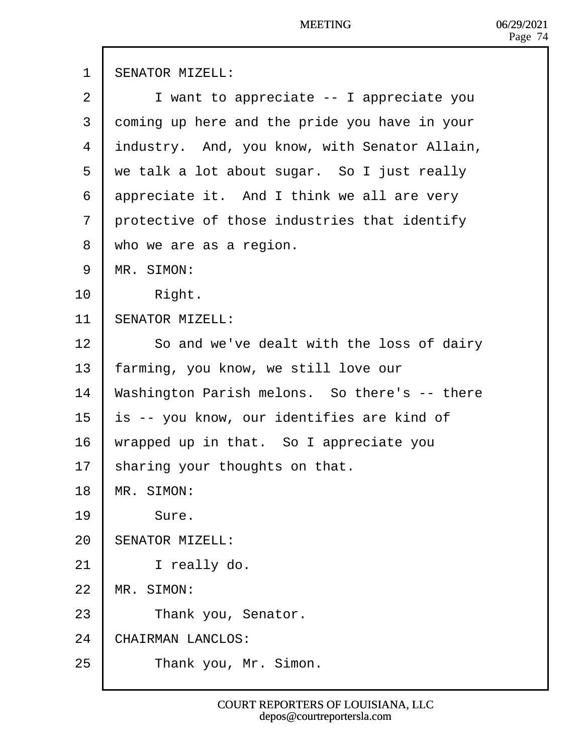SENATOR MIZELL:

I want to appreciate -- I appreciate you coming up here and the pride you have in your industry. And, you know, with Senator Allain, we talk a lot about sugar. So I just really appreciate it. And I think we all are very protective of those industries that identify who we are as a region.

MR. SIMON:

Right.

SENATOR MIZELL:

So and we've dealt with the loss of dairy farming, you know, we still love our Washington Parish melons. So there's -- there is -- you know, our identifies are kind of wrapped up in that. So I appreciate you sharing your thoughts on that.

MR. SIMON:

Sure.

SENATOR MIZELL:

I really do.

MR. SIMON:

Thank you, Senator.

CHAIRMAN LANCLOS:

Thank you, Mr. Simon.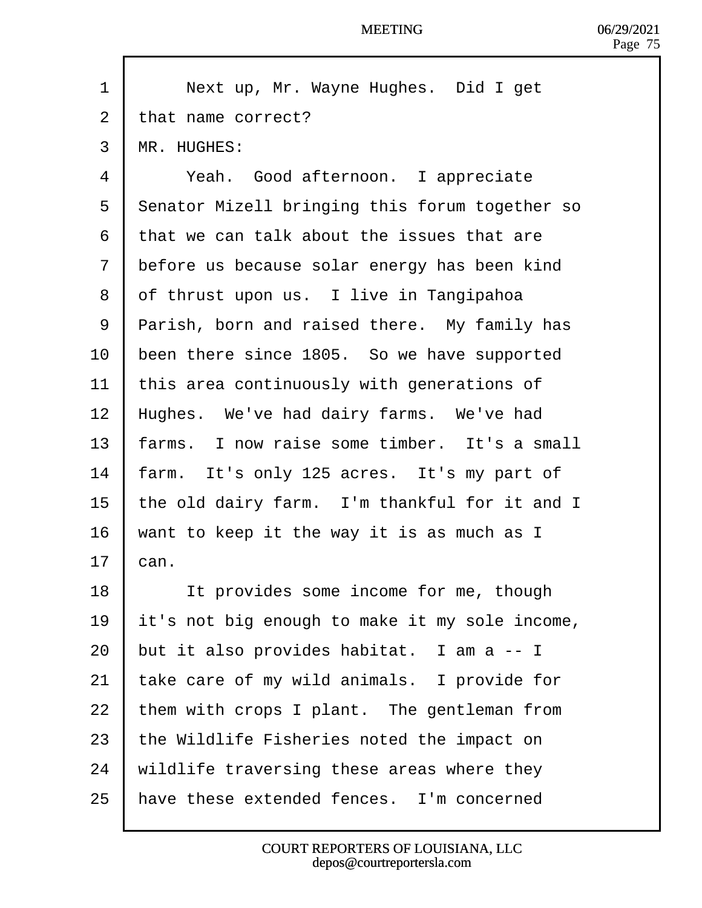Next up, Mr. Wayne Hughes. Did I get that name correct?

MR. HUGHES:

Yeah. Good afternoon. I appreciate Senator Mizell bringing this forum together so that we can talk about the issues that are before us because solar energy has been kind of thrust upon us. I live in Tangipahoa Parish, born and raised there. My family has been there since 1805. So we have supported this area continuously with generations of Hughes. We've had dairy farms. We've had farms. I now raise some timber. It's a small farm. It's only 125 acres. It's my part of the old dairy farm. I'm thankful for it and I want to keep it the way it is as much as I can.

It provides some income for me, though it's not big enough to make it my sole income, but it also provides habitat. I am a -- I take care of my wild animals. I provide for them with crops I plant. The gentleman from the Wildlife Fisheries noted the impact on wildlife traversing these areas where they have these extended fences. I'm concerned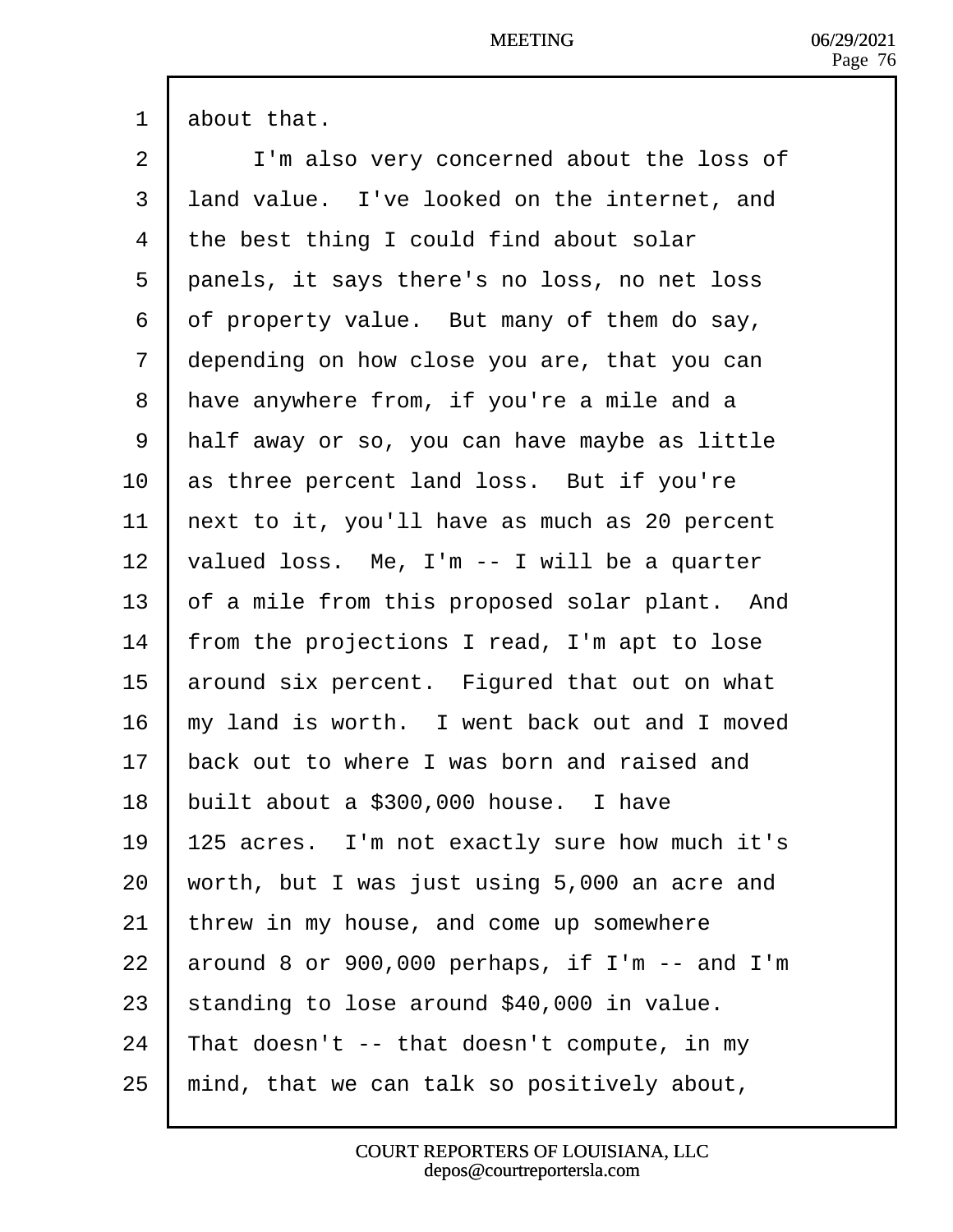about that.

I'm also very concerned about the loss of land value. I've looked on the internet, and the best thing I could find about solar panels, it says there's no loss, no net loss of property value. But many of them do say, depending on how close you are, that you can have anywhere from, if you're a mile and a half away or so, you can have maybe as little as three percent land loss. But if you're next to it, you'll have as much as 20 percent valued loss. Me, I'm -- I will be a quarter of a mile from this proposed solar plant. And from the projections I read, I'm apt to lose around six percent. Figured that out on what my land is worth. I went back out and I moved back out to where I was born and raised and built about a $300,000 house. I have 125 acres. I'm not exactly sure how much it's worth, but I was just using 5,000 an acre and threw in my house, and come up somewhere around 8 or 900,000 perhaps, if I'm -- and I'm standing to lose around $40,000 in value. That doesn't -- that doesn't compute, in my mind, that we can talk so positively about,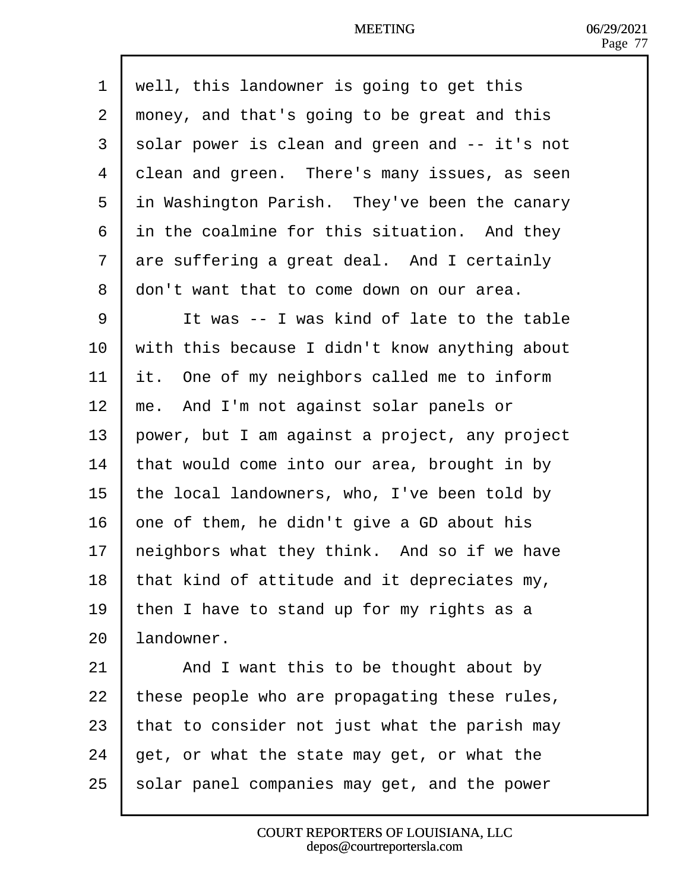well, this landowner is going to get this money, and that's going to be great and this solar power is clean and green and -- it's not clean and green. There's many issues, as seen in Washington Parish. They've been the canary in the coalmine for this situation. And they are suffering a great deal. And I certainly don't want that to come down on our area.

It was -- I was kind of late to the table with this because I didn't know anything about it. One of my neighbors called me to inform me. And I'm not against solar panels or power, but I am against a project, any project that would come into our area, brought in by the local landowners, who, I've been told by one of them, he didn't give a GD about his neighbors what they think. And so if we have that kind of attitude and it depreciates my, then I have to stand up for my rights as a landowner.

And I want this to be thought about by these people who are propagating these rules, that to consider not just what the parish may get, or what the state may get, or what the solar panel companies may get, and the power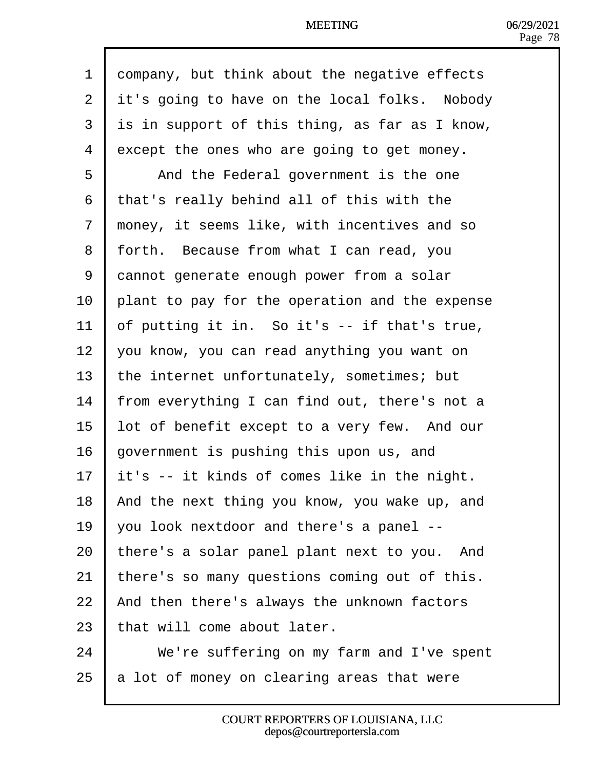company, but think about the negative effects it's going to have on the local folks. Nobody is in support of this thing, as far as I know, except the ones who are going to get money.

And the Federal government is the one that's really behind all of this with the money, it seems like, with incentives and so forth. Because from what I can read, you cannot generate enough power from a solar plant to pay for the operation and the expense of putting it in. So it's -- if that's true, you know, you can read anything you want on the internet unfortunately, sometimes; but from everything I can find out, there's not a lot of benefit except to a very few. And our government is pushing this upon us, and it's -- it kinds of comes like in the night. And the next thing you know, you wake up, and you look nextdoor and there's a panel -- there's a solar panel plant next to you. And there's so many questions coming out of this. And then there's always the unknown factors that will come about later.

We're suffering on my farm and I've spent a lot of money on clearing areas that were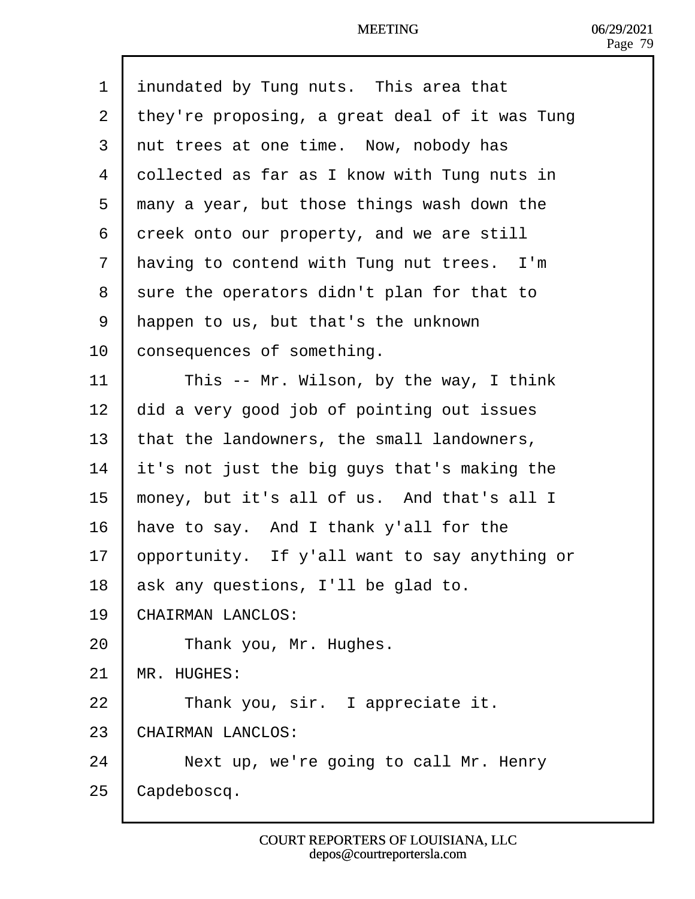inundated by Tung nuts. This area that they're proposing, a great deal of it was Tung nut trees at one time. Now, nobody has collected as far as I know with Tung nuts in many a year, but those things wash down the creek onto our property, and we are still having to contend with Tung nut trees. I'm sure the operators didn't plan for that to happen to us, but that's the unknown consequences of something.

This -- Mr. Wilson, by the way, I think did a very good job of pointing out issues that the landowners, the small landowners, it's not just the big guys that's making the money, but it's all of us. And that's all I have to say. And I thank y'all for the opportunity. If y'all want to say anything or ask any questions, I'll be glad to.

CHAIRMAN LANCLOS:

Thank you, Mr. Hughes.

MR. HUGHES:

Thank you, sir. I appreciate it.

CHAIRMAN LANCLOS:

Next up, we're going to call Mr. Henry Capdeboscq.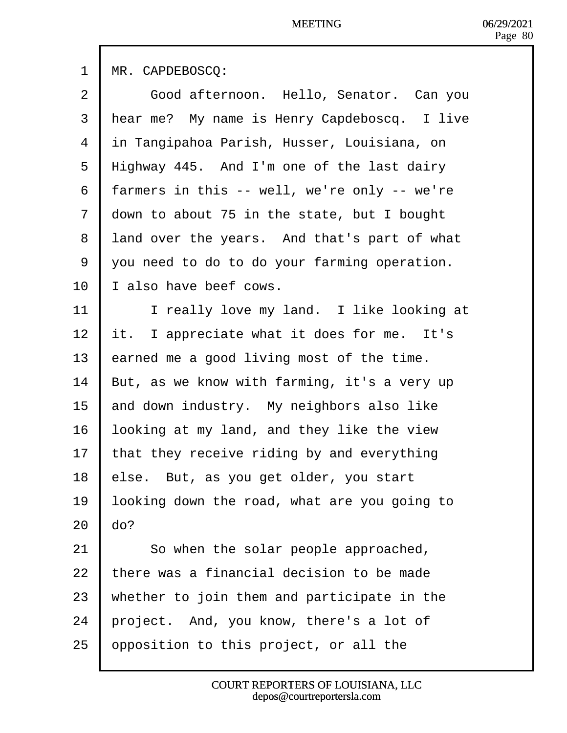MR. CAPDEBOSCQ:

Good afternoon. Hello, Senator. Can you hear me? My name is Henry Capdeboscq. I live in Tangipahoa Parish, Husser, Louisiana, on Highway 445. And I'm one of the last dairy farmers in this -- well, we're only -- we're down to about 75 in the state, but I bought land over the years. And that's part of what you need to do to do your farming operation. I also have beef cows.

I really love my land. I like looking at it. I appreciate what it does for me. It's earned me a good living most of the time. But, as we know with farming, it's a very up and down industry. My neighbors also like looking at my land, and they like the view that they receive riding by and everything else. But, as you get older, you start looking down the road, what are you going to do?

So when the solar people approached, there was a financial decision to be made whether to join them and participate in the project. And, you know, there's a lot of opposition to this project, or all the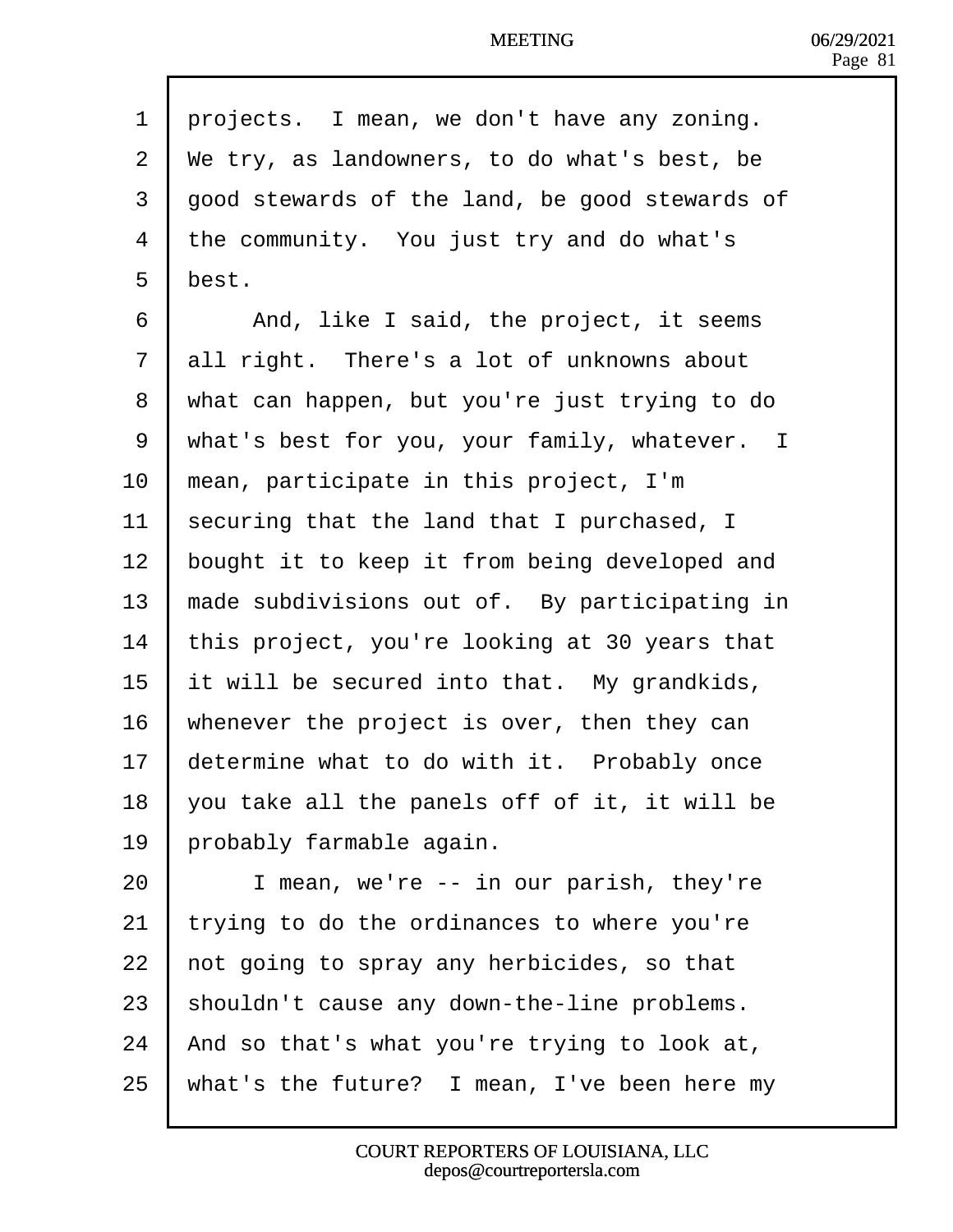projects. I mean, we don't have any zoning. We try, as landowners, to do what's best, be good stewards of the land, be good stewards of the community. You just try and do what's best.

And, like I said, the project, it seems all right. There's a lot of unknowns about what can happen, but you're just trying to do what's best for you, your family, whatever. I mean, participate in this project, I'm securing that the land that I purchased, I bought it to keep it from being developed and made subdivisions out of. By participating in this project, you're looking at 30 years that it will be secured into that. My grandkids, whenever the project is over, then they can determine what to do with it. Probably once you take all the panels off of it, it will be probably farmable again.

I mean, we're -- in our parish, they're trying to do the ordinances to where you're not going to spray any herbicides, so that shouldn't cause any down-the-line problems. And so that's what you're trying to look at, what's the future? I mean, I've been here my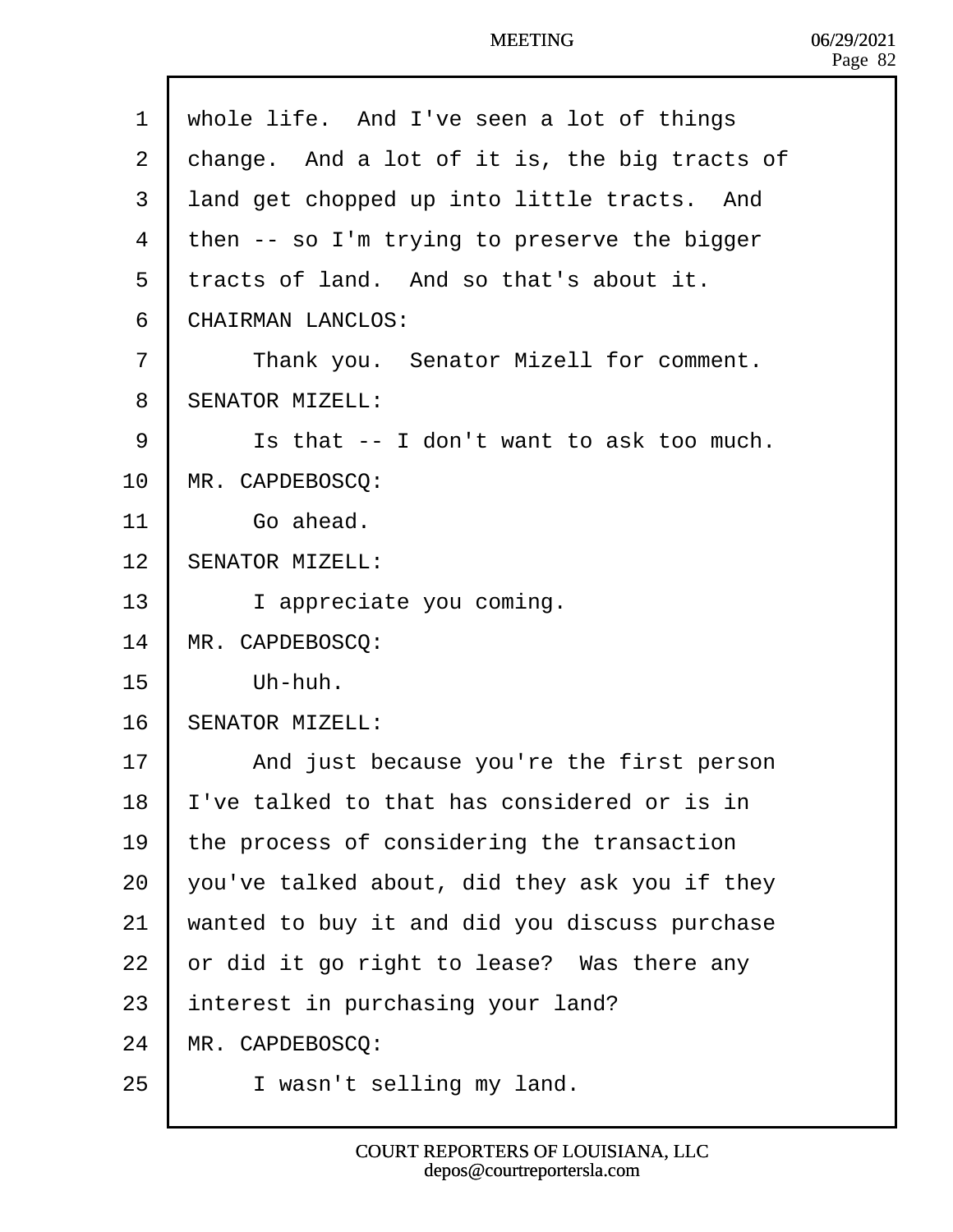whole life. And I've seen a lot of things change. And a lot of it is, the big tracts of land get chopped up into little tracts. And then -- so I'm trying to preserve the bigger tracts of land. And so that's about it.

CHAIRMAN LANCLOS:

Thank you. Senator Mizell for comment.

SENATOR MIZELL:

Is that -- I don't want to ask too much.

MR. CAPDEBOSCQ:

Go ahead.

SENATOR MIZELL:

I appreciate you coming.

MR. CAPDEBOSCQ:

Uh-huh.

SENATOR MIZELL:

And just because you're the first person I've talked to that has considered or is in the process of considering the transaction you've talked about, did they ask you if they wanted to buy it and did you discuss purchase or did it go right to lease? Was there any interest in purchasing your land?

MR. CAPDEBOSCQ:

I wasn't selling my land.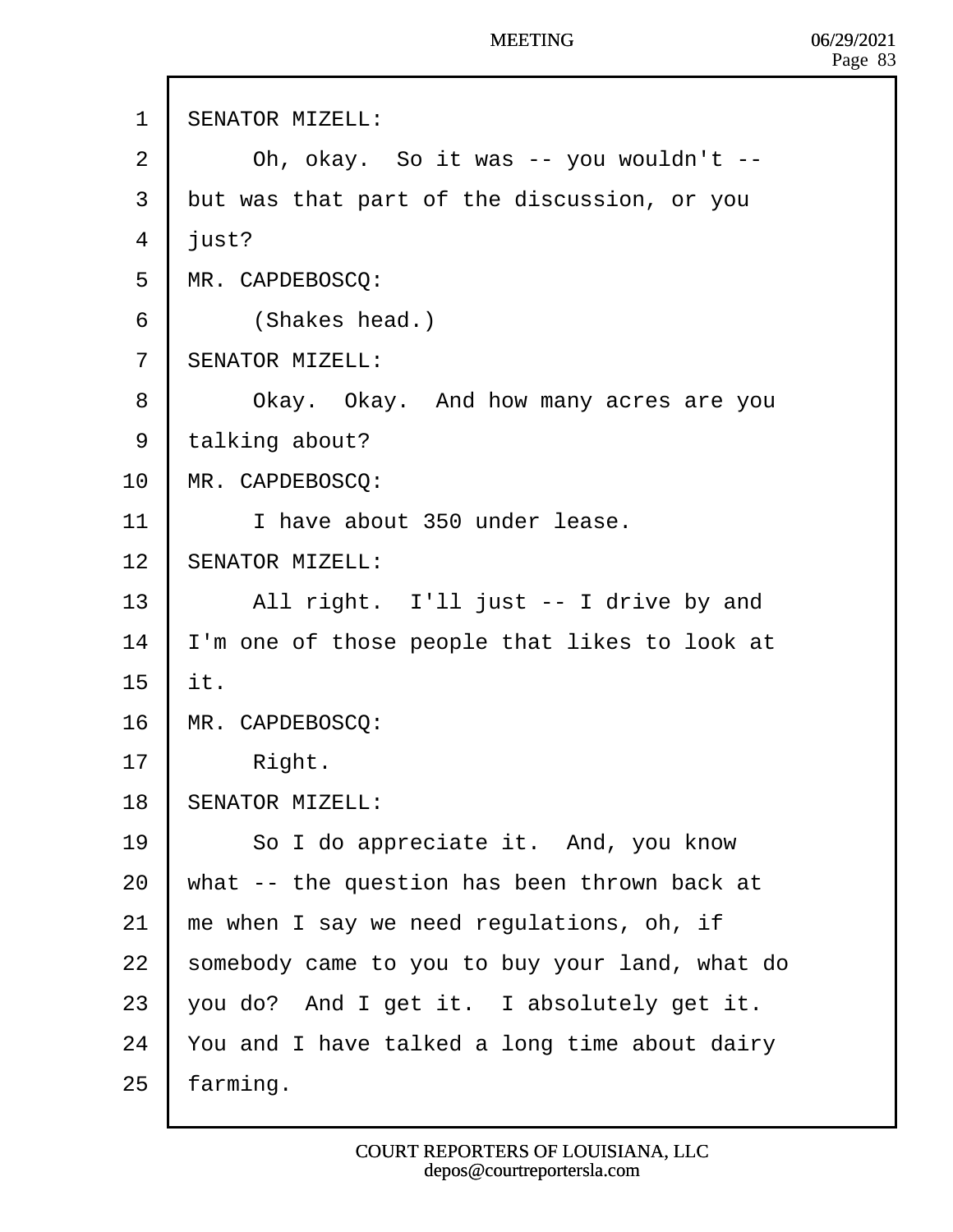SENATOR MIZELL:

Oh, okay. So it was -- you wouldn't -- but was that part of the discussion, or you just?

MR. CAPDEBOSCQ:

(Shakes head.)

SENATOR MIZELL:

Okay. Okay. And how many acres are you talking about?

MR. CAPDEBOSCQ:

I have about 350 under lease.

SENATOR MIZELL:

All right. I'll just -- I drive by and I'm one of those people that likes to look at it.

MR. CAPDEBOSCQ:

Right.

SENATOR MIZELL:

So I do appreciate it. And, you know what -- the question has been thrown back at me when I say we need regulations, oh, if somebody came to you to buy your land, what do you do? And I get it. I absolutely get it. You and I have talked a long time about dairy farming.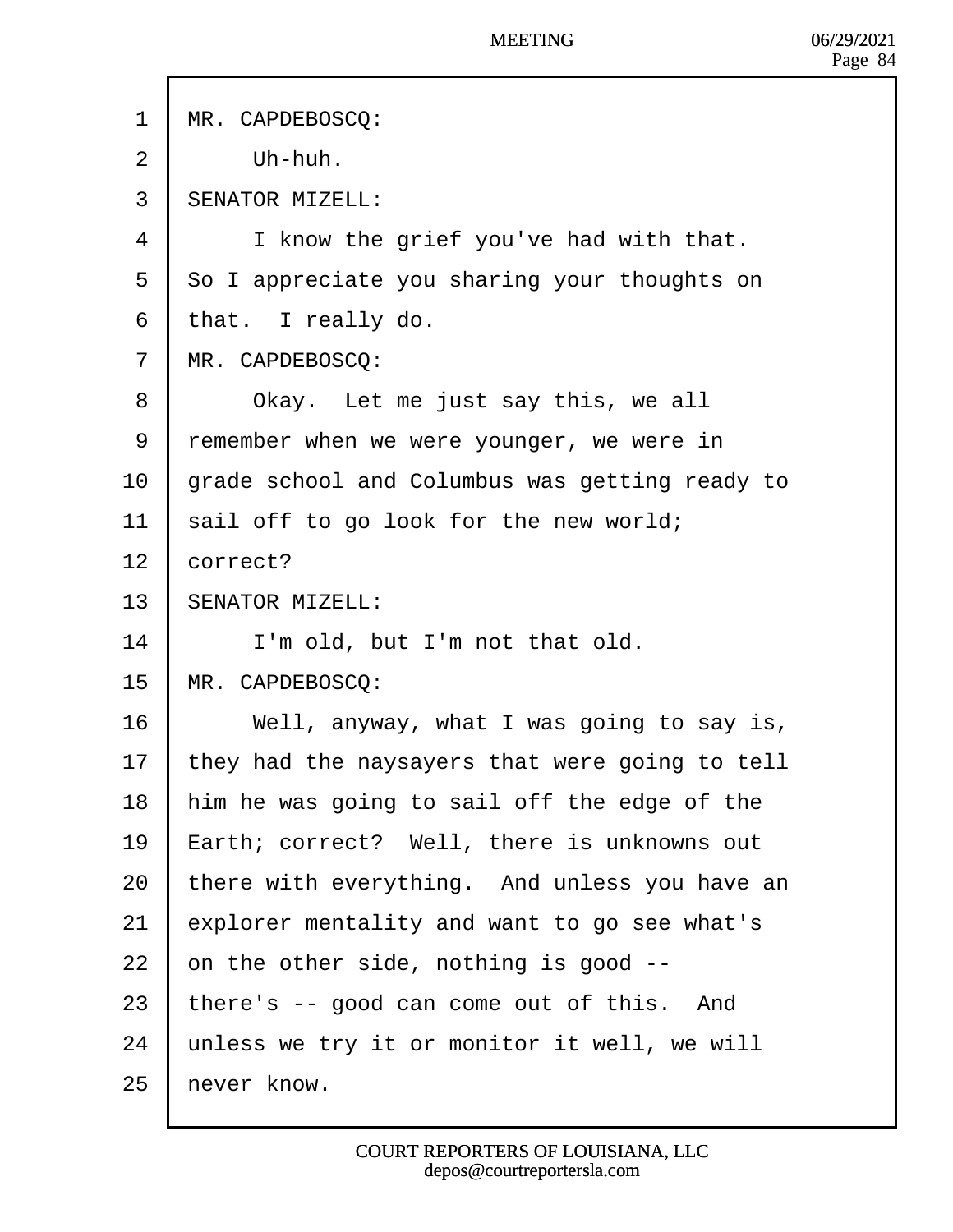MR. CAPDEBOSCQ:

Uh-huh.

SENATOR MIZELL:

I know the grief you've had with that. So I appreciate you sharing your thoughts on that. I really do.

MR. CAPDEBOSCQ:

Okay. Let me just say this, we all remember when we were younger, we were in grade school and Columbus was getting ready to sail off to go look for the new world; correct?

SENATOR MIZELL:

I'm old, but I'm not that old.

MR. CAPDEBOSCQ:

Well, anyway, what I was going to say is, they had the naysayers that were going to tell him he was going to sail off the edge of the Earth; correct? Well, there is unknowns out there with everything. And unless you have an explorer mentality and want to go see what's on the other side, nothing is good -- there's -- good can come out of this. And unless we try it or monitor it well, we will never know.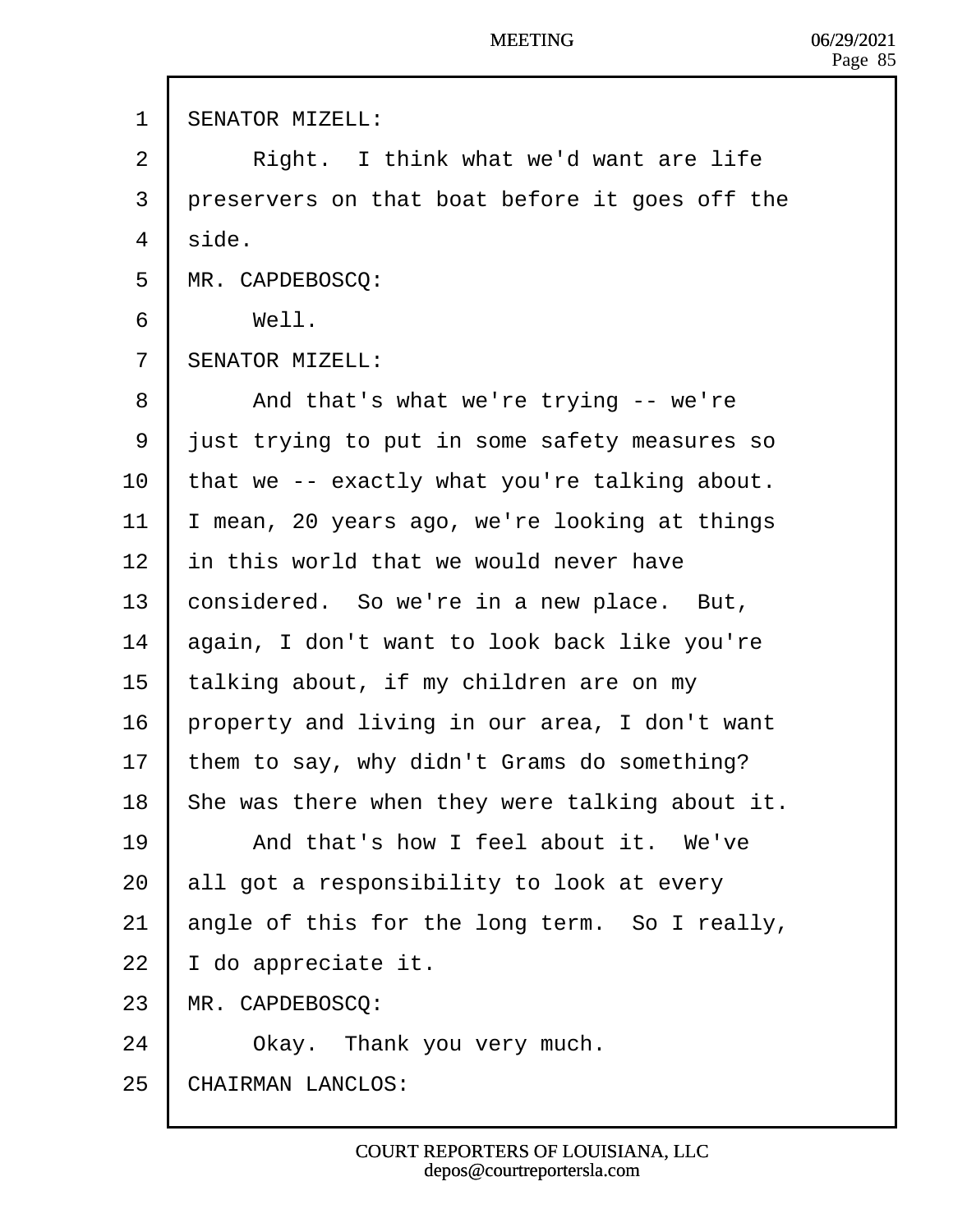SENATOR MIZELL:

Right. I think what we'd want are life preservers on that boat before it goes off the side.

MR. CAPDEBOSCQ:

Well.

SENATOR MIZELL:

And that's what we're trying -- we're just trying to put in some safety measures so that we -- exactly what you're talking about. I mean, 20 years ago, we're looking at things in this world that we would never have considered. So we're in a new place. But, again, I don't want to look back like you're talking about, if my children are on my property and living in our area, I don't want them to say, why didn't Grams do something? She was there when they were talking about it.

And that's how I feel about it. We've all got a responsibility to look at every angle of this for the long term. So I really, I do appreciate it.

MR. CAPDEBOSCQ:

Okay. Thank you very much.

CHAIRMAN LANCLOS: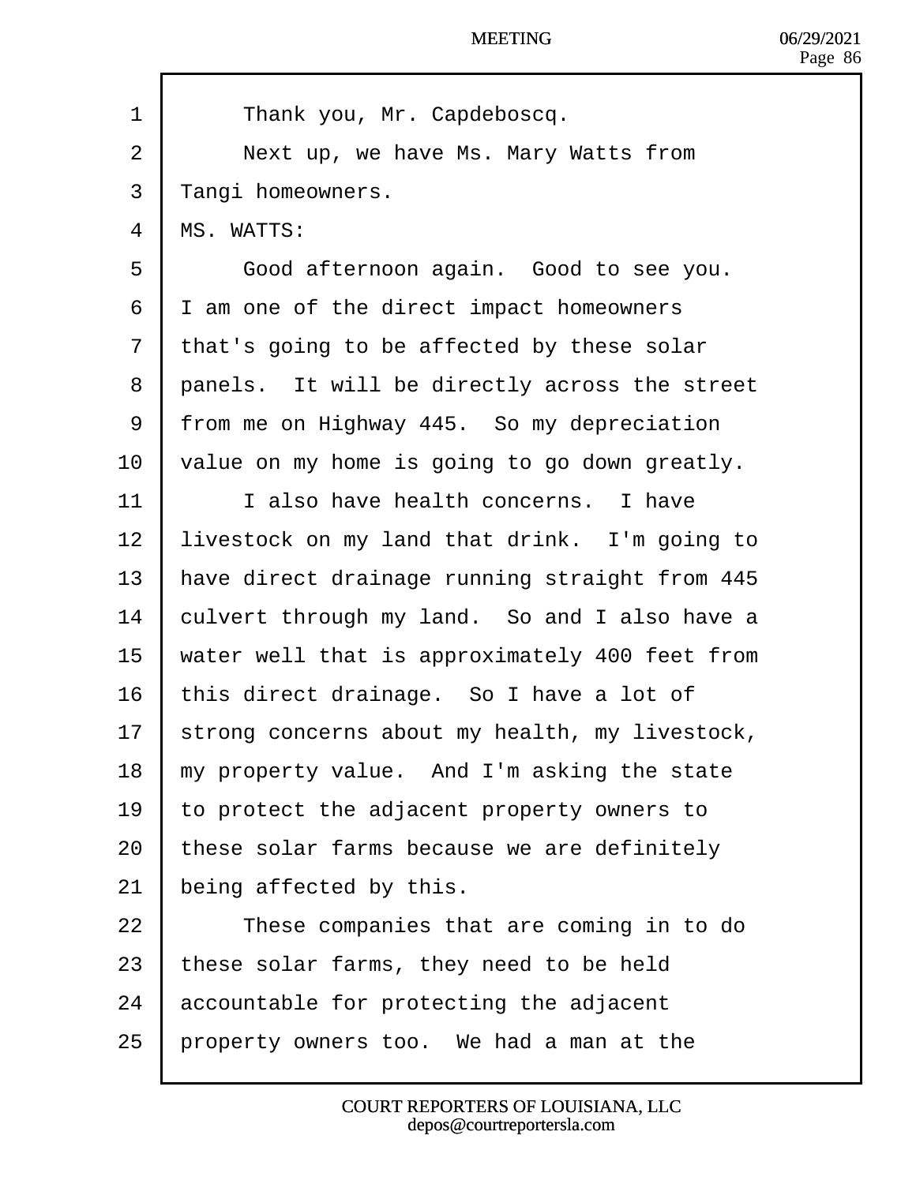Thank you, Mr. Capdeboscq.

Next up, we have Ms. Mary Watts from Tangi homeowners.

MS. WATTS:

Good afternoon again. Good to see you. I am one of the direct impact homeowners that's going to be affected by these solar panels. It will be directly across the street from me on Highway 445. So my depreciation value on my home is going to go down greatly.

I also have health concerns. I have livestock on my land that drink. I'm going to have direct drainage running straight from 445 culvert through my land. So and I also have a water well that is approximately 400 feet from this direct drainage. So I have a lot of strong concerns about my health, my livestock, my property value. And I'm asking the state to protect the adjacent property owners to these solar farms because we are definitely being affected by this.

These companies that are coming in to do these solar farms, they need to be held accountable for protecting the adjacent property owners too. We had a man at the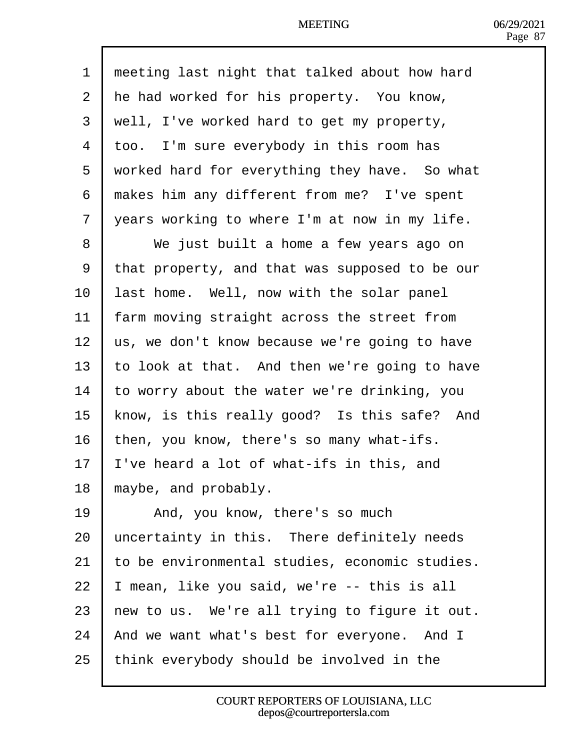meeting last night that talked about how hard he had worked for his property. You know, well, I've worked hard to get my property, too. I'm sure everybody in this room has worked hard for everything they have. So what makes him any different from me? I've spent years working to where I'm at now in my life.

We just built a home a few years ago on that property, and that was supposed to be our last home. Well, now with the solar panel farm moving straight across the street from us, we don't know because we're going to have to look at that. And then we're going to have to worry about the water we're drinking, you know, is this really good? Is this safe? And then, you know, there's so many what-ifs. I've heard a lot of what-ifs in this, and maybe, and probably.

And, you know, there's so much uncertainty in this. There definitely needs to be environmental studies, economic studies. I mean, like you said, we're -- this is all new to us. We're all trying to figure it out. And we want what's best for everyone. And I think everybody should be involved in the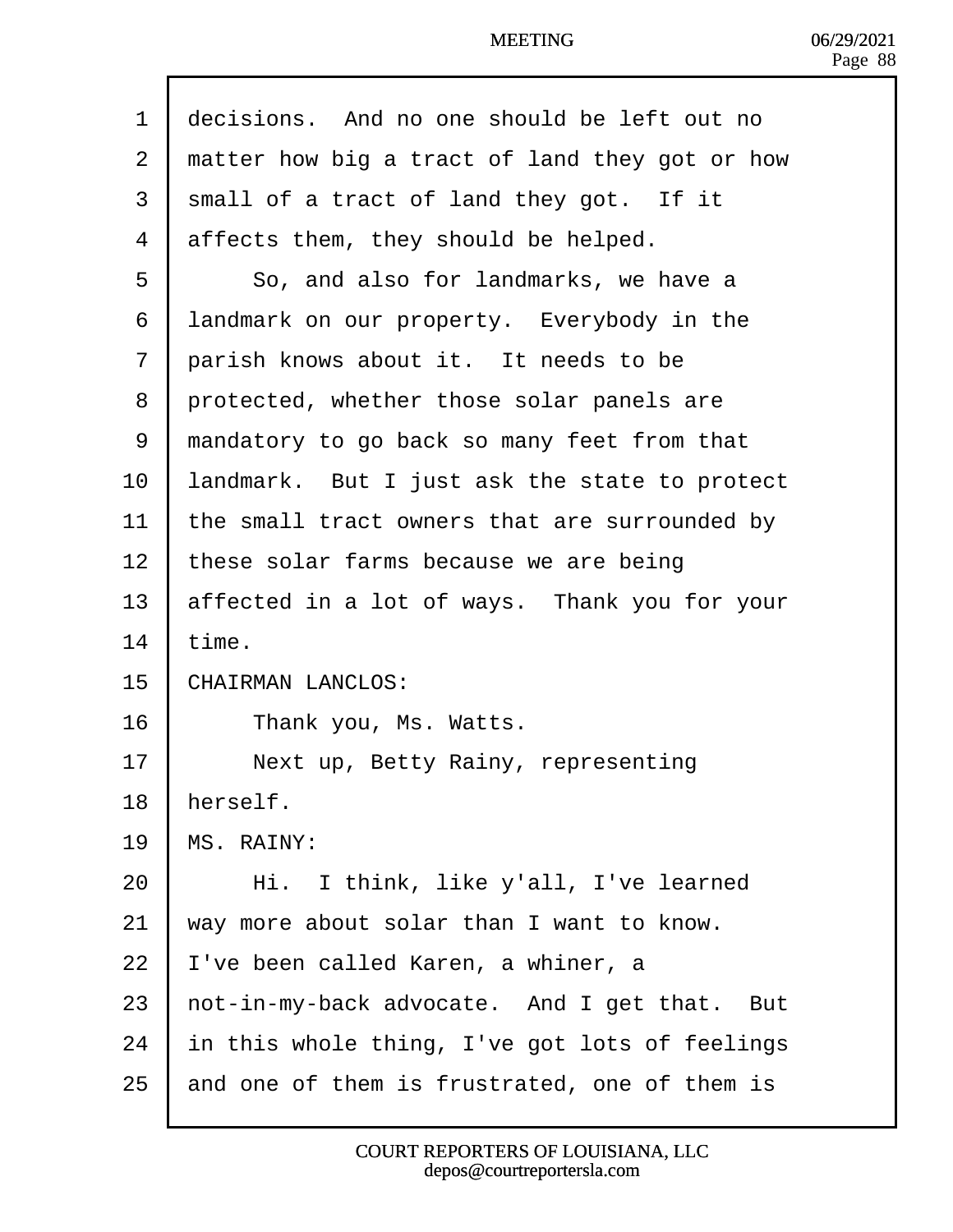1 decisions. And no one should be left out no
2 matter how big a tract of land they got or how
3 small of a tract of land they got. If it
4 affects them, they should be helped.
5 So, and also for landmarks, we have a
6 landmark on our property. Everybody in the
7 parish knows about it. It needs to be
8 protected, whether those solar panels are
9 mandatory to go back so many feet from that
10 landmark. But I just ask the state to protect
11 the small tract owners that are surrounded by
12 these solar farms because we are being
13 affected in a lot of ways. Thank you for your
14 time.
15 CHAIRMAN LANCLOS:
16 Thank you, Ms. Watts.
17 Next up, Betty Rainy, representing
18 herself.
19 MS. RAINY:
20 Hi. I think, like y'all, I've learned
21 way more about solar than I want to know.
22 I've been called Karen, a whiner, a
23 not-in-my-back advocate. And I get that. But
24 in this whole thing, I've got lots of feelings
25 and one of them is frustrated, one of them is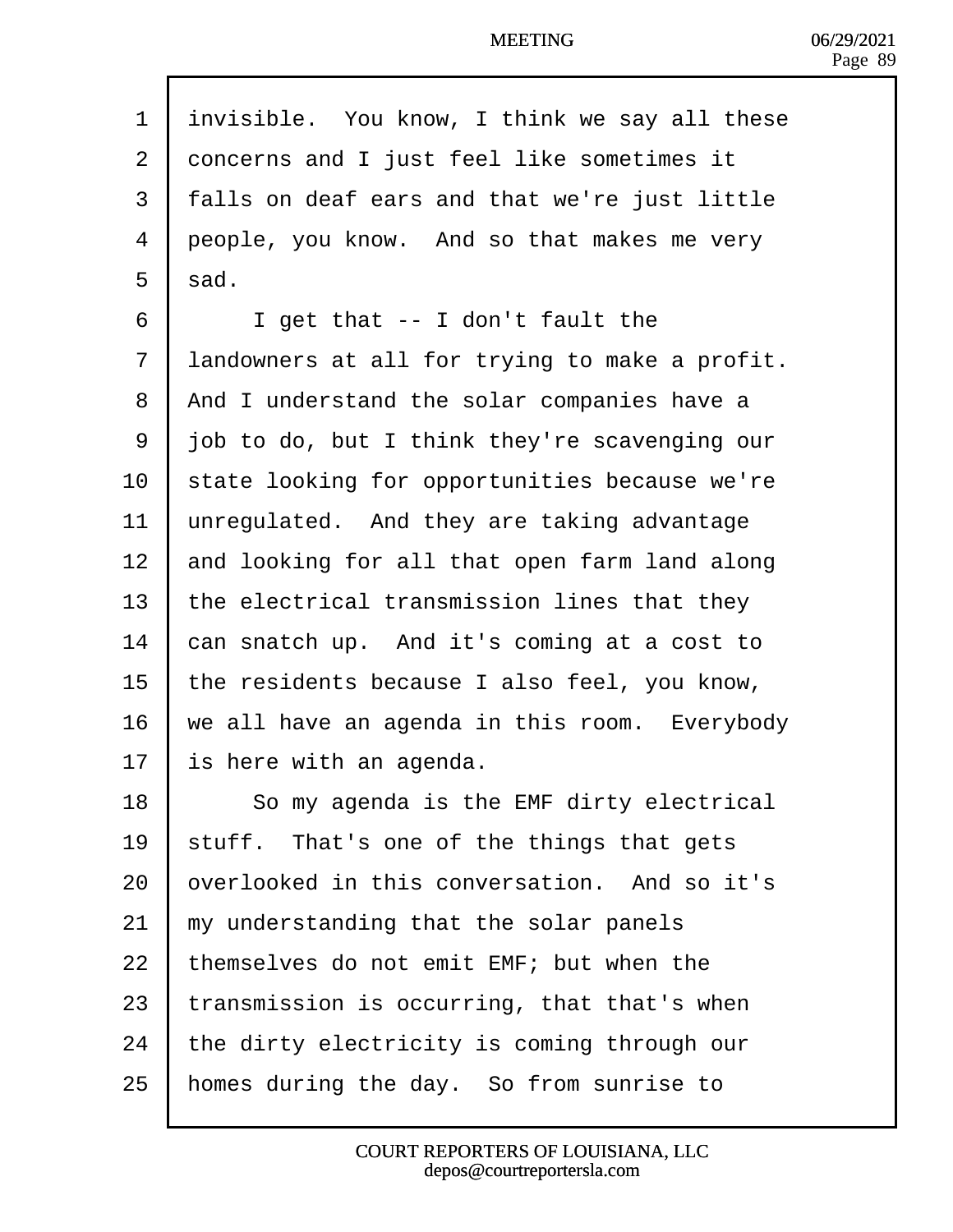invisible. You know, I think we say all these concerns and I just feel like sometimes it falls on deaf ears and that we're just little people, you know. And so that makes me very sad.

I get that -- I don't fault the landowners at all for trying to make a profit. And I understand the solar companies have a job to do, but I think they're scavenging our state looking for opportunities because we're unregulated. And they are taking advantage and looking for all that open farm land along the electrical transmission lines that they can snatch up. And it's coming at a cost to the residents because I also feel, you know, we all have an agenda in this room. Everybody is here with an agenda.

So my agenda is the EMF dirty electrical stuff. That's one of the things that gets overlooked in this conversation. And so it's my understanding that the solar panels themselves do not emit EMF; but when the transmission is occurring, that that's when the dirty electricity is coming through our homes during the day. So from sunrise to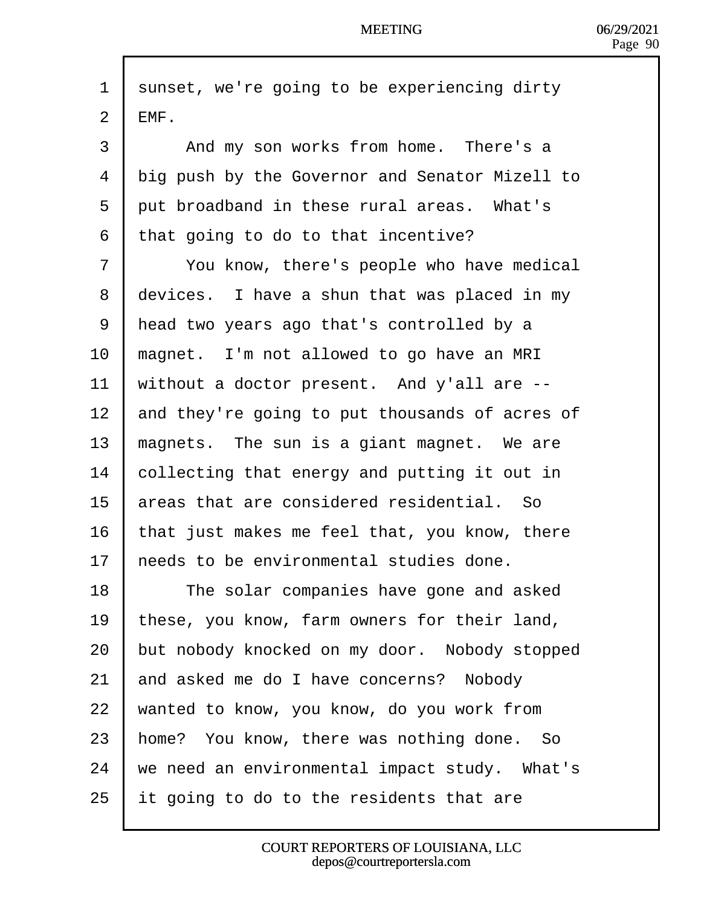sunset, we're going to be experiencing dirty EMF.

And my son works from home. There's a big push by the Governor and Senator Mizell to put broadband in these rural areas. What's that going to do to that incentive?

You know, there's people who have medical devices. I have a shun that was placed in my head two years ago that's controlled by a magnet. I'm not allowed to go have an MRI without a doctor present. And y'all are -- and they're going to put thousands of acres of magnets. The sun is a giant magnet. We are collecting that energy and putting it out in areas that are considered residential. So that just makes me feel that, you know, there needs to be environmental studies done.

The solar companies have gone and asked these, you know, farm owners for their land, but nobody knocked on my door. Nobody stopped and asked me do I have concerns? Nobody wanted to know, you know, do you work from home? You know, there was nothing done. So we need an environmental impact study. What's it going to do to the residents that are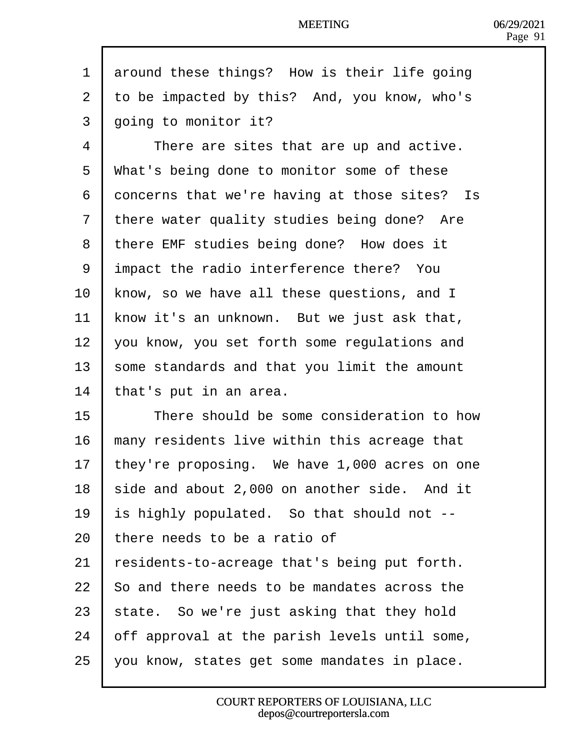around these things? How is their life going to be impacted by this? And, you know, who's going to monitor it?

There are sites that are up and active. What's being done to monitor some of these concerns that we're having at those sites? Is there water quality studies being done? Are there EMF studies being done? How does it impact the radio interference there? You know, so we have all these questions, and I know it's an unknown. But we just ask that, you know, you set forth some regulations and some standards and that you limit the amount that's put in an area.

There should be some consideration to how many residents live within this acreage that they're proposing. We have 1,000 acres on one side and about 2,000 on another side. And it is highly populated. So that should not -- there needs to be a ratio of residents-to-acreage that's being put forth. So and there needs to be mandates across the state. So we're just asking that they hold off approval at the parish levels until some, you know, states get some mandates in place.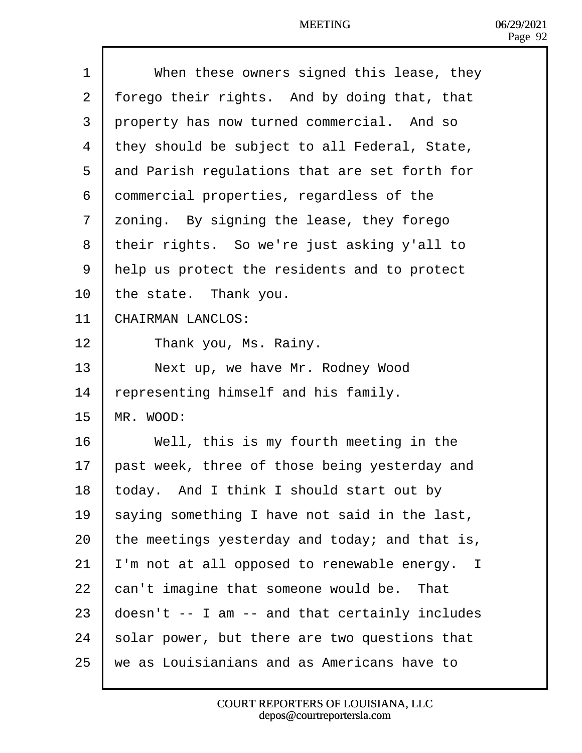When these owners signed this lease, they forego their rights. And by doing that, that property has now turned commercial. And so they should be subject to all Federal, State, and Parish regulations that are set forth for commercial properties, regardless of the zoning. By signing the lease, they forego their rights. So we're just asking y'all to help us protect the residents and to protect the state. Thank you.

CHAIRMAN LANCLOS:

Thank you, Ms. Rainy.

Next up, we have Mr. Rodney Wood representing himself and his family.

MR. WOOD:

Well, this is my fourth meeting in the past week, three of those being yesterday and today. And I think I should start out by saying something I have not said in the last, the meetings yesterday and today; and that is, I'm not at all opposed to renewable energy. I can't imagine that someone would be. That doesn't -- I am -- and that certainly includes solar power, but there are two questions that we as Louisianians and as Americans have to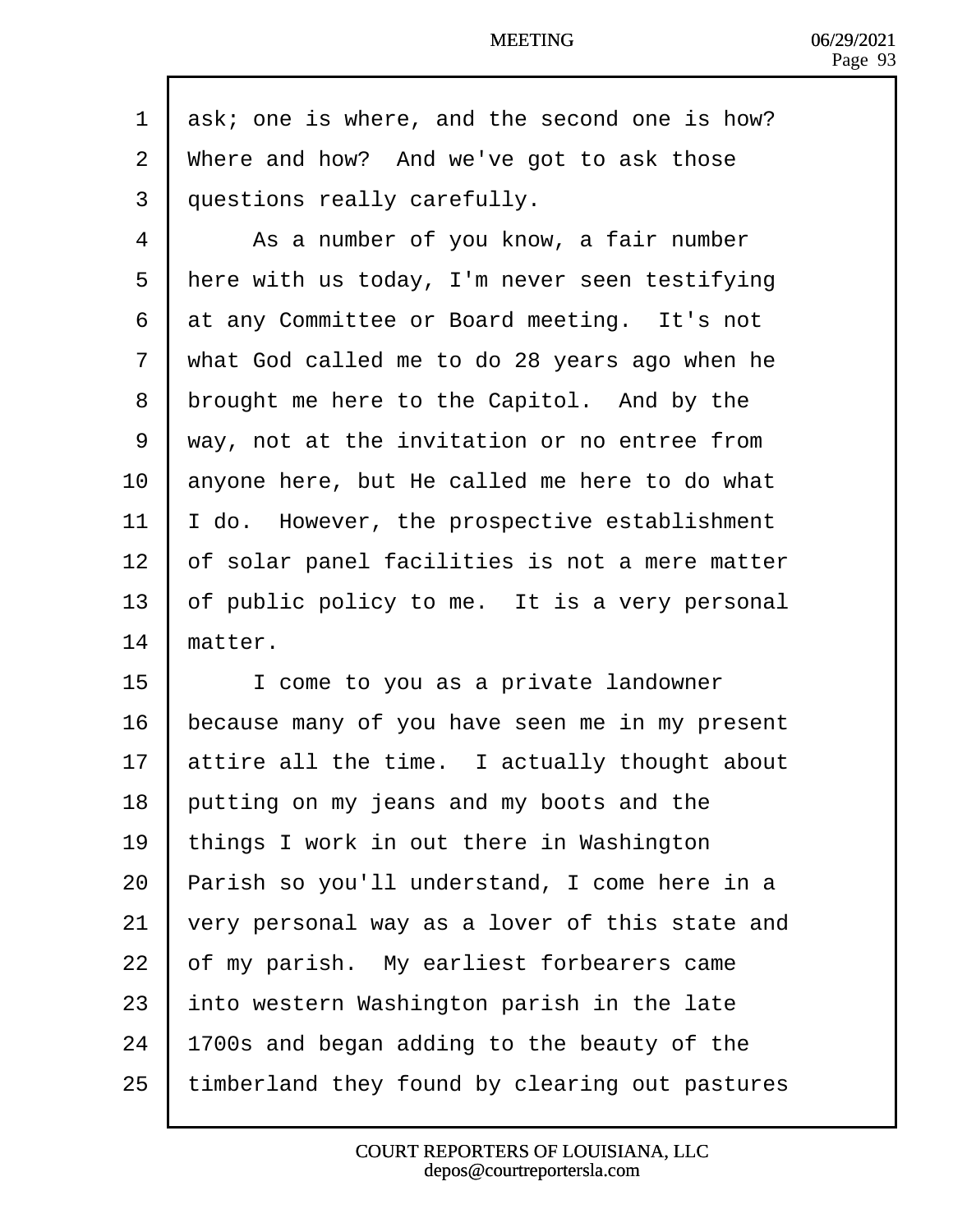ask; one is where, and the second one is how? Where and how? And we've got to ask those questions really carefully.

As a number of you know, a fair number here with us today, I'm never seen testifying at any Committee or Board meeting. It's not what God called me to do 28 years ago when he brought me here to the Capitol. And by the way, not at the invitation or no entree from anyone here, but He called me here to do what I do. However, the prospective establishment of solar panel facilities is not a mere matter of public policy to me. It is a very personal matter.

I come to you as a private landowner because many of you have seen me in my present attire all the time. I actually thought about putting on my jeans and my boots and the things I work in out there in Washington Parish so you'll understand, I come here in a very personal way as a lover of this state and of my parish. My earliest forbearers came into western Washington parish in the late 1700s and began adding to the beauty of the timberland they found by clearing out pastures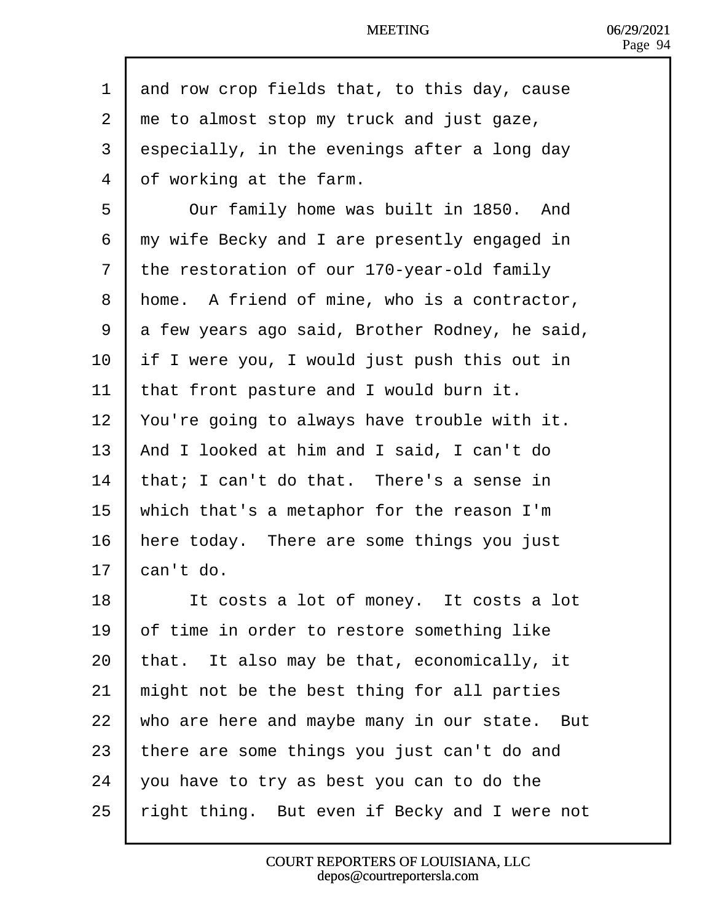1 and row crop fields that, to this day, cause
2 me to almost stop my truck and just gaze,
3 especially, in the evenings after a long day
4 of working at the farm.
5 Our family home was built in 1850. And
6 my wife Becky and I are presently engaged in
7 the restoration of our 170-year-old family
8 home. A friend of mine, who is a contractor,
9 a few years ago said, Brother Rodney, he said,
10 if I were you, I would just push this out in
11 that front pasture and I would burn it.
12 You're going to always have trouble with it.
13 And I looked at him and I said, I can't do
14 that; I can't do that. There's a sense in
15 which that's a metaphor for the reason I'm
16 here today. There are some things you just
17 can't do.
18 It costs a lot of money. It costs a lot
19 of time in order to restore something like
20 that. It also may be that, economically, it
21 might not be the best thing for all parties
22 who are here and maybe many in our state. But
23 there are some things you just can't do and
24 you have to try as best you can to do the
25 right thing. But even if Becky and I were not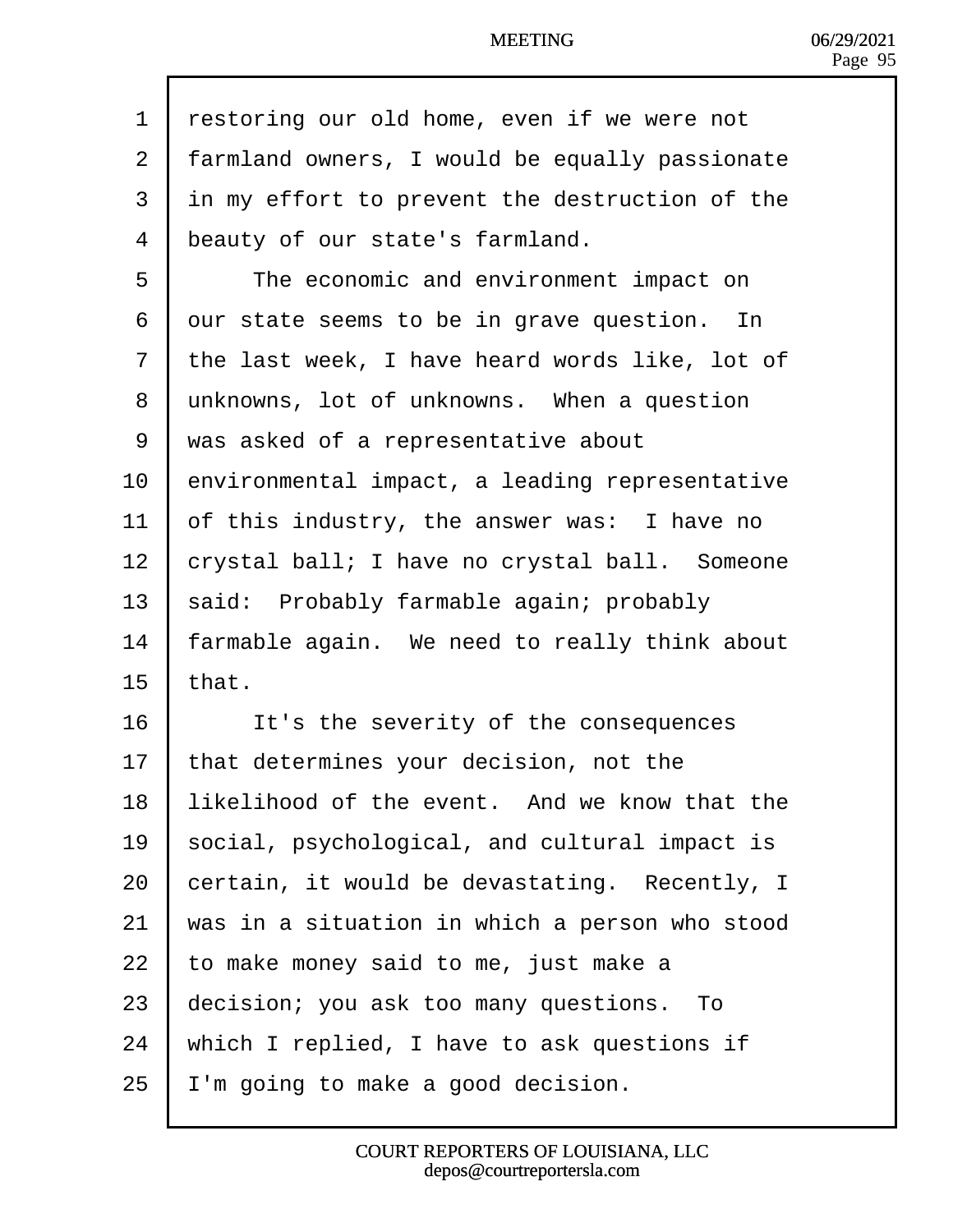restoring our old home, even if we were not farmland owners, I would be equally passionate in my effort to prevent the destruction of the beauty of our state's farmland.

The economic and environment impact on our state seems to be in grave question. In the last week, I have heard words like, lot of unknowns, lot of unknowns. When a question was asked of a representative about environmental impact, a leading representative of this industry, the answer was: I have no crystal ball; I have no crystal ball. Someone said: Probably farmable again; probably farmable again. We need to really think about that.

It's the severity of the consequences that determines your decision, not the likelihood of the event. And we know that the social, psychological, and cultural impact is certain, it would be devastating. Recently, I was in a situation in which a person who stood to make money said to me, just make a decision; you ask too many questions. To which I replied, I have to ask questions if I'm going to make a good decision.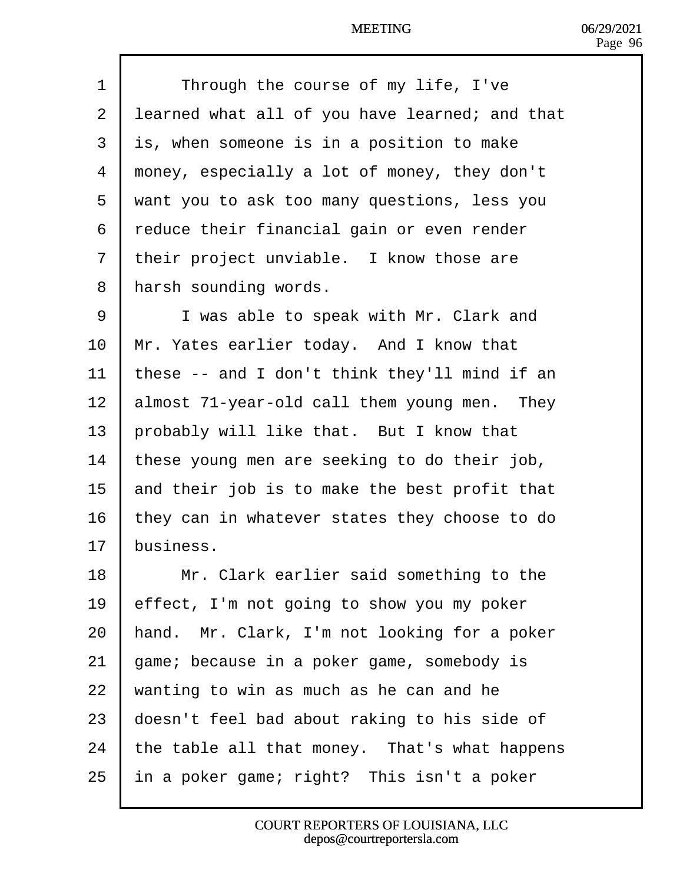Through the course of my life, I've learned what all of you have learned; and that is, when someone is in a position to make money, especially a lot of money, they don't want you to ask too many questions, less you reduce their financial gain or even render their project unviable. I know those are harsh sounding words.

I was able to speak with Mr. Clark and Mr. Yates earlier today. And I know that these -- and I don't think they'll mind if an almost 71-year-old call them young men. They probably will like that. But I know that these young men are seeking to do their job, and their job is to make the best profit that they can in whatever states they choose to do business.

Mr. Clark earlier said something to the effect, I'm not going to show you my poker hand. Mr. Clark, I'm not looking for a poker game; because in a poker game, somebody is wanting to win as much as he can and he doesn't feel bad about raking to his side of the table all that money. That's what happens in a poker game; right? This isn't a poker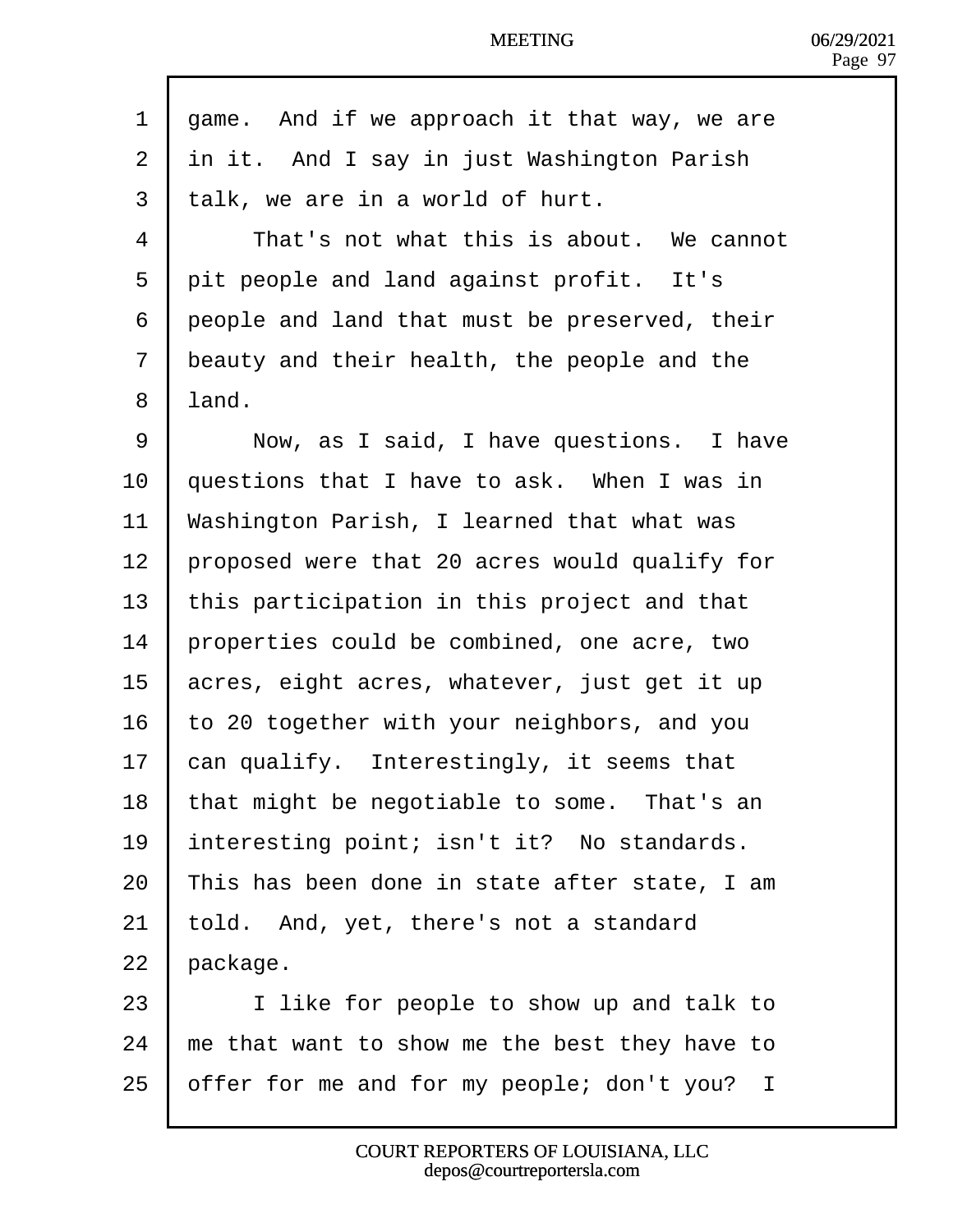game. And if we approach it that way, we are in it. And I say in just Washington Parish talk, we are in a world of hurt.

That's not what this is about. We cannot pit people and land against profit. It's people and land that must be preserved, their beauty and their health, the people and the land.

Now, as I said, I have questions. I have questions that I have to ask. When I was in Washington Parish, I learned that what was proposed were that 20 acres would qualify for this participation in this project and that properties could be combined, one acre, two acres, eight acres, whatever, just get it up to 20 together with your neighbors, and you can qualify. Interestingly, it seems that that might be negotiable to some. That's an interesting point; isn't it? No standards. This has been done in state after state, I am told. And, yet, there's not a standard package.

I like for people to show up and talk to me that want to show me the best they have to offer for me and for my people; don't you? I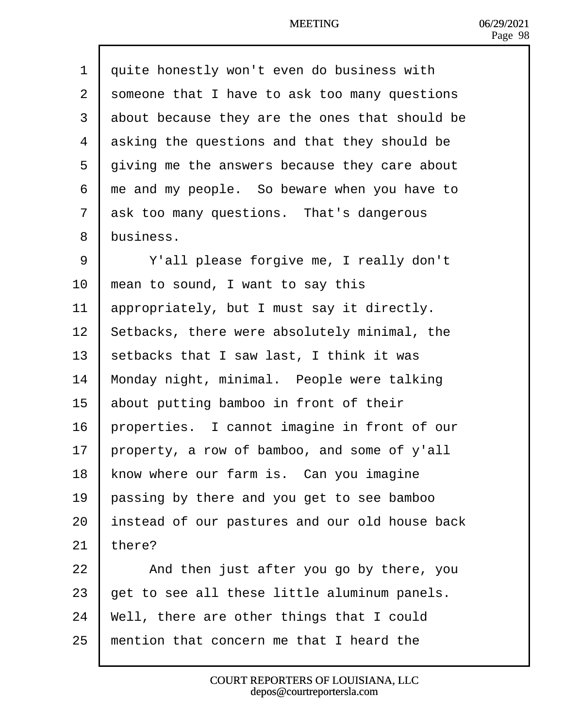quite honestly won't even do business with someone that I have to ask too many questions about because they are the ones that should be asking the questions and that they should be giving me the answers because they care about me and my people.  So beware when you have to ask too many questions.  That's dangerous business.

Y'all please forgive me, I really don't mean to sound, I want to say this appropriately, but I must say it directly. Setbacks, there were absolutely minimal, the setbacks that I saw last, I think it was Monday night, minimal.  People were talking about putting bamboo in front of their properties.  I cannot imagine in front of our property, a row of bamboo, and some of y'all know where our farm is.  Can you imagine passing by there and you get to see bamboo instead of our pastures and our old house back there?

And then just after you go by there, you get to see all these little aluminum panels. Well, there are other things that I could mention that concern me that I heard the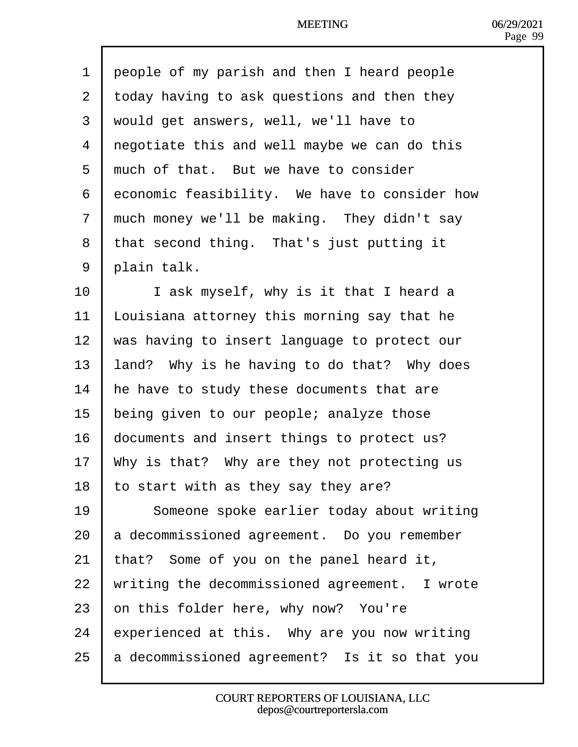people of my parish and then I heard people today having to ask questions and then they would get answers, well, we'll have to negotiate this and well maybe we can do this much of that. But we have to consider economic feasibility. We have to consider how much money we'll be making. They didn't say that second thing. That's just putting it plain talk.

I ask myself, why is it that I heard a Louisiana attorney this morning say that he was having to insert language to protect our land? Why is he having to do that? Why does he have to study these documents that are being given to our people; analyze those documents and insert things to protect us? Why is that? Why are they not protecting us to start with as they say they are?

Someone spoke earlier today about writing a decommissioned agreement. Do you remember that? Some of you on the panel heard it, writing the decommissioned agreement. I wrote on this folder here, why now? You're experienced at this. Why are you now writing a decommissioned agreement? Is it so that you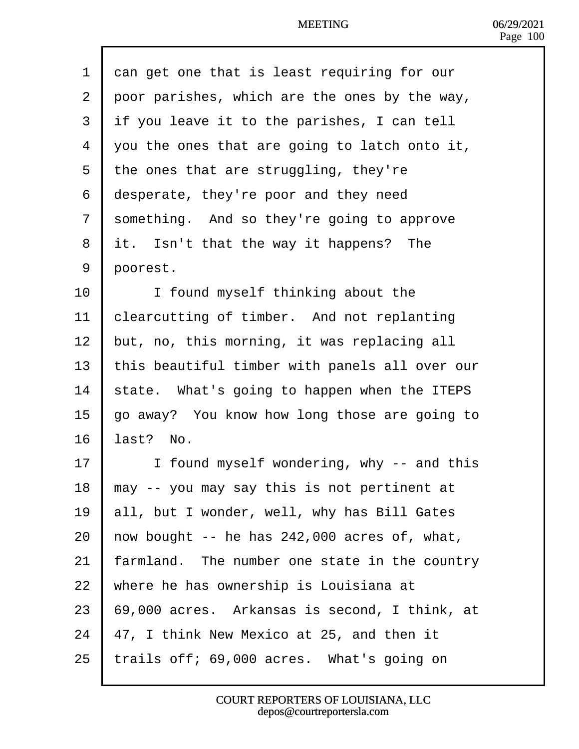1 can get one that is least requiring for our
2 poor parishes, which are the ones by the way,
3 if you leave it to the parishes, I can tell
4 you the ones that are going to latch onto it,
5 the ones that are struggling, they're
6 desperate, they're poor and they need
7 something. And so they're going to approve
8 it. Isn't that the way it happens? The
9 poorest.
10 I found myself thinking about the
11 clearcutting of timber. And not replanting
12 but, no, this morning, it was replacing all
13 this beautiful timber with panels all over our
14 state. What's going to happen when the ITEPS
15 go away? You know how long those are going to
16 last? No.
17 I found myself wondering, why -- and this
18 may -- you may say this is not pertinent at
19 all, but I wonder, well, why has Bill Gates
20 now bought -- he has 242,000 acres of, what,
21 farmland. The number one state in the country
22 where he has ownership is Louisiana at
23 69,000 acres. Arkansas is second, I think, at
24 47, I think New Mexico at 25, and then it
25 trails off; 69,000 acres. What's going on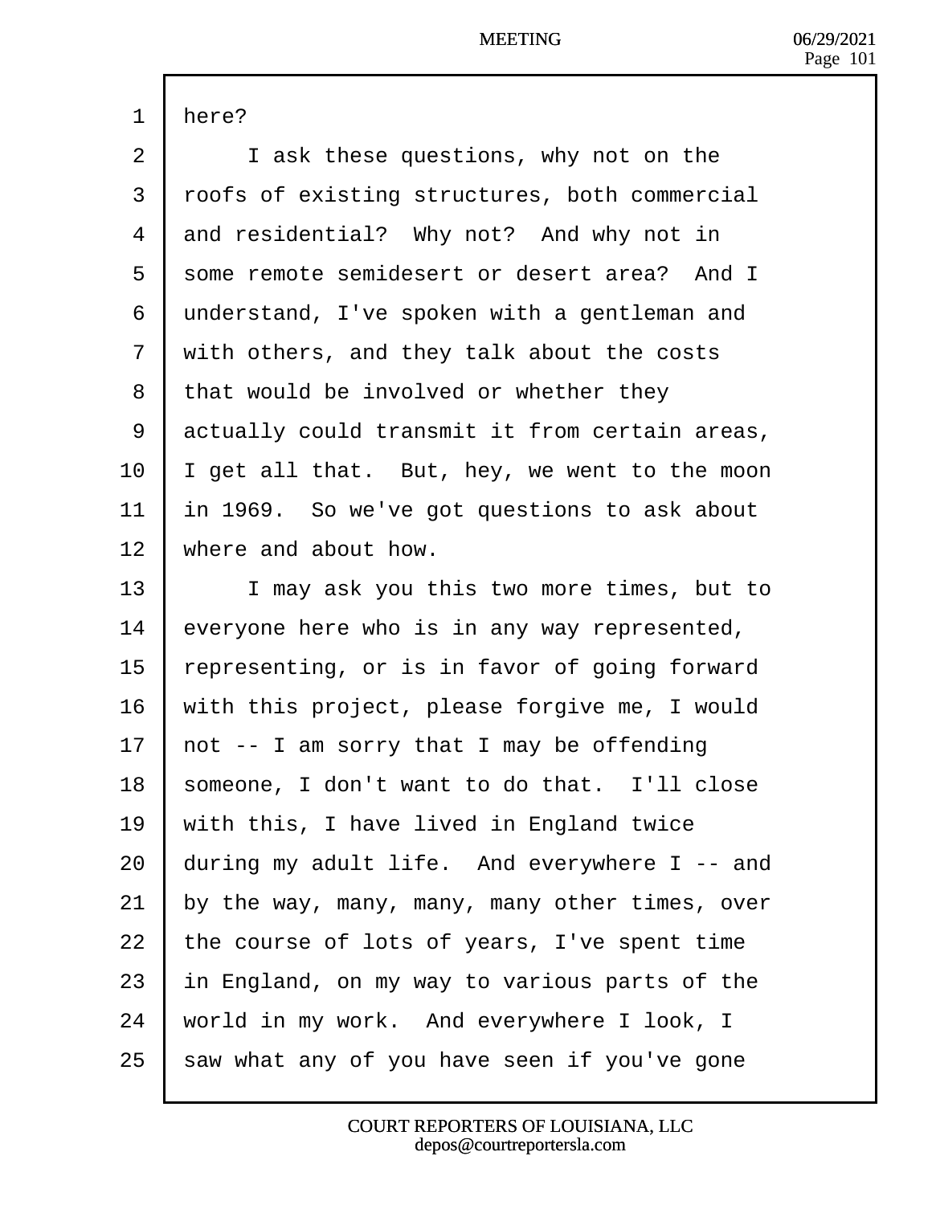here?

I ask these questions, why not on the roofs of existing structures, both commercial and residential? Why not? And why not in some remote semidesert or desert area? And I understand, I've spoken with a gentleman and with others, and they talk about the costs that would be involved or whether they actually could transmit it from certain areas, I get all that. But, hey, we went to the moon in 1969. So we've got questions to ask about where and about how.

I may ask you this two more times, but to everyone here who is in any way represented, representing, or is in favor of going forward with this project, please forgive me, I would not -- I am sorry that I may be offending someone, I don't want to do that. I'll close with this, I have lived in England twice during my adult life. And everywhere I -- and by the way, many, many, many other times, over the course of lots of years, I've spent time in England, on my way to various parts of the world in my work. And everywhere I look, I saw what any of you have seen if you've gone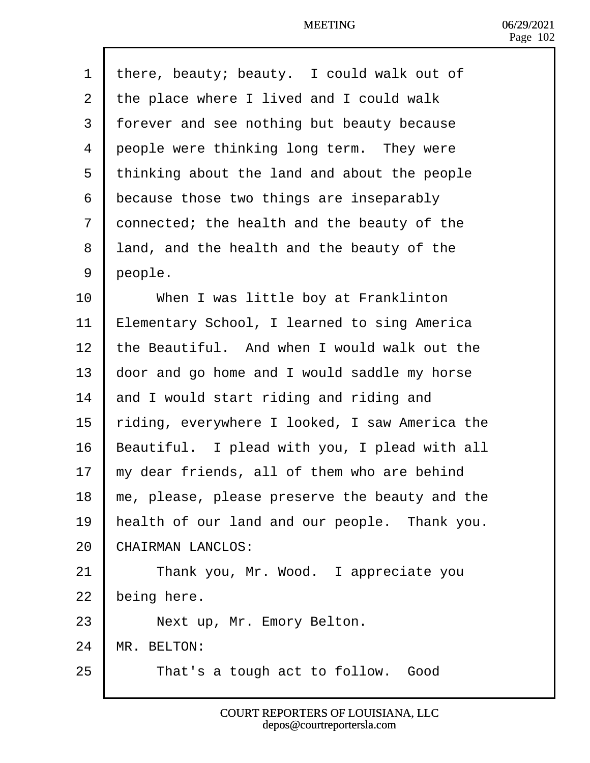there, beauty; beauty. I could walk out of the place where I lived and I could walk forever and see nothing but beauty because people were thinking long term. They were thinking about the land and about the people because those two things are inseparably connected; the health and the beauty of the land, and the health and the beauty of the people.

When I was little boy at Franklinton Elementary School, I learned to sing America the Beautiful. And when I would walk out the door and go home and I would saddle my horse and I would start riding and riding and riding, everywhere I looked, I saw America the Beautiful. I plead with you, I plead with all my dear friends, all of them who are behind me, please, please preserve the beauty and the health of our land and our people. Thank you.

CHAIRMAN LANCLOS:

Thank you, Mr. Wood. I appreciate you being here.

Next up, Mr. Emory Belton.

MR. BELTON:

That's a tough act to follow. Good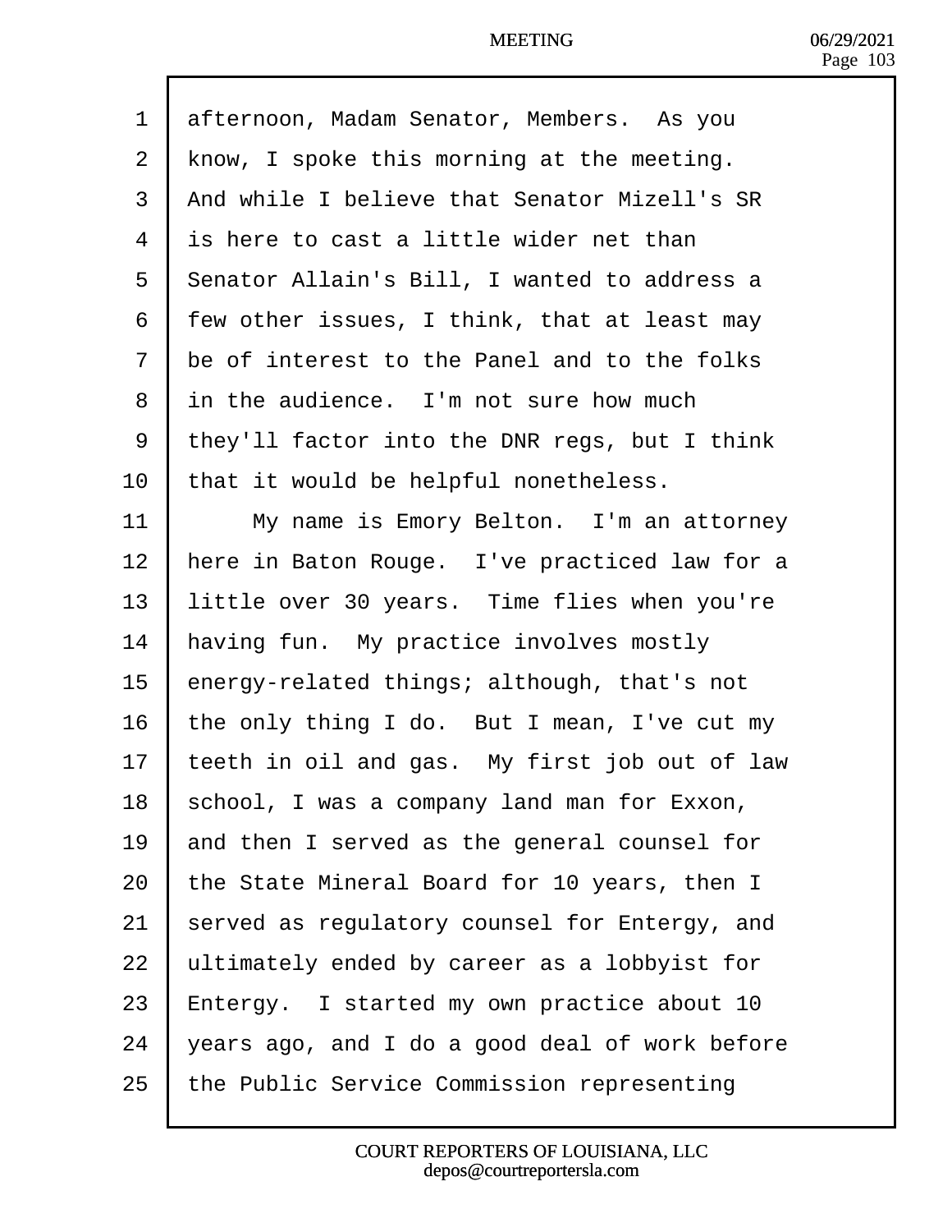afternoon, Madam Senator, Members. As you know, I spoke this morning at the meeting. And while I believe that Senator Mizell's SR is here to cast a little wider net than Senator Allain's Bill, I wanted to address a few other issues, I think, that at least may be of interest to the Panel and to the folks in the audience. I'm not sure how much they'll factor into the DNR regs, but I think that it would be helpful nonetheless.

My name is Emory Belton. I'm an attorney here in Baton Rouge. I've practiced law for a little over 30 years. Time flies when you're having fun. My practice involves mostly energy-related things; although, that's not the only thing I do. But I mean, I've cut my teeth in oil and gas. My first job out of law school, I was a company land man for Exxon, and then I served as the general counsel for the State Mineral Board for 10 years, then I served as regulatory counsel for Entergy, and ultimately ended by career as a lobbyist for Entergy. I started my own practice about 10 years ago, and I do a good deal of work before the Public Service Commission representing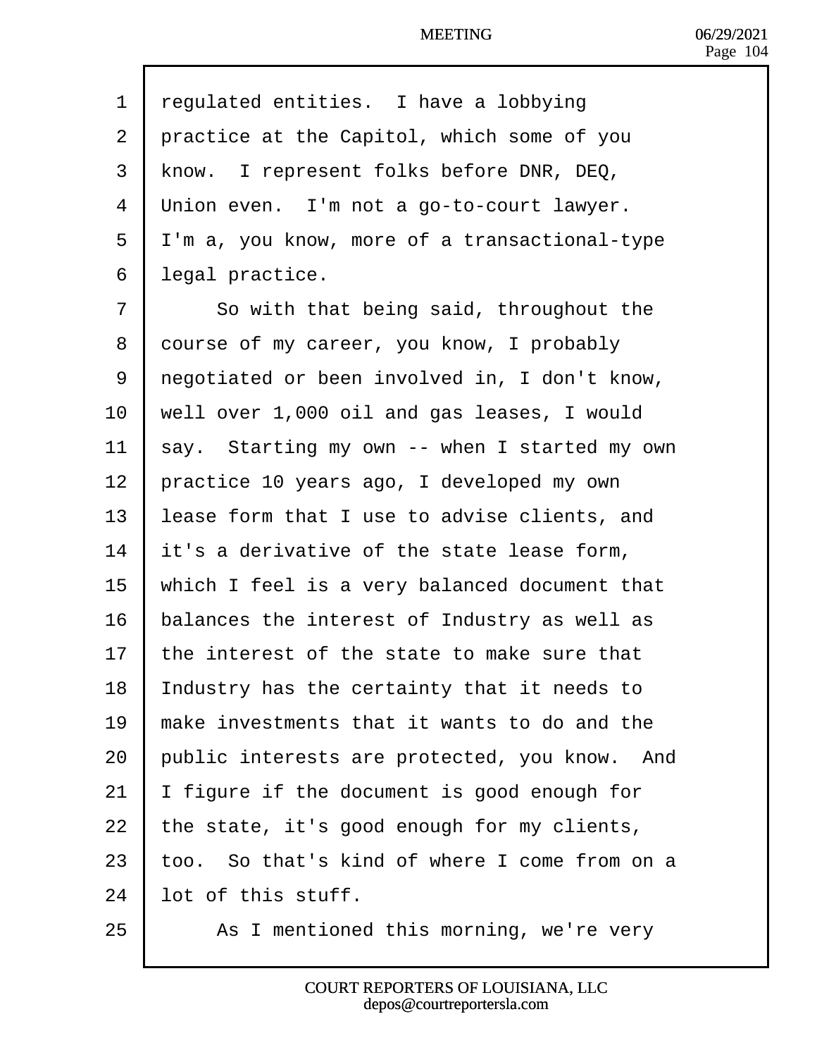regulated entities. I have a lobbying practice at the Capitol, which some of you know. I represent folks before DNR, DEQ, Union even. I'm not a go-to-court lawyer. I'm a, you know, more of a transactional-type legal practice.

So with that being said, throughout the course of my career, you know, I probably negotiated or been involved in, I don't know, well over 1,000 oil and gas leases, I would say. Starting my own -- when I started my own practice 10 years ago, I developed my own lease form that I use to advise clients, and it's a derivative of the state lease form, which I feel is a very balanced document that balances the interest of Industry as well as the interest of the state to make sure that Industry has the certainty that it needs to make investments that it wants to do and the public interests are protected, you know. And I figure if the document is good enough for the state, it's good enough for my clients, too. So that's kind of where I come from on a lot of this stuff.

As I mentioned this morning, we're very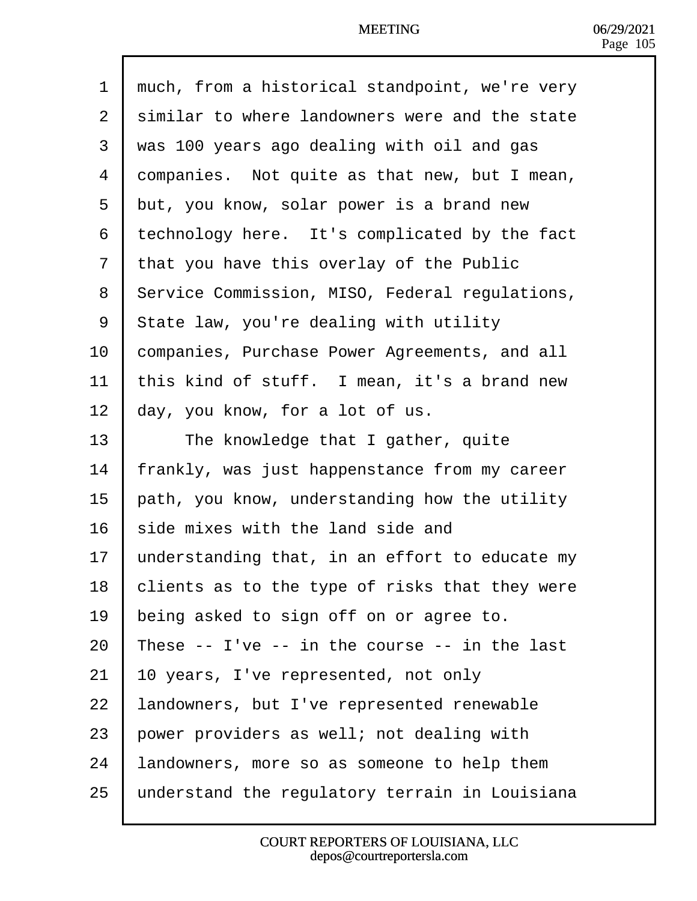much, from a historical standpoint, we're very similar to where landowners were and the state was 100 years ago dealing with oil and gas companies. Not quite as that new, but I mean, but, you know, solar power is a brand new technology here. It's complicated by the fact that you have this overlay of the Public Service Commission, MISO, Federal regulations, State law, you're dealing with utility companies, Purchase Power Agreements, and all this kind of stuff. I mean, it's a brand new day, you know, for a lot of us.

The knowledge that I gather, quite frankly, was just happenstance from my career path, you know, understanding how the utility side mixes with the land side and understanding that, in an effort to educate my clients as to the type of risks that they were being asked to sign off on or agree to. These -- I've -- in the course -- in the last 10 years, I've represented, not only landowners, but I've represented renewable power providers as well; not dealing with landowners, more so as someone to help them understand the regulatory terrain in Louisiana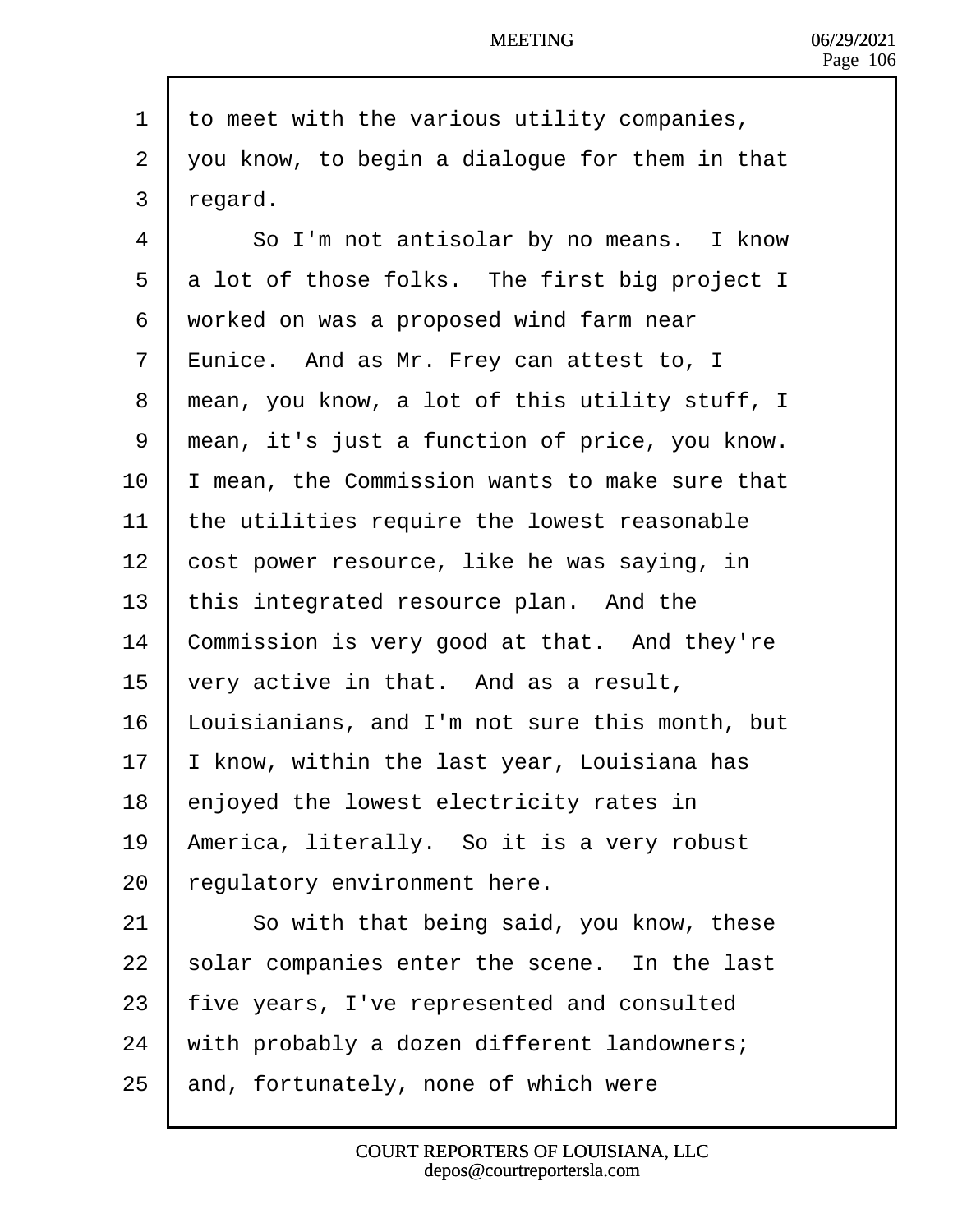to meet with the various utility companies, you know, to begin a dialogue for them in that regard.

So I'm not antisolar by no means. I know a lot of those folks. The first big project I worked on was a proposed wind farm near Eunice. And as Mr. Frey can attest to, I mean, you know, a lot of this utility stuff, I mean, it's just a function of price, you know. I mean, the Commission wants to make sure that the utilities require the lowest reasonable cost power resource, like he was saying, in this integrated resource plan. And the Commission is very good at that. And they're very active in that. And as a result, Louisianians, and I'm not sure this month, but I know, within the last year, Louisiana has enjoyed the lowest electricity rates in America, literally. So it is a very robust regulatory environment here.

So with that being said, you know, these solar companies enter the scene. In the last five years, I've represented and consulted with probably a dozen different landowners; and, fortunately, none of which were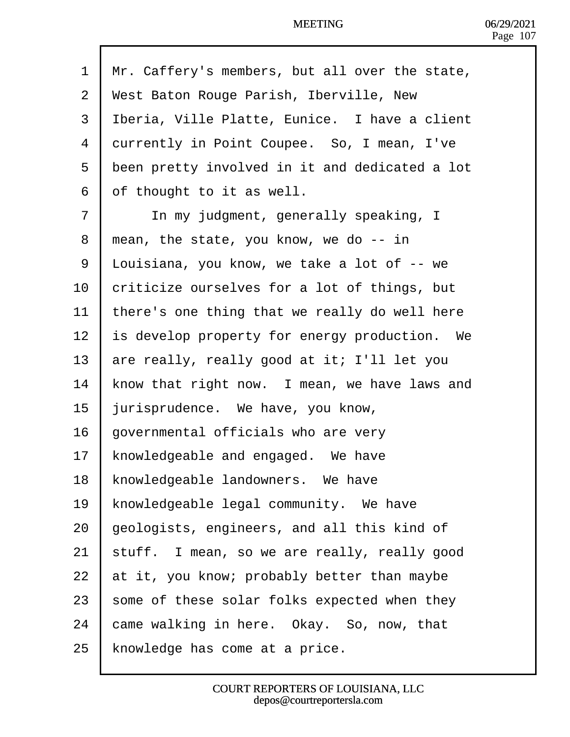1 Mr. Caffery's members, but all over the state,
2 West Baton Rouge Parish, Iberville, New
3 Iberia, Ville Platte, Eunice. I have a client
4 currently in Point Coupee. So, I mean, I've
5 been pretty involved in it and dedicated a lot
6 of thought to it as well.
7 In my judgment, generally speaking, I
8 mean, the state, you know, we do -- in
9 Louisiana, you know, we take a lot of -- we
10 criticize ourselves for a lot of things, but
11 there's one thing that we really do well here
12 is develop property for energy production. We
13 are really, really good at it; I'll let you
14 know that right now. I mean, we have laws and
15 jurisprudence. We have, you know,
16 governmental officials who are very
17 knowledgeable and engaged. We have
18 knowledgeable landowners. We have
19 knowledgeable legal community. We have
20 geologists, engineers, and all this kind of
21 stuff. I mean, so we are really, really good
22 at it, you know; probably better than maybe
23 some of these solar folks expected when they
24 came walking in here. Okay. So, now, that
25 knowledge has come at a price.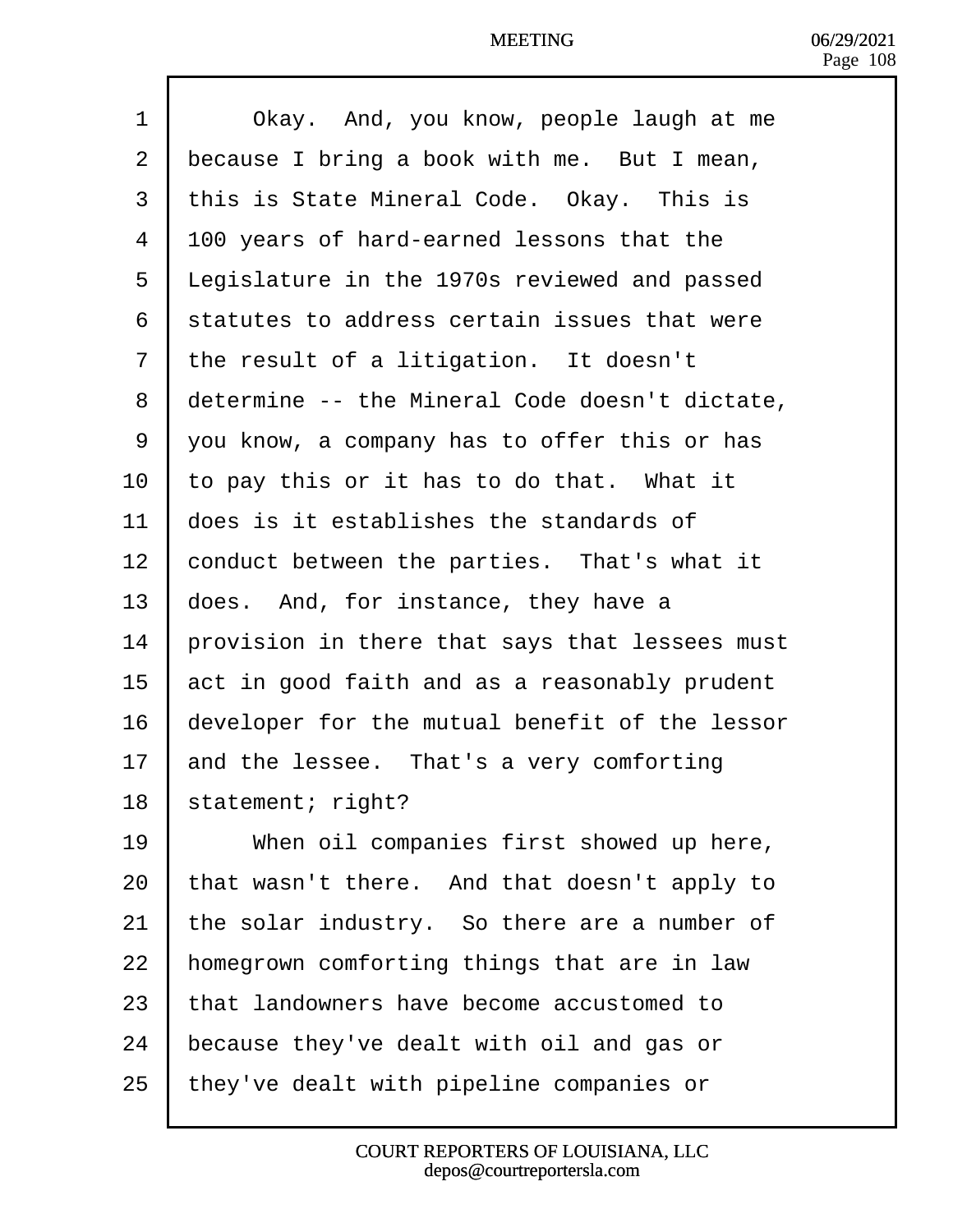Okay. And, you know, people laugh at me because I bring a book with me. But I mean, this is State Mineral Code. Okay. This is 100 years of hard-earned lessons that the Legislature in the 1970s reviewed and passed statutes to address certain issues that were the result of a litigation. It doesn't determine -- the Mineral Code doesn't dictate, you know, a company has to offer this or has to pay this or it has to do that. What it does is it establishes the standards of conduct between the parties. That's what it does. And, for instance, they have a provision in there that says that lessees must act in good faith and as a reasonably prudent developer for the mutual benefit of the lessor and the lessee. That's a very comforting statement; right?

When oil companies first showed up here, that wasn't there. And that doesn't apply to the solar industry. So there are a number of homegrown comforting things that are in law that landowners have become accustomed to because they've dealt with oil and gas or they've dealt with pipeline companies or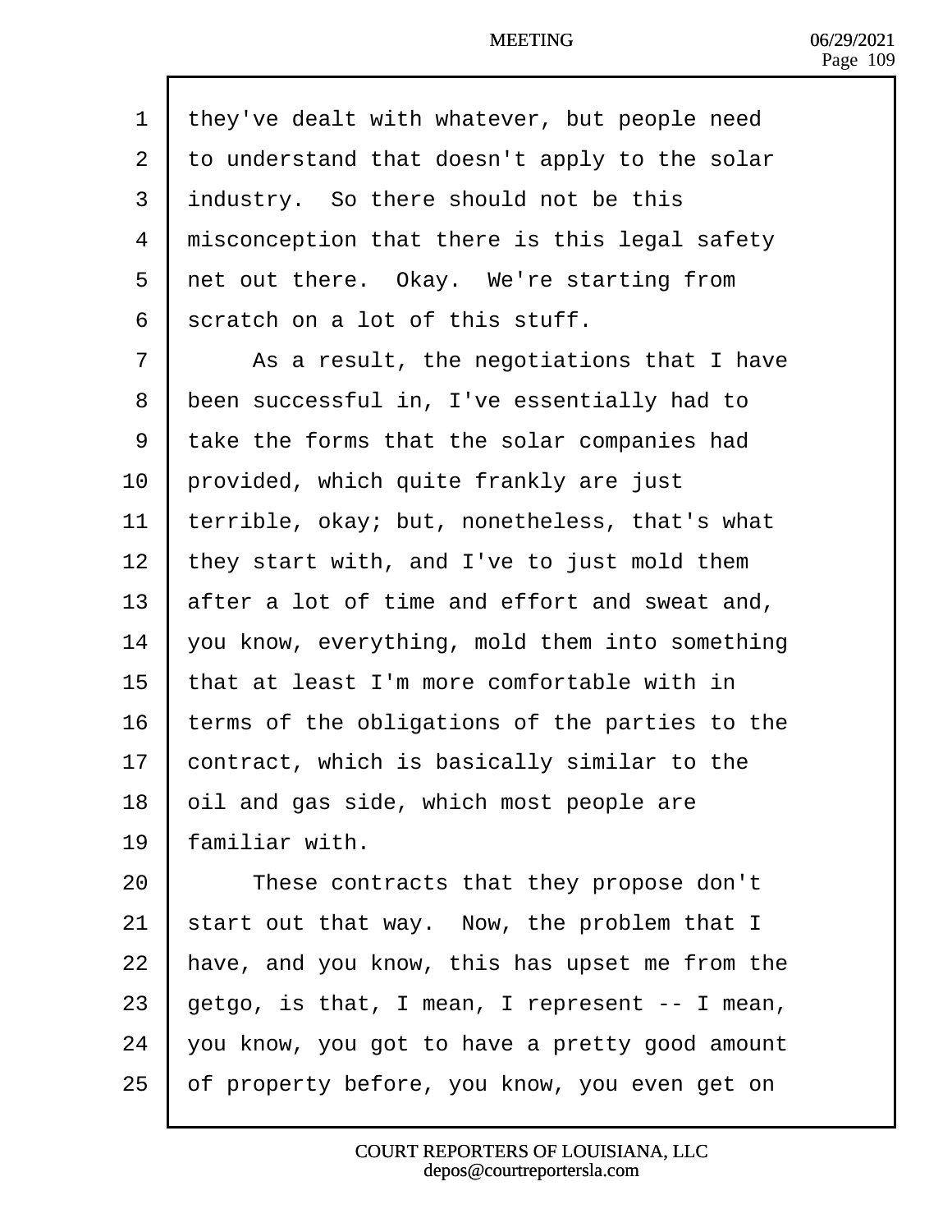1 they've dealt with whatever, but people need
2 to understand that doesn't apply to the solar
3 industry. So there should not be this
4 misconception that there is this legal safety
5 net out there. Okay. We're starting from
6 scratch on a lot of this stuff.
7 As a result, the negotiations that I have
8 been successful in, I've essentially had to
9 take the forms that the solar companies had
10 provided, which quite frankly are just
11 terrible, okay; but, nonetheless, that's what
12 they start with, and I've to just mold them
13 after a lot of time and effort and sweat and,
14 you know, everything, mold them into something
15 that at least I'm more comfortable with in
16 terms of the obligations of the parties to the
17 contract, which is basically similar to the
18 oil and gas side, which most people are
19 familiar with.
20 These contracts that they propose don't
21 start out that way. Now, the problem that I
22 have, and you know, this has upset me from the
23 getgo, is that, I mean, I represent -- I mean,
24 you know, you got to have a pretty good amount
25 of property before, you know, you even get on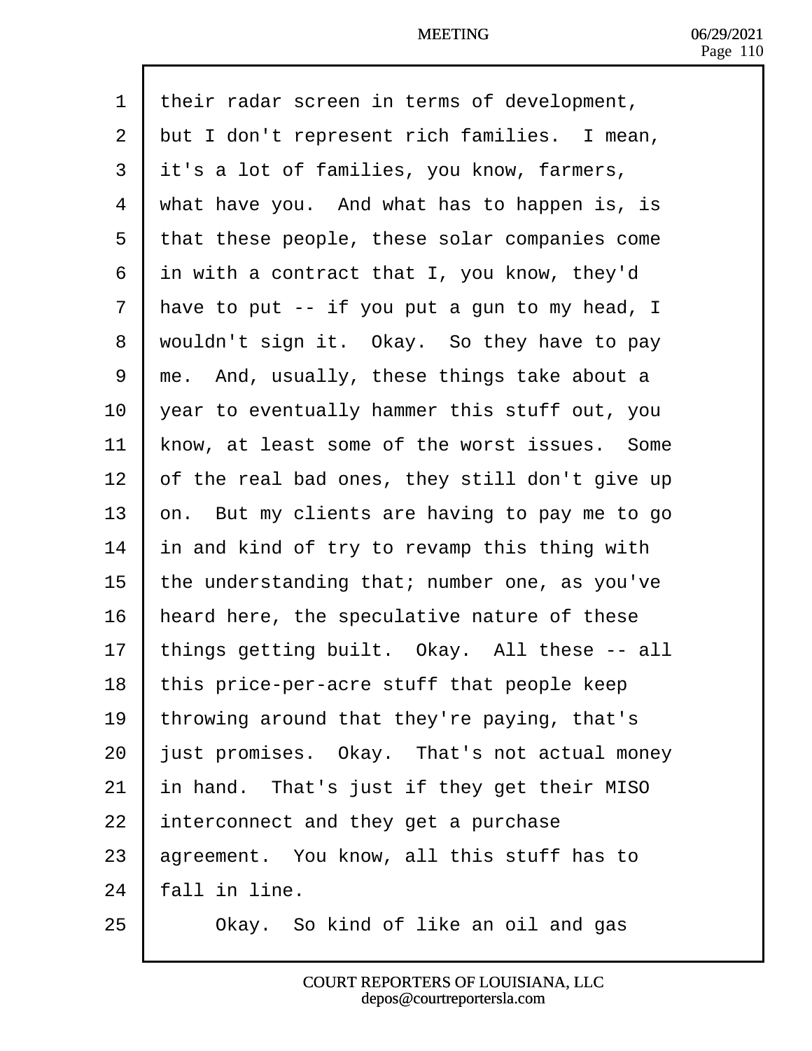their radar screen in terms of development, but I don't represent rich families. I mean, it's a lot of families, you know, farmers, what have you. And what has to happen is, is that these people, these solar companies come in with a contract that I, you know, they'd have to put -- if you put a gun to my head, I wouldn't sign it. Okay. So they have to pay me. And, usually, these things take about a year to eventually hammer this stuff out, you know, at least some of the worst issues. Some of the real bad ones, they still don't give up on. But my clients are having to pay me to go in and kind of try to revamp this thing with the understanding that; number one, as you've heard here, the speculative nature of these things getting built. Okay. All these -- all this price-per-acre stuff that people keep throwing around that they're paying, that's just promises. Okay. That's not actual money in hand. That's just if they get their MISO interconnect and they get a purchase agreement. You know, all this stuff has to fall in line.

Okay. So kind of like an oil and gas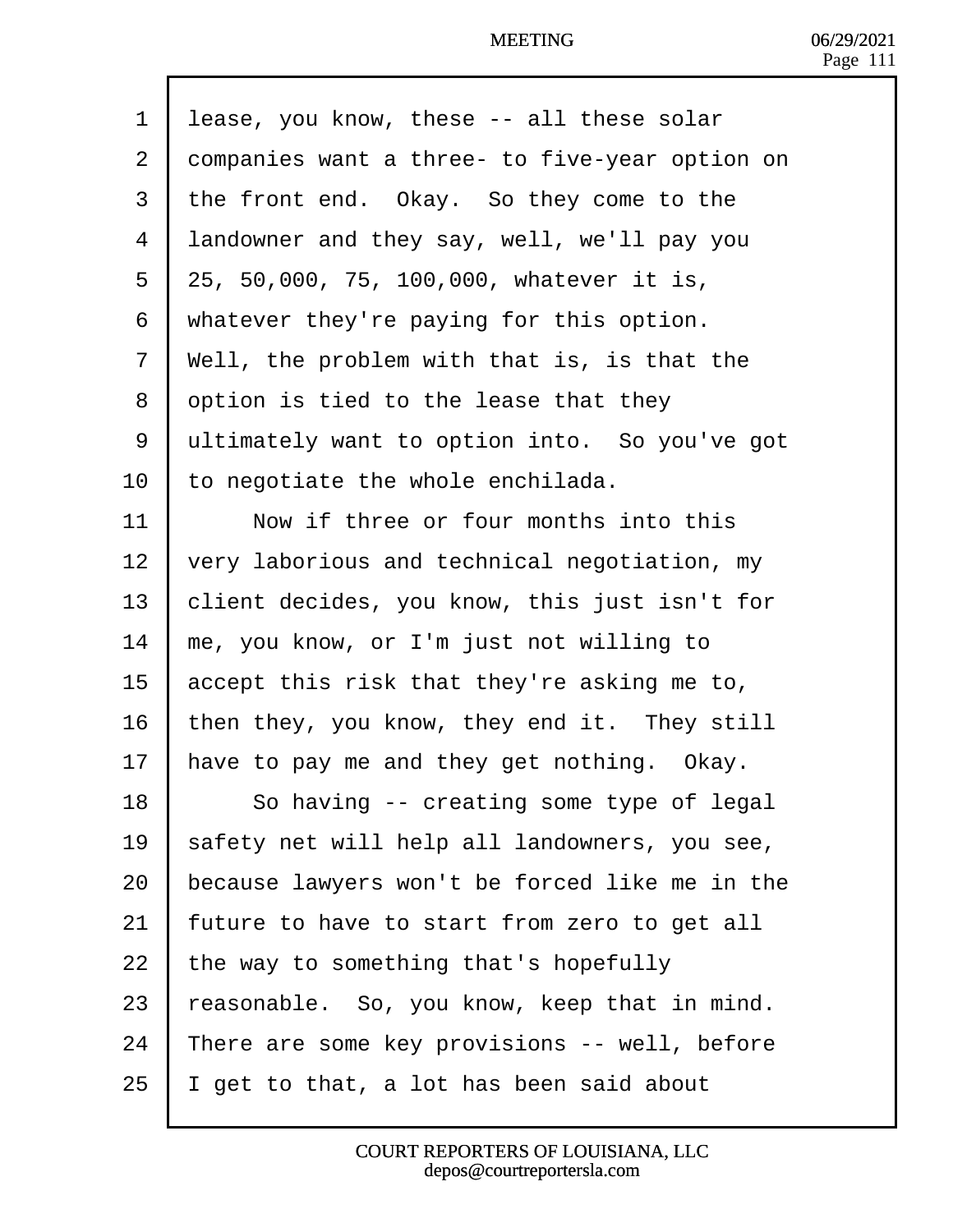lease, you know, these -- all these solar companies want a three- to five-year option on the front end. Okay. So they come to the landowner and they say, well, we'll pay you 25, 50,000, 75, 100,000, whatever it is, whatever they're paying for this option. Well, the problem with that is, is that the option is tied to the lease that they ultimately want to option into. So you've got to negotiate the whole enchilada.

Now if three or four months into this very laborious and technical negotiation, my client decides, you know, this just isn't for me, you know, or I'm just not willing to accept this risk that they're asking me to, then they, you know, they end it. They still have to pay me and they get nothing. Okay.

So having -- creating some type of legal safety net will help all landowners, you see, because lawyers won't be forced like me in the future to have to start from zero to get all the way to something that's hopefully reasonable. So, you know, keep that in mind. There are some key provisions -- well, before I get to that, a lot has been said about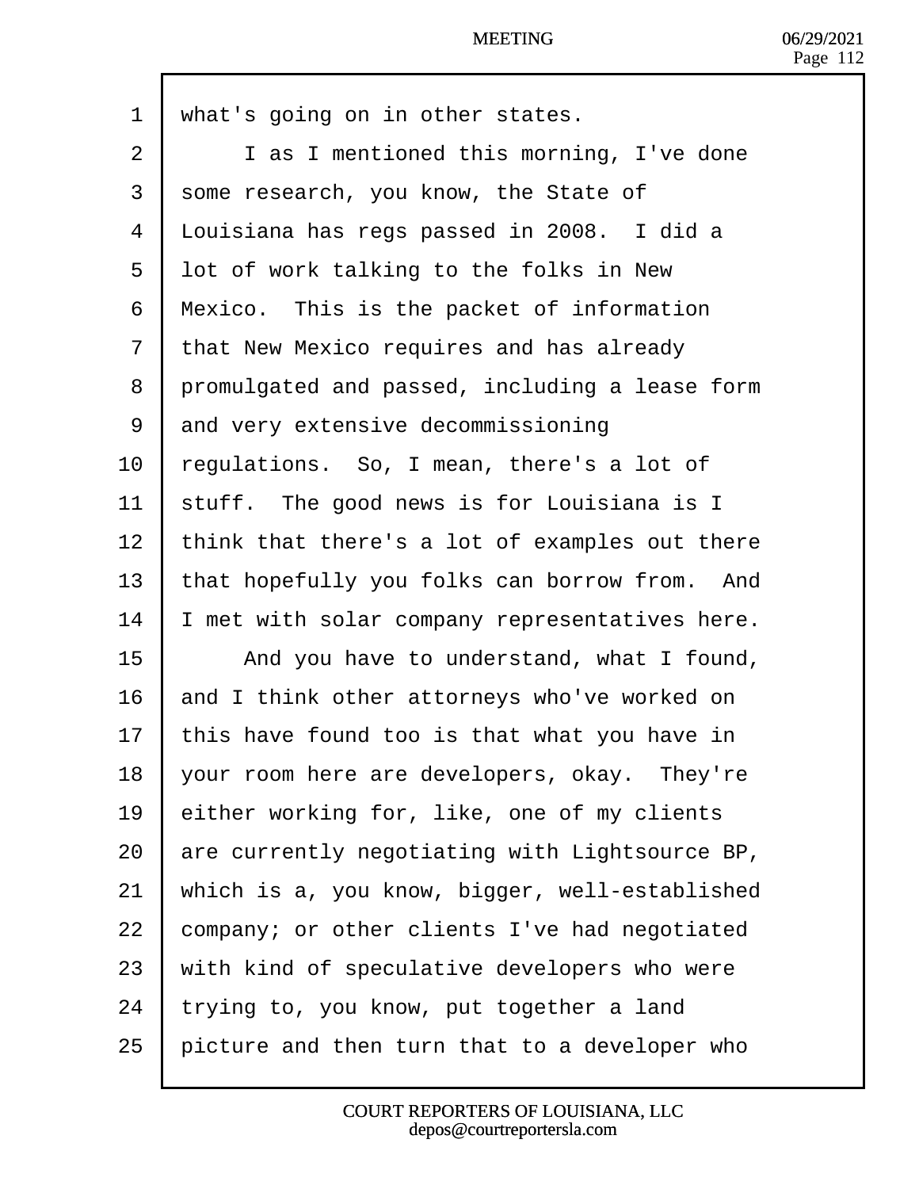what's going on in other states.

I as I mentioned this morning, I've done some research, you know, the State of Louisiana has regs passed in 2008. I did a lot of work talking to the folks in New Mexico. This is the packet of information that New Mexico requires and has already promulgated and passed, including a lease form and very extensive decommissioning regulations. So, I mean, there's a lot of stuff. The good news is for Louisiana is I think that there's a lot of examples out there that hopefully you folks can borrow from. And I met with solar company representatives here.

And you have to understand, what I found, and I think other attorneys who've worked on this have found too is that what you have in your room here are developers, okay. They're either working for, like, one of my clients are currently negotiating with Lightsource BP, which is a, you know, bigger, well-established company; or other clients I've had negotiated with kind of speculative developers who were trying to, you know, put together a land picture and then turn that to a developer who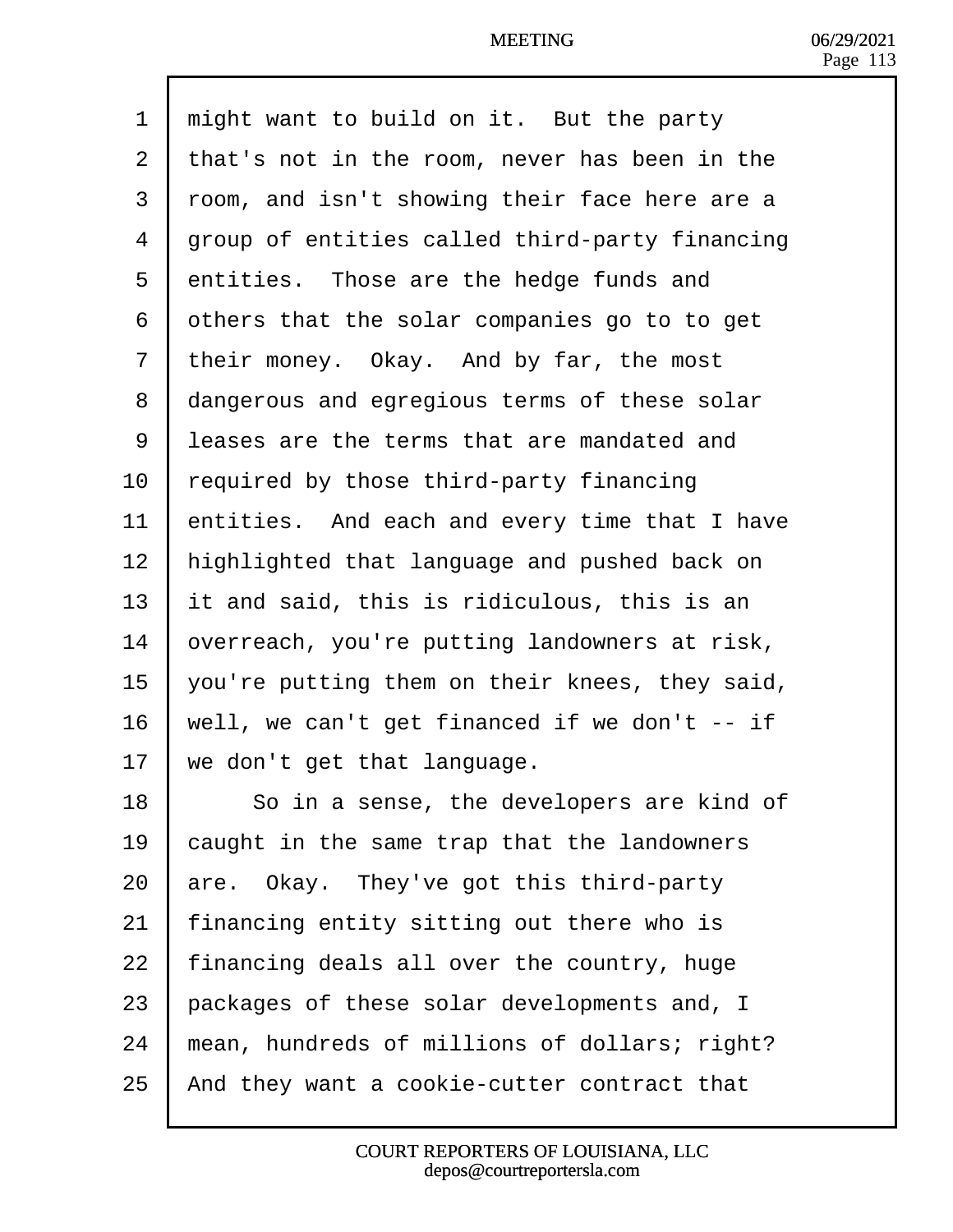might want to build on it. But the party that's not in the room, never has been in the room, and isn't showing their face here are a group of entities called third-party financing entities. Those are the hedge funds and others that the solar companies go to to get their money. Okay. And by far, the most dangerous and egregious terms of these solar leases are the terms that are mandated and required by those third-party financing entities. And each and every time that I have highlighted that language and pushed back on it and said, this is ridiculous, this is an overreach, you're putting landowners at risk, you're putting them on their knees, they said, well, we can't get financed if we don't -- if we don't get that language.

So in a sense, the developers are kind of caught in the same trap that the landowners are. Okay. They've got this third-party financing entity sitting out there who is financing deals all over the country, huge packages of these solar developments and, I mean, hundreds of millions of dollars; right? And they want a cookie-cutter contract that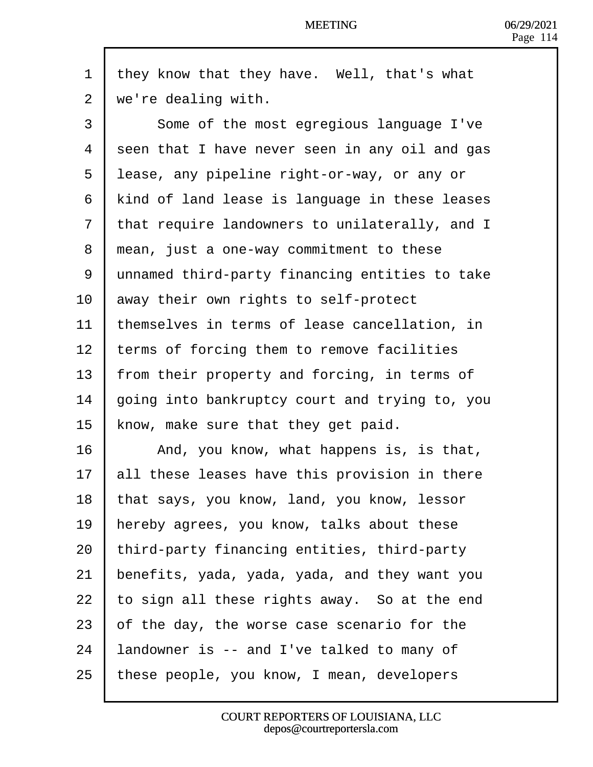they know that they have. Well, that's what we're dealing with.

Some of the most egregious language I've seen that I have never seen in any oil and gas lease, any pipeline right-or-way, or any or kind of land lease is language in these leases that require landowners to unilaterally, and I mean, just a one-way commitment to these unnamed third-party financing entities to take away their own rights to self-protect themselves in terms of lease cancellation, in terms of forcing them to remove facilities from their property and forcing, in terms of going into bankruptcy court and trying to, you know, make sure that they get paid.

And, you know, what happens is, is that, all these leases have this provision in there that says, you know, land, you know, lessor hereby agrees, you know, talks about these third-party financing entities, third-party benefits, yada, yada, yada, and they want you to sign all these rights away. So at the end of the day, the worse case scenario for the landowner is -- and I've talked to many of these people, you know, I mean, developers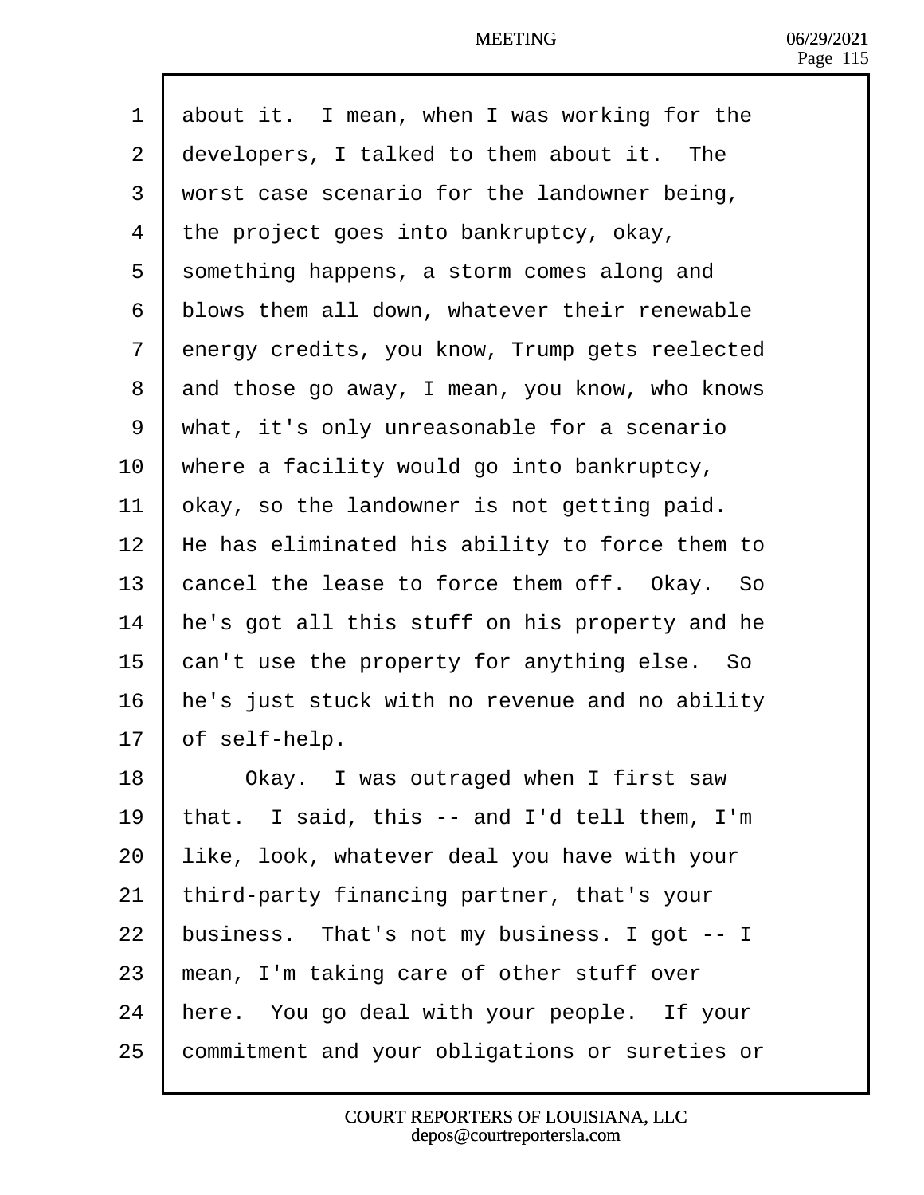about it. I mean, when I was working for the developers, I talked to them about it. The worst case scenario for the landowner being, the project goes into bankruptcy, okay, something happens, a storm comes along and blows them all down, whatever their renewable energy credits, you know, Trump gets reelected and those go away, I mean, you know, who knows what, it's only unreasonable for a scenario where a facility would go into bankruptcy, okay, so the landowner is not getting paid. He has eliminated his ability to force them to cancel the lease to force them off. Okay. So he's got all this stuff on his property and he can't use the property for anything else. So he's just stuck with no revenue and no ability of self-help.

Okay. I was outraged when I first saw that. I said, this -- and I'd tell them, I'm like, look, whatever deal you have with your third-party financing partner, that's your business. That's not my business. I got -- I mean, I'm taking care of other stuff over here. You go deal with your people. If your commitment and your obligations or sureties or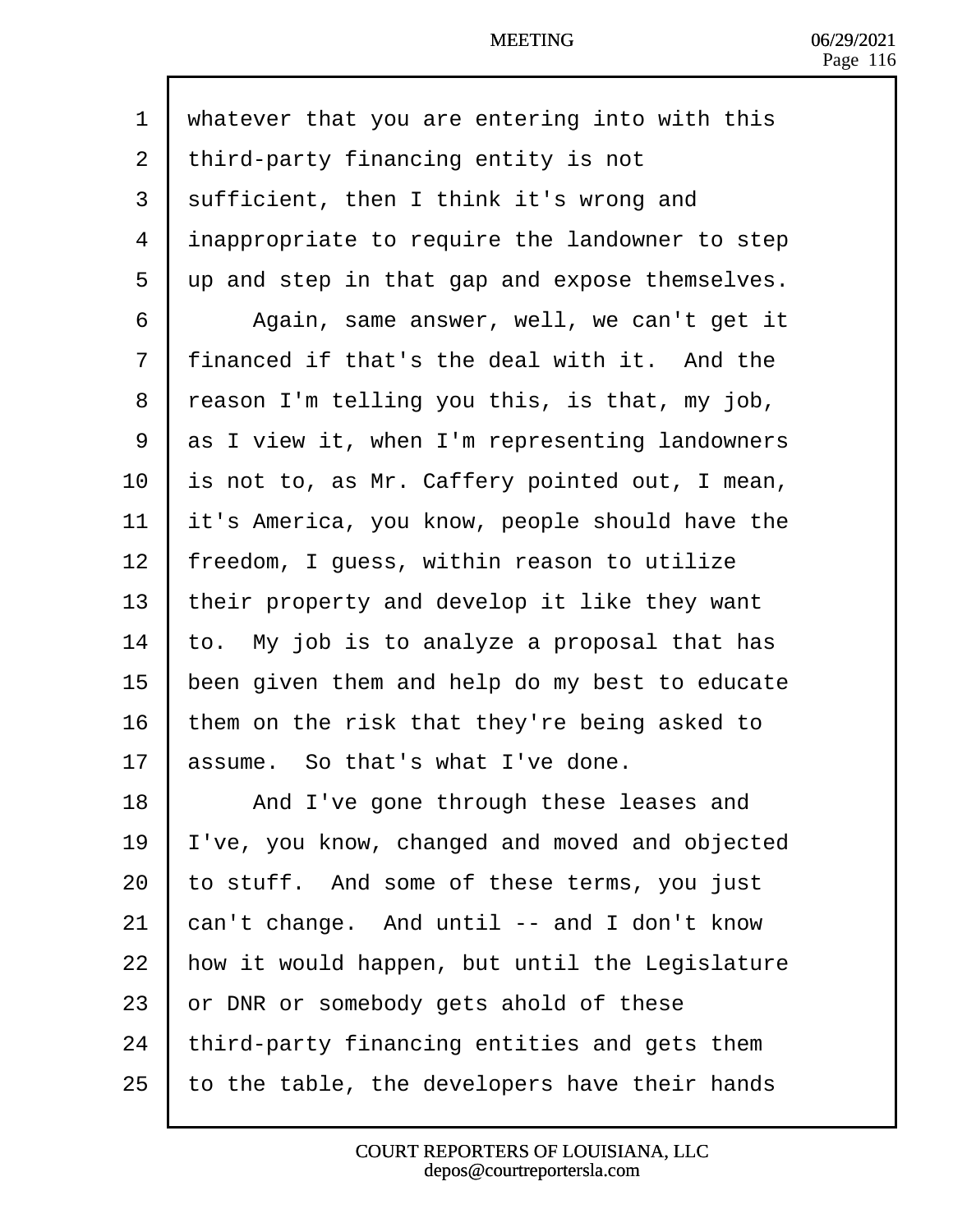1 whatever that you are entering into with this
2 third-party financing entity is not
3 sufficient, then I think it's wrong and
4 inappropriate to require the landowner to step
5 up and step in that gap and expose themselves.
6 Again, same answer, well, we can't get it
7 financed if that's the deal with it. And the
8 reason I'm telling you this, is that, my job,
9 as I view it, when I'm representing landowners
10 is not to, as Mr. Caffery pointed out, I mean,
11 it's America, you know, people should have the
12 freedom, I guess, within reason to utilize
13 their property and develop it like they want
14 to. My job is to analyze a proposal that has
15 been given them and help do my best to educate
16 them on the risk that they're being asked to
17 assume. So that's what I've done.
18 And I've gone through these leases and
19 I've, you know, changed and moved and objected
20 to stuff. And some of these terms, you just
21 can't change. And until -- and I don't know
22 how it would happen, but until the Legislature
23 or DNR or somebody gets ahold of these
24 third-party financing entities and gets them
25 to the table, the developers have their hands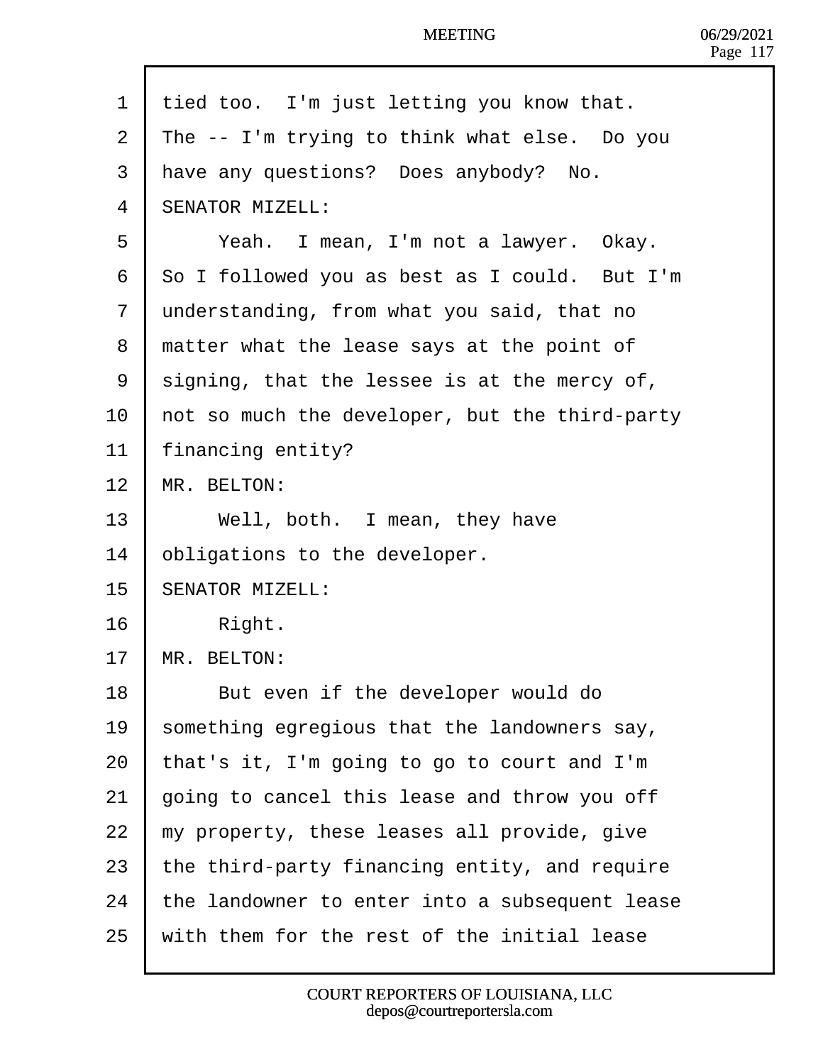tied too. I'm just letting you know that. The -- I'm trying to think what else. Do you have any questions? Does anybody? No.

SENATOR MIZELL:

Yeah. I mean, I'm not a lawyer. Okay. So I followed you as best as I could. But I'm understanding, from what you said, that no matter what the lease says at the point of signing, that the lessee is at the mercy of, not so much the developer, but the third-party financing entity?

MR. BELTON:

Well, both. I mean, they have obligations to the developer.

SENATOR MIZELL:

Right.

MR. BELTON:

But even if the developer would do something egregious that the landowners say, that's it, I'm going to go to court and I'm going to cancel this lease and throw you off my property, these leases all provide, give the third-party financing entity, and require the landowner to enter into a subsequent lease with them for the rest of the initial lease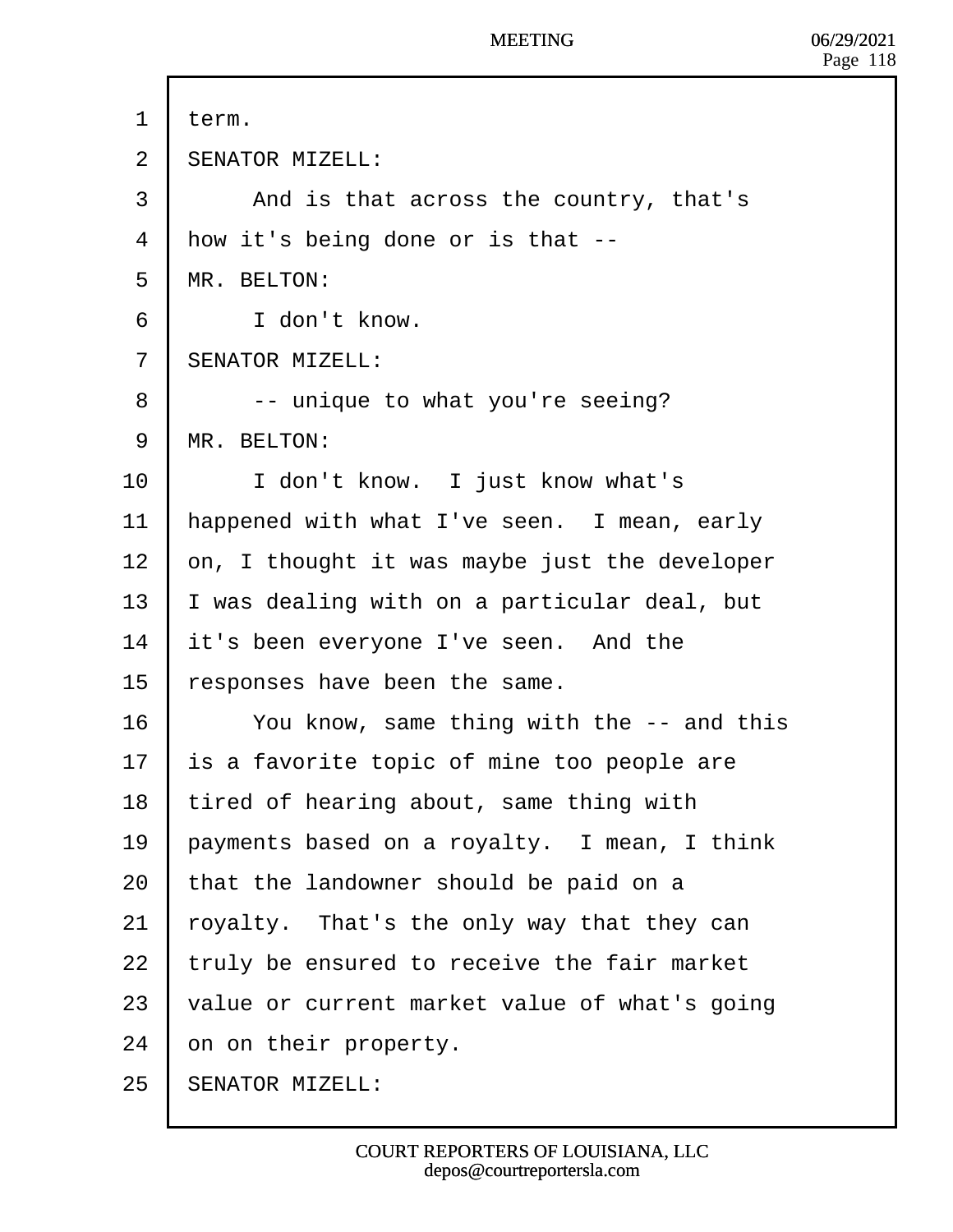term.

SENATOR MIZELL:

And is that across the country, that's how it's being done or is that --

MR. BELTON:

I don't know.

SENATOR MIZELL:

-- unique to what you're seeing?

MR. BELTON:

I don't know. I just know what's happened with what I've seen. I mean, early on, I thought it was maybe just the developer I was dealing with on a particular deal, but it's been everyone I've seen. And the responses have been the same.

You know, same thing with the -- and this is a favorite topic of mine too people are tired of hearing about, same thing with payments based on a royalty. I mean, I think that the landowner should be paid on a royalty. That's the only way that they can truly be ensured to receive the fair market value or current market value of what's going on on their property.

SENATOR MIZELL: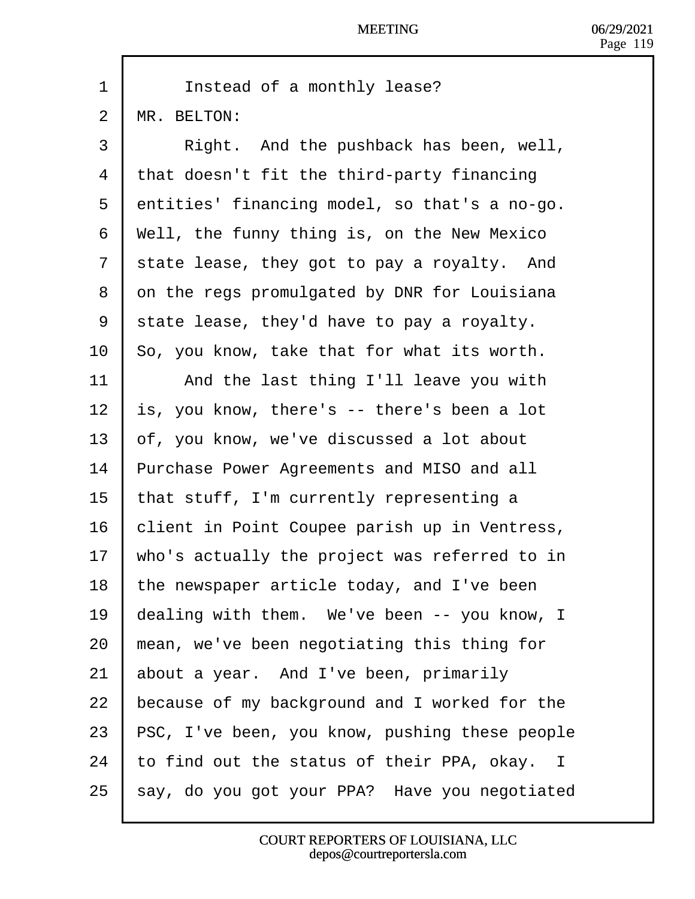Instead of a monthly lease?

MR. BELTON:

Right. And the pushback has been, well, that doesn't fit the third-party financing entities' financing model, so that's a no-go. Well, the funny thing is, on the New Mexico state lease, they got to pay a royalty. And on the regs promulgated by DNR for Louisiana state lease, they'd have to pay a royalty. So, you know, take that for what its worth.

And the last thing I'll leave you with is, you know, there's -- there's been a lot of, you know, we've discussed a lot about Purchase Power Agreements and MISO and all that stuff, I'm currently representing a client in Point Coupee parish up in Ventress, who's actually the project was referred to in the newspaper article today, and I've been dealing with them. We've been -- you know, I mean, we've been negotiating this thing for about a year. And I've been, primarily because of my background and I worked for the PSC, I've been, you know, pushing these people to find out the status of their PPA, okay. I say, do you got your PPA? Have you negotiated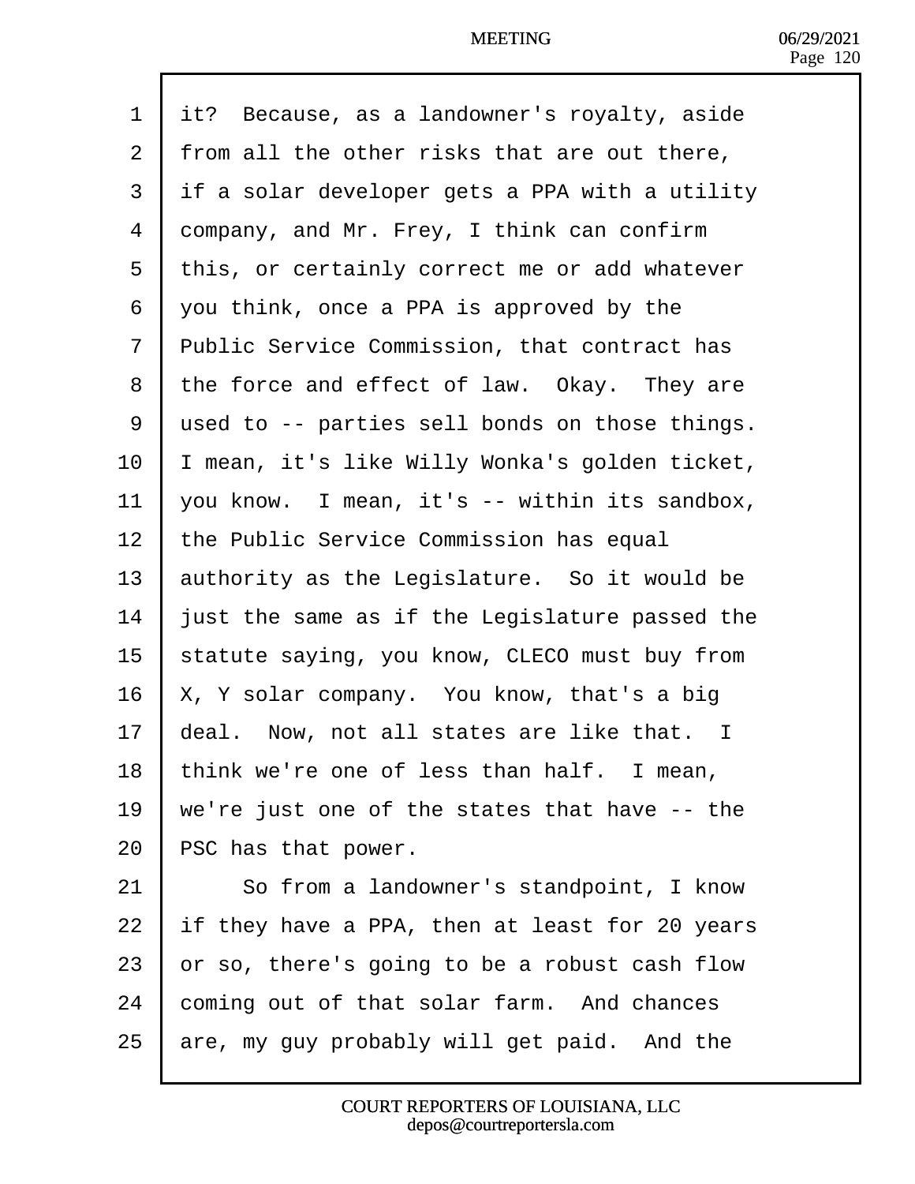it? Because, as a landowner's royalty, aside from all the other risks that are out there, if a solar developer gets a PPA with a utility company, and Mr. Frey, I think can confirm this, or certainly correct me or add whatever you think, once a PPA is approved by the Public Service Commission, that contract has the force and effect of law. Okay. They are used to -- parties sell bonds on those things. I mean, it's like Willy Wonka's golden ticket, you know. I mean, it's -- within its sandbox, the Public Service Commission has equal authority as the Legislature. So it would be just the same as if the Legislature passed the statute saying, you know, CLECO must buy from X, Y solar company. You know, that's a big deal. Now, not all states are like that. I think we're one of less than half. I mean, we're just one of the states that have -- the PSC has that power.

So from a landowner's standpoint, I know if they have a PPA, then at least for 20 years or so, there's going to be a robust cash flow coming out of that solar farm. And chances are, my guy probably will get paid. And the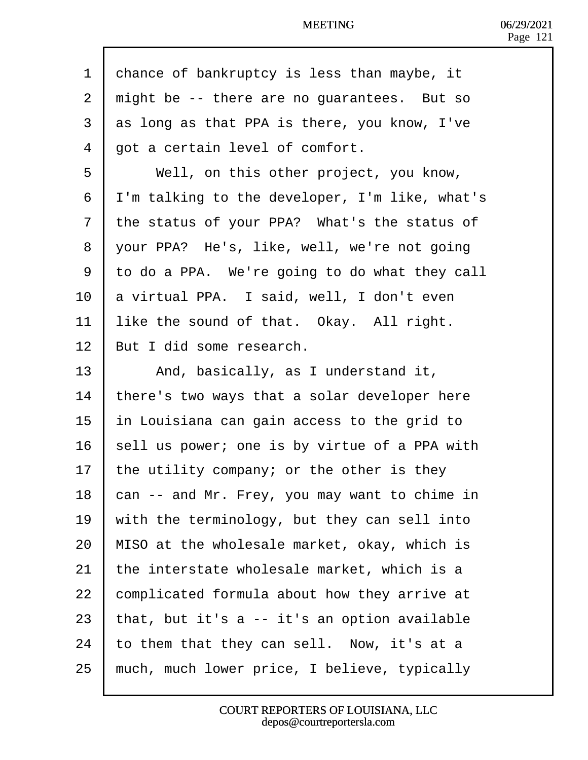chance of bankruptcy is less than maybe, it might be -- there are no guarantees. But so as long as that PPA is there, you know, I've got a certain level of comfort.

Well, on this other project, you know, I'm talking to the developer, I'm like, what's the status of your PPA? What's the status of your PPA? He's, like, well, we're not going to do a PPA. We're going to do what they call a virtual PPA. I said, well, I don't even like the sound of that. Okay. All right. But I did some research.

And, basically, as I understand it, there's two ways that a solar developer here in Louisiana can gain access to the grid to sell us power; one is by virtue of a PPA with the utility company; or the other is they can -- and Mr. Frey, you may want to chime in with the terminology, but they can sell into MISO at the wholesale market, okay, which is the interstate wholesale market, which is a complicated formula about how they arrive at that, but it's a -- it's an option available to them that they can sell. Now, it's at a much, much lower price, I believe, typically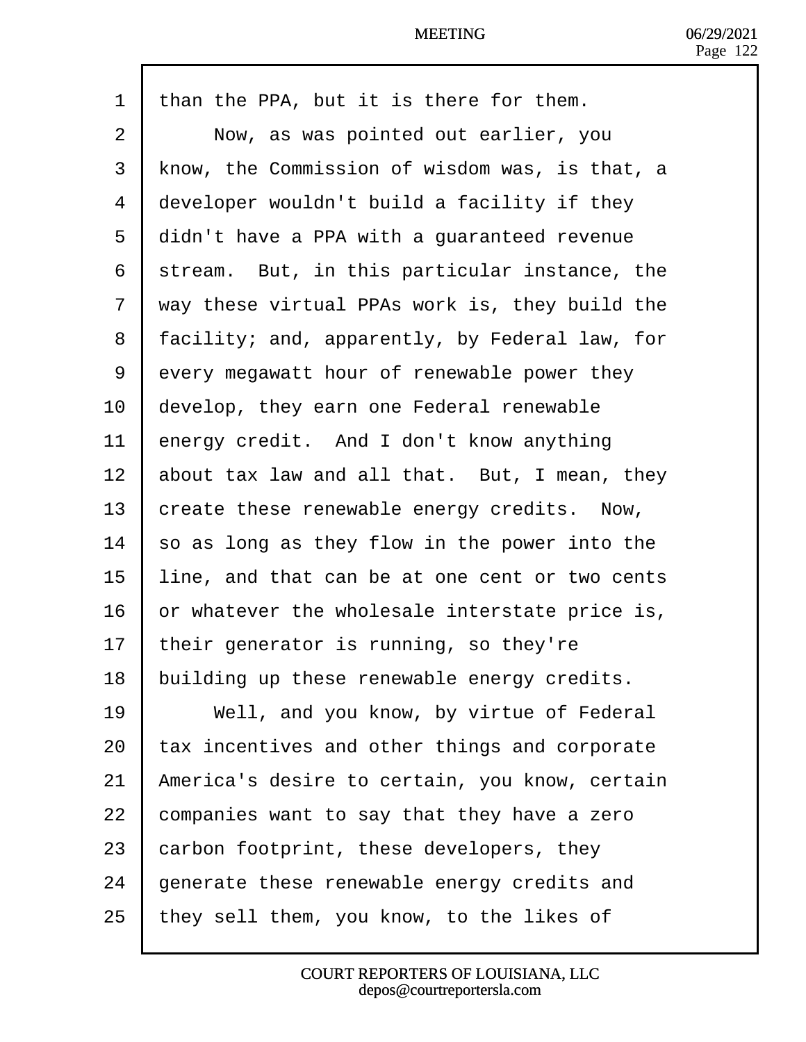than the PPA, but it is there for them.

Now, as was pointed out earlier, you know, the Commission of wisdom was, is that, a developer wouldn't build a facility if they didn't have a PPA with a guaranteed revenue stream. But, in this particular instance, the way these virtual PPAs work is, they build the facility; and, apparently, by Federal law, for every megawatt hour of renewable power they develop, they earn one Federal renewable energy credit. And I don't know anything about tax law and all that. But, I mean, they create these renewable energy credits. Now, so as long as they flow in the power into the line, and that can be at one cent or two cents or whatever the wholesale interstate price is, their generator is running, so they're building up these renewable energy credits.

Well, and you know, by virtue of Federal tax incentives and other things and corporate America's desire to certain, you know, certain companies want to say that they have a zero carbon footprint, these developers, they generate these renewable energy credits and they sell them, you know, to the likes of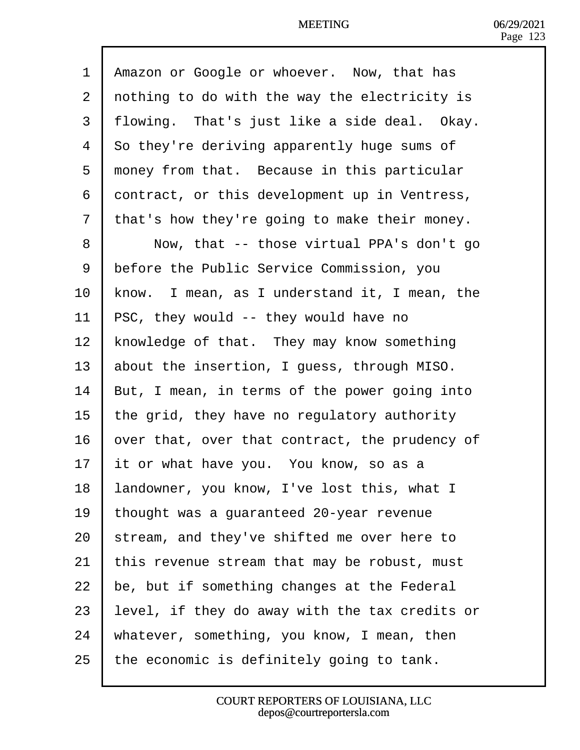Amazon or Google or whoever. Now, that has nothing to do with the way the electricity is flowing. That's just like a side deal. Okay. So they're deriving apparently huge sums of money from that. Because in this particular contract, or this development up in Ventress, that's how they're going to make their money.

Now, that -- those virtual PPA's don't go before the Public Service Commission, you know. I mean, as I understand it, I mean, the PSC, they would -- they would have no knowledge of that. They may know something about the insertion, I guess, through MISO. But, I mean, in terms of the power going into the grid, they have no regulatory authority over that, over that contract, the prudency of it or what have you. You know, so as a landowner, you know, I've lost this, what I thought was a guaranteed 20-year revenue stream, and they've shifted me over here to this revenue stream that may be robust, must be, but if something changes at the Federal level, if they do away with the tax credits or whatever, something, you know, I mean, then the economic is definitely going to tank.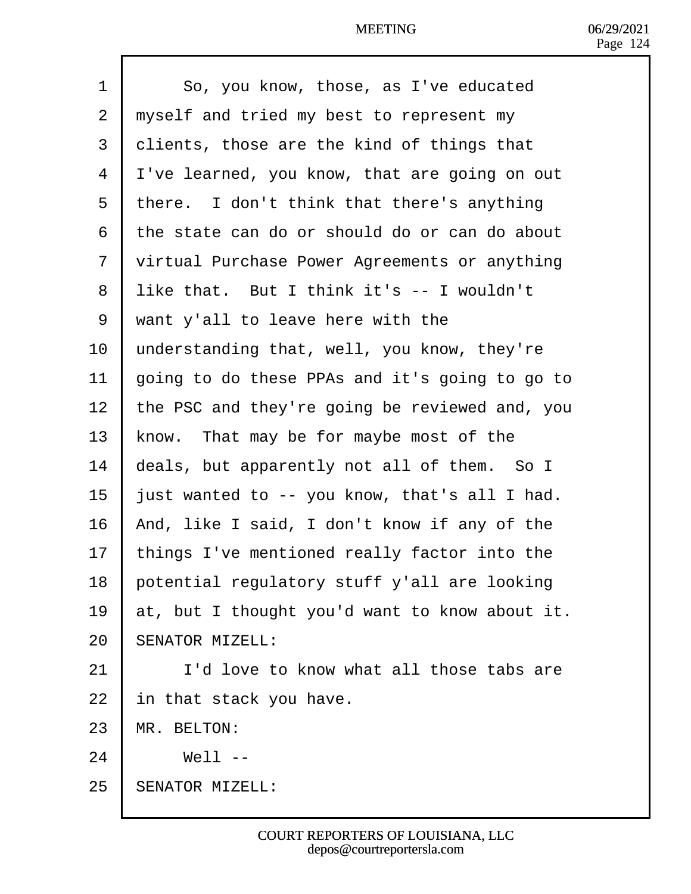So, you know, those, as I've educated myself and tried my best to represent my clients, those are the kind of things that I've learned, you know, that are going on out there. I don't think that there's anything the state can do or should do or can do about virtual Purchase Power Agreements or anything like that. But I think it's -- I wouldn't want y'all to leave here with the understanding that, well, you know, they're going to do these PPAs and it's going to go to the PSC and they're going be reviewed and, you know. That may be for maybe most of the deals, but apparently not all of them. So I just wanted to -- you know, that's all I had. And, like I said, I don't know if any of the things I've mentioned really factor into the potential regulatory stuff y'all are looking at, but I thought you'd want to know about it.

SENATOR MIZELL:

I'd love to know what all those tabs are in that stack you have.

MR. BELTON:

Well --

SENATOR MIZELL: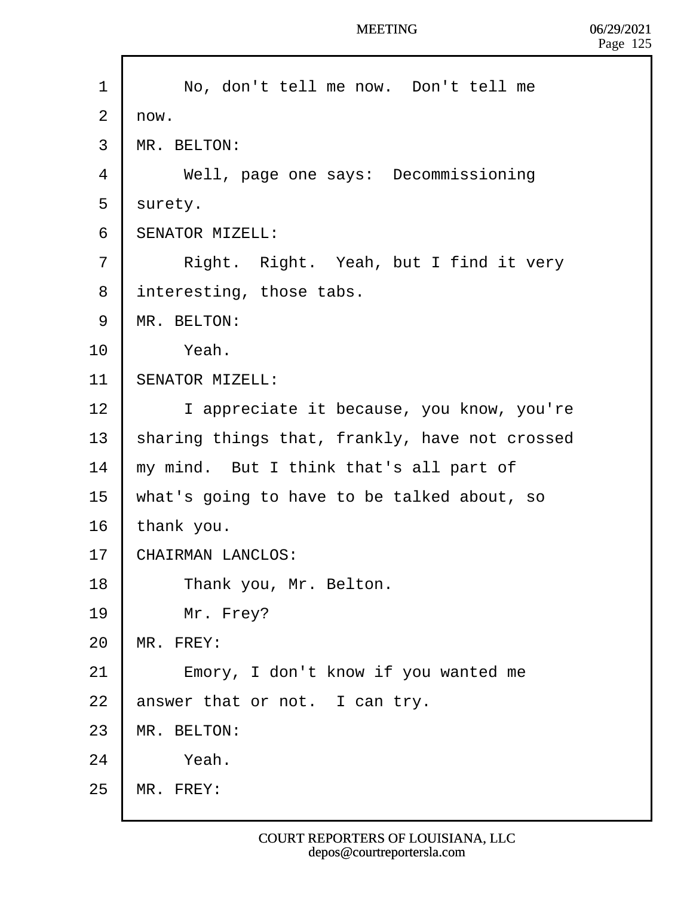No, don't tell me now. Don't tell me now.

MR. BELTON:

Well, page one says: Decommissioning surety.

SENATOR MIZELL:

Right. Right. Yeah, but I find it very interesting, those tabs.

MR. BELTON:

Yeah.

SENATOR MIZELL:

I appreciate it because, you know, you're sharing things that, frankly, have not crossed my mind. But I think that's all part of what's going to have to be talked about, so thank you.

CHAIRMAN LANCLOS:

Thank you, Mr. Belton.

Mr. Frey?

MR. FREY:

Emory, I don't know if you wanted me answer that or not. I can try.

MR. BELTON:

Yeah.

MR. FREY: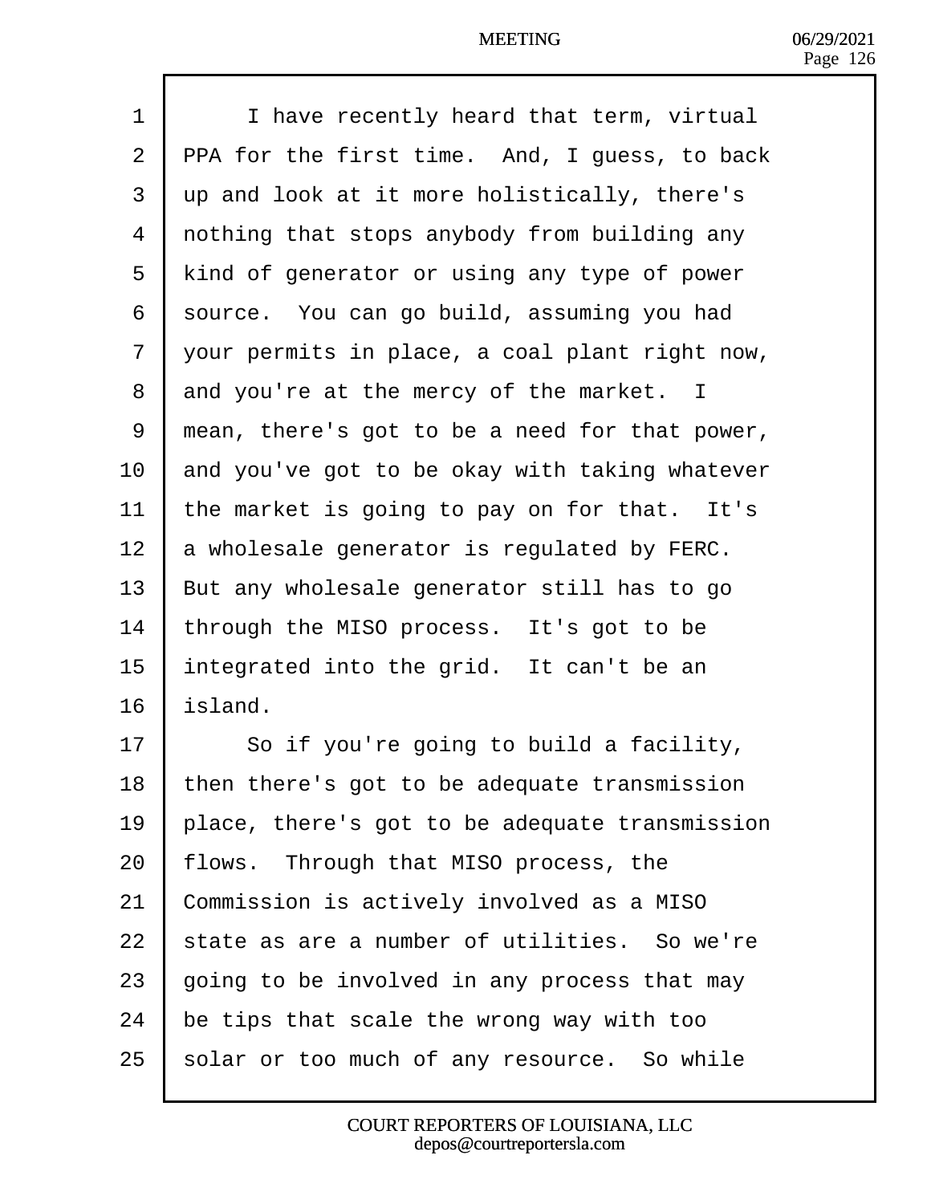I have recently heard that term, virtual PPA for the first time. And, I guess, to back up and look at it more holistically, there's nothing that stops anybody from building any kind of generator or using any type of power source. You can go build, assuming you had your permits in place, a coal plant right now, and you're at the mercy of the market. I mean, there's got to be a need for that power, and you've got to be okay with taking whatever the market is going to pay on for that. It's a wholesale generator is regulated by FERC. But any wholesale generator still has to go through the MISO process. It's got to be integrated into the grid. It can't be an island.

So if you're going to build a facility, then there's got to be adequate transmission place, there's got to be adequate transmission flows. Through that MISO process, the Commission is actively involved as a MISO state as are a number of utilities. So we're going to be involved in any process that may be tips that scale the wrong way with too solar or too much of any resource. So while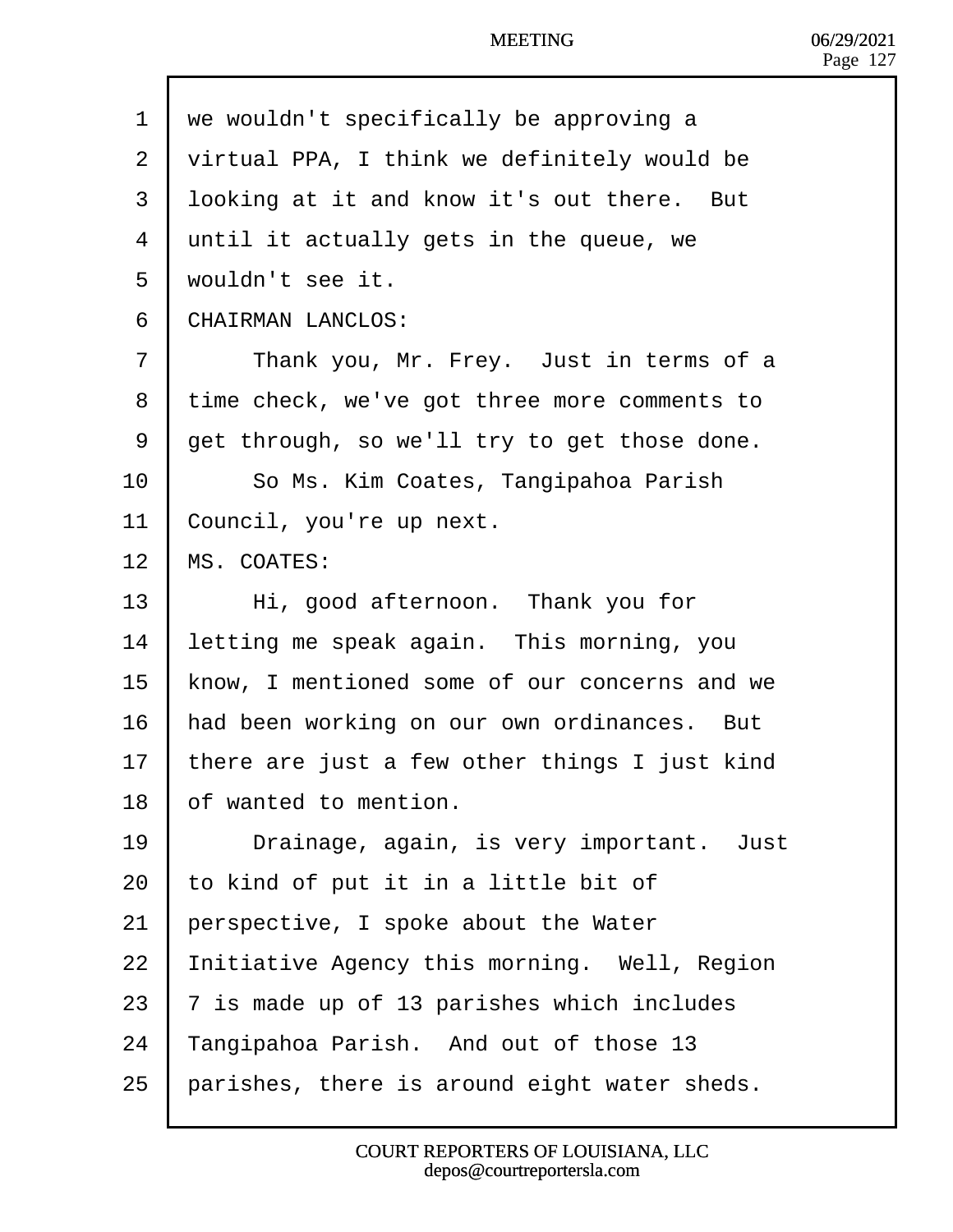we wouldn't specifically be approving a virtual PPA, I think we definitely would be looking at it and know it's out there. But until it actually gets in the queue, we wouldn't see it.

CHAIRMAN LANCLOS:

Thank you, Mr. Frey. Just in terms of a time check, we've got three more comments to get through, so we'll try to get those done.

So Ms. Kim Coates, Tangipahoa Parish Council, you're up next.

MS. COATES:

Hi, good afternoon. Thank you for letting me speak again. This morning, you know, I mentioned some of our concerns and we had been working on our own ordinances. But there are just a few other things I just kind of wanted to mention.

Drainage, again, is very important. Just to kind of put it in a little bit of perspective, I spoke about the Water Initiative Agency this morning. Well, Region 7 is made up of 13 parishes which includes Tangipahoa Parish. And out of those 13 parishes, there is around eight water sheds.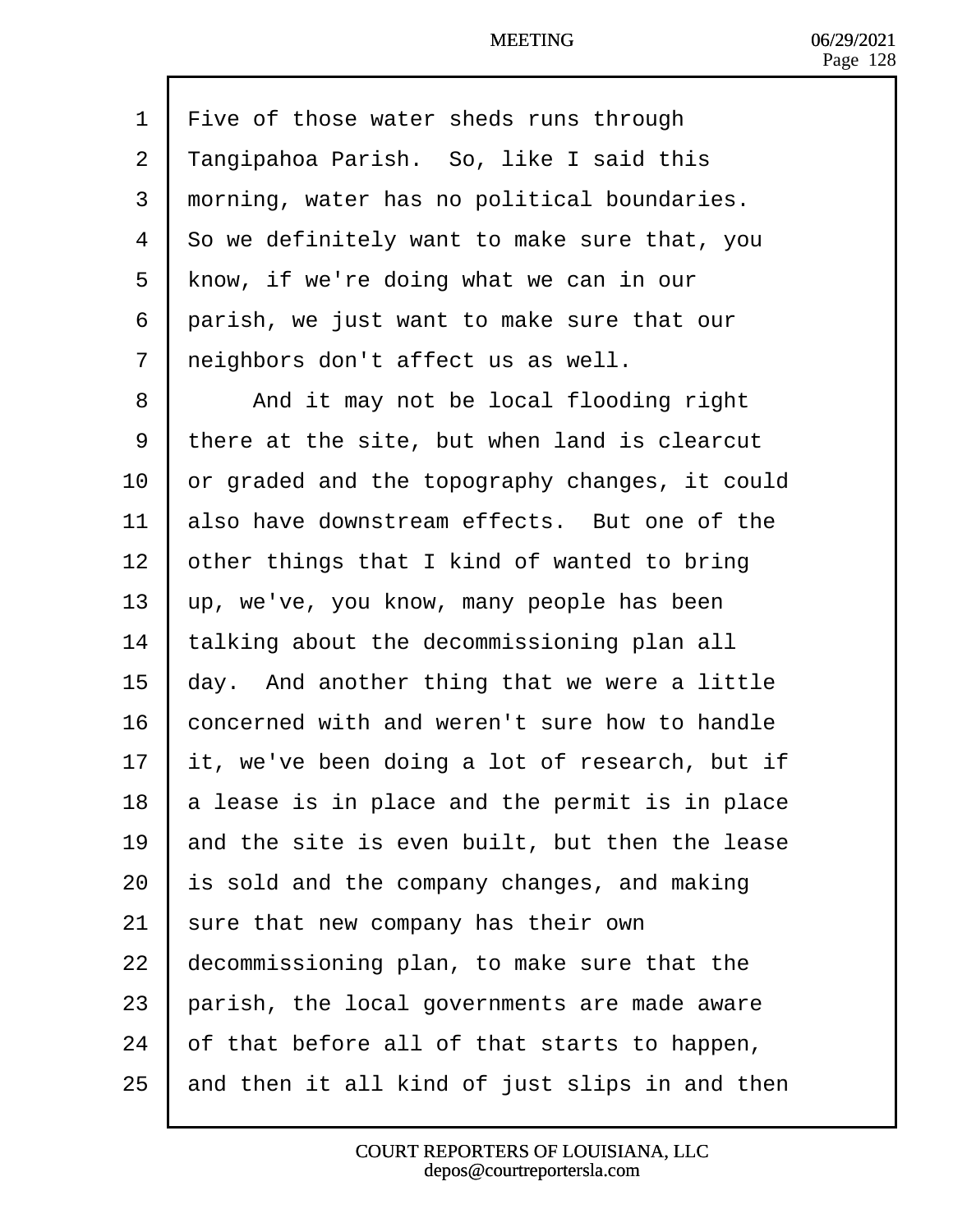Five of those water sheds runs through Tangipahoa Parish. So, like I said this morning, water has no political boundaries. So we definitely want to make sure that, you know, if we're doing what we can in our parish, we just want to make sure that our neighbors don't affect us as well.

And it may not be local flooding right there at the site, but when land is clearcut or graded and the topography changes, it could also have downstream effects. But one of the other things that I kind of wanted to bring up, we've, you know, many people has been talking about the decommissioning plan all day. And another thing that we were a little concerned with and weren't sure how to handle it, we've been doing a lot of research, but if a lease is in place and the permit is in place and the site is even built, but then the lease is sold and the company changes, and making sure that new company has their own decommissioning plan, to make sure that the parish, the local governments are made aware of that before all of that starts to happen, and then it all kind of just slips in and then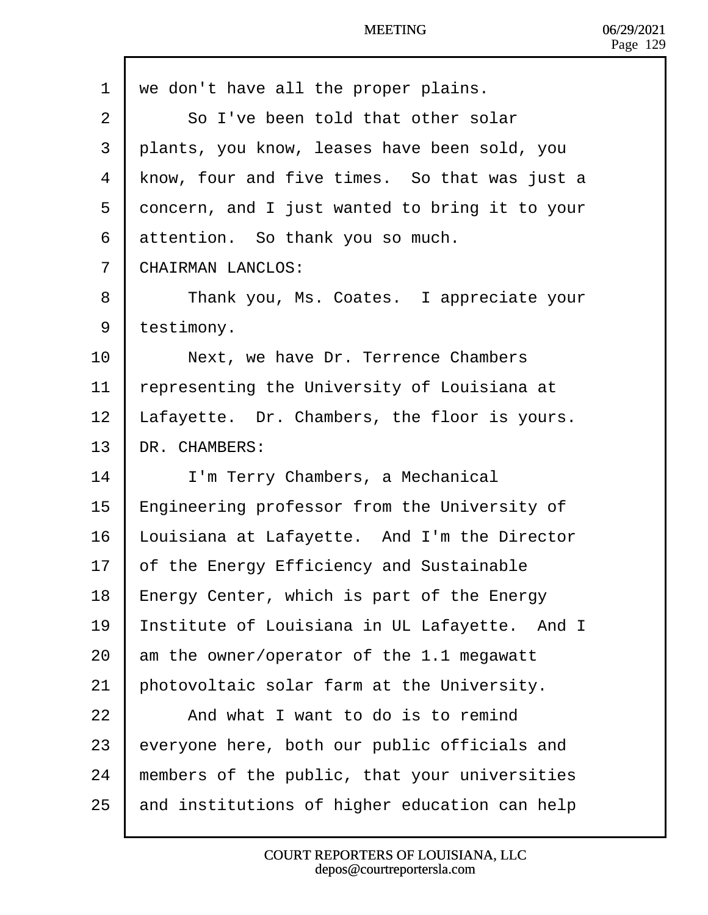we don't have all the proper plains.

So I've been told that other solar plants, you know, leases have been sold, you know, four and five times. So that was just a concern, and I just wanted to bring it to your attention. So thank you so much.

CHAIRMAN LANCLOS:

Thank you, Ms. Coates. I appreciate your testimony.

Next, we have Dr. Terrence Chambers representing the University of Louisiana at Lafayette. Dr. Chambers, the floor is yours.

DR. CHAMBERS:

I'm Terry Chambers, a Mechanical Engineering professor from the University of Louisiana at Lafayette. And I'm the Director of the Energy Efficiency and Sustainable Energy Center, which is part of the Energy Institute of Louisiana in UL Lafayette. And I am the owner/operator of the 1.1 megawatt photovoltaic solar farm at the University.

And what I want to do is to remind everyone here, both our public officials and members of the public, that your universities and institutions of higher education can help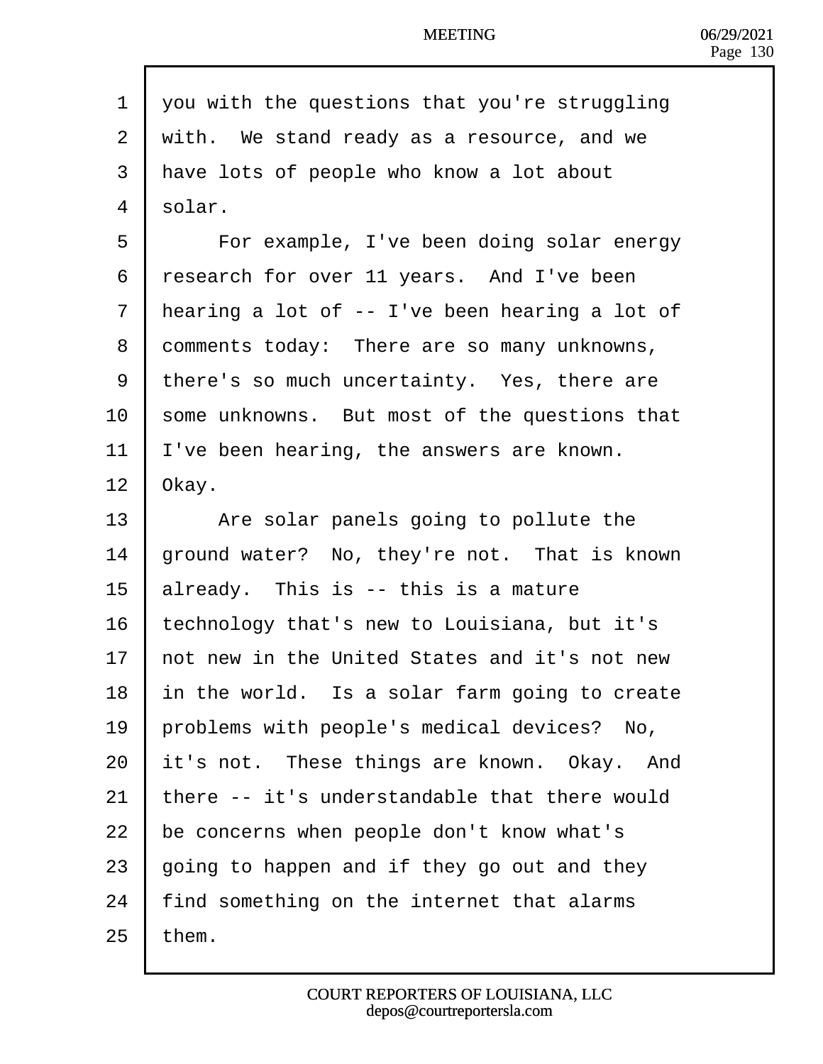you with the questions that you're struggling with. We stand ready as a resource, and we have lots of people who know a lot about solar.

For example, I've been doing solar energy research for over 11 years. And I've been hearing a lot of -- I've been hearing a lot of comments today: There are so many unknowns, there's so much uncertainty. Yes, there are some unknowns. But most of the questions that I've been hearing, the answers are known. Okay.

Are solar panels going to pollute the ground water? No, they're not. That is known already. This is -- this is a mature technology that's new to Louisiana, but it's not new in the United States and it's not new in the world. Is a solar farm going to create problems with people's medical devices? No, it's not. These things are known. Okay. And there -- it's understandable that there would be concerns when people don't know what's going to happen and if they go out and they find something on the internet that alarms them.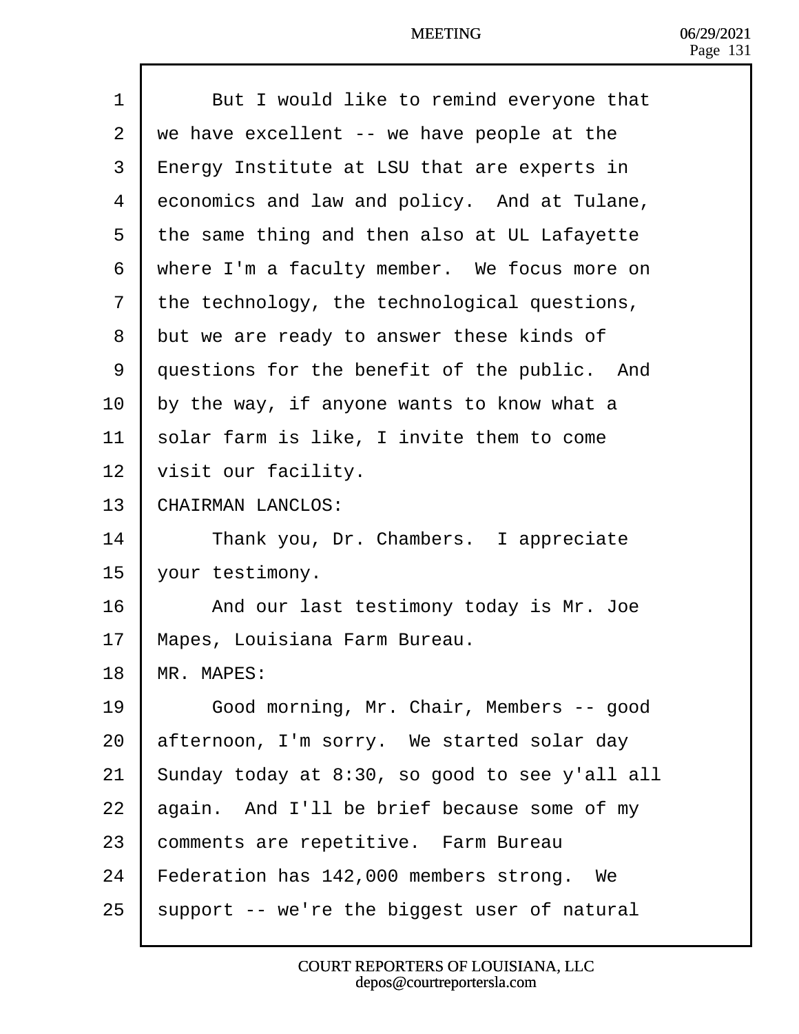1 But I would like to remind everyone that
2 we have excellent -- we have people at the
3 Energy Institute at LSU that are experts in
4 economics and law and policy. And at Tulane,
5 the same thing and then also at UL Lafayette
6 where I'm a faculty member. We focus more on
7 the technology, the technological questions,
8 but we are ready to answer these kinds of
9 questions for the benefit of the public. And
10 by the way, if anyone wants to know what a
11 solar farm is like, I invite them to come
12 visit our facility.
13 CHAIRMAN LANCLOS:
14 Thank you, Dr. Chambers. I appreciate
15 your testimony.
16 And our last testimony today is Mr. Joe
17 Mapes, Louisiana Farm Bureau.
18 MR. MAPES:
19 Good morning, Mr. Chair, Members -- good
20 afternoon, I'm sorry. We started solar day
21 Sunday today at 8:30, so good to see y'all all
22 again. And I'll be brief because some of my
23 comments are repetitive. Farm Bureau
24 Federation has 142,000 members strong. We
25 support -- we're the biggest user of natural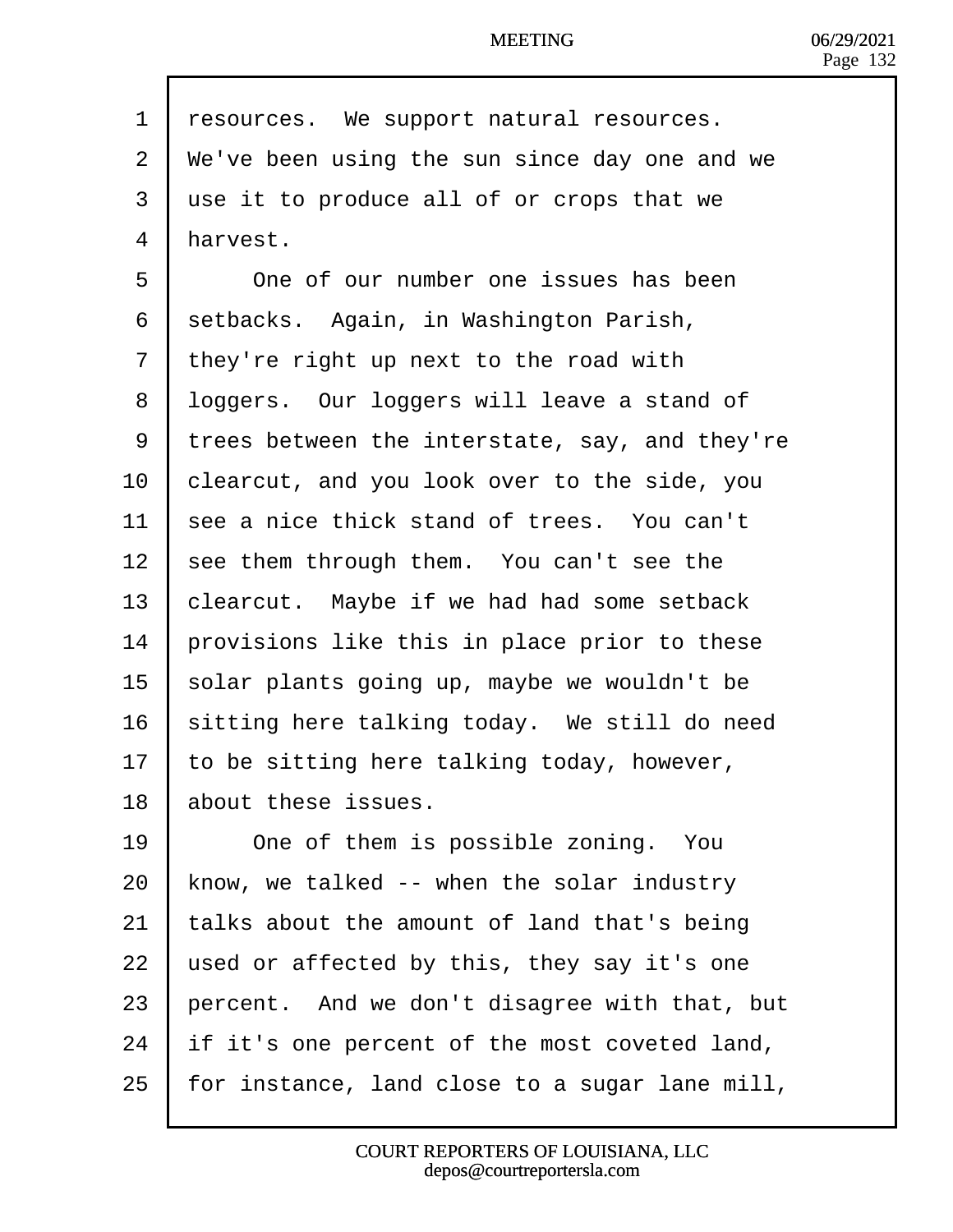resources. We support natural resources. We've been using the sun since day one and we use it to produce all of or crops that we harvest.

One of our number one issues has been setbacks. Again, in Washington Parish, they're right up next to the road with loggers. Our loggers will leave a stand of trees between the interstate, say, and they're clearcut, and you look over to the side, you see a nice thick stand of trees. You can't see them through them. You can't see the clearcut. Maybe if we had had some setback provisions like this in place prior to these solar plants going up, maybe we wouldn't be sitting here talking today. We still do need to be sitting here talking today, however, about these issues.

One of them is possible zoning. You know, we talked -- when the solar industry talks about the amount of land that's being used or affected by this, they say it's one percent. And we don't disagree with that, but if it's one percent of the most coveted land, for instance, land close to a sugar lane mill,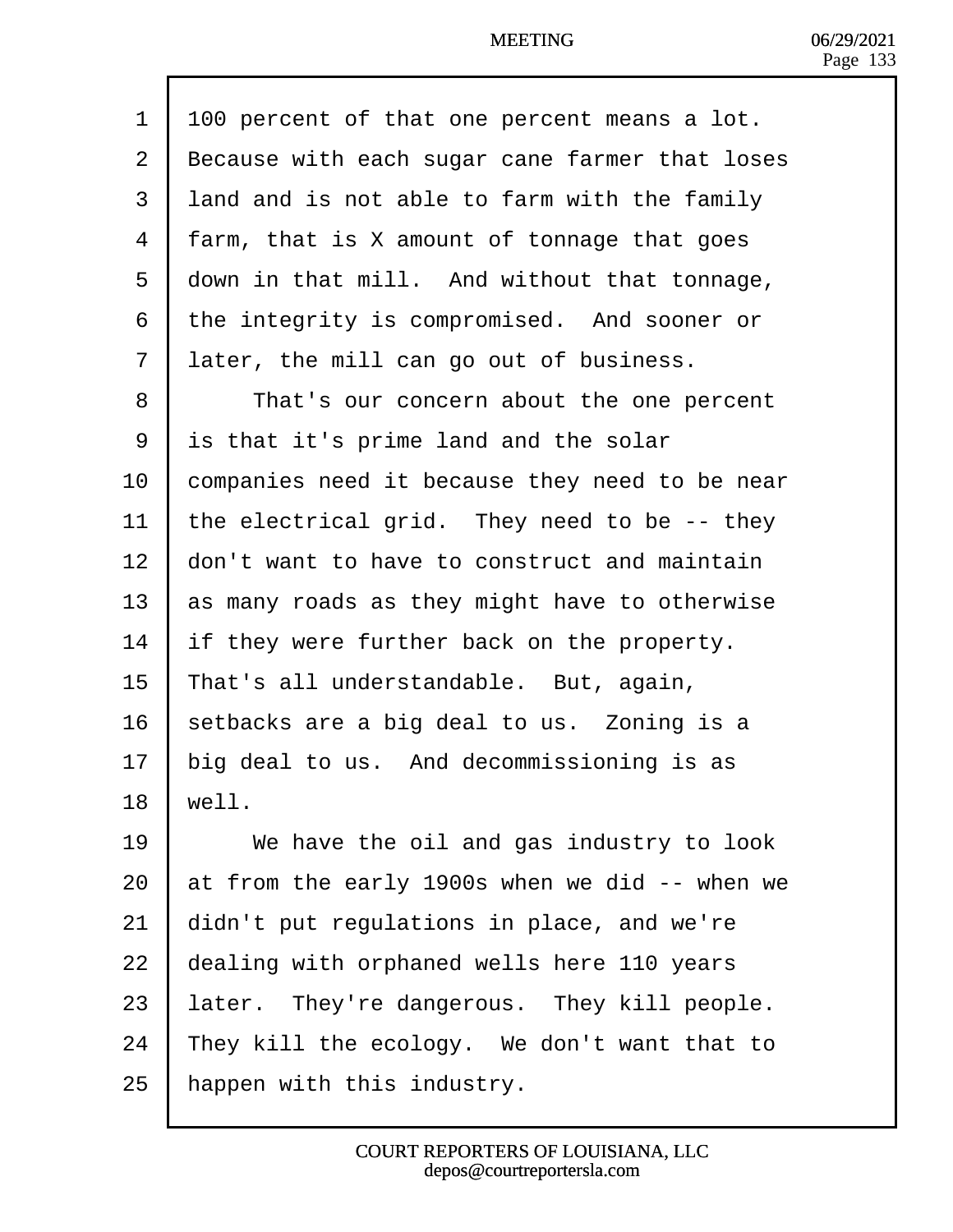1 100 percent of that one percent means a lot.
2 Because with each sugar cane farmer that loses
3 land and is not able to farm with the family
4 farm, that is X amount of tonnage that goes
5 down in that mill. And without that tonnage,
6 the integrity is compromised. And sooner or
7 later, the mill can go out of business.
8 That's our concern about the one percent
9 is that it's prime land and the solar
10 companies need it because they need to be near
11 the electrical grid. They need to be -- they
12 don't want to have to construct and maintain
13 as many roads as they might have to otherwise
14 if they were further back on the property.
15 That's all understandable. But, again,
16 setbacks are a big deal to us. Zoning is a
17 big deal to us. And decommissioning is as
18 well.
19 We have the oil and gas industry to look
20 at from the early 1900s when we did -- when we
21 didn't put regulations in place, and we're
22 dealing with orphaned wells here 110 years
23 later. They're dangerous. They kill people.
24 They kill the ecology. We don't want that to
25 happen with this industry.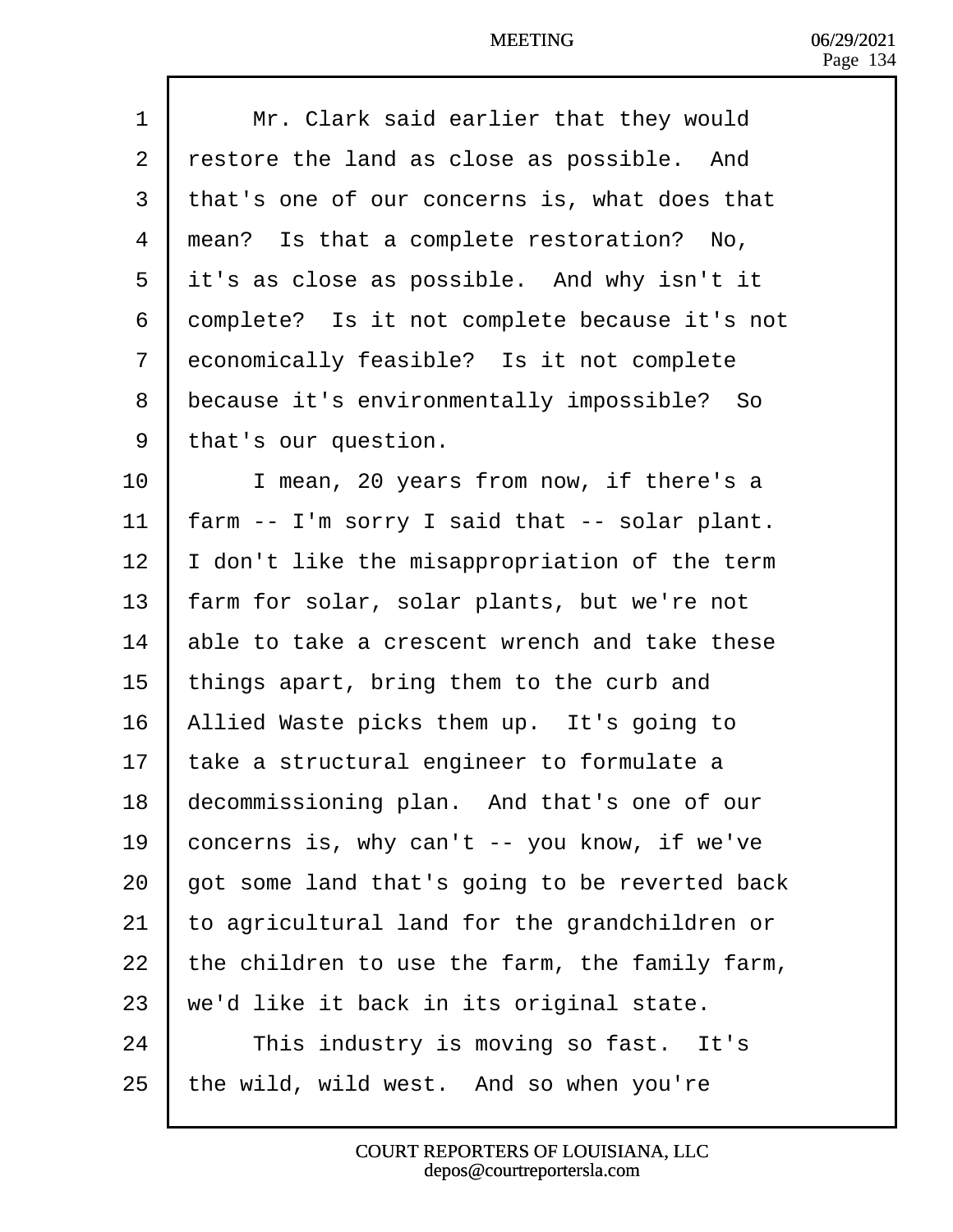1 Mr. Clark said earlier that they would
2 restore the land as close as possible. And
3 that's one of our concerns is, what does that
4 mean? Is that a complete restoration? No,
5 it's as close as possible. And why isn't it
6 complete? Is it not complete because it's not
7 economically feasible? Is it not complete
8 because it's environmentally impossible? So
9 that's our question.
10 I mean, 20 years from now, if there's a
11 farm -- I'm sorry I said that -- solar plant.
12 I don't like the misappropriation of the term
13 farm for solar, solar plants, but we're not
14 able to take a crescent wrench and take these
15 things apart, bring them to the curb and
16 Allied Waste picks them up. It's going to
17 take a structural engineer to formulate a
18 decommissioning plan. And that's one of our
19 concerns is, why can't -- you know, if we've
20 got some land that's going to be reverted back
21 to agricultural land for the grandchildren or
22 the children to use the farm, the family farm,
23 we'd like it back in its original state.
24 This industry is moving so fast. It's
25 the wild, wild west. And so when you're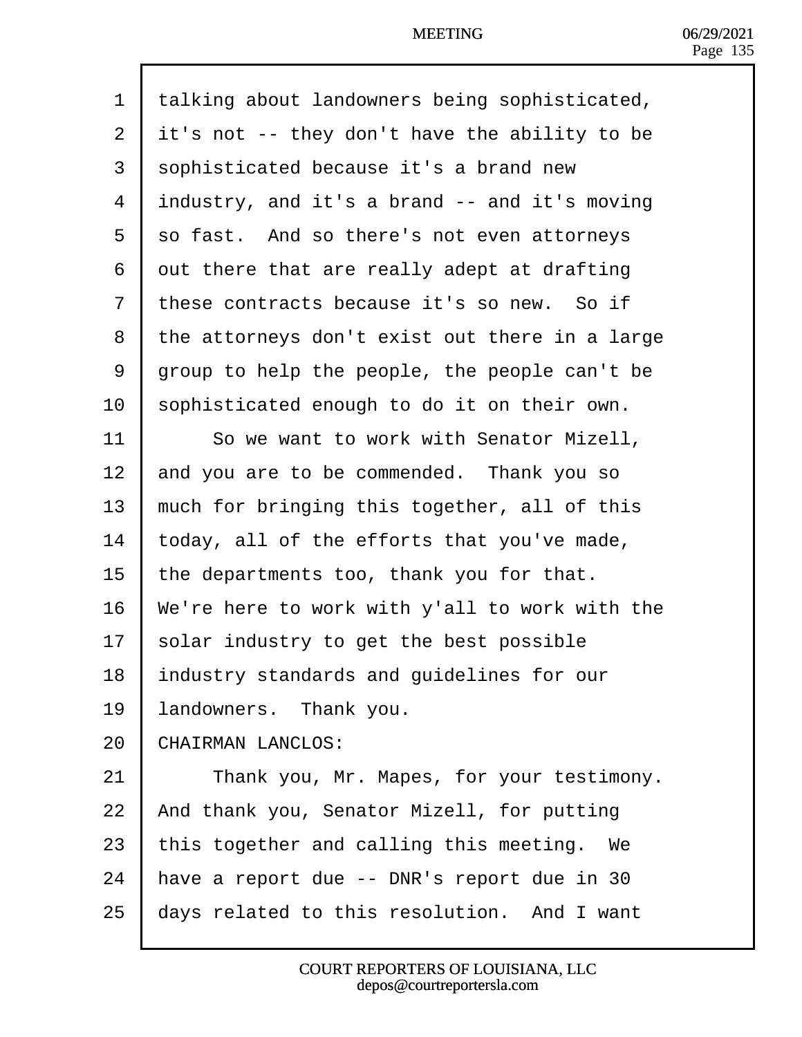talking about landowners being sophisticated, it's not -- they don't have the ability to be sophisticated because it's a brand new industry, and it's a brand -- and it's moving so fast. And so there's not even attorneys out there that are really adept at drafting these contracts because it's so new. So if the attorneys don't exist out there in a large group to help the people, the people can't be sophisticated enough to do it on their own.

So we want to work with Senator Mizell, and you are to be commended. Thank you so much for bringing this together, all of this today, all of the efforts that you've made, the departments too, thank you for that. We're here to work with y'all to work with the solar industry to get the best possible industry standards and guidelines for our landowners. Thank you.

CHAIRMAN LANCLOS:

Thank you, Mr. Mapes, for your testimony. And thank you, Senator Mizell, for putting this together and calling this meeting. We have a report due -- DNR's report due in 30 days related to this resolution. And I want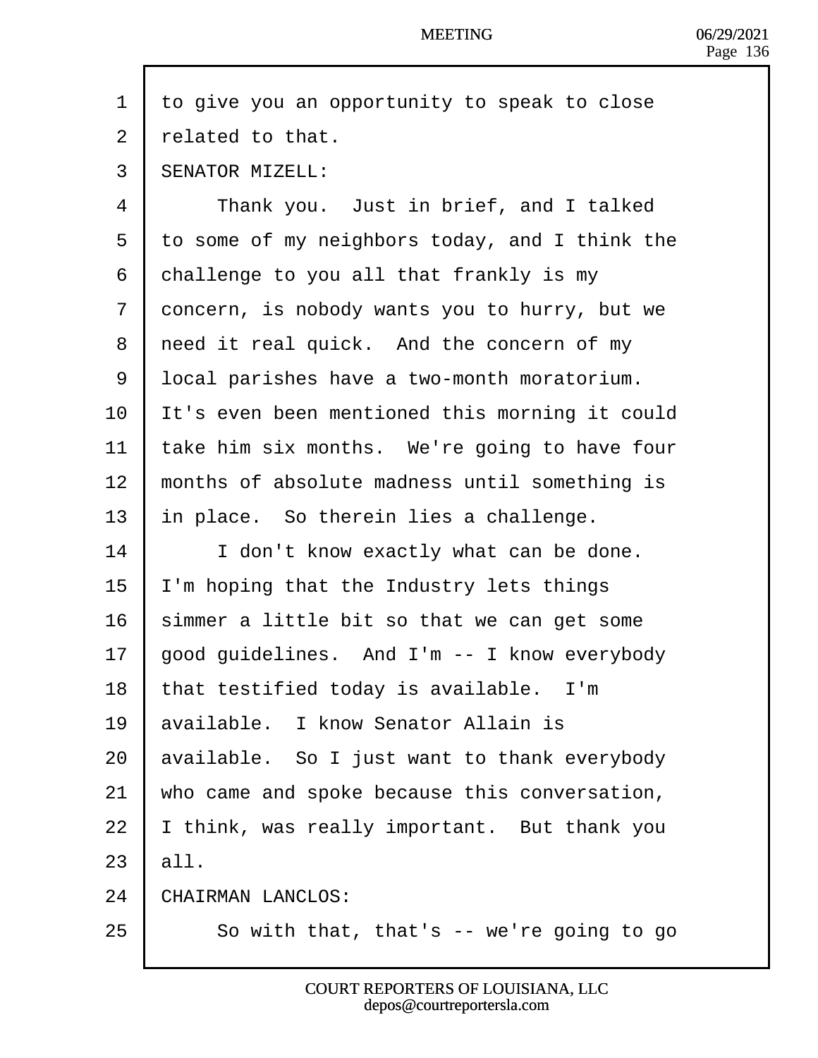to give you an opportunity to speak to close related to that.

SENATOR MIZELL:

Thank you. Just in brief, and I talked to some of my neighbors today, and I think the challenge to you all that frankly is my concern, is nobody wants you to hurry, but we need it real quick. And the concern of my local parishes have a two-month moratorium. It's even been mentioned this morning it could take him six months. We're going to have four months of absolute madness until something is in place. So therein lies a challenge.

I don't know exactly what can be done. I'm hoping that the Industry lets things simmer a little bit so that we can get some good guidelines. And I'm -- I know everybody that testified today is available. I'm available. I know Senator Allain is available. So I just want to thank everybody who came and spoke because this conversation, I think, was really important. But thank you all.

CHAIRMAN LANCLOS:

So with that, that's -- we're going to go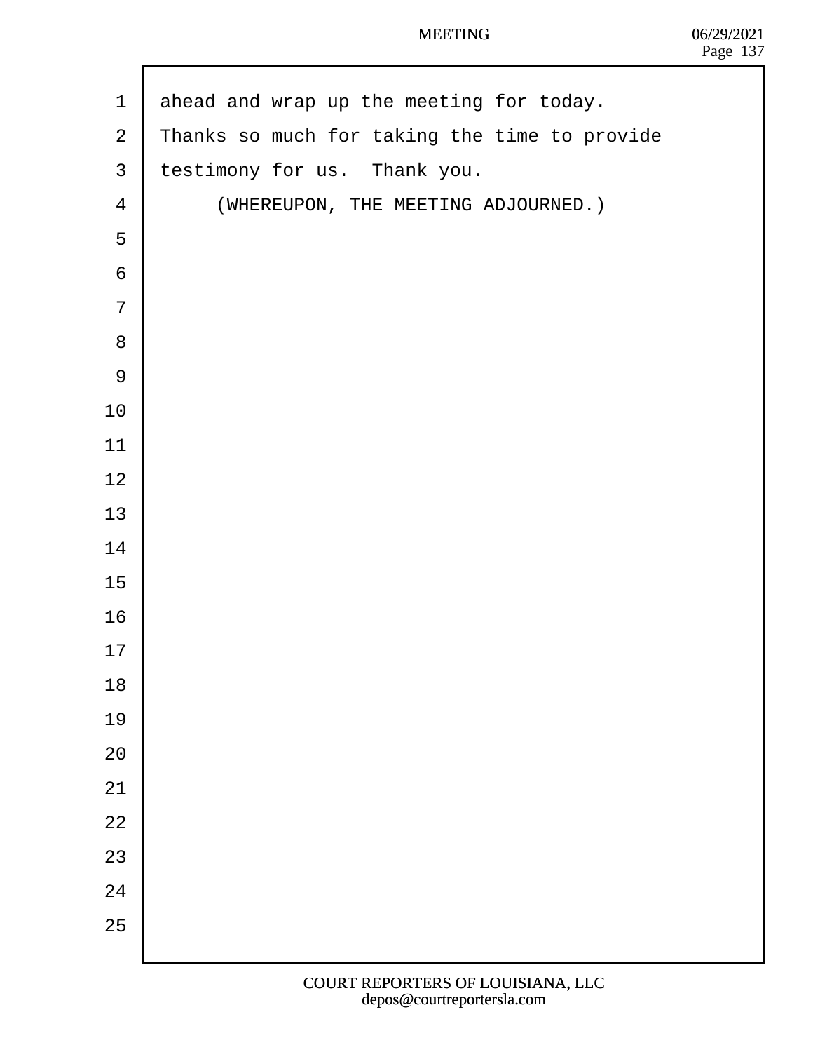ahead and wrap up the meeting for today.
Thanks so much for taking the time to provide
testimony for us.  Thank you.

(WHEREUPON, THE MEETING ADJOURNED.)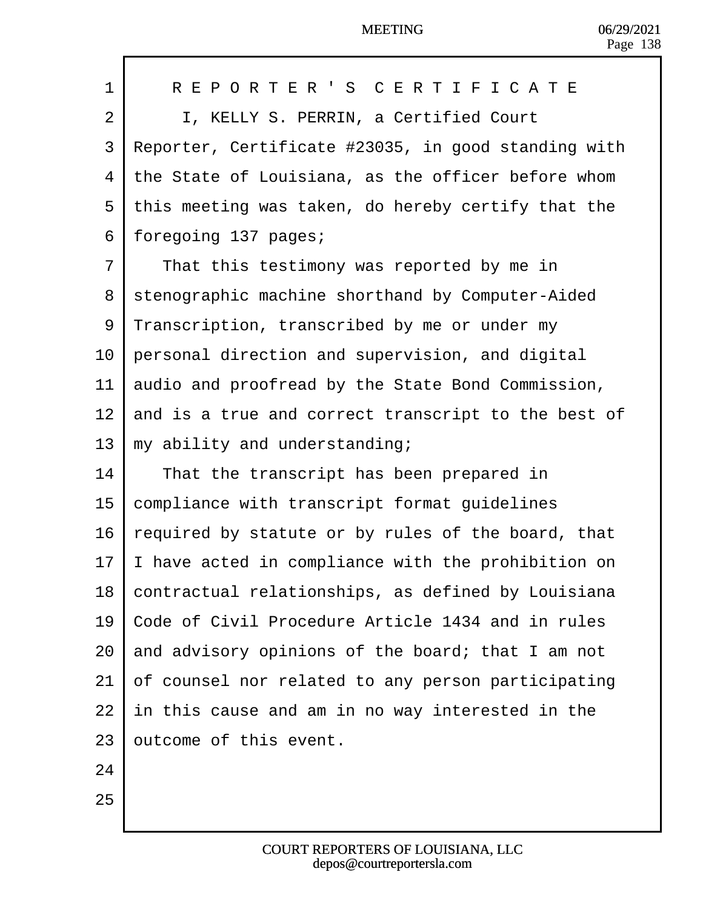# REPORTER'S CERTIFICATE

I, KELLY S. PERRIN, a Certified Court Reporter, Certificate #23035, in good standing with the State of Louisiana, as the officer before whom this meeting was taken, do hereby certify that the foregoing 137 pages;

That this testimony was reported by me in stenographic machine shorthand by Computer-Aided Transcription, transcribed by me or under my personal direction and supervision, and digital audio and proofread by the State Bond Commission, and is a true and correct transcript to the best of my ability and understanding;

That the transcript has been prepared in compliance with transcript format guidelines required by statute or by rules of the board, that I have acted in compliance with the prohibition on contractual relationships, as defined by Louisiana Code of Civil Procedure Article 1434 and in rules and advisory opinions of the board; that I am not of counsel nor related to any person participating in this cause and am in no way interested in the outcome of this event.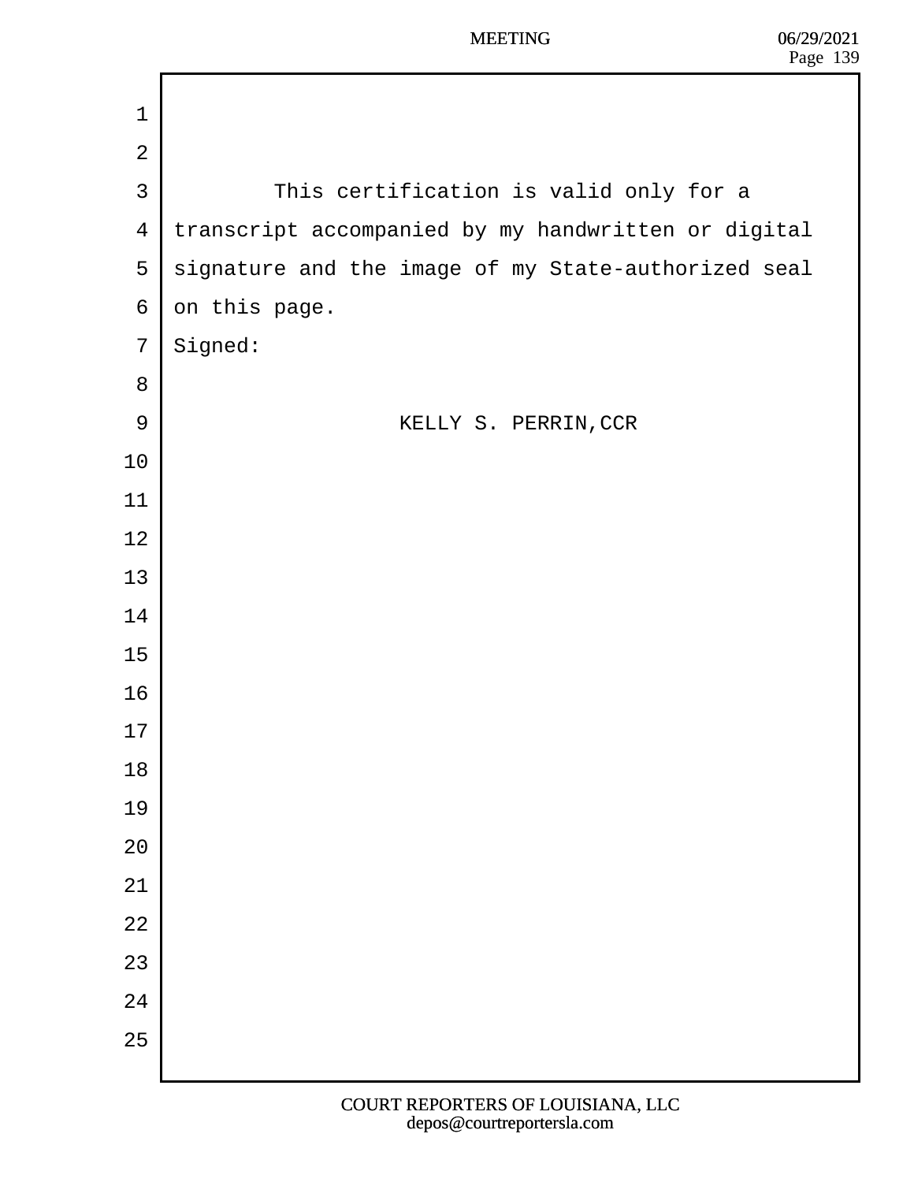This certification is valid only for a transcript accompanied by my handwritten or digital signature and the image of my State-authorized seal on this page.

Signed:

KELLY S. PERRIN,CCR